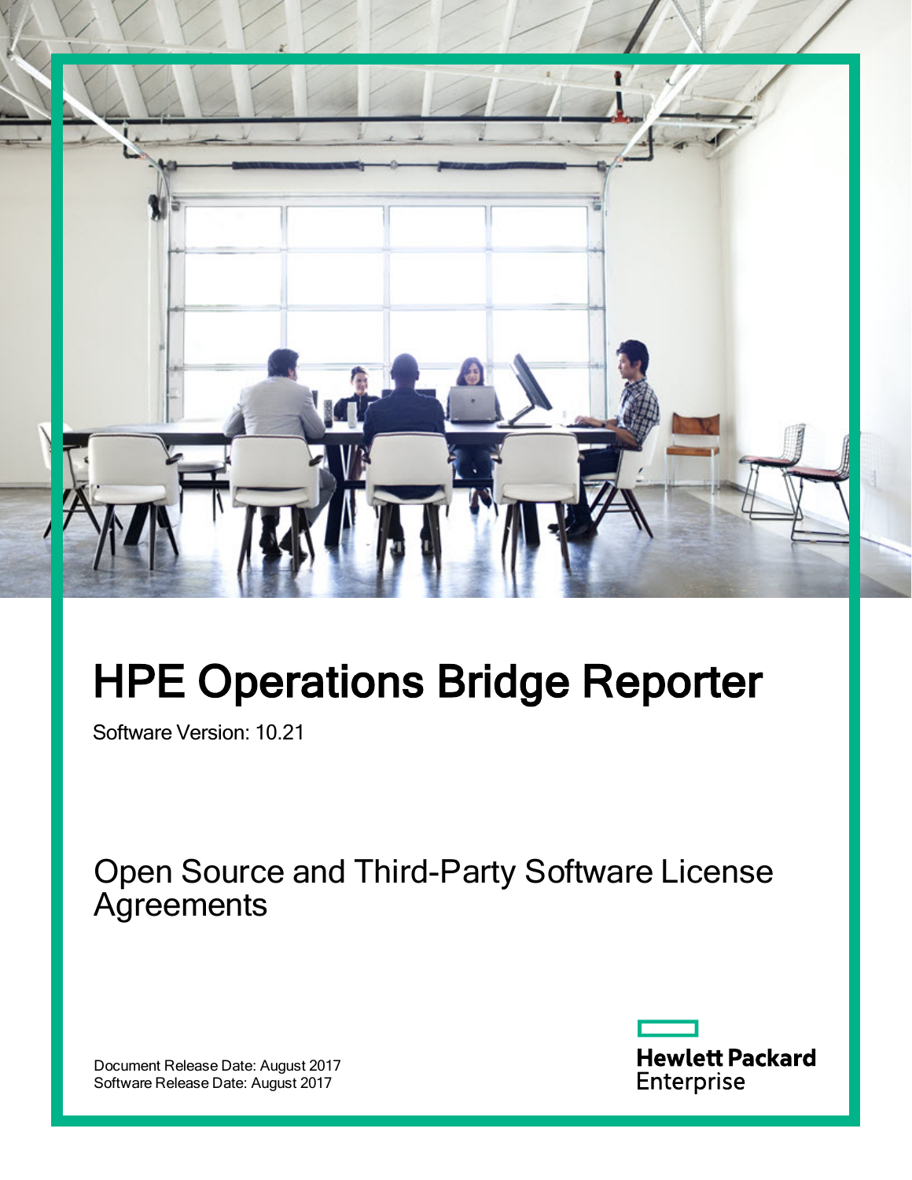# HPE Operations Bridge Reporter

Software Version: 10.21

## Open Source and Third-Party Software License Agreements

Document Release Date: August 2017
Software Release Date: August 2017

Hewlett Packard Enterprise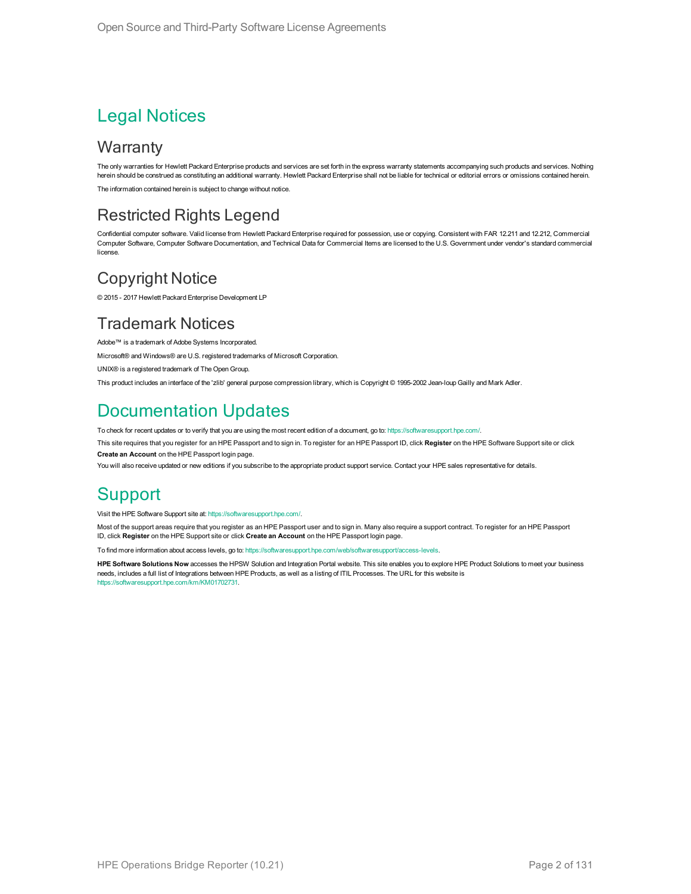# Legal Notices

## Warranty

The only warranties for Hewlett Packard Enterprise products and services are set forth in the express warranty statements accompanying such products and services. Nothing herein should be construed as constituting an additional warranty. Hewlett Packard Enterprise shall not be liable for technical or editorial errors or omissions contained herein.

The information contained herein is subject to change without notice.

## Restricted Rights Legend

Confidential computer software. Valid license from Hewlett Packard Enterprise required for possession, use or copying. Consistent with FAR 12.211 and 12.212, Commercial Computer Software, Computer Software Documentation, and Technical Data for Commercial Items are licensed to the U.S. Government under vendor's standard commercial license.

## Copyright Notice

© 2015 - 2017 Hewlett Packard Enterprise Development LP

## Trademark Notices

Adobe™ is a trademark of Adobe Systems Incorporated.

Microsoft® and Windows® are U.S. registered trademarks of Microsoft Corporation.

UNIX® is a registered trademark of The Open Group.

This product includes an interface of the 'zlib' general purpose compression library, which is Copyright © 1995-2002 Jean-loup Gailly and Mark Adler.

# Documentation Updates

To check for recent updates or to verify that you are using the most recent edition of a document, go to: https://softwaresupport.hpe.com/.

This site requires that you register for an HPE Passport and to sign in. To register for an HPE Passport ID, click **Register** on the HPE Software Support site or click **Create an Account** on the HPE Passport login page.

You will also receive updated or new editions if you subscribe to the appropriate product support service. Contact your HPE sales representative for details.

# Support

Visit the HPE Software Support site at: https://softwaresupport.hpe.com/.

Most of the support areas require that you register as an HPE Passport user and to sign in. Many also require a support contract. To register for an HPE Passport ID, click **Register** on the HPE Support site or click **Create an Account** on the HPE Passport login page.

To find more information about access levels, go to: https://softwaresupport.hpe.com/web/softwaresupport/access-levels.

**HPE Software Solutions Now** accesses the HPSW Solution and Integration Portal website. This site enables you to explore HPE Product Solutions to meet your business needs, includes a full list of Integrations between HPE Products, as well as a listing of ITIL Processes. The URL for this website is https://softwaresupport.hpe.com/km/KM01702731.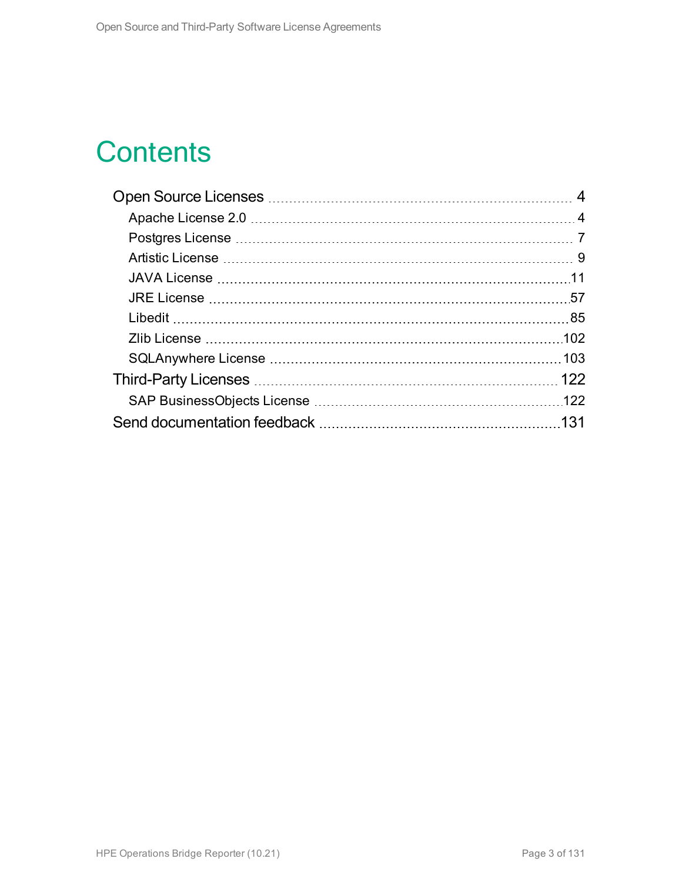# Contents

- Open Source Licenses ... 4
  - Apache License 2.0 ... 4
  - Postgres License ... 7
  - Artistic License ... 9
  - JAVA License ... 11
  - JRE License ... 57
  - Libedit ... 85
  - Zlib License ... 102
  - SQLAnywhere License ... 103
- Third-Party Licenses ... 122
  - SAP BusinessObjects License ... 122
- Send documentation feedback ... 131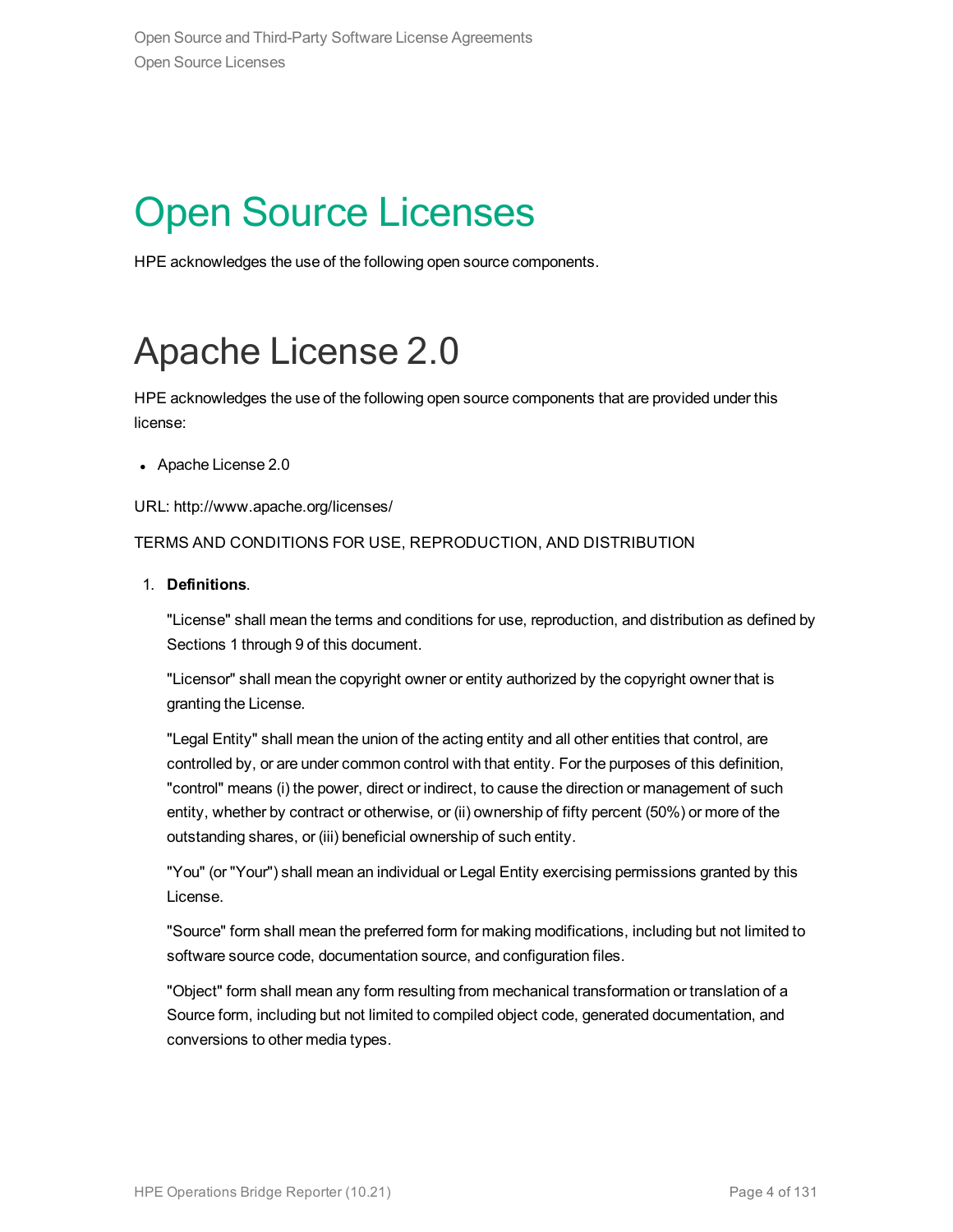# Open Source Licenses

HPE acknowledges the use of the following open source components.

## Apache License 2.0

HPE acknowledges the use of the following open source components that are provided under this license:

- Apache License 2.0

URL: http://www.apache.org/licenses/

TERMS AND CONDITIONS FOR USE, REPRODUCTION, AND DISTRIBUTION

1. **Definitions**.

   "License" shall mean the terms and conditions for use, reproduction, and distribution as defined by Sections 1 through 9 of this document.

   "Licensor" shall mean the copyright owner or entity authorized by the copyright owner that is granting the License.

   "Legal Entity" shall mean the union of the acting entity and all other entities that control, are controlled by, or are under common control with that entity. For the purposes of this definition, "control" means (i) the power, direct or indirect, to cause the direction or management of such entity, whether by contract or otherwise, or (ii) ownership of fifty percent (50%) or more of the outstanding shares, or (iii) beneficial ownership of such entity.

   "You" (or "Your") shall mean an individual or Legal Entity exercising permissions granted by this License.

   "Source" form shall mean the preferred form for making modifications, including but not limited to software source code, documentation source, and configuration files.

   "Object" form shall mean any form resulting from mechanical transformation or translation of a Source form, including but not limited to compiled object code, generated documentation, and conversions to other media types.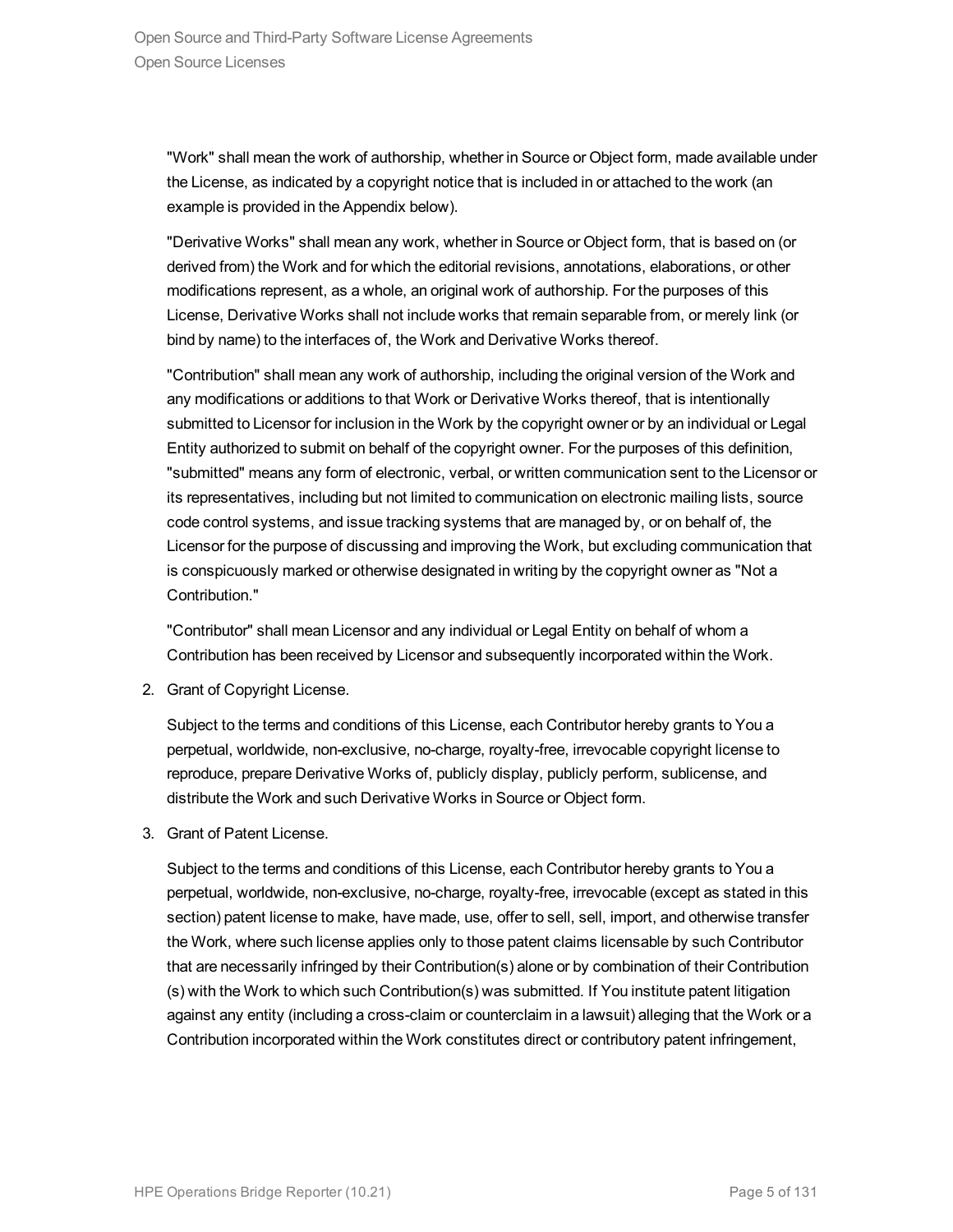"Work" shall mean the work of authorship, whether in Source or Object form, made available under the License, as indicated by a copyright notice that is included in or attached to the work (an example is provided in the Appendix below).

"Derivative Works" shall mean any work, whether in Source or Object form, that is based on (or derived from) the Work and for which the editorial revisions, annotations, elaborations, or other modifications represent, as a whole, an original work of authorship. For the purposes of this License, Derivative Works shall not include works that remain separable from, or merely link (or bind by name) to the interfaces of, the Work and Derivative Works thereof.

"Contribution" shall mean any work of authorship, including the original version of the Work and any modifications or additions to that Work or Derivative Works thereof, that is intentionally submitted to Licensor for inclusion in the Work by the copyright owner or by an individual or Legal Entity authorized to submit on behalf of the copyright owner. For the purposes of this definition, "submitted" means any form of electronic, verbal, or written communication sent to the Licensor or its representatives, including but not limited to communication on electronic mailing lists, source code control systems, and issue tracking systems that are managed by, or on behalf of, the Licensor for the purpose of discussing and improving the Work, but excluding communication that is conspicuously marked or otherwise designated in writing by the copyright owner as "Not a Contribution."

"Contributor" shall mean Licensor and any individual or Legal Entity on behalf of whom a Contribution has been received by Licensor and subsequently incorporated within the Work.

2. Grant of Copyright License.

   Subject to the terms and conditions of this License, each Contributor hereby grants to You a perpetual, worldwide, non-exclusive, no-charge, royalty-free, irrevocable copyright license to reproduce, prepare Derivative Works of, publicly display, publicly perform, sublicense, and distribute the Work and such Derivative Works in Source or Object form.

3. Grant of Patent License.

   Subject to the terms and conditions of this License, each Contributor hereby grants to You a perpetual, worldwide, non-exclusive, no-charge, royalty-free, irrevocable (except as stated in this section) patent license to make, have made, use, offer to sell, sell, import, and otherwise transfer the Work, where such license applies only to those patent claims licensable by such Contributor that are necessarily infringed by their Contribution(s) alone or by combination of their Contribution (s) with the Work to which such Contribution(s) was submitted. If You institute patent litigation against any entity (including a cross-claim or counterclaim in a lawsuit) alleging that the Work or a Contribution incorporated within the Work constitutes direct or contributory patent infringement,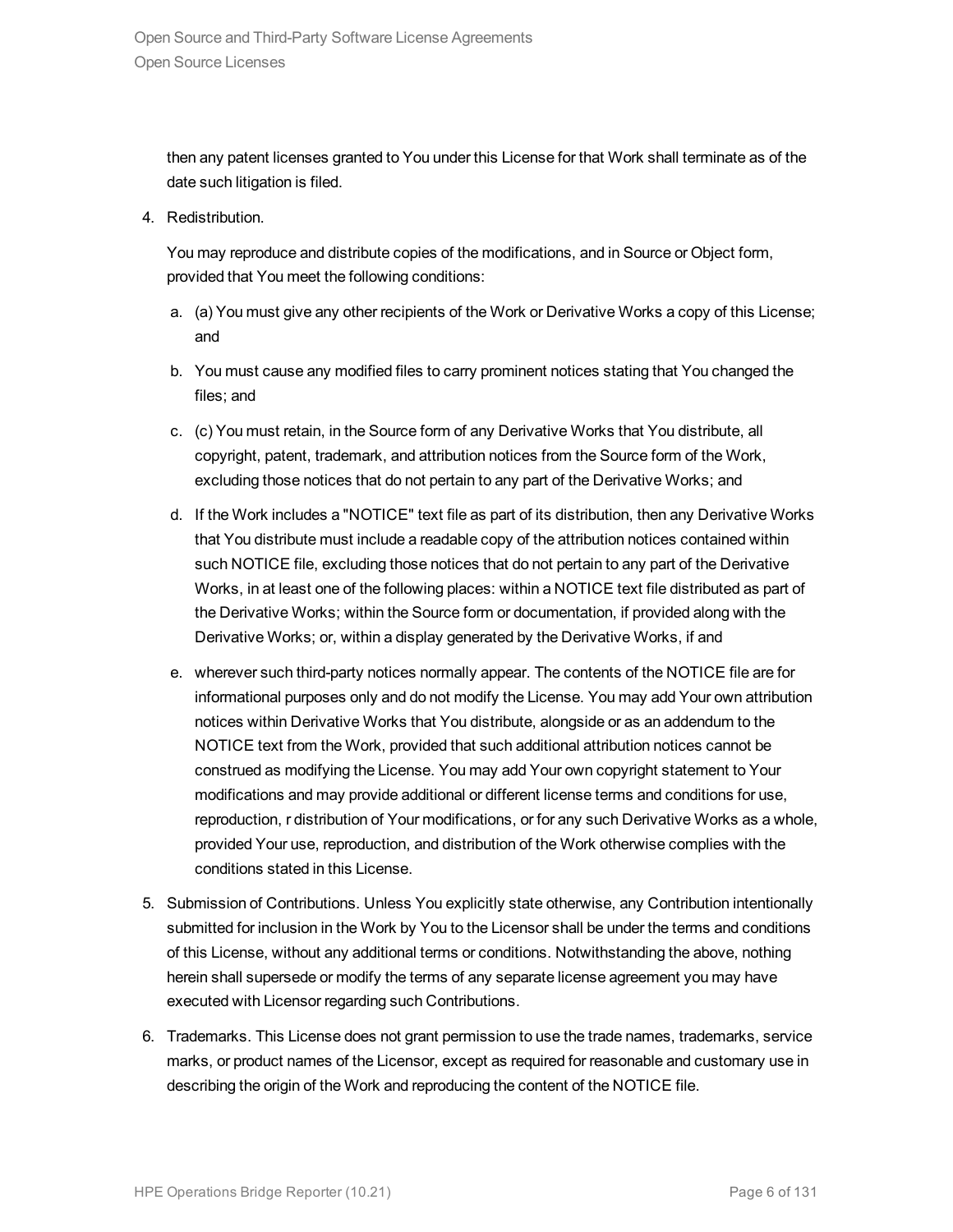then any patent licenses granted to You under this License for that Work shall terminate as of the date such litigation is filed.

4. Redistribution.

   You may reproduce and distribute copies of the modifications, and in Source or Object form, provided that You meet the following conditions:

   a. (a) You must give any other recipients of the Work or Derivative Works a copy of this License; and

   b. You must cause any modified files to carry prominent notices stating that You changed the files; and

   c. (c) You must retain, in the Source form of any Derivative Works that You distribute, all copyright, patent, trademark, and attribution notices from the Source form of the Work, excluding those notices that do not pertain to any part of the Derivative Works; and

   d. If the Work includes a "NOTICE" text file as part of its distribution, then any Derivative Works that You distribute must include a readable copy of the attribution notices contained within such NOTICE file, excluding those notices that do not pertain to any part of the Derivative Works, in at least one of the following places: within a NOTICE text file distributed as part of the Derivative Works; within the Source form or documentation, if provided along with the Derivative Works; or, within a display generated by the Derivative Works, if and

   e. wherever such third-party notices normally appear. The contents of the NOTICE file are for informational purposes only and do not modify the License. You may add Your own attribution notices within Derivative Works that You distribute, alongside or as an addendum to the NOTICE text from the Work, provided that such additional attribution notices cannot be construed as modifying the License. You may add Your own copyright statement to Your modifications and may provide additional or different license terms and conditions for use, reproduction, r distribution of Your modifications, or for any such Derivative Works as a whole, provided Your use, reproduction, and distribution of the Work otherwise complies with the conditions stated in this License.

5. Submission of Contributions. Unless You explicitly state otherwise, any Contribution intentionally submitted for inclusion in the Work by You to the Licensor shall be under the terms and conditions of this License, without any additional terms or conditions. Notwithstanding the above, nothing herein shall supersede or modify the terms of any separate license agreement you may have executed with Licensor regarding such Contributions.

6. Trademarks. This License does not grant permission to use the trade names, trademarks, service marks, or product names of the Licensor, except as required for reasonable and customary use in describing the origin of the Work and reproducing the content of the NOTICE file.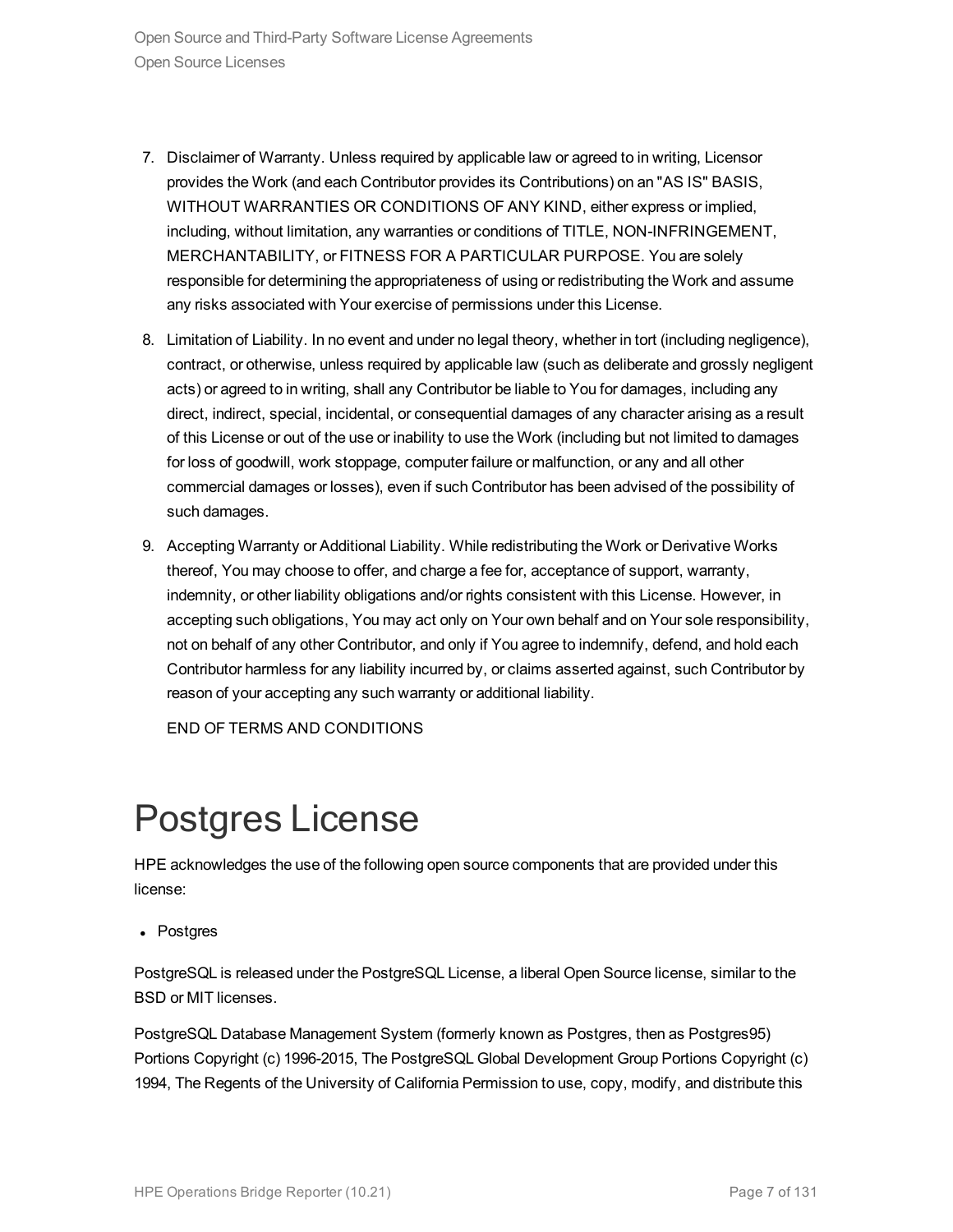7. Disclaimer of Warranty. Unless required by applicable law or agreed to in writing, Licensor provides the Work (and each Contributor provides its Contributions) on an "AS IS" BASIS, WITHOUT WARRANTIES OR CONDITIONS OF ANY KIND, either express or implied, including, without limitation, any warranties or conditions of TITLE, NON-INFRINGEMENT, MERCHANTABILITY, or FITNESS FOR A PARTICULAR PURPOSE. You are solely responsible for determining the appropriateness of using or redistributing the Work and assume any risks associated with Your exercise of permissions under this License.
8. Limitation of Liability. In no event and under no legal theory, whether in tort (including negligence), contract, or otherwise, unless required by applicable law (such as deliberate and grossly negligent acts) or agreed to in writing, shall any Contributor be liable to You for damages, including any direct, indirect, special, incidental, or consequential damages of any character arising as a result of this License or out of the use or inability to use the Work (including but not limited to damages for loss of goodwill, work stoppage, computer failure or malfunction, or any and all other commercial damages or losses), even if such Contributor has been advised of the possibility of such damages.
9. Accepting Warranty or Additional Liability. While redistributing the Work or Derivative Works thereof, You may choose to offer, and charge a fee for, acceptance of support, warranty, indemnity, or other liability obligations and/or rights consistent with this License. However, in accepting such obligations, You may act only on Your own behalf and on Your sole responsibility, not on behalf of any other Contributor, and only if You agree to indemnify, defend, and hold each Contributor harmless for any liability incurred by, or claims asserted against, such Contributor by reason of your accepting any such warranty or additional liability.

   END OF TERMS AND CONDITIONS

# Postgres License

HPE acknowledges the use of the following open source components that are provided under this license:

- Postgres

PostgreSQL is released under the PostgreSQL License, a liberal Open Source license, similar to the BSD or MIT licenses.

PostgreSQL Database Management System (formerly known as Postgres, then as Postgres95) Portions Copyright (c) 1996-2015, The PostgreSQL Global Development Group Portions Copyright (c) 1994, The Regents of the University of California Permission to use, copy, modify, and distribute this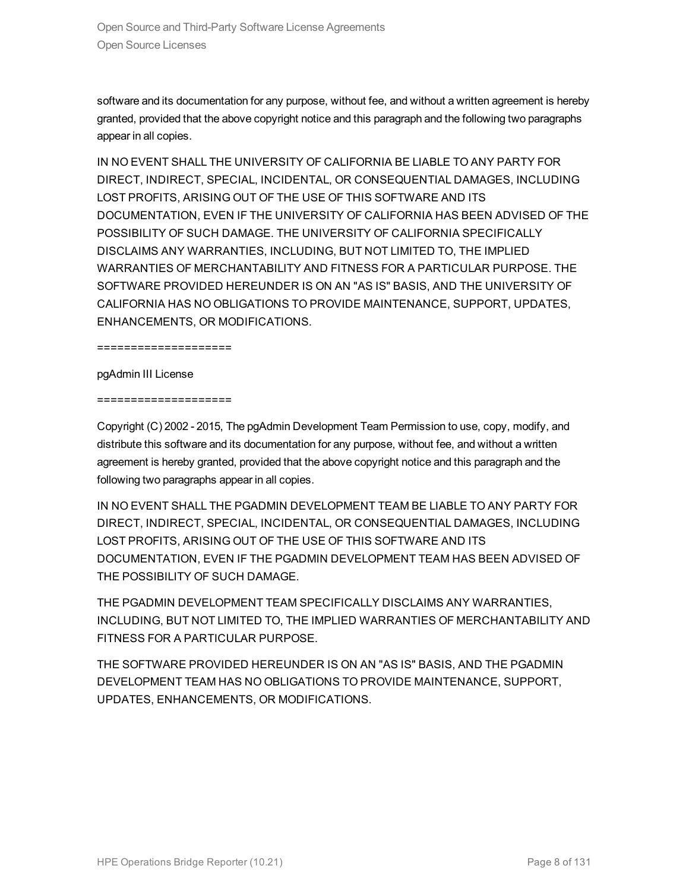software and its documentation for any purpose, without fee, and without a written agreement is hereby granted, provided that the above copyright notice and this paragraph and the following two paragraphs appear in all copies.

IN NO EVENT SHALL THE UNIVERSITY OF CALIFORNIA BE LIABLE TO ANY PARTY FOR DIRECT, INDIRECT, SPECIAL, INCIDENTAL, OR CONSEQUENTIAL DAMAGES, INCLUDING LOST PROFITS, ARISING OUT OF THE USE OF THIS SOFTWARE AND ITS DOCUMENTATION, EVEN IF THE UNIVERSITY OF CALIFORNIA HAS BEEN ADVISED OF THE POSSIBILITY OF SUCH DAMAGE. THE UNIVERSITY OF CALIFORNIA SPECIFICALLY DISCLAIMS ANY WARRANTIES, INCLUDING, BUT NOT LIMITED TO, THE IMPLIED WARRANTIES OF MERCHANTABILITY AND FITNESS FOR A PARTICULAR PURPOSE. THE SOFTWARE PROVIDED HEREUNDER IS ON AN "AS IS" BASIS, AND THE UNIVERSITY OF CALIFORNIA HAS NO OBLIGATIONS TO PROVIDE MAINTENANCE, SUPPORT, UPDATES, ENHANCEMENTS, OR MODIFICATIONS.

====================

pgAdmin III License

====================

Copyright (C) 2002 - 2015, The pgAdmin Development Team Permission to use, copy, modify, and distribute this software and its documentation for any purpose, without fee, and without a written agreement is hereby granted, provided that the above copyright notice and this paragraph and the following two paragraphs appear in all copies.

IN NO EVENT SHALL THE PGADMIN DEVELOPMENT TEAM BE LIABLE TO ANY PARTY FOR DIRECT, INDIRECT, SPECIAL, INCIDENTAL, OR CONSEQUENTIAL DAMAGES, INCLUDING LOST PROFITS, ARISING OUT OF THE USE OF THIS SOFTWARE AND ITS DOCUMENTATION, EVEN IF THE PGADMIN DEVELOPMENT TEAM HAS BEEN ADVISED OF THE POSSIBILITY OF SUCH DAMAGE.

THE PGADMIN DEVELOPMENT TEAM SPECIFICALLY DISCLAIMS ANY WARRANTIES, INCLUDING, BUT NOT LIMITED TO, THE IMPLIED WARRANTIES OF MERCHANTABILITY AND FITNESS FOR A PARTICULAR PURPOSE.

THE SOFTWARE PROVIDED HEREUNDER IS ON AN "AS IS" BASIS, AND THE PGADMIN DEVELOPMENT TEAM HAS NO OBLIGATIONS TO PROVIDE MAINTENANCE, SUPPORT, UPDATES, ENHANCEMENTS, OR MODIFICATIONS.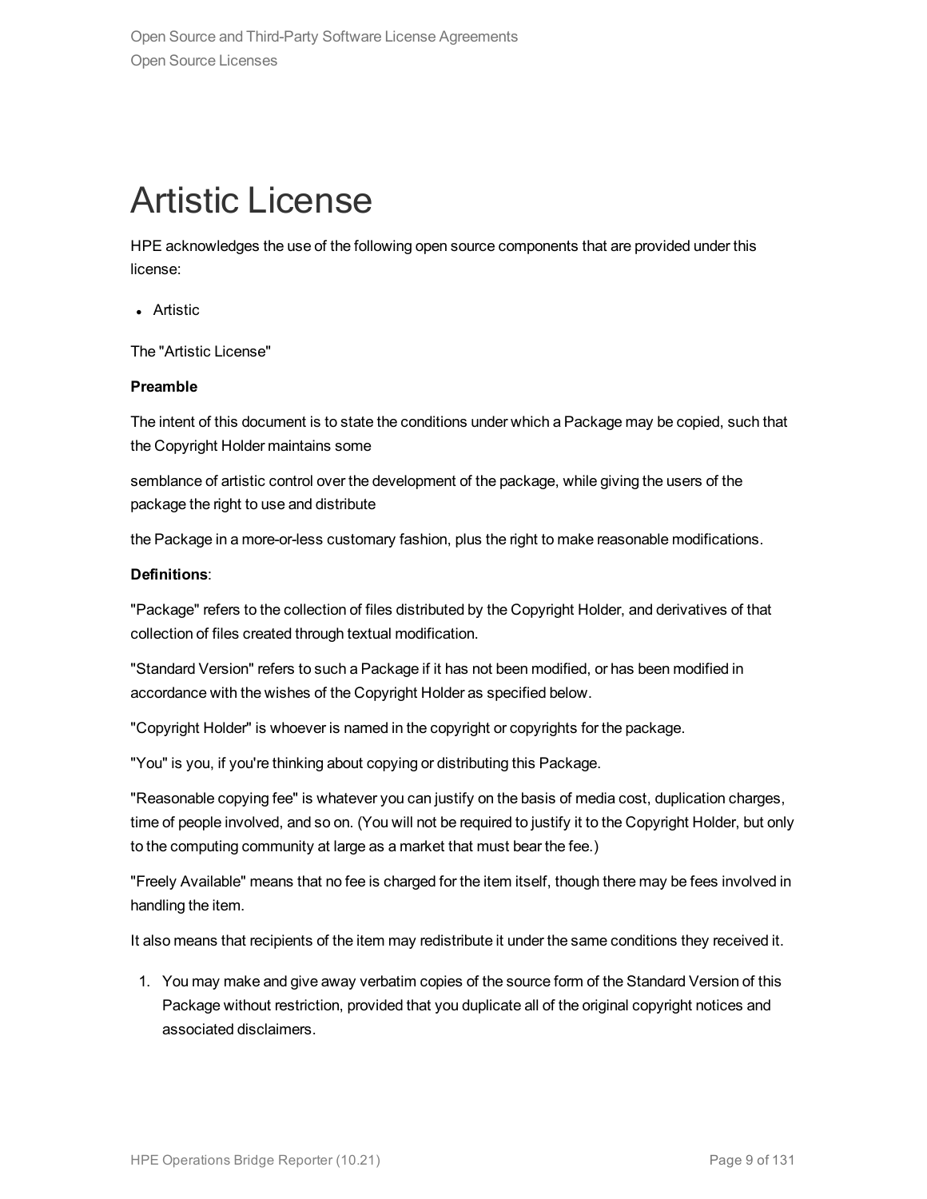# Artistic License

HPE acknowledges the use of the following open source components that are provided under this license:

- Artistic

The "Artistic License"

**Preamble**

The intent of this document is to state the conditions under which a Package may be copied, such that the Copyright Holder maintains some

semblance of artistic control over the development of the package, while giving the users of the package the right to use and distribute

the Package in a more-or-less customary fashion, plus the right to make reasonable modifications.

**Definitions**:

"Package" refers to the collection of files distributed by the Copyright Holder, and derivatives of that collection of files created through textual modification.

"Standard Version" refers to such a Package if it has not been modified, or has been modified in accordance with the wishes of the Copyright Holder as specified below.

"Copyright Holder" is whoever is named in the copyright or copyrights for the package.

"You" is you, if you're thinking about copying or distributing this Package.

"Reasonable copying fee" is whatever you can justify on the basis of media cost, duplication charges, time of people involved, and so on. (You will not be required to justify it to the Copyright Holder, but only to the computing community at large as a market that must bear the fee.)

"Freely Available" means that no fee is charged for the item itself, though there may be fees involved in handling the item.

It also means that recipients of the item may redistribute it under the same conditions they received it.

1. You may make and give away verbatim copies of the source form of the Standard Version of this Package without restriction, provided that you duplicate all of the original copyright notices and associated disclaimers.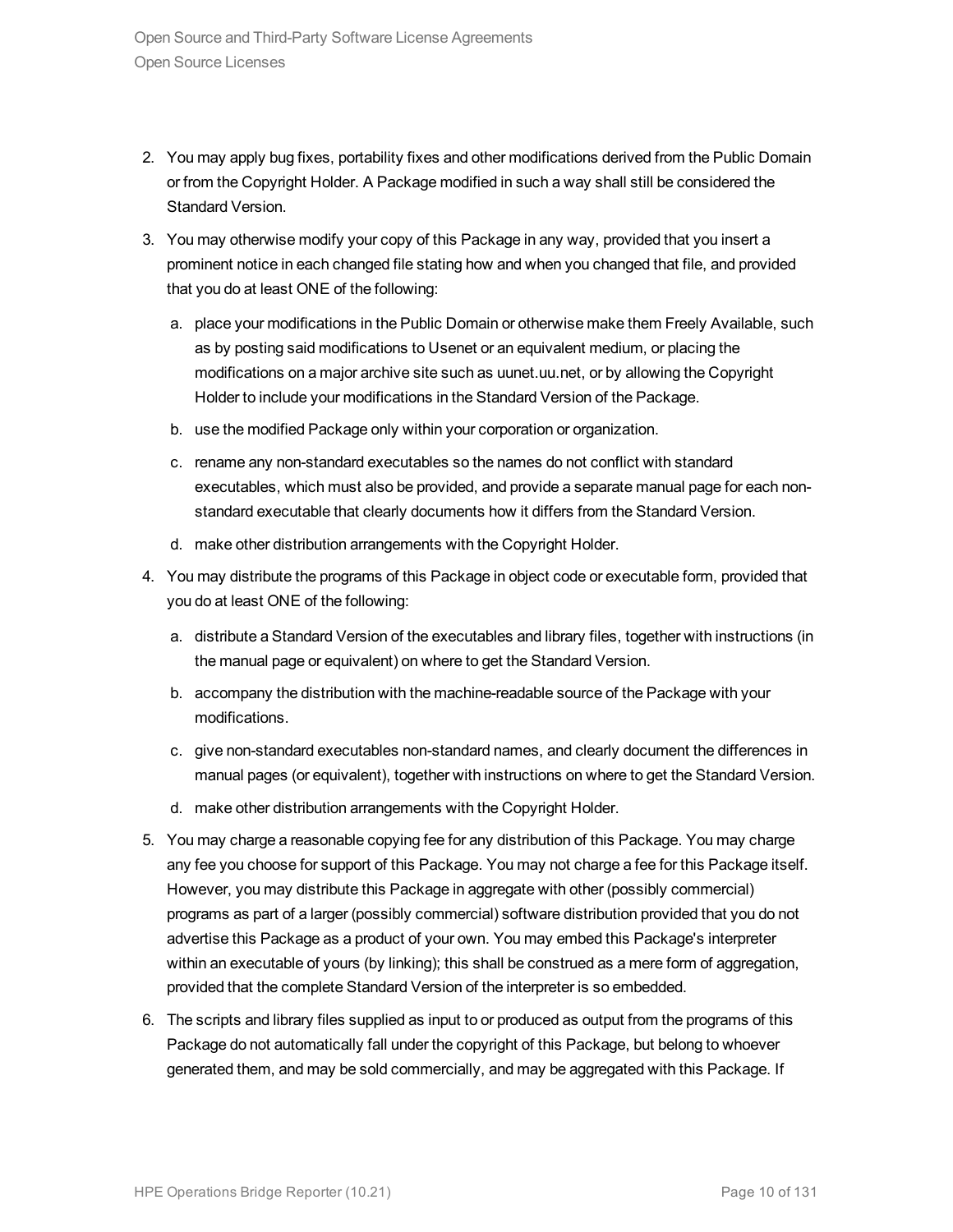2. You may apply bug fixes, portability fixes and other modifications derived from the Public Domain or from the Copyright Holder. A Package modified in such a way shall still be considered the Standard Version.

3. You may otherwise modify your copy of this Package in any way, provided that you insert a prominent notice in each changed file stating how and when you changed that file, and provided that you do at least ONE of the following:

   a. place your modifications in the Public Domain or otherwise make them Freely Available, such as by posting said modifications to Usenet or an equivalent medium, or placing the modifications on a major archive site such as uunet.uu.net, or by allowing the Copyright Holder to include your modifications in the Standard Version of the Package.

   b. use the modified Package only within your corporation or organization.

   c. rename any non-standard executables so the names do not conflict with standard executables, which must also be provided, and provide a separate manual page for each non-standard executable that clearly documents how it differs from the Standard Version.

   d. make other distribution arrangements with the Copyright Holder.

4. You may distribute the programs of this Package in object code or executable form, provided that you do at least ONE of the following:

   a. distribute a Standard Version of the executables and library files, together with instructions (in the manual page or equivalent) on where to get the Standard Version.

   b. accompany the distribution with the machine-readable source of the Package with your modifications.

   c. give non-standard executables non-standard names, and clearly document the differences in manual pages (or equivalent), together with instructions on where to get the Standard Version.

   d. make other distribution arrangements with the Copyright Holder.

5. You may charge a reasonable copying fee for any distribution of this Package. You may charge any fee you choose for support of this Package. You may not charge a fee for this Package itself. However, you may distribute this Package in aggregate with other (possibly commercial) programs as part of a larger (possibly commercial) software distribution provided that you do not advertise this Package as a product of your own. You may embed this Package's interpreter within an executable of yours (by linking); this shall be construed as a mere form of aggregation, provided that the complete Standard Version of the interpreter is so embedded.

6. The scripts and library files supplied as input to or produced as output from the programs of this Package do not automatically fall under the copyright of this Package, but belong to whoever generated them, and may be sold commercially, and may be aggregated with this Package. If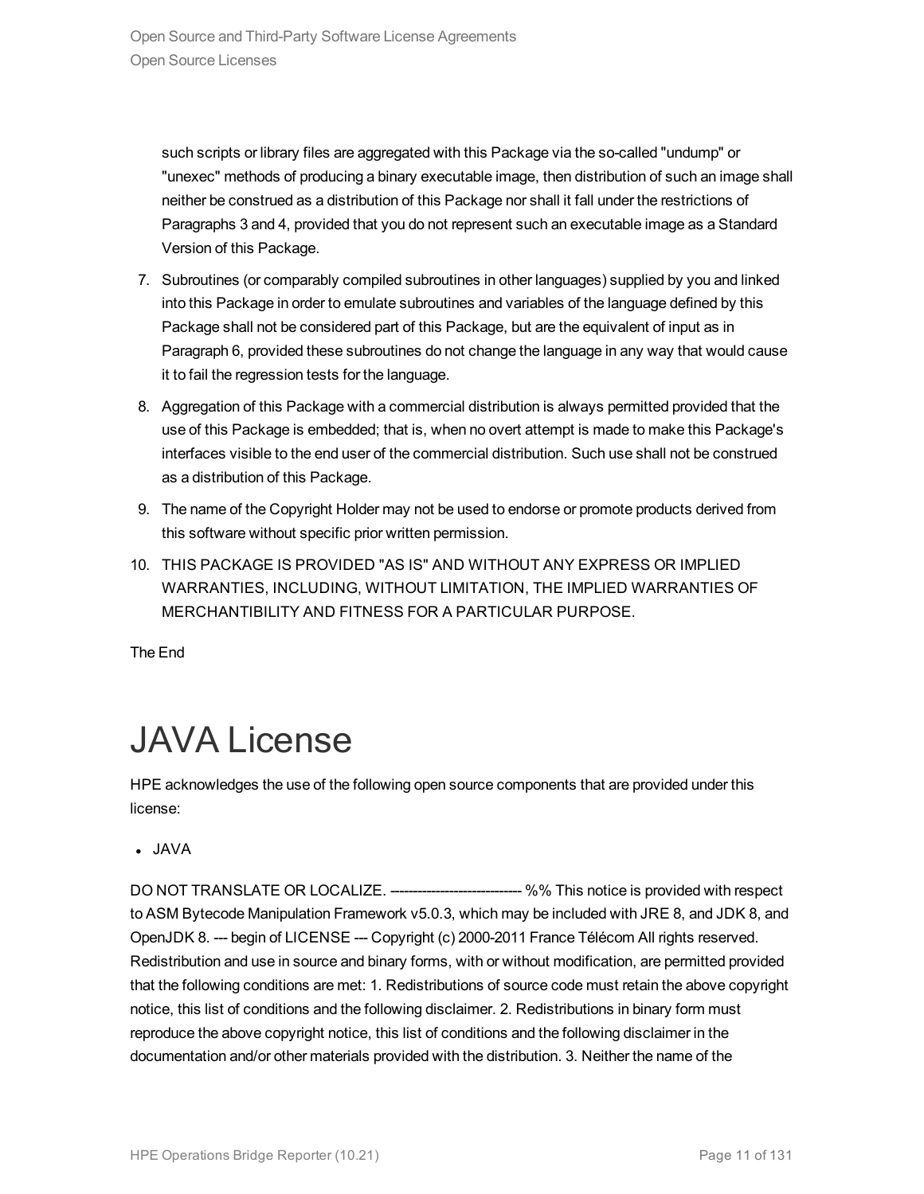such scripts or library files are aggregated with this Package via the so-called "undump" or "unexec" methods of producing a binary executable image, then distribution of such an image shall neither be construed as a distribution of this Package nor shall it fall under the restrictions of Paragraphs 3 and 4, provided that you do not represent such an executable image as a Standard Version of this Package.

7. Subroutines (or comparably compiled subroutines in other languages) supplied by you and linked into this Package in order to emulate subroutines and variables of the language defined by this Package shall not be considered part of this Package, but are the equivalent of input as in Paragraph 6, provided these subroutines do not change the language in any way that would cause it to fail the regression tests for the language.
8. Aggregation of this Package with a commercial distribution is always permitted provided that the use of this Package is embedded; that is, when no overt attempt is made to make this Package's interfaces visible to the end user of the commercial distribution. Such use shall not be construed as a distribution of this Package.
9. The name of the Copyright Holder may not be used to endorse or promote products derived from this software without specific prior written permission.
10. THIS PACKAGE IS PROVIDED "AS IS" AND WITHOUT ANY EXPRESS OR IMPLIED WARRANTIES, INCLUDING, WITHOUT LIMITATION, THE IMPLIED WARRANTIES OF MERCHANTIBILITY AND FITNESS FOR A PARTICULAR PURPOSE.

The End

# JAVA License

HPE acknowledges the use of the following open source components that are provided under this license:

- JAVA

DO NOT TRANSLATE OR LOCALIZE. --------------------------- %% This notice is provided with respect to ASM Bytecode Manipulation Framework v5.0.3, which may be included with JRE 8, and JDK 8, and OpenJDK 8. --- begin of LICENSE --- Copyright (c) 2000-2011 France Télécom All rights reserved. Redistribution and use in source and binary forms, with or without modification, are permitted provided that the following conditions are met: 1. Redistributions of source code must retain the above copyright notice, this list of conditions and the following disclaimer. 2. Redistributions in binary form must reproduce the above copyright notice, this list of conditions and the following disclaimer in the documentation and/or other materials provided with the distribution. 3. Neither the name of the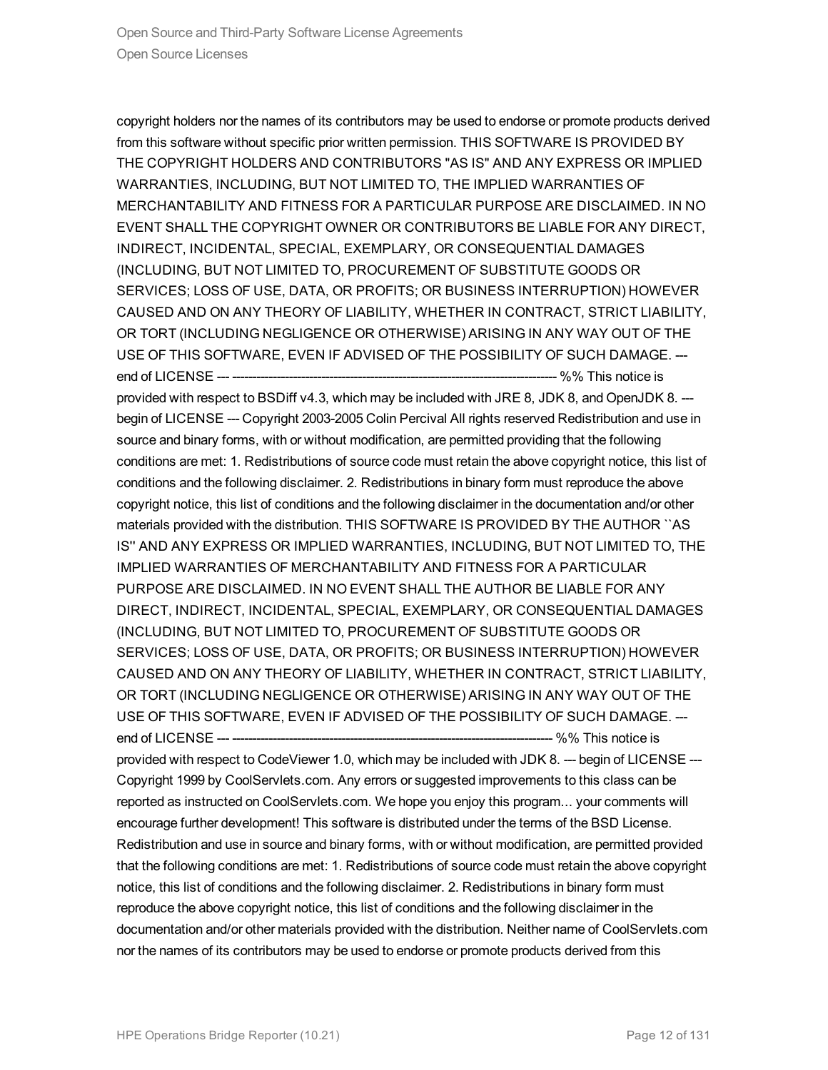copyright holders nor the names of its contributors may be used to endorse or promote products derived from this software without specific prior written permission. THIS SOFTWARE IS PROVIDED BY THE COPYRIGHT HOLDERS AND CONTRIBUTORS "AS IS" AND ANY EXPRESS OR IMPLIED WARRANTIES, INCLUDING, BUT NOT LIMITED TO, THE IMPLIED WARRANTIES OF MERCHANTABILITY AND FITNESS FOR A PARTICULAR PURPOSE ARE DISCLAIMED. IN NO EVENT SHALL THE COPYRIGHT OWNER OR CONTRIBUTORS BE LIABLE FOR ANY DIRECT, INDIRECT, INCIDENTAL, SPECIAL, EXEMPLARY, OR CONSEQUENTIAL DAMAGES (INCLUDING, BUT NOT LIMITED TO, PROCUREMENT OF SUBSTITUTE GOODS OR SERVICES; LOSS OF USE, DATA, OR PROFITS; OR BUSINESS INTERRUPTION) HOWEVER CAUSED AND ON ANY THEORY OF LIABILITY, WHETHER IN CONTRACT, STRICT LIABILITY, OR TORT (INCLUDING NEGLIGENCE OR OTHERWISE) ARISING IN ANY WAY OUT OF THE USE OF THIS SOFTWARE, EVEN IF ADVISED OF THE POSSIBILITY OF SUCH DAMAGE. --- end of LICENSE --- ------------------------------------------------------------------------------- %% This notice is provided with respect to BSDiff v4.3, which may be included with JRE 8, JDK 8, and OpenJDK 8. --- begin of LICENSE --- Copyright 2003-2005 Colin Percival All rights reserved Redistribution and use in source and binary forms, with or without modification, are permitted providing that the following conditions are met: 1. Redistributions of source code must retain the above copyright notice, this list of conditions and the following disclaimer. 2. Redistributions in binary form must reproduce the above copyright notice, this list of conditions and the following disclaimer in the documentation and/or other materials provided with the distribution. THIS SOFTWARE IS PROVIDED BY THE AUTHOR ``AS IS'' AND ANY EXPRESS OR IMPLIED WARRANTIES, INCLUDING, BUT NOT LIMITED TO, THE IMPLIED WARRANTIES OF MERCHANTABILITY AND FITNESS FOR A PARTICULAR PURPOSE ARE DISCLAIMED. IN NO EVENT SHALL THE AUTHOR BE LIABLE FOR ANY DIRECT, INDIRECT, INCIDENTAL, SPECIAL, EXEMPLARY, OR CONSEQUENTIAL DAMAGES (INCLUDING, BUT NOT LIMITED TO, PROCUREMENT OF SUBSTITUTE GOODS OR SERVICES; LOSS OF USE, DATA, OR PROFITS; OR BUSINESS INTERRUPTION) HOWEVER CAUSED AND ON ANY THEORY OF LIABILITY, WHETHER IN CONTRACT, STRICT LIABILITY, OR TORT (INCLUDING NEGLIGENCE OR OTHERWISE) ARISING IN ANY WAY OUT OF THE USE OF THIS SOFTWARE, EVEN IF ADVISED OF THE POSSIBILITY OF SUCH DAMAGE. --- end of LICENSE --- ------------------------------------------------------------------------------- %% This notice is provided with respect to CodeViewer 1.0, which may be included with JDK 8. --- begin of LICENSE --- Copyright 1999 by CoolServlets.com. Any errors or suggested improvements to this class can be reported as instructed on CoolServlets.com. We hope you enjoy this program... your comments will encourage further development! This software is distributed under the terms of the BSD License. Redistribution and use in source and binary forms, with or without modification, are permitted provided that the following conditions are met: 1. Redistributions of source code must retain the above copyright notice, this list of conditions and the following disclaimer. 2. Redistributions in binary form must reproduce the above copyright notice, this list of conditions and the following disclaimer in the documentation and/or other materials provided with the distribution. Neither name of CoolServlets.com nor the names of its contributors may be used to endorse or promote products derived from this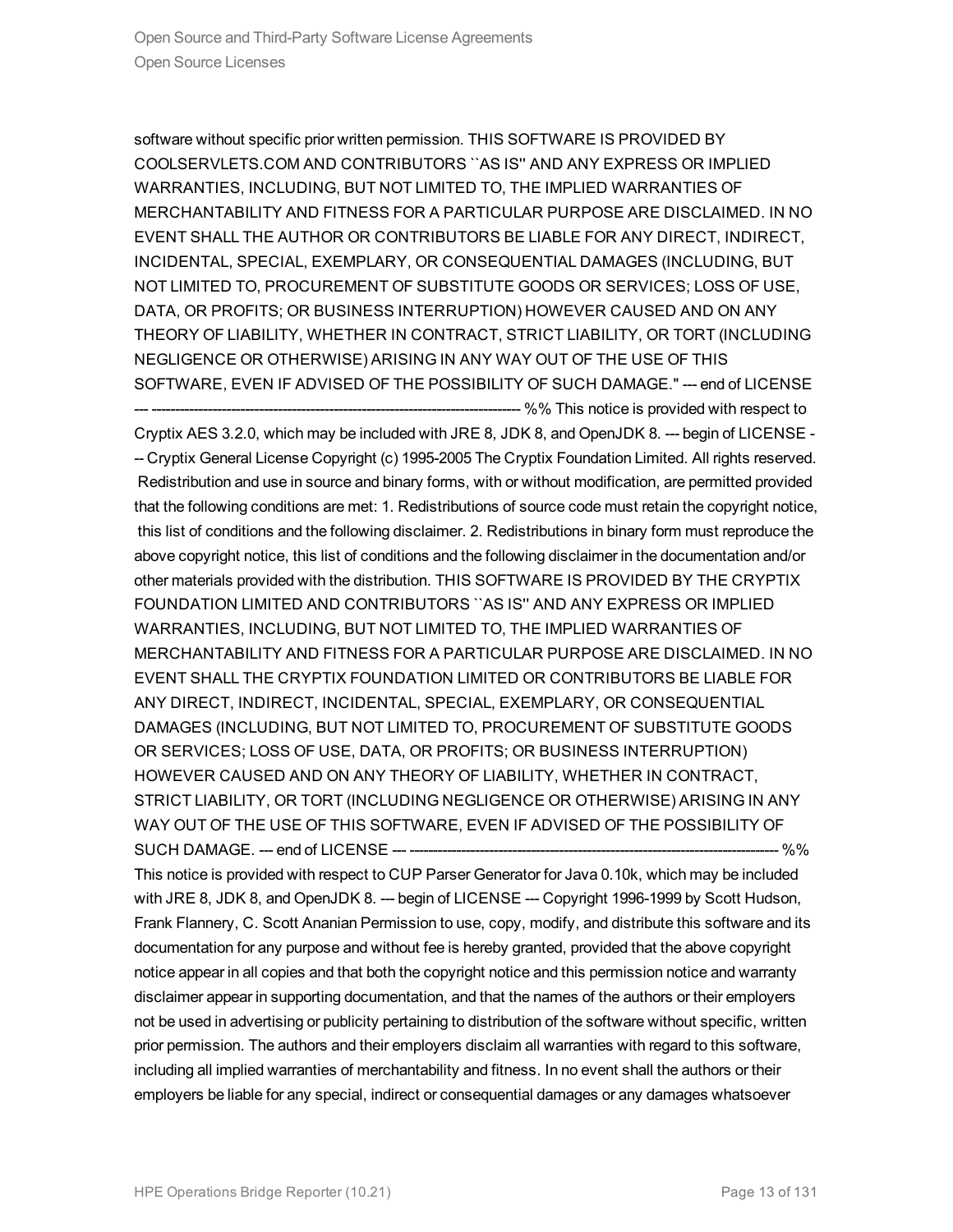software without specific prior written permission. THIS SOFTWARE IS PROVIDED BY COOLSERVLETS.COM AND CONTRIBUTORS ``AS IS'' AND ANY EXPRESS OR IMPLIED WARRANTIES, INCLUDING, BUT NOT LIMITED TO, THE IMPLIED WARRANTIES OF MERCHANTABILITY AND FITNESS FOR A PARTICULAR PURPOSE ARE DISCLAIMED. IN NO EVENT SHALL THE AUTHOR OR CONTRIBUTORS BE LIABLE FOR ANY DIRECT, INDIRECT, INCIDENTAL, SPECIAL, EXEMPLARY, OR CONSEQUENTIAL DAMAGES (INCLUDING, BUT NOT LIMITED TO, PROCUREMENT OF SUBSTITUTE GOODS OR SERVICES; LOSS OF USE, DATA, OR PROFITS; OR BUSINESS INTERRUPTION) HOWEVER CAUSED AND ON ANY THEORY OF LIABILITY, WHETHER IN CONTRACT, STRICT LIABILITY, OR TORT (INCLUDING NEGLIGENCE OR OTHERWISE) ARISING IN ANY WAY OUT OF THE USE OF THIS SOFTWARE, EVEN IF ADVISED OF THE POSSIBILITY OF SUCH DAMAGE." --- end of LICENSE --- ------------------------------------------------------------------------------- %% This notice is provided with respect to Cryptix AES 3.2.0, which may be included with JRE 8, JDK 8, and OpenJDK 8. --- begin of LICENSE --- Cryptix General License Copyright (c) 1995-2005 The Cryptix Foundation Limited. All rights reserved. Redistribution and use in source and binary forms, with or without modification, are permitted provided that the following conditions are met: 1. Redistributions of source code must retain the copyright notice, this list of conditions and the following disclaimer. 2. Redistributions in binary form must reproduce the above copyright notice, this list of conditions and the following disclaimer in the documentation and/or other materials provided with the distribution. THIS SOFTWARE IS PROVIDED BY THE CRYPTIX FOUNDATION LIMITED AND CONTRIBUTORS ``AS IS'' AND ANY EXPRESS OR IMPLIED WARRANTIES, INCLUDING, BUT NOT LIMITED TO, THE IMPLIED WARRANTIES OF MERCHANTABILITY AND FITNESS FOR A PARTICULAR PURPOSE ARE DISCLAIMED. IN NO EVENT SHALL THE CRYPTIX FOUNDATION LIMITED OR CONTRIBUTORS BE LIABLE FOR ANY DIRECT, INDIRECT, INCIDENTAL, SPECIAL, EXEMPLARY, OR CONSEQUENTIAL DAMAGES (INCLUDING, BUT NOT LIMITED TO, PROCUREMENT OF SUBSTITUTE GOODS OR SERVICES; LOSS OF USE, DATA, OR PROFITS; OR BUSINESS INTERRUPTION) HOWEVER CAUSED AND ON ANY THEORY OF LIABILITY, WHETHER IN CONTRACT, STRICT LIABILITY, OR TORT (INCLUDING NEGLIGENCE OR OTHERWISE) ARISING IN ANY WAY OUT OF THE USE OF THIS SOFTWARE, EVEN IF ADVISED OF THE POSSIBILITY OF SUCH DAMAGE. --- end of LICENSE --- ------------------------------------------------------------------------------- %% This notice is provided with respect to CUP Parser Generator for Java 0.10k, which may be included with JRE 8, JDK 8, and OpenJDK 8. --- begin of LICENSE --- Copyright 1996-1999 by Scott Hudson, Frank Flannery, C. Scott Ananian Permission to use, copy, modify, and distribute this software and its documentation for any purpose and without fee is hereby granted, provided that the above copyright notice appear in all copies and that both the copyright notice and this permission notice and warranty disclaimer appear in supporting documentation, and that the names of the authors or their employers not be used in advertising or publicity pertaining to distribution of the software without specific, written prior permission. The authors and their employers disclaim all warranties with regard to this software, including all implied warranties of merchantability and fitness. In no event shall the authors or their employers be liable for any special, indirect or consequential damages or any damages whatsoever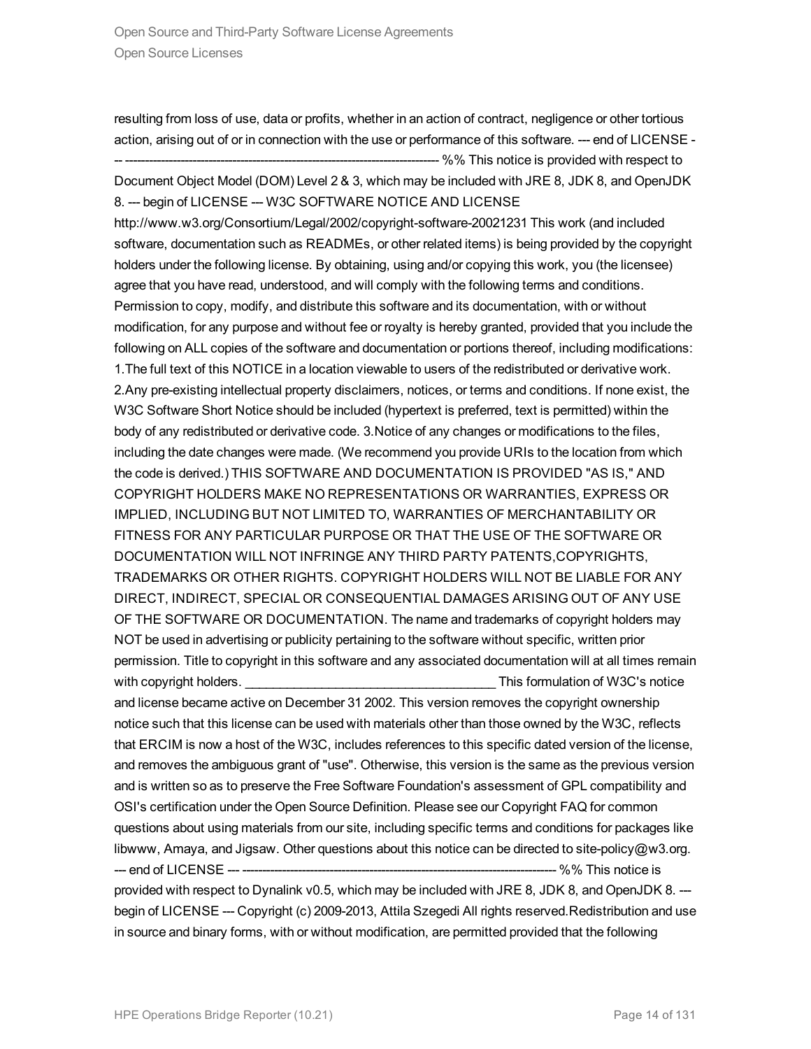resulting from loss of use, data or profits, whether in an action of contract, negligence or other tortious action, arising out of or in connection with the use or performance of this software. --- end of LICENSE --- ------------------------------------------------------------------------------- %% This notice is provided with respect to Document Object Model (DOM) Level 2 & 3, which may be included with JRE 8, JDK 8, and OpenJDK 8. --- begin of LICENSE --- W3C SOFTWARE NOTICE AND LICENSE http://www.w3.org/Consortium/Legal/2002/copyright-software-20021231 This work (and included software, documentation such as READMEs, or other related items) is being provided by the copyright holders under the following license. By obtaining, using and/or copying this work, you (the licensee) agree that you have read, understood, and will comply with the following terms and conditions. Permission to copy, modify, and distribute this software and its documentation, with or without modification, for any purpose and without fee or royalty is hereby granted, provided that you include the following on ALL copies of the software and documentation or portions thereof, including modifications: 1.The full text of this NOTICE in a location viewable to users of the redistributed or derivative work. 2.Any pre-existing intellectual property disclaimers, notices, or terms and conditions. If none exist, the W3C Software Short Notice should be included (hypertext is preferred, text is permitted) within the body of any redistributed or derivative code. 3.Notice of any changes or modifications to the files, including the date changes were made. (We recommend you provide URIs to the location from which the code is derived.) THIS SOFTWARE AND DOCUMENTATION IS PROVIDED "AS IS," AND COPYRIGHT HOLDERS MAKE NO REPRESENTATIONS OR WARRANTIES, EXPRESS OR IMPLIED, INCLUDING BUT NOT LIMITED TO, WARRANTIES OF MERCHANTABILITY OR FITNESS FOR ANY PARTICULAR PURPOSE OR THAT THE USE OF THE SOFTWARE OR DOCUMENTATION WILL NOT INFRINGE ANY THIRD PARTY PATENTS,COPYRIGHTS, TRADEMARKS OR OTHER RIGHTS. COPYRIGHT HOLDERS WILL NOT BE LIABLE FOR ANY DIRECT, INDIRECT, SPECIAL OR CONSEQUENTIAL DAMAGES ARISING OUT OF ANY USE OF THE SOFTWARE OR DOCUMENTATION. The name and trademarks of copyright holders may NOT be used in advertising or publicity pertaining to the software without specific, written prior permission. Title to copyright in this software and any associated documentation will at all times remain with copyright holders. ____________________________________ This formulation of W3C's notice and license became active on December 31 2002. This version removes the copyright ownership notice such that this license can be used with materials other than those owned by the W3C, reflects that ERCIM is now a host of the W3C, includes references to this specific dated version of the license, and removes the ambiguous grant of "use". Otherwise, this version is the same as the previous version and is written so as to preserve the Free Software Foundation's assessment of GPL compatibility and OSI's certification under the Open Source Definition. Please see our Copyright FAQ for common questions about using materials from our site, including specific terms and conditions for packages like libwww, Amaya, and Jigsaw. Other questions about this notice can be directed to site-policy@w3.org. --- end of LICENSE --- ------------------------------------------------------------------------------- %% This notice is provided with respect to Dynalink v0.5, which may be included with JRE 8, JDK 8, and OpenJDK 8. --- begin of LICENSE --- Copyright (c) 2009-2013, Attila Szegedi All rights reserved.Redistribution and use in source and binary forms, with or without modification, are permitted provided that the following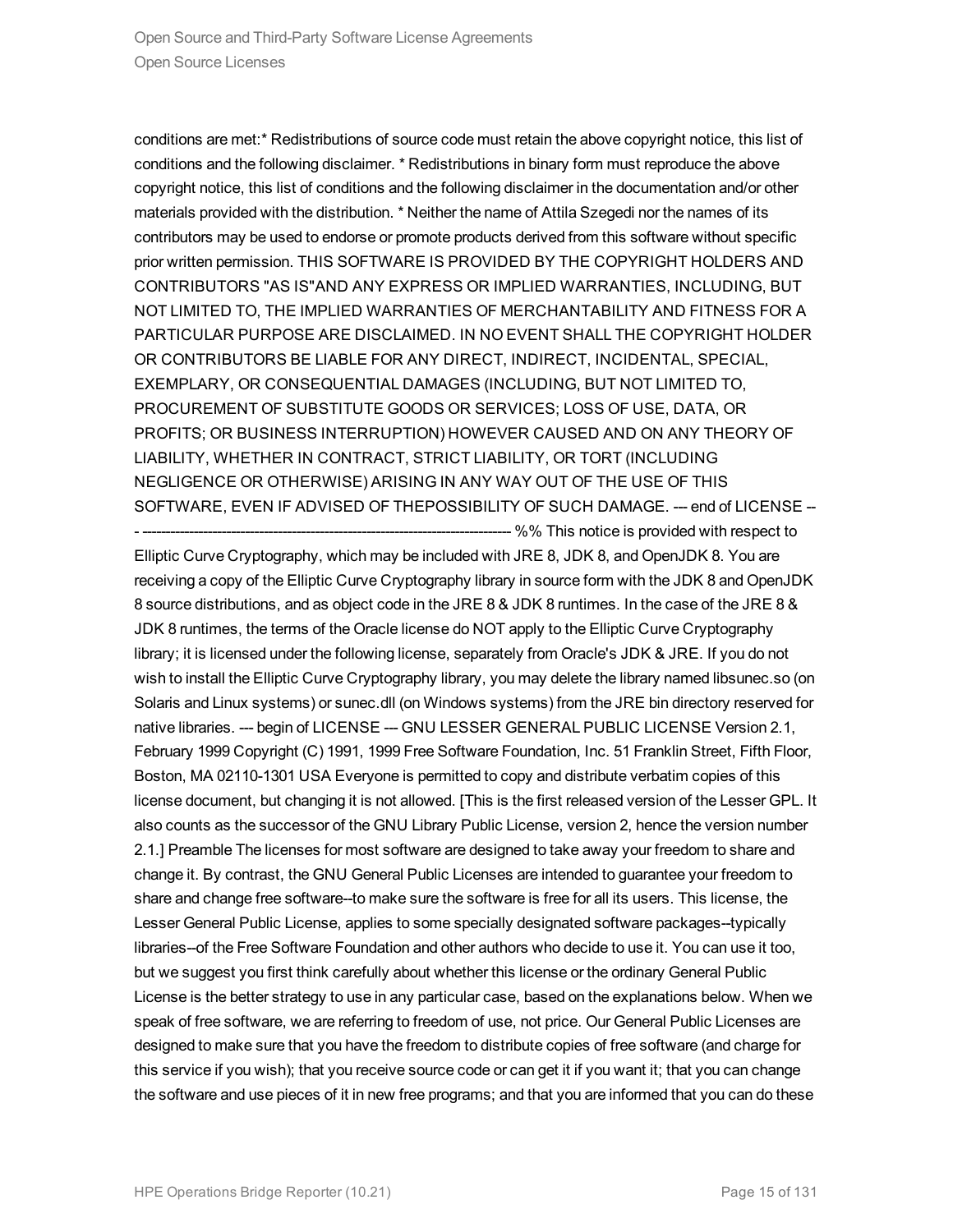conditions are met:* Redistributions of source code must retain the above copyright notice, this list of conditions and the following disclaimer. * Redistributions in binary form must reproduce the above copyright notice, this list of conditions and the following disclaimer in the documentation and/or other materials provided with the distribution. * Neither the name of Attila Szegedi nor the names of its contributors may be used to endorse or promote products derived from this software without specific prior written permission. THIS SOFTWARE IS PROVIDED BY THE COPYRIGHT HOLDERS AND CONTRIBUTORS "AS IS"AND ANY EXPRESS OR IMPLIED WARRANTIES, INCLUDING, BUT NOT LIMITED TO, THE IMPLIED WARRANTIES OF MERCHANTABILITY AND FITNESS FOR A PARTICULAR PURPOSE ARE DISCLAIMED. IN NO EVENT SHALL THE COPYRIGHT HOLDER OR CONTRIBUTORS BE LIABLE FOR ANY DIRECT, INDIRECT, INCIDENTAL, SPECIAL, EXEMPLARY, OR CONSEQUENTIAL DAMAGES (INCLUDING, BUT NOT LIMITED TO, PROCUREMENT OF SUBSTITUTE GOODS OR SERVICES; LOSS OF USE, DATA, OR PROFITS; OR BUSINESS INTERRUPTION) HOWEVER CAUSED AND ON ANY THEORY OF LIABILITY, WHETHER IN CONTRACT, STRICT LIABILITY, OR TORT (INCLUDING NEGLIGENCE OR OTHERWISE) ARISING IN ANY WAY OUT OF THE USE OF THIS SOFTWARE, EVEN IF ADVISED OF THEPOSSIBILITY OF SUCH DAMAGE. --- end of LICENSE --- ------------------------------------------------------------------------------- %% This notice is provided with respect to Elliptic Curve Cryptography, which may be included with JRE 8, JDK 8, and OpenJDK 8. You are receiving a copy of the Elliptic Curve Cryptography library in source form with the JDK 8 and OpenJDK 8 source distributions, and as object code in the JRE 8 & JDK 8 runtimes. In the case of the JRE 8 & JDK 8 runtimes, the terms of the Oracle license do NOT apply to the Elliptic Curve Cryptography library; it is licensed under the following license, separately from Oracle's JDK & JRE. If you do not wish to install the Elliptic Curve Cryptography library, you may delete the library named libsunec.so (on Solaris and Linux systems) or sunec.dll (on Windows systems) from the JRE bin directory reserved for native libraries. --- begin of LICENSE --- GNU LESSER GENERAL PUBLIC LICENSE Version 2.1, February 1999 Copyright (C) 1991, 1999 Free Software Foundation, Inc. 51 Franklin Street, Fifth Floor, Boston, MA 02110-1301 USA Everyone is permitted to copy and distribute verbatim copies of this license document, but changing it is not allowed. [This is the first released version of the Lesser GPL. It also counts as the successor of the GNU Library Public License, version 2, hence the version number 2.1.] Preamble The licenses for most software are designed to take away your freedom to share and change it. By contrast, the GNU General Public Licenses are intended to guarantee your freedom to share and change free software--to make sure the software is free for all its users. This license, the Lesser General Public License, applies to some specially designated software packages--typically libraries--of the Free Software Foundation and other authors who decide to use it. You can use it too, but we suggest you first think carefully about whether this license or the ordinary General Public License is the better strategy to use in any particular case, based on the explanations below. When we speak of free software, we are referring to freedom of use, not price. Our General Public Licenses are designed to make sure that you have the freedom to distribute copies of free software (and charge for this service if you wish); that you receive source code or can get it if you want it; that you can change the software and use pieces of it in new free programs; and that you are informed that you can do these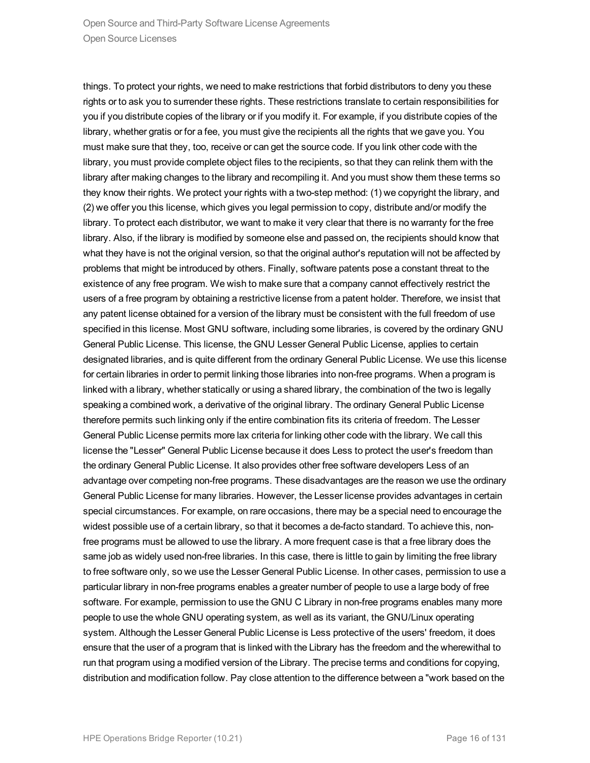things. To protect your rights, we need to make restrictions that forbid distributors to deny you these rights or to ask you to surrender these rights. These restrictions translate to certain responsibilities for you if you distribute copies of the library or if you modify it. For example, if you distribute copies of the library, whether gratis or for a fee, you must give the recipients all the rights that we gave you. You must make sure that they, too, receive or can get the source code. If you link other code with the library, you must provide complete object files to the recipients, so that they can relink them with the library after making changes to the library and recompiling it. And you must show them these terms so they know their rights. We protect your rights with a two-step method: (1) we copyright the library, and (2) we offer you this license, which gives you legal permission to copy, distribute and/or modify the library. To protect each distributor, we want to make it very clear that there is no warranty for the free library. Also, if the library is modified by someone else and passed on, the recipients should know that what they have is not the original version, so that the original author's reputation will not be affected by problems that might be introduced by others. Finally, software patents pose a constant threat to the existence of any free program. We wish to make sure that a company cannot effectively restrict the users of a free program by obtaining a restrictive license from a patent holder. Therefore, we insist that any patent license obtained for a version of the library must be consistent with the full freedom of use specified in this license. Most GNU software, including some libraries, is covered by the ordinary GNU General Public License. This license, the GNU Lesser General Public License, applies to certain designated libraries, and is quite different from the ordinary General Public License. We use this license for certain libraries in order to permit linking those libraries into non-free programs. When a program is linked with a library, whether statically or using a shared library, the combination of the two is legally speaking a combined work, a derivative of the original library. The ordinary General Public License therefore permits such linking only if the entire combination fits its criteria of freedom. The Lesser General Public License permits more lax criteria for linking other code with the library. We call this license the "Lesser" General Public License because it does Less to protect the user's freedom than the ordinary General Public License. It also provides other free software developers Less of an advantage over competing non-free programs. These disadvantages are the reason we use the ordinary General Public License for many libraries. However, the Lesser license provides advantages in certain special circumstances. For example, on rare occasions, there may be a special need to encourage the widest possible use of a certain library, so that it becomes a de-facto standard. To achieve this, non-free programs must be allowed to use the library. A more frequent case is that a free library does the same job as widely used non-free libraries. In this case, there is little to gain by limiting the free library to free software only, so we use the Lesser General Public License. In other cases, permission to use a particular library in non-free programs enables a greater number of people to use a large body of free software. For example, permission to use the GNU C Library in non-free programs enables many more people to use the whole GNU operating system, as well as its variant, the GNU/Linux operating system. Although the Lesser General Public License is Less protective of the users' freedom, it does ensure that the user of a program that is linked with the Library has the freedom and the wherewithal to run that program using a modified version of the Library. The precise terms and conditions for copying, distribution and modification follow. Pay close attention to the difference between a "work based on the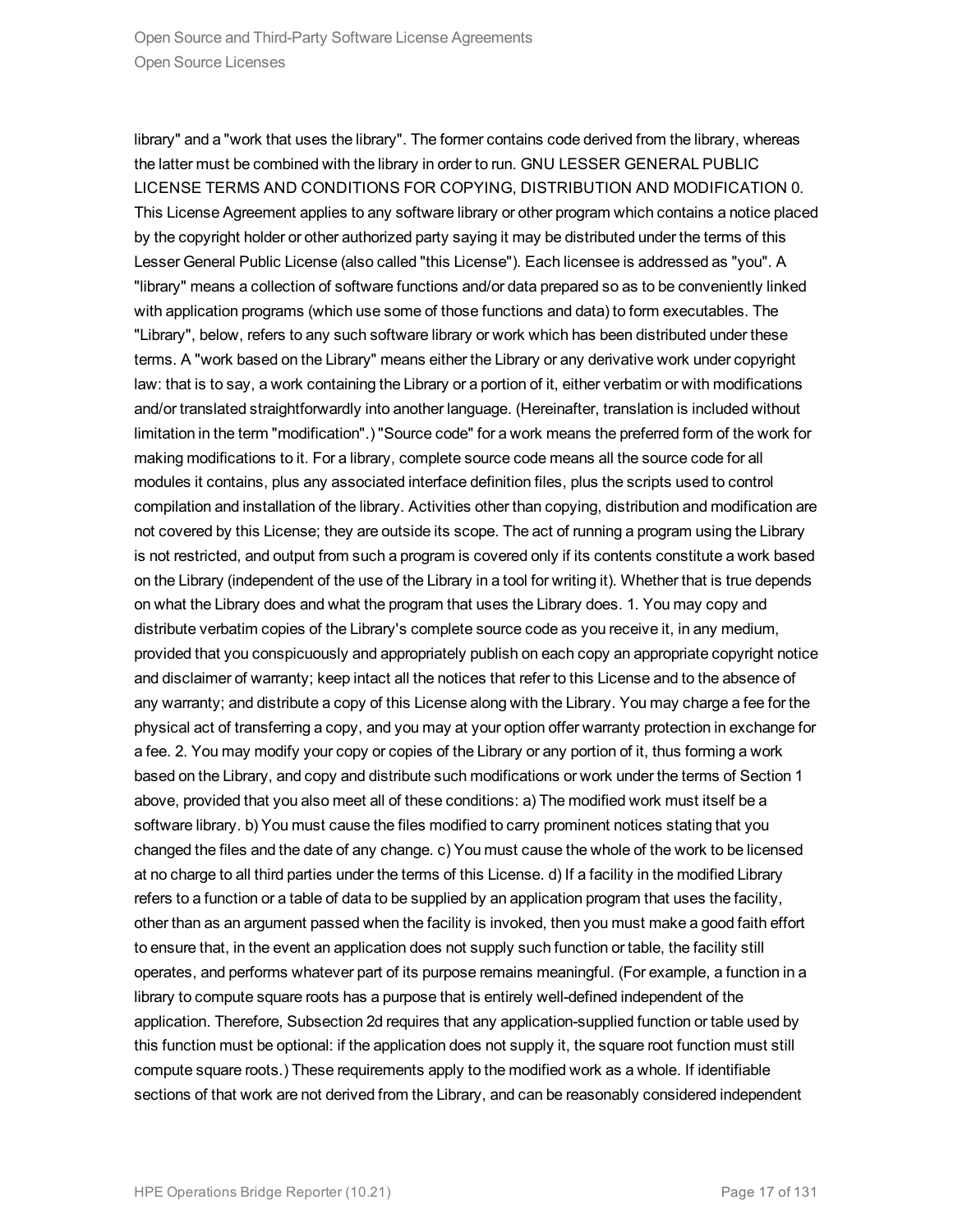library" and a "work that uses the library". The former contains code derived from the library, whereas the latter must be combined with the library in order to run. GNU LESSER GENERAL PUBLIC LICENSE TERMS AND CONDITIONS FOR COPYING, DISTRIBUTION AND MODIFICATION 0. This License Agreement applies to any software library or other program which contains a notice placed by the copyright holder or other authorized party saying it may be distributed under the terms of this Lesser General Public License (also called "this License"). Each licensee is addressed as "you". A "library" means a collection of software functions and/or data prepared so as to be conveniently linked with application programs (which use some of those functions and data) to form executables. The "Library", below, refers to any such software library or work which has been distributed under these terms. A "work based on the Library" means either the Library or any derivative work under copyright law: that is to say, a work containing the Library or a portion of it, either verbatim or with modifications and/or translated straightforwardly into another language. (Hereinafter, translation is included without limitation in the term "modification".) "Source code" for a work means the preferred form of the work for making modifications to it. For a library, complete source code means all the source code for all modules it contains, plus any associated interface definition files, plus the scripts used to control compilation and installation of the library. Activities other than copying, distribution and modification are not covered by this License; they are outside its scope. The act of running a program using the Library is not restricted, and output from such a program is covered only if its contents constitute a work based on the Library (independent of the use of the Library in a tool for writing it). Whether that is true depends on what the Library does and what the program that uses the Library does. 1. You may copy and distribute verbatim copies of the Library's complete source code as you receive it, in any medium, provided that you conspicuously and appropriately publish on each copy an appropriate copyright notice and disclaimer of warranty; keep intact all the notices that refer to this License and to the absence of any warranty; and distribute a copy of this License along with the Library. You may charge a fee for the physical act of transferring a copy, and you may at your option offer warranty protection in exchange for a fee. 2. You may modify your copy or copies of the Library or any portion of it, thus forming a work based on the Library, and copy and distribute such modifications or work under the terms of Section 1 above, provided that you also meet all of these conditions: a) The modified work must itself be a software library. b) You must cause the files modified to carry prominent notices stating that you changed the files and the date of any change. c) You must cause the whole of the work to be licensed at no charge to all third parties under the terms of this License. d) If a facility in the modified Library refers to a function or a table of data to be supplied by an application program that uses the facility, other than as an argument passed when the facility is invoked, then you must make a good faith effort to ensure that, in the event an application does not supply such function or table, the facility still operates, and performs whatever part of its purpose remains meaningful. (For example, a function in a library to compute square roots has a purpose that is entirely well-defined independent of the application. Therefore, Subsection 2d requires that any application-supplied function or table used by this function must be optional: if the application does not supply it, the square root function must still compute square roots.) These requirements apply to the modified work as a whole. If identifiable sections of that work are not derived from the Library, and can be reasonably considered independent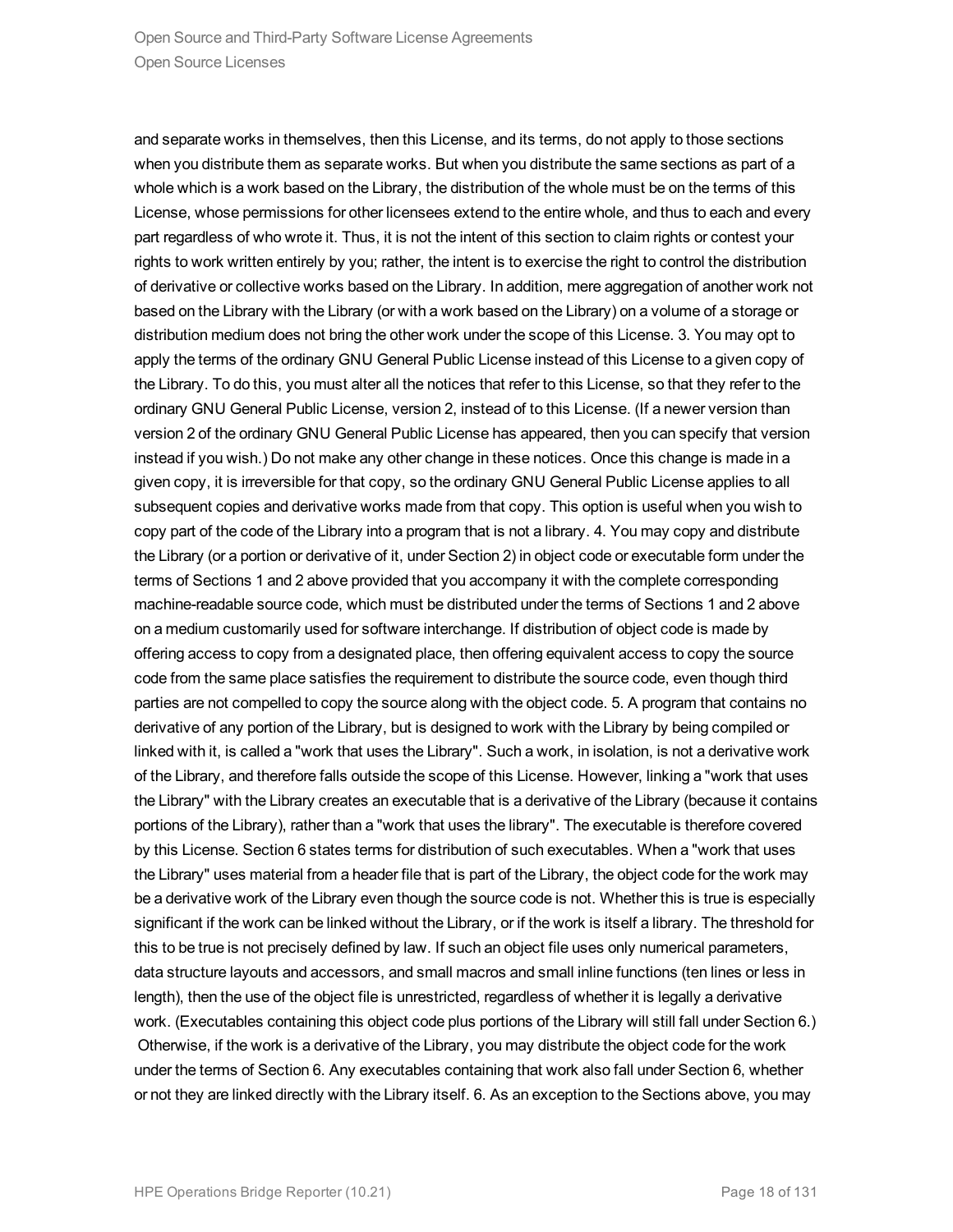and separate works in themselves, then this License, and its terms, do not apply to those sections when you distribute them as separate works. But when you distribute the same sections as part of a whole which is a work based on the Library, the distribution of the whole must be on the terms of this License, whose permissions for other licensees extend to the entire whole, and thus to each and every part regardless of who wrote it. Thus, it is not the intent of this section to claim rights or contest your rights to work written entirely by you; rather, the intent is to exercise the right to control the distribution of derivative or collective works based on the Library. In addition, mere aggregation of another work not based on the Library with the Library (or with a work based on the Library) on a volume of a storage or distribution medium does not bring the other work under the scope of this License. 3. You may opt to apply the terms of the ordinary GNU General Public License instead of this License to a given copy of the Library. To do this, you must alter all the notices that refer to this License, so that they refer to the ordinary GNU General Public License, version 2, instead of to this License. (If a newer version than version 2 of the ordinary GNU General Public License has appeared, then you can specify that version instead if you wish.) Do not make any other change in these notices. Once this change is made in a given copy, it is irreversible for that copy, so the ordinary GNU General Public License applies to all subsequent copies and derivative works made from that copy. This option is useful when you wish to copy part of the code of the Library into a program that is not a library. 4. You may copy and distribute the Library (or a portion or derivative of it, under Section 2) in object code or executable form under the terms of Sections 1 and 2 above provided that you accompany it with the complete corresponding machine-readable source code, which must be distributed under the terms of Sections 1 and 2 above on a medium customarily used for software interchange. If distribution of object code is made by offering access to copy from a designated place, then offering equivalent access to copy the source code from the same place satisfies the requirement to distribute the source code, even though third parties are not compelled to copy the source along with the object code. 5. A program that contains no derivative of any portion of the Library, but is designed to work with the Library by being compiled or linked with it, is called a "work that uses the Library". Such a work, in isolation, is not a derivative work of the Library, and therefore falls outside the scope of this License. However, linking a "work that uses the Library" with the Library creates an executable that is a derivative of the Library (because it contains portions of the Library), rather than a "work that uses the library". The executable is therefore covered by this License. Section 6 states terms for distribution of such executables. When a "work that uses the Library" uses material from a header file that is part of the Library, the object code for the work may be a derivative work of the Library even though the source code is not. Whether this is true is especially significant if the work can be linked without the Library, or if the work is itself a library. The threshold for this to be true is not precisely defined by law. If such an object file uses only numerical parameters, data structure layouts and accessors, and small macros and small inline functions (ten lines or less in length), then the use of the object file is unrestricted, regardless of whether it is legally a derivative work. (Executables containing this object code plus portions of the Library will still fall under Section 6.) Otherwise, if the work is a derivative of the Library, you may distribute the object code for the work under the terms of Section 6. Any executables containing that work also fall under Section 6, whether or not they are linked directly with the Library itself. 6. As an exception to the Sections above, you may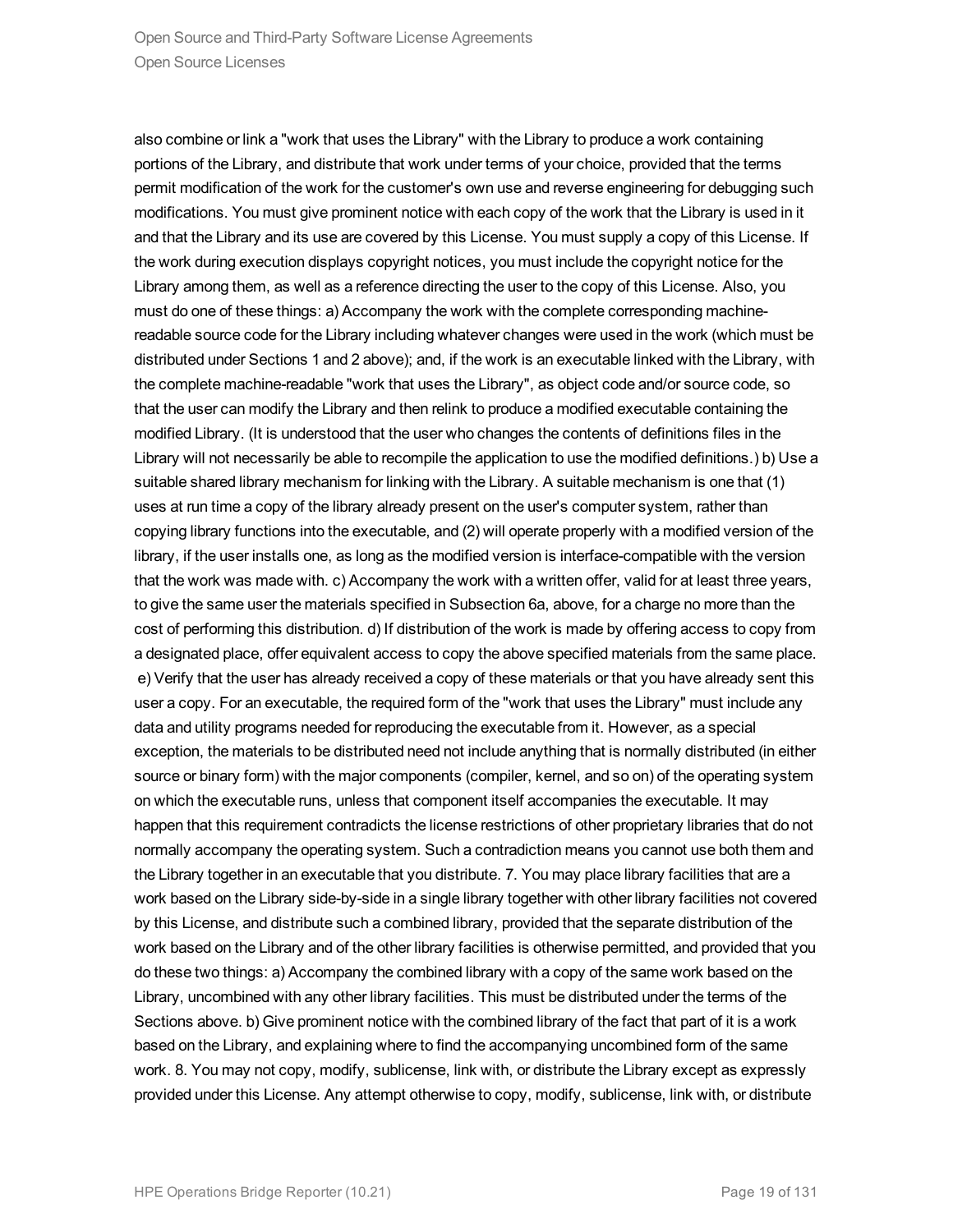also combine or link a "work that uses the Library" with the Library to produce a work containing portions of the Library, and distribute that work under terms of your choice, provided that the terms permit modification of the work for the customer's own use and reverse engineering for debugging such modifications. You must give prominent notice with each copy of the work that the Library is used in it and that the Library and its use are covered by this License. You must supply a copy of this License. If the work during execution displays copyright notices, you must include the copyright notice for the Library among them, as well as a reference directing the user to the copy of this License. Also, you must do one of these things: a) Accompany the work with the complete corresponding machine-readable source code for the Library including whatever changes were used in the work (which must be distributed under Sections 1 and 2 above); and, if the work is an executable linked with the Library, with the complete machine-readable "work that uses the Library", as object code and/or source code, so that the user can modify the Library and then relink to produce a modified executable containing the modified Library. (It is understood that the user who changes the contents of definitions files in the Library will not necessarily be able to recompile the application to use the modified definitions.) b) Use a suitable shared library mechanism for linking with the Library. A suitable mechanism is one that (1) uses at run time a copy of the library already present on the user's computer system, rather than copying library functions into the executable, and (2) will operate properly with a modified version of the library, if the user installs one, as long as the modified version is interface-compatible with the version that the work was made with. c) Accompany the work with a written offer, valid for at least three years, to give the same user the materials specified in Subsection 6a, above, for a charge no more than the cost of performing this distribution. d) If distribution of the work is made by offering access to copy from a designated place, offer equivalent access to copy the above specified materials from the same place. e) Verify that the user has already received a copy of these materials or that you have already sent this user a copy. For an executable, the required form of the "work that uses the Library" must include any data and utility programs needed for reproducing the executable from it. However, as a special exception, the materials to be distributed need not include anything that is normally distributed (in either source or binary form) with the major components (compiler, kernel, and so on) of the operating system on which the executable runs, unless that component itself accompanies the executable. It may happen that this requirement contradicts the license restrictions of other proprietary libraries that do not normally accompany the operating system. Such a contradiction means you cannot use both them and the Library together in an executable that you distribute. 7. You may place library facilities that are a work based on the Library side-by-side in a single library together with other library facilities not covered by this License, and distribute such a combined library, provided that the separate distribution of the work based on the Library and of the other library facilities is otherwise permitted, and provided that you do these two things: a) Accompany the combined library with a copy of the same work based on the Library, uncombined with any other library facilities. This must be distributed under the terms of the Sections above. b) Give prominent notice with the combined library of the fact that part of it is a work based on the Library, and explaining where to find the accompanying uncombined form of the same work. 8. You may not copy, modify, sublicense, link with, or distribute the Library except as expressly provided under this License. Any attempt otherwise to copy, modify, sublicense, link with, or distribute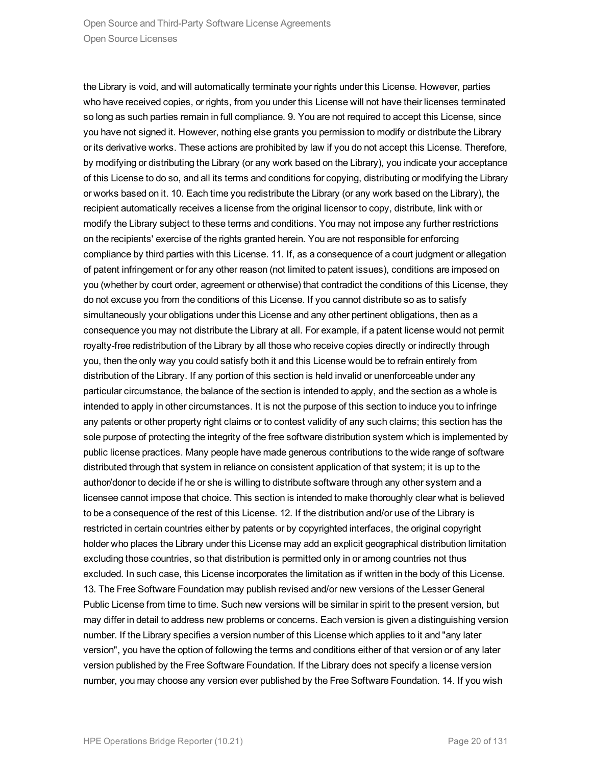the Library is void, and will automatically terminate your rights under this License. However, parties who have received copies, or rights, from you under this License will not have their licenses terminated so long as such parties remain in full compliance. 9. You are not required to accept this License, since you have not signed it. However, nothing else grants you permission to modify or distribute the Library or its derivative works. These actions are prohibited by law if you do not accept this License. Therefore, by modifying or distributing the Library (or any work based on the Library), you indicate your acceptance of this License to do so, and all its terms and conditions for copying, distributing or modifying the Library or works based on it. 10. Each time you redistribute the Library (or any work based on the Library), the recipient automatically receives a license from the original licensor to copy, distribute, link with or modify the Library subject to these terms and conditions. You may not impose any further restrictions on the recipients' exercise of the rights granted herein. You are not responsible for enforcing compliance by third parties with this License. 11. If, as a consequence of a court judgment or allegation of patent infringement or for any other reason (not limited to patent issues), conditions are imposed on you (whether by court order, agreement or otherwise) that contradict the conditions of this License, they do not excuse you from the conditions of this License. If you cannot distribute so as to satisfy simultaneously your obligations under this License and any other pertinent obligations, then as a consequence you may not distribute the Library at all. For example, if a patent license would not permit royalty-free redistribution of the Library by all those who receive copies directly or indirectly through you, then the only way you could satisfy both it and this License would be to refrain entirely from distribution of the Library. If any portion of this section is held invalid or unenforceable under any particular circumstance, the balance of the section is intended to apply, and the section as a whole is intended to apply in other circumstances. It is not the purpose of this section to induce you to infringe any patents or other property right claims or to contest validity of any such claims; this section has the sole purpose of protecting the integrity of the free software distribution system which is implemented by public license practices. Many people have made generous contributions to the wide range of software distributed through that system in reliance on consistent application of that system; it is up to the author/donor to decide if he or she is willing to distribute software through any other system and a licensee cannot impose that choice. This section is intended to make thoroughly clear what is believed to be a consequence of the rest of this License. 12. If the distribution and/or use of the Library is restricted in certain countries either by patents or by copyrighted interfaces, the original copyright holder who places the Library under this License may add an explicit geographical distribution limitation excluding those countries, so that distribution is permitted only in or among countries not thus excluded. In such case, this License incorporates the limitation as if written in the body of this License. 13. The Free Software Foundation may publish revised and/or new versions of the Lesser General Public License from time to time. Such new versions will be similar in spirit to the present version, but may differ in detail to address new problems or concerns. Each version is given a distinguishing version number. If the Library specifies a version number of this License which applies to it and "any later version", you have the option of following the terms and conditions either of that version or of any later version published by the Free Software Foundation. If the Library does not specify a license version number, you may choose any version ever published by the Free Software Foundation. 14. If you wish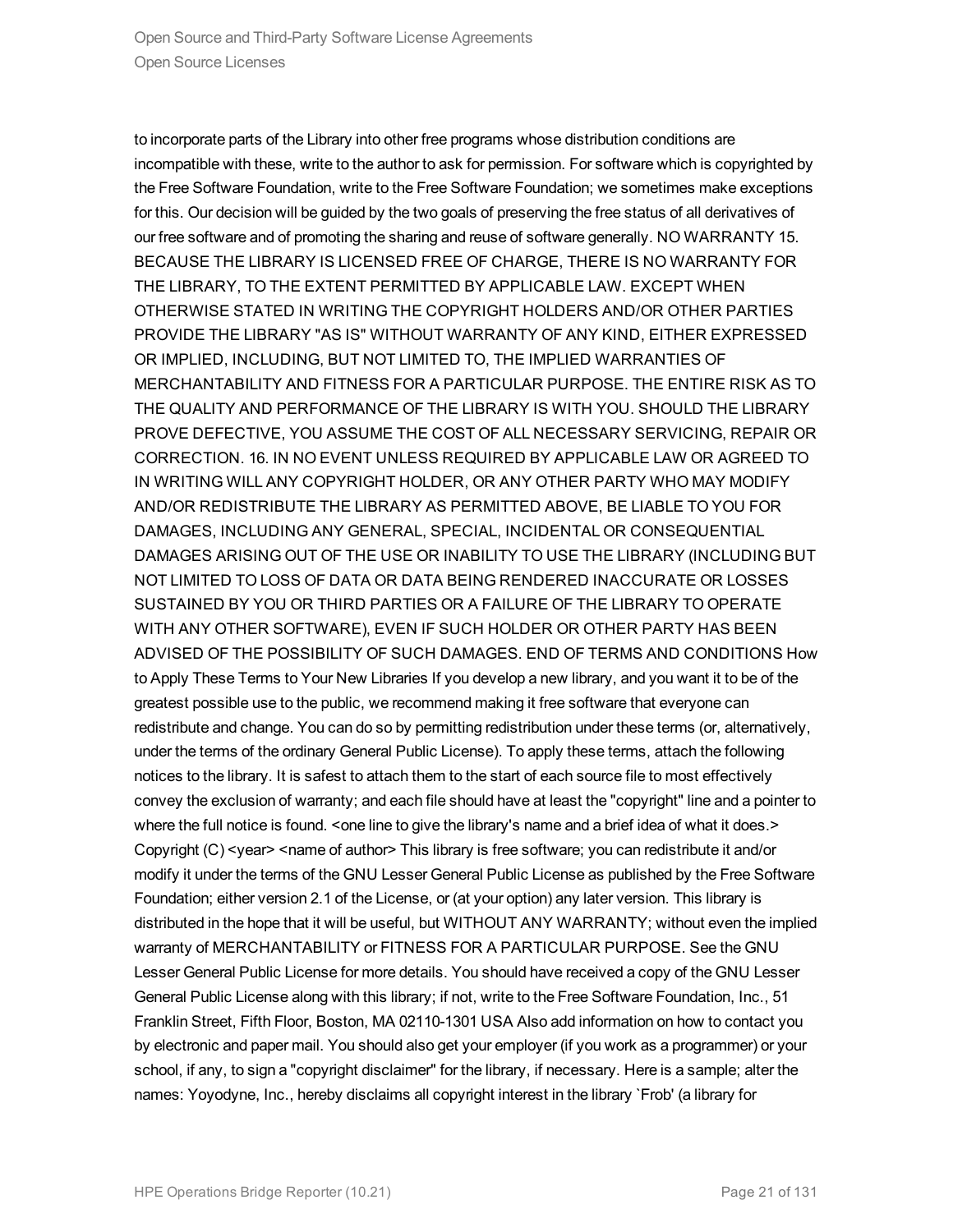to incorporate parts of the Library into other free programs whose distribution conditions are incompatible with these, write to the author to ask for permission. For software which is copyrighted by the Free Software Foundation, write to the Free Software Foundation; we sometimes make exceptions for this. Our decision will be guided by the two goals of preserving the free status of all derivatives of our free software and of promoting the sharing and reuse of software generally. NO WARRANTY 15. BECAUSE THE LIBRARY IS LICENSED FREE OF CHARGE, THERE IS NO WARRANTY FOR THE LIBRARY, TO THE EXTENT PERMITTED BY APPLICABLE LAW. EXCEPT WHEN OTHERWISE STATED IN WRITING THE COPYRIGHT HOLDERS AND/OR OTHER PARTIES PROVIDE THE LIBRARY "AS IS" WITHOUT WARRANTY OF ANY KIND, EITHER EXPRESSED OR IMPLIED, INCLUDING, BUT NOT LIMITED TO, THE IMPLIED WARRANTIES OF MERCHANTABILITY AND FITNESS FOR A PARTICULAR PURPOSE. THE ENTIRE RISK AS TO THE QUALITY AND PERFORMANCE OF THE LIBRARY IS WITH YOU. SHOULD THE LIBRARY PROVE DEFECTIVE, YOU ASSUME THE COST OF ALL NECESSARY SERVICING, REPAIR OR CORRECTION. 16. IN NO EVENT UNLESS REQUIRED BY APPLICABLE LAW OR AGREED TO IN WRITING WILL ANY COPYRIGHT HOLDER, OR ANY OTHER PARTY WHO MAY MODIFY AND/OR REDISTRIBUTE THE LIBRARY AS PERMITTED ABOVE, BE LIABLE TO YOU FOR DAMAGES, INCLUDING ANY GENERAL, SPECIAL, INCIDENTAL OR CONSEQUENTIAL DAMAGES ARISING OUT OF THE USE OR INABILITY TO USE THE LIBRARY (INCLUDING BUT NOT LIMITED TO LOSS OF DATA OR DATA BEING RENDERED INACCURATE OR LOSSES SUSTAINED BY YOU OR THIRD PARTIES OR A FAILURE OF THE LIBRARY TO OPERATE WITH ANY OTHER SOFTWARE), EVEN IF SUCH HOLDER OR OTHER PARTY HAS BEEN ADVISED OF THE POSSIBILITY OF SUCH DAMAGES. END OF TERMS AND CONDITIONS How to Apply These Terms to Your New Libraries If you develop a new library, and you want it to be of the greatest possible use to the public, we recommend making it free software that everyone can redistribute and change. You can do so by permitting redistribution under these terms (or, alternatively, under the terms of the ordinary General Public License). To apply these terms, attach the following notices to the library. It is safest to attach them to the start of each source file to most effectively convey the exclusion of warranty; and each file should have at least the "copyright" line and a pointer to where the full notice is found. <one line to give the library's name and a brief idea of what it does.> Copyright (C) <year> <name of author> This library is free software; you can redistribute it and/or modify it under the terms of the GNU Lesser General Public License as published by the Free Software Foundation; either version 2.1 of the License, or (at your option) any later version. This library is distributed in the hope that it will be useful, but WITHOUT ANY WARRANTY; without even the implied warranty of MERCHANTABILITY or FITNESS FOR A PARTICULAR PURPOSE. See the GNU Lesser General Public License for more details. You should have received a copy of the GNU Lesser General Public License along with this library; if not, write to the Free Software Foundation, Inc., 51 Franklin Street, Fifth Floor, Boston, MA 02110-1301 USA Also add information on how to contact you by electronic and paper mail. You should also get your employer (if you work as a programmer) or your school, if any, to sign a "copyright disclaimer" for the library, if necessary. Here is a sample; alter the names: Yoyodyne, Inc., hereby disclaims all copyright interest in the library `Frob' (a library for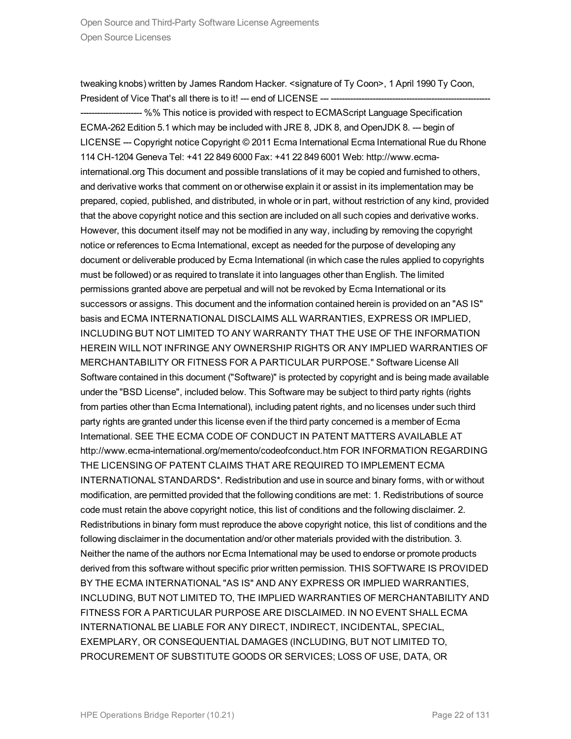tweaking knobs) written by James Random Hacker. <signature of Ty Coon>, 1 April 1990 Ty Coon, President of Vice That's all there is to it! --- end of LICENSE --- ------------------------------------------------------------------------------ %% This notice is provided with respect to ECMAScript Language Specification ECMA-262 Edition 5.1 which may be included with JRE 8, JDK 8, and OpenJDK 8. --- begin of LICENSE --- Copyright notice Copyright © 2011 Ecma International Ecma International Rue du Rhone 114 CH-1204 Geneva Tel: +41 22 849 6000 Fax: +41 22 849 6001 Web: http://www.ecma-international.org This document and possible translations of it may be copied and furnished to others, and derivative works that comment on or otherwise explain it or assist in its implementation may be prepared, copied, published, and distributed, in whole or in part, without restriction of any kind, provided that the above copyright notice and this section are included on all such copies and derivative works. However, this document itself may not be modified in any way, including by removing the copyright notice or references to Ecma International, except as needed for the purpose of developing any document or deliverable produced by Ecma International (in which case the rules applied to copyrights must be followed) or as required to translate it into languages other than English. The limited permissions granted above are perpetual and will not be revoked by Ecma International or its successors or assigns. This document and the information contained herein is provided on an "AS IS" basis and ECMA INTERNATIONAL DISCLAIMS ALL WARRANTIES, EXPRESS OR IMPLIED, INCLUDING BUT NOT LIMITED TO ANY WARRANTY THAT THE USE OF THE INFORMATION HEREIN WILL NOT INFRINGE ANY OWNERSHIP RIGHTS OR ANY IMPLIED WARRANTIES OF MERCHANTABILITY OR FITNESS FOR A PARTICULAR PURPOSE." Software License All Software contained in this document ("Software)" is protected by copyright and is being made available under the "BSD License", included below. This Software may be subject to third party rights (rights from parties other than Ecma International), including patent rights, and no licenses under such third party rights are granted under this license even if the third party concerned is a member of Ecma International. SEE THE ECMA CODE OF CONDUCT IN PATENT MATTERS AVAILABLE AT http://www.ecma-international.org/memento/codeofconduct.htm FOR INFORMATION REGARDING THE LICENSING OF PATENT CLAIMS THAT ARE REQUIRED TO IMPLEMENT ECMA INTERNATIONAL STANDARDS*. Redistribution and use in source and binary forms, with or without modification, are permitted provided that the following conditions are met: 1. Redistributions of source code must retain the above copyright notice, this list of conditions and the following disclaimer. 2. Redistributions in binary form must reproduce the above copyright notice, this list of conditions and the following disclaimer in the documentation and/or other materials provided with the distribution. 3. Neither the name of the authors nor Ecma International may be used to endorse or promote products derived from this software without specific prior written permission. THIS SOFTWARE IS PROVIDED BY THE ECMA INTERNATIONAL "AS IS" AND ANY EXPRESS OR IMPLIED WARRANTIES, INCLUDING, BUT NOT LIMITED TO, THE IMPLIED WARRANTIES OF MERCHANTABILITY AND FITNESS FOR A PARTICULAR PURPOSE ARE DISCLAIMED. IN NO EVENT SHALL ECMA INTERNATIONAL BE LIABLE FOR ANY DIRECT, INDIRECT, INCIDENTAL, SPECIAL, EXEMPLARY, OR CONSEQUENTIAL DAMAGES (INCLUDING, BUT NOT LIMITED TO, PROCUREMENT OF SUBSTITUTE GOODS OR SERVICES; LOSS OF USE, DATA, OR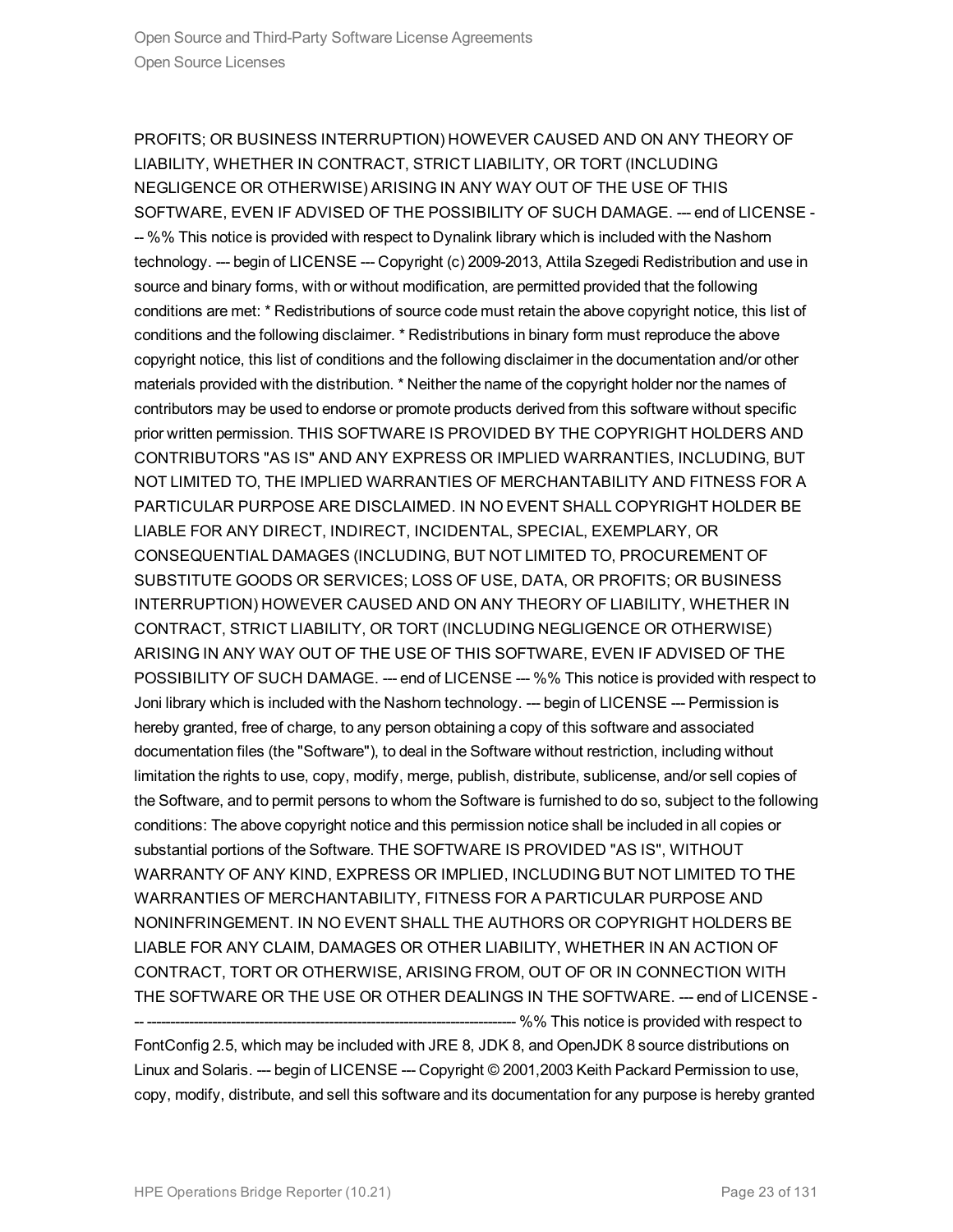PROFITS; OR BUSINESS INTERRUPTION) HOWEVER CAUSED AND ON ANY THEORY OF LIABILITY, WHETHER IN CONTRACT, STRICT LIABILITY, OR TORT (INCLUDING NEGLIGENCE OR OTHERWISE) ARISING IN ANY WAY OUT OF THE USE OF THIS SOFTWARE, EVEN IF ADVISED OF THE POSSIBILITY OF SUCH DAMAGE. --- end of LICENSE --- %% This notice is provided with respect to Dynalink library which is included with the Nashorn technology. --- begin of LICENSE --- Copyright (c) 2009-2013, Attila Szegedi Redistribution and use in source and binary forms, with or without modification, are permitted provided that the following conditions are met: * Redistributions of source code must retain the above copyright notice, this list of conditions and the following disclaimer. * Redistributions in binary form must reproduce the above copyright notice, this list of conditions and the following disclaimer in the documentation and/or other materials provided with the distribution. * Neither the name of the copyright holder nor the names of contributors may be used to endorse or promote products derived from this software without specific prior written permission. THIS SOFTWARE IS PROVIDED BY THE COPYRIGHT HOLDERS AND CONTRIBUTORS "AS IS" AND ANY EXPRESS OR IMPLIED WARRANTIES, INCLUDING, BUT NOT LIMITED TO, THE IMPLIED WARRANTIES OF MERCHANTABILITY AND FITNESS FOR A PARTICULAR PURPOSE ARE DISCLAIMED. IN NO EVENT SHALL COPYRIGHT HOLDER BE LIABLE FOR ANY DIRECT, INDIRECT, INCIDENTAL, SPECIAL, EXEMPLARY, OR CONSEQUENTIAL DAMAGES (INCLUDING, BUT NOT LIMITED TO, PROCUREMENT OF SUBSTITUTE GOODS OR SERVICES; LOSS OF USE, DATA, OR PROFITS; OR BUSINESS INTERRUPTION) HOWEVER CAUSED AND ON ANY THEORY OF LIABILITY, WHETHER IN CONTRACT, STRICT LIABILITY, OR TORT (INCLUDING NEGLIGENCE OR OTHERWISE) ARISING IN ANY WAY OUT OF THE USE OF THIS SOFTWARE, EVEN IF ADVISED OF THE POSSIBILITY OF SUCH DAMAGE. --- end of LICENSE --- %% This notice is provided with respect to Joni library which is included with the Nashorn technology. --- begin of LICENSE --- Permission is hereby granted, free of charge, to any person obtaining a copy of this software and associated documentation files (the "Software"), to deal in the Software without restriction, including without limitation the rights to use, copy, modify, merge, publish, distribute, sublicense, and/or sell copies of the Software, and to permit persons to whom the Software is furnished to do so, subject to the following conditions: The above copyright notice and this permission notice shall be included in all copies or substantial portions of the Software. THE SOFTWARE IS PROVIDED "AS IS", WITHOUT WARRANTY OF ANY KIND, EXPRESS OR IMPLIED, INCLUDING BUT NOT LIMITED TO THE WARRANTIES OF MERCHANTABILITY, FITNESS FOR A PARTICULAR PURPOSE AND NONINFRINGEMENT. IN NO EVENT SHALL THE AUTHORS OR COPYRIGHT HOLDERS BE LIABLE FOR ANY CLAIM, DAMAGES OR OTHER LIABILITY, WHETHER IN AN ACTION OF CONTRACT, TORT OR OTHERWISE, ARISING FROM, OUT OF OR IN CONNECTION WITH THE SOFTWARE OR THE USE OR OTHER DEALINGS IN THE SOFTWARE. --- end of LICENSE --- ------------------------------------------------------------------------------- %% This notice is provided with respect to FontConfig 2.5, which may be included with JRE 8, JDK 8, and OpenJDK 8 source distributions on Linux and Solaris. --- begin of LICENSE --- Copyright © 2001,2003 Keith Packard Permission to use, copy, modify, distribute, and sell this software and its documentation for any purpose is hereby granted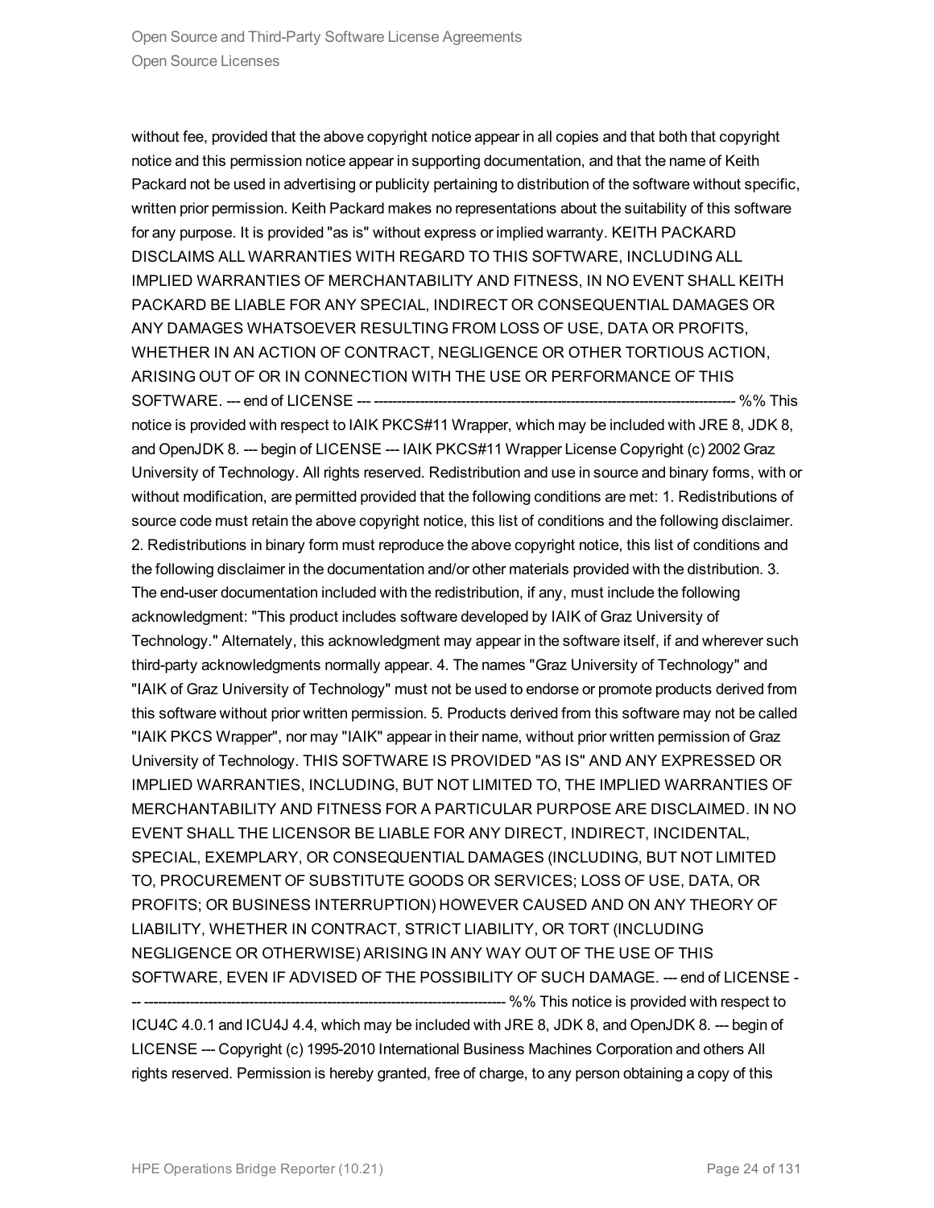without fee, provided that the above copyright notice appear in all copies and that both that copyright notice and this permission notice appear in supporting documentation, and that the name of Keith Packard not be used in advertising or publicity pertaining to distribution of the software without specific, written prior permission. Keith Packard makes no representations about the suitability of this software for any purpose. It is provided "as is" without express or implied warranty. KEITH PACKARD DISCLAIMS ALL WARRANTIES WITH REGARD TO THIS SOFTWARE, INCLUDING ALL IMPLIED WARRANTIES OF MERCHANTABILITY AND FITNESS, IN NO EVENT SHALL KEITH PACKARD BE LIABLE FOR ANY SPECIAL, INDIRECT OR CONSEQUENTIAL DAMAGES OR ANY DAMAGES WHATSOEVER RESULTING FROM LOSS OF USE, DATA OR PROFITS, WHETHER IN AN ACTION OF CONTRACT, NEGLIGENCE OR OTHER TORTIOUS ACTION, ARISING OUT OF OR IN CONNECTION WITH THE USE OR PERFORMANCE OF THIS SOFTWARE. --- end of LICENSE --- ------------------------------------------------------------------------------- %% This notice is provided with respect to IAIK PKCS#11 Wrapper, which may be included with JRE 8, JDK 8, and OpenJDK 8. --- begin of LICENSE --- IAIK PKCS#11 Wrapper License Copyright (c) 2002 Graz University of Technology. All rights reserved. Redistribution and use in source and binary forms, with or without modification, are permitted provided that the following conditions are met: 1. Redistributions of source code must retain the above copyright notice, this list of conditions and the following disclaimer. 2. Redistributions in binary form must reproduce the above copyright notice, this list of conditions and the following disclaimer in the documentation and/or other materials provided with the distribution. 3. The end-user documentation included with the redistribution, if any, must include the following acknowledgment: "This product includes software developed by IAIK of Graz University of Technology." Alternately, this acknowledgment may appear in the software itself, if and wherever such third-party acknowledgments normally appear. 4. The names "Graz University of Technology" and "IAIK of Graz University of Technology" must not be used to endorse or promote products derived from this software without prior written permission. 5. Products derived from this software may not be called "IAIK PKCS Wrapper", nor may "IAIK" appear in their name, without prior written permission of Graz University of Technology. THIS SOFTWARE IS PROVIDED "AS IS" AND ANY EXPRESSED OR IMPLIED WARRANTIES, INCLUDING, BUT NOT LIMITED TO, THE IMPLIED WARRANTIES OF MERCHANTABILITY AND FITNESS FOR A PARTICULAR PURPOSE ARE DISCLAIMED. IN NO EVENT SHALL THE LICENSOR BE LIABLE FOR ANY DIRECT, INDIRECT, INCIDENTAL, SPECIAL, EXEMPLARY, OR CONSEQUENTIAL DAMAGES (INCLUDING, BUT NOT LIMITED TO, PROCUREMENT OF SUBSTITUTE GOODS OR SERVICES; LOSS OF USE, DATA, OR PROFITS; OR BUSINESS INTERRUPTION) HOWEVER CAUSED AND ON ANY THEORY OF LIABILITY, WHETHER IN CONTRACT, STRICT LIABILITY, OR TORT (INCLUDING NEGLIGENCE OR OTHERWISE) ARISING IN ANY WAY OUT OF THE USE OF THIS SOFTWARE, EVEN IF ADVISED OF THE POSSIBILITY OF SUCH DAMAGE. --- end of LICENSE --- ------------------------------------------------------------------------------- %% This notice is provided with respect to ICU4C 4.0.1 and ICU4J 4.4, which may be included with JRE 8, JDK 8, and OpenJDK 8. --- begin of LICENSE --- Copyright (c) 1995-2010 International Business Machines Corporation and others All rights reserved. Permission is hereby granted, free of charge, to any person obtaining a copy of this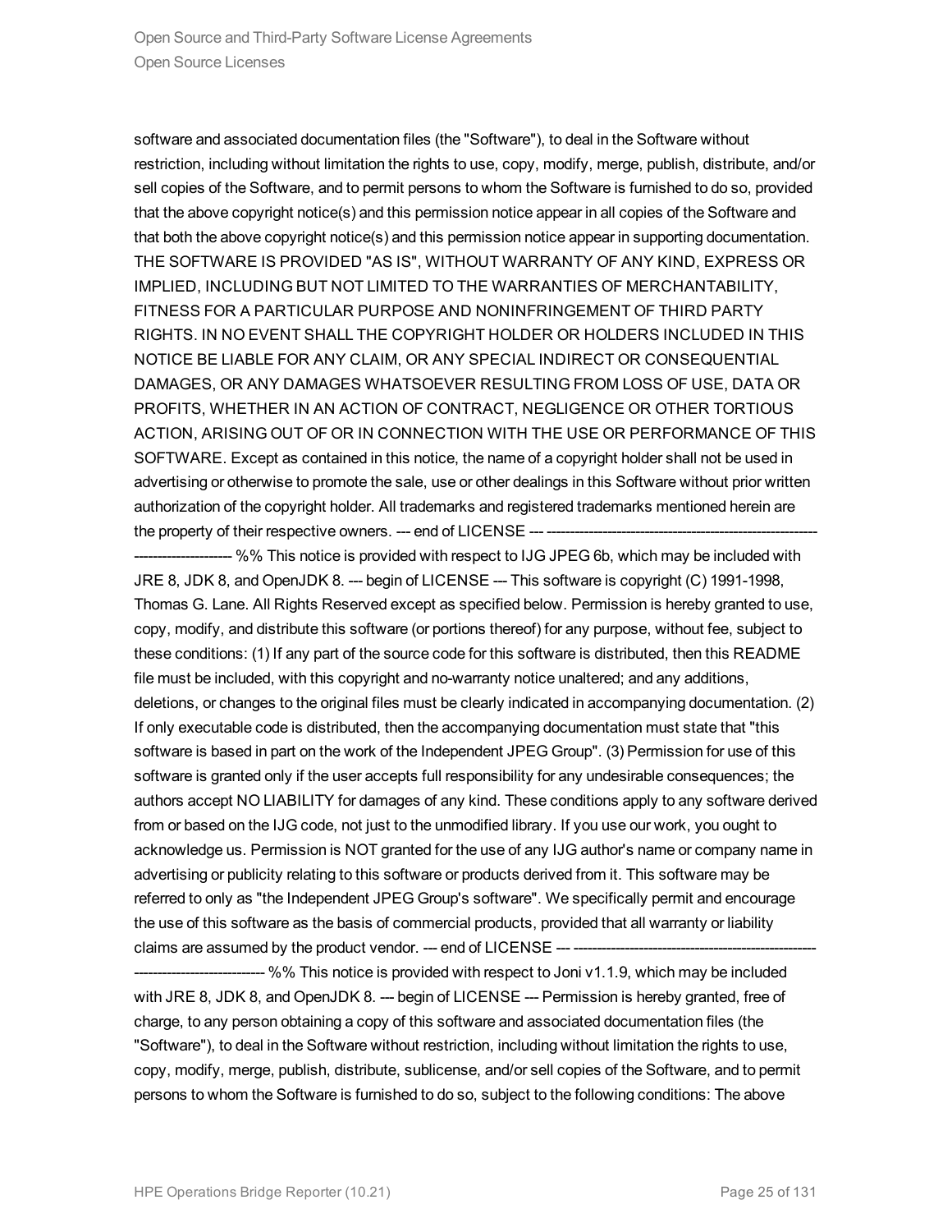software and associated documentation files (the "Software"), to deal in the Software without restriction, including without limitation the rights to use, copy, modify, merge, publish, distribute, and/or sell copies of the Software, and to permit persons to whom the Software is furnished to do so, provided that the above copyright notice(s) and this permission notice appear in all copies of the Software and that both the above copyright notice(s) and this permission notice appear in supporting documentation. THE SOFTWARE IS PROVIDED "AS IS", WITHOUT WARRANTY OF ANY KIND, EXPRESS OR IMPLIED, INCLUDING BUT NOT LIMITED TO THE WARRANTIES OF MERCHANTABILITY, FITNESS FOR A PARTICULAR PURPOSE AND NONINFRINGEMENT OF THIRD PARTY RIGHTS. IN NO EVENT SHALL THE COPYRIGHT HOLDER OR HOLDERS INCLUDED IN THIS NOTICE BE LIABLE FOR ANY CLAIM, OR ANY SPECIAL INDIRECT OR CONSEQUENTIAL DAMAGES, OR ANY DAMAGES WHATSOEVER RESULTING FROM LOSS OF USE, DATA OR PROFITS, WHETHER IN AN ACTION OF CONTRACT, NEGLIGENCE OR OTHER TORTIOUS ACTION, ARISING OUT OF OR IN CONNECTION WITH THE USE OR PERFORMANCE OF THIS SOFTWARE. Except as contained in this notice, the name of a copyright holder shall not be used in advertising or otherwise to promote the sale, use or other dealings in this Software without prior written authorization of the copyright holder. All trademarks and registered trademarks mentioned herein are the property of their respective owners. --- end of LICENSE --- ------------------------------------------------------------------------------ %% This notice is provided with respect to IJG JPEG 6b, which may be included with JRE 8, JDK 8, and OpenJDK 8. --- begin of LICENSE --- This software is copyright (C) 1991-1998, Thomas G. Lane. All Rights Reserved except as specified below. Permission is hereby granted to use, copy, modify, and distribute this software (or portions thereof) for any purpose, without fee, subject to these conditions: (1) If any part of the source code for this software is distributed, then this README file must be included, with this copyright and no-warranty notice unaltered; and any additions, deletions, or changes to the original files must be clearly indicated in accompanying documentation. (2) If only executable code is distributed, then the accompanying documentation must state that "this software is based in part on the work of the Independent JPEG Group". (3) Permission for use of this software is granted only if the user accepts full responsibility for any undesirable consequences; the authors accept NO LIABILITY for damages of any kind. These conditions apply to any software derived from or based on the IJG code, not just to the unmodified library. If you use our work, you ought to acknowledge us. Permission is NOT granted for the use of any IJG author's name or company name in advertising or publicity relating to this software or products derived from it. This software may be referred to only as "the Independent JPEG Group's software". We specifically permit and encourage the use of this software as the basis of commercial products, provided that all warranty or liability claims are assumed by the product vendor. --- end of LICENSE --- ------------------------------------------------------------------------------ %% This notice is provided with respect to Joni v1.1.9, which may be included with JRE 8, JDK 8, and OpenJDK 8. --- begin of LICENSE --- Permission is hereby granted, free of charge, to any person obtaining a copy of this software and associated documentation files (the "Software"), to deal in the Software without restriction, including without limitation the rights to use, copy, modify, merge, publish, distribute, sublicense, and/or sell copies of the Software, and to permit persons to whom the Software is furnished to do so, subject to the following conditions: The above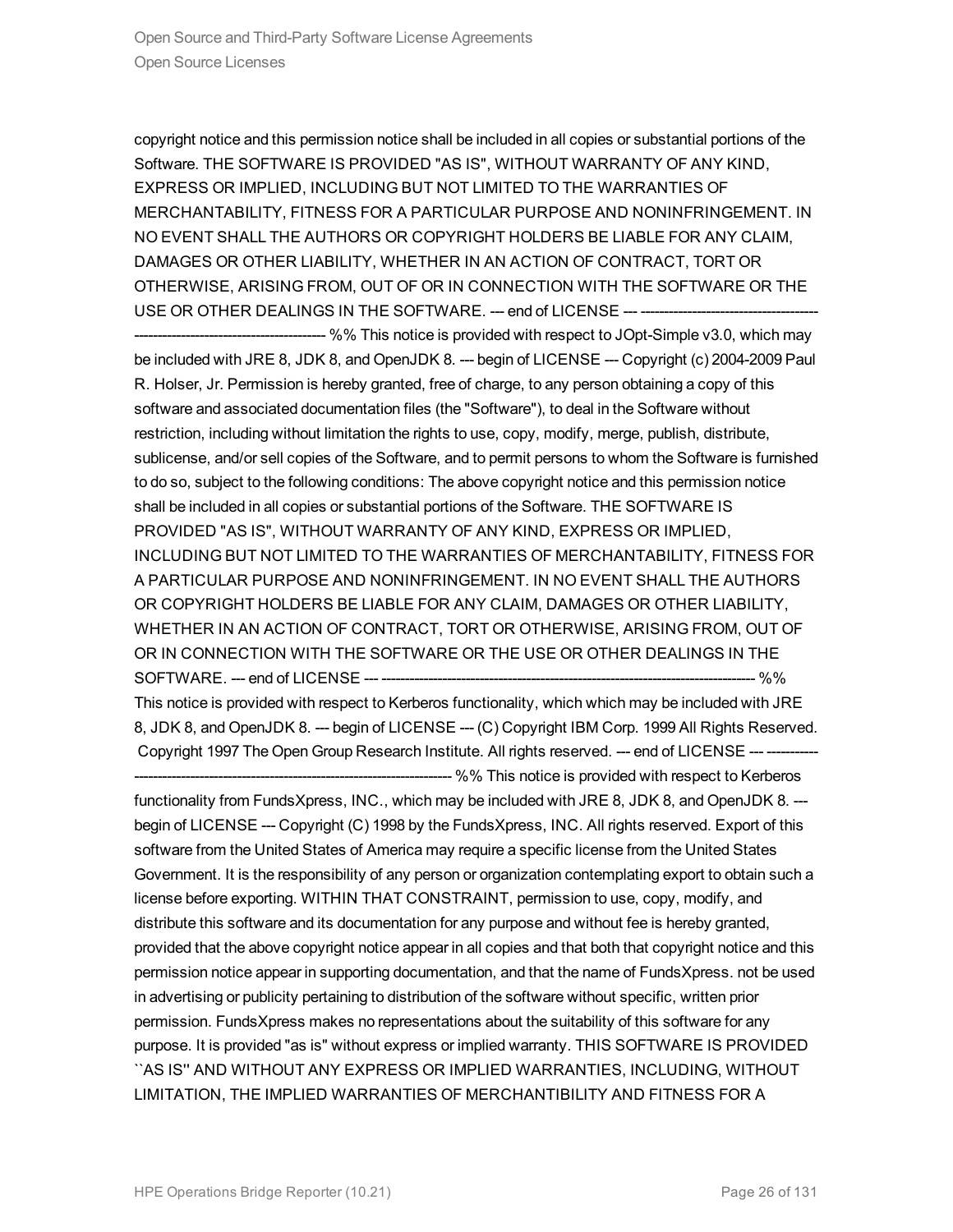copyright notice and this permission notice shall be included in all copies or substantial portions of the Software. THE SOFTWARE IS PROVIDED "AS IS", WITHOUT WARRANTY OF ANY KIND, EXPRESS OR IMPLIED, INCLUDING BUT NOT LIMITED TO THE WARRANTIES OF MERCHANTABILITY, FITNESS FOR A PARTICULAR PURPOSE AND NONINFRINGEMENT. IN NO EVENT SHALL THE AUTHORS OR COPYRIGHT HOLDERS BE LIABLE FOR ANY CLAIM, DAMAGES OR OTHER LIABILITY, WHETHER IN AN ACTION OF CONTRACT, TORT OR OTHERWISE, ARISING FROM, OUT OF OR IN CONNECTION WITH THE SOFTWARE OR THE USE OR OTHER DEALINGS IN THE SOFTWARE. --- end of LICENSE --- ------------------------------------------------------------------------------ %% This notice is provided with respect to JOpt-Simple v3.0, which may be included with JRE 8, JDK 8, and OpenJDK 8. --- begin of LICENSE --- Copyright (c) 2004-2009 Paul R. Holser, Jr. Permission is hereby granted, free of charge, to any person obtaining a copy of this software and associated documentation files (the "Software"), to deal in the Software without restriction, including without limitation the rights to use, copy, modify, merge, publish, distribute, sublicense, and/or sell copies of the Software, and to permit persons to whom the Software is furnished to do so, subject to the following conditions: The above copyright notice and this permission notice shall be included in all copies or substantial portions of the Software. THE SOFTWARE IS PROVIDED "AS IS", WITHOUT WARRANTY OF ANY KIND, EXPRESS OR IMPLIED, INCLUDING BUT NOT LIMITED TO THE WARRANTIES OF MERCHANTABILITY, FITNESS FOR A PARTICULAR PURPOSE AND NONINFRINGEMENT. IN NO EVENT SHALL THE AUTHORS OR COPYRIGHT HOLDERS BE LIABLE FOR ANY CLAIM, DAMAGES OR OTHER LIABILITY, WHETHER IN AN ACTION OF CONTRACT, TORT OR OTHERWISE, ARISING FROM, OUT OF OR IN CONNECTION WITH THE SOFTWARE OR THE USE OR OTHER DEALINGS IN THE SOFTWARE. --- end of LICENSE --- ------------------------------------------------------------------------------ %% This notice is provided with respect to Kerberos functionality, which which may be included with JRE 8, JDK 8, and OpenJDK 8. --- begin of LICENSE --- (C) Copyright IBM Corp. 1999 All Rights Reserved. Copyright 1997 The Open Group Research Institute. All rights reserved. --- end of LICENSE --- ------------------------------------------------------------------------------ %% This notice is provided with respect to Kerberos functionality from FundsXpress, INC., which may be included with JRE 8, JDK 8, and OpenJDK 8. --- begin of LICENSE --- Copyright (C) 1998 by the FundsXpress, INC. All rights reserved. Export of this software from the United States of America may require a specific license from the United States Government. It is the responsibility of any person or organization contemplating export to obtain such a license before exporting. WITHIN THAT CONSTRAINT, permission to use, copy, modify, and distribute this software and its documentation for any purpose and without fee is hereby granted, provided that the above copyright notice appear in all copies and that both that copyright notice and this permission notice appear in supporting documentation, and that the name of FundsXpress. not be used in advertising or publicity pertaining to distribution of the software without specific, written prior permission. FundsXpress makes no representations about the suitability of this software for any purpose. It is provided "as is" without express or implied warranty. THIS SOFTWARE IS PROVIDED ``AS IS'' AND WITHOUT ANY EXPRESS OR IMPLIED WARRANTIES, INCLUDING, WITHOUT LIMITATION, THE IMPLIED WARRANTIES OF MERCHANTIBILITY AND FITNESS FOR A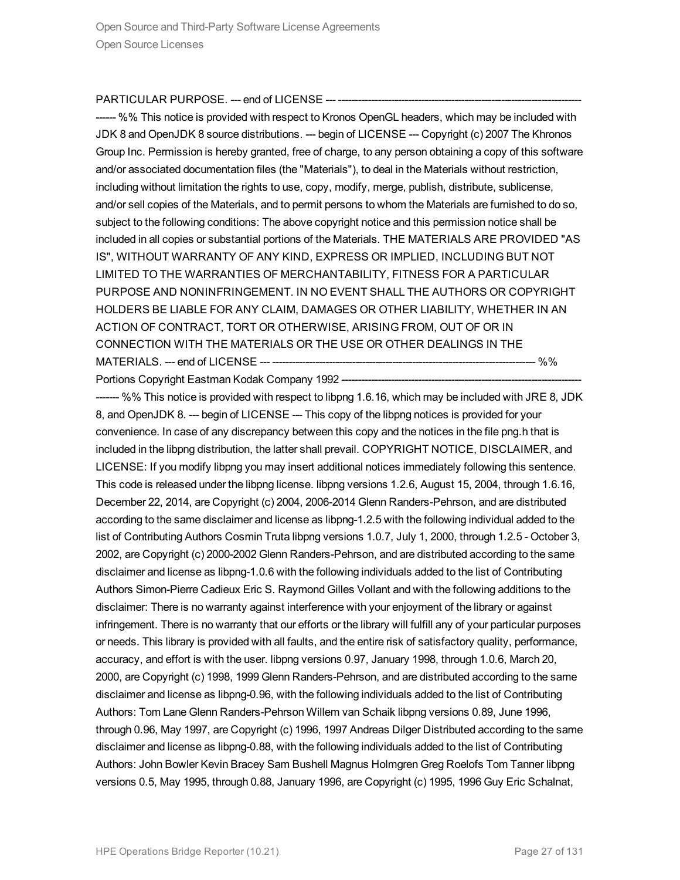PARTICULAR PURPOSE. --- end of LICENSE --- ------------------------------------------------------------------------------ %% This notice is provided with respect to Kronos OpenGL headers, which may be included with JDK 8 and OpenJDK 8 source distributions. --- begin of LICENSE --- Copyright (c) 2007 The Khronos Group Inc. Permission is hereby granted, free of charge, to any person obtaining a copy of this software and/or associated documentation files (the "Materials"), to deal in the Materials without restriction, including without limitation the rights to use, copy, modify, merge, publish, distribute, sublicense, and/or sell copies of the Materials, and to permit persons to whom the Materials are furnished to do so, subject to the following conditions: The above copyright notice and this permission notice shall be included in all copies or substantial portions of the Materials. THE MATERIALS ARE PROVIDED "AS IS", WITHOUT WARRANTY OF ANY KIND, EXPRESS OR IMPLIED, INCLUDING BUT NOT LIMITED TO THE WARRANTIES OF MERCHANTABILITY, FITNESS FOR A PARTICULAR PURPOSE AND NONINFRINGEMENT. IN NO EVENT SHALL THE AUTHORS OR COPYRIGHT HOLDERS BE LIABLE FOR ANY CLAIM, DAMAGES OR OTHER LIABILITY, WHETHER IN AN ACTION OF CONTRACT, TORT OR OTHERWISE, ARISING FROM, OUT OF OR IN CONNECTION WITH THE MATERIALS OR THE USE OR OTHER DEALINGS IN THE MATERIALS. --- end of LICENSE --- ------------------------------------------------------------------------------ %% Portions Copyright Eastman Kodak Company 1992 ------------------------------------------------------------------------------ %% This notice is provided with respect to libpng 1.6.16, which may be included with JRE 8, JDK 8, and OpenJDK 8. --- begin of LICENSE --- This copy of the libpng notices is provided for your convenience. In case of any discrepancy between this copy and the notices in the file png.h that is included in the libpng distribution, the latter shall prevail. COPYRIGHT NOTICE, DISCLAIMER, and LICENSE: If you modify libpng you may insert additional notices immediately following this sentence. This code is released under the libpng license. libpng versions 1.2.6, August 15, 2004, through 1.6.16, December 22, 2014, are Copyright (c) 2004, 2006-2014 Glenn Randers-Pehrson, and are distributed according to the same disclaimer and license as libpng-1.2.5 with the following individual added to the list of Contributing Authors Cosmin Truta libpng versions 1.0.7, July 1, 2000, through 1.2.5 - October 3, 2002, are Copyright (c) 2000-2002 Glenn Randers-Pehrson, and are distributed according to the same disclaimer and license as libpng-1.0.6 with the following individuals added to the list of Contributing Authors Simon-Pierre Cadieux Eric S. Raymond Gilles Vollant and with the following additions to the disclaimer: There is no warranty against interference with your enjoyment of the library or against infringement. There is no warranty that our efforts or the library will fulfill any of your particular purposes or needs. This library is provided with all faults, and the entire risk of satisfactory quality, performance, accuracy, and effort is with the user. libpng versions 0.97, January 1998, through 1.0.6, March 20, 2000, are Copyright (c) 1998, 1999 Glenn Randers-Pehrson, and are distributed according to the same disclaimer and license as libpng-0.96, with the following individuals added to the list of Contributing Authors: Tom Lane Glenn Randers-Pehrson Willem van Schaik libpng versions 0.89, June 1996, through 0.96, May 1997, are Copyright (c) 1996, 1997 Andreas Dilger Distributed according to the same disclaimer and license as libpng-0.88, with the following individuals added to the list of Contributing Authors: John Bowler Kevin Bracey Sam Bushell Magnus Holmgren Greg Roelofs Tom Tanner libpng versions 0.5, May 1995, through 0.88, January 1996, are Copyright (c) 1995, 1996 Guy Eric Schalnat,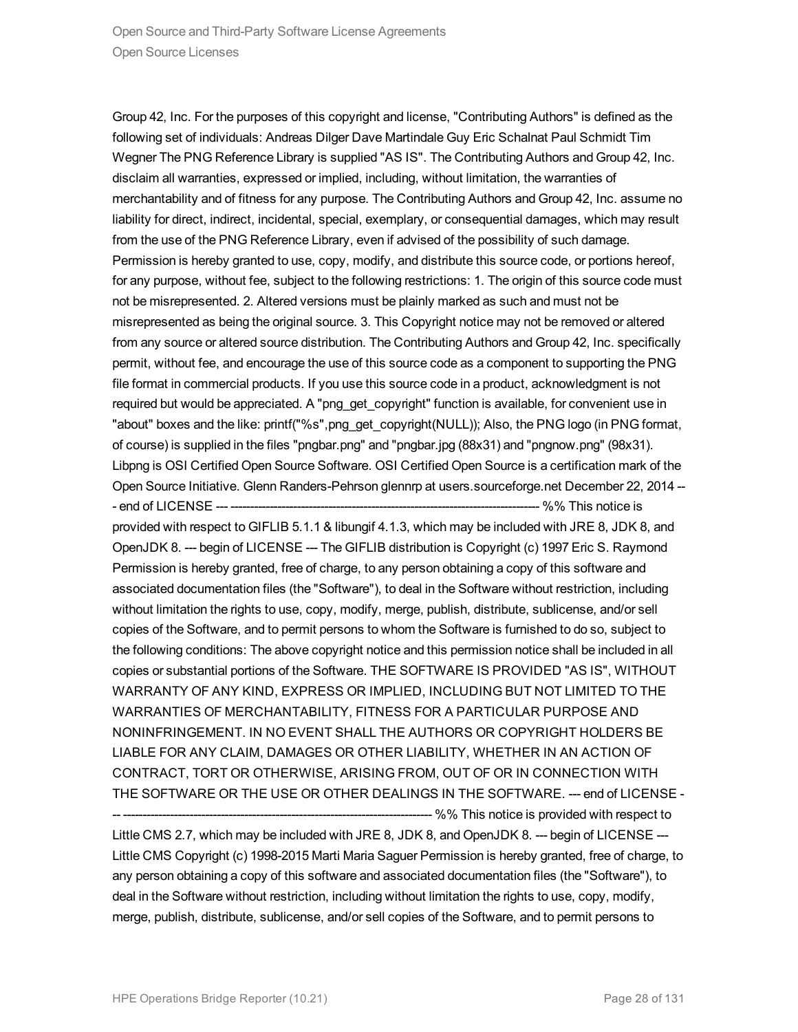Group 42, Inc. For the purposes of this copyright and license, "Contributing Authors" is defined as the following set of individuals: Andreas Dilger Dave Martindale Guy Eric Schalnat Paul Schmidt Tim Wegner The PNG Reference Library is supplied "AS IS". The Contributing Authors and Group 42, Inc. disclaim all warranties, expressed or implied, including, without limitation, the warranties of merchantability and of fitness for any purpose. The Contributing Authors and Group 42, Inc. assume no liability for direct, indirect, incidental, special, exemplary, or consequential damages, which may result from the use of the PNG Reference Library, even if advised of the possibility of such damage. Permission is hereby granted to use, copy, modify, and distribute this source code, or portions hereof, for any purpose, without fee, subject to the following restrictions: 1. The origin of this source code must not be misrepresented. 2. Altered versions must be plainly marked as such and must not be misrepresented as being the original source. 3. This Copyright notice may not be removed or altered from any source or altered source distribution. The Contributing Authors and Group 42, Inc. specifically permit, without fee, and encourage the use of this source code as a component to supporting the PNG file format in commercial products. If you use this source code in a product, acknowledgment is not required but would be appreciated. A "png_get_copyright" function is available, for convenient use in "about" boxes and the like: printf("%s",png_get_copyright(NULL)); Also, the PNG logo (in PNG format, of course) is supplied in the files "pngbar.png" and "pngbar.jpg (88x31) and "pngnow.png" (98x31). Libpng is OSI Certified Open Source Software. OSI Certified Open Source is a certification mark of the Open Source Initiative. Glenn Randers-Pehrson glennrp at users.sourceforge.net December 22, 2014 --- end of LICENSE --- ------------------------------------------------------------------------------- %% This notice is provided with respect to GIFLIB 5.1.1 & libungif 4.1.3, which may be included with JRE 8, JDK 8, and OpenJDK 8. --- begin of LICENSE --- The GIFLIB distribution is Copyright (c) 1997 Eric S. Raymond Permission is hereby granted, free of charge, to any person obtaining a copy of this software and associated documentation files (the "Software"), to deal in the Software without restriction, including without limitation the rights to use, copy, modify, merge, publish, distribute, sublicense, and/or sell copies of the Software, and to permit persons to whom the Software is furnished to do so, subject to the following conditions: The above copyright notice and this permission notice shall be included in all copies or substantial portions of the Software. THE SOFTWARE IS PROVIDED "AS IS", WITHOUT WARRANTY OF ANY KIND, EXPRESS OR IMPLIED, INCLUDING BUT NOT LIMITED TO THE WARRANTIES OF MERCHANTABILITY, FITNESS FOR A PARTICULAR PURPOSE AND NONINFRINGEMENT. IN NO EVENT SHALL THE AUTHORS OR COPYRIGHT HOLDERS BE LIABLE FOR ANY CLAIM, DAMAGES OR OTHER LIABILITY, WHETHER IN AN ACTION OF CONTRACT, TORT OR OTHERWISE, ARISING FROM, OUT OF OR IN CONNECTION WITH THE SOFTWARE OR THE USE OR OTHER DEALINGS IN THE SOFTWARE. --- end of LICENSE --- ------------------------------------------------------------------------------- %% This notice is provided with respect to Little CMS 2.7, which may be included with JRE 8, JDK 8, and OpenJDK 8. --- begin of LICENSE --- Little CMS Copyright (c) 1998-2015 Marti Maria Saguer Permission is hereby granted, free of charge, to any person obtaining a copy of this software and associated documentation files (the "Software"), to deal in the Software without restriction, including without limitation the rights to use, copy, modify, merge, publish, distribute, sublicense, and/or sell copies of the Software, and to permit persons to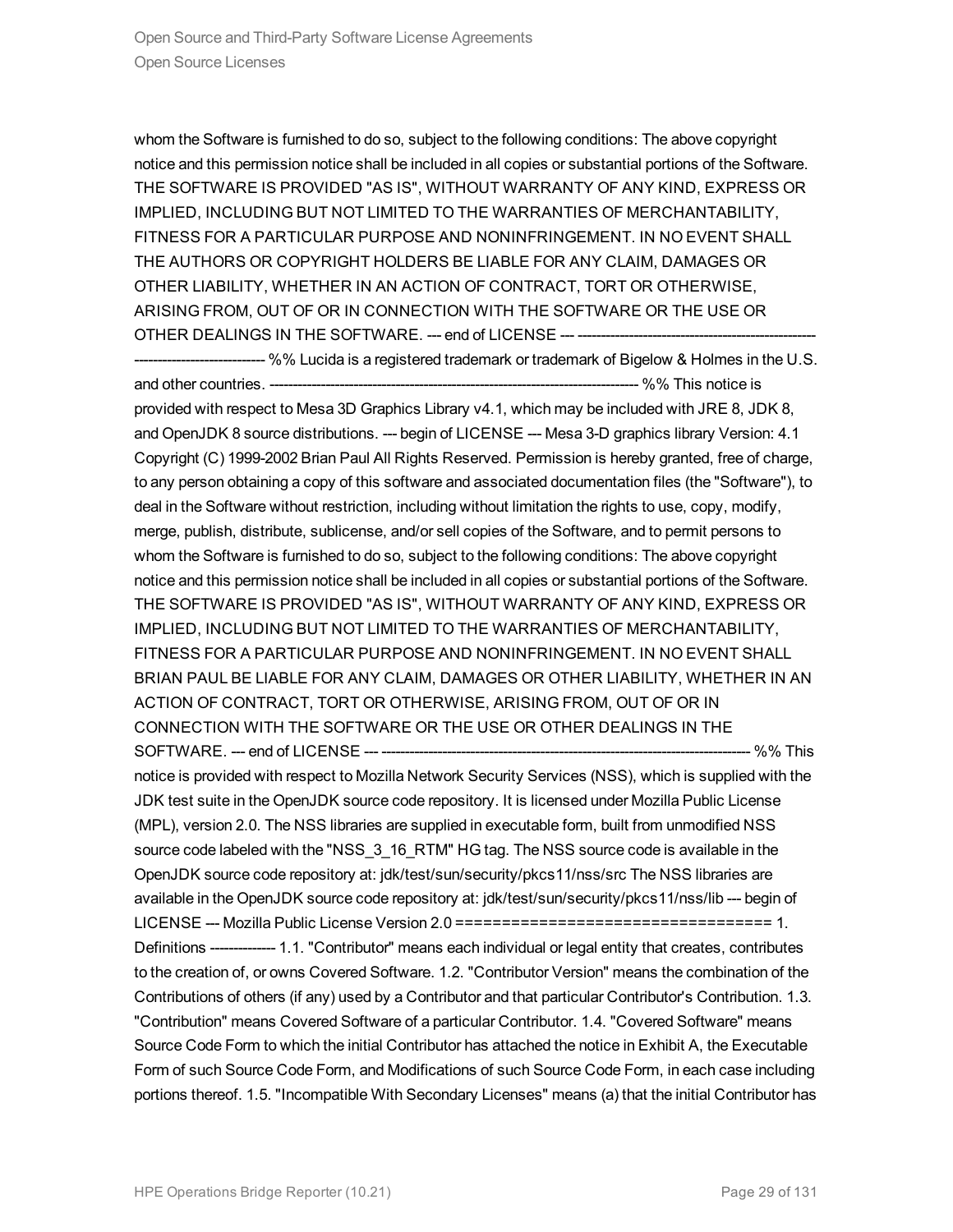whom the Software is furnished to do so, subject to the following conditions: The above copyright notice and this permission notice shall be included in all copies or substantial portions of the Software. THE SOFTWARE IS PROVIDED "AS IS", WITHOUT WARRANTY OF ANY KIND, EXPRESS OR IMPLIED, INCLUDING BUT NOT LIMITED TO THE WARRANTIES OF MERCHANTABILITY, FITNESS FOR A PARTICULAR PURPOSE AND NONINFRINGEMENT. IN NO EVENT SHALL THE AUTHORS OR COPYRIGHT HOLDERS BE LIABLE FOR ANY CLAIM, DAMAGES OR OTHER LIABILITY, WHETHER IN AN ACTION OF CONTRACT, TORT OR OTHERWISE, ARISING FROM, OUT OF OR IN CONNECTION WITH THE SOFTWARE OR THE USE OR OTHER DEALINGS IN THE SOFTWARE. --- end of LICENSE --- ------------------------------------------------------------------------------- %% Lucida is a registered trademark or trademark of Bigelow & Holmes in the U.S. and other countries. ------------------------------------------------------------------------------- %% This notice is provided with respect to Mesa 3D Graphics Library v4.1, which may be included with JRE 8, JDK 8, and OpenJDK 8 source distributions. --- begin of LICENSE --- Mesa 3-D graphics library Version: 4.1 Copyright (C) 1999-2002 Brian Paul All Rights Reserved. Permission is hereby granted, free of charge, to any person obtaining a copy of this software and associated documentation files (the "Software"), to deal in the Software without restriction, including without limitation the rights to use, copy, modify, merge, publish, distribute, sublicense, and/or sell copies of the Software, and to permit persons to whom the Software is furnished to do so, subject to the following conditions: The above copyright notice and this permission notice shall be included in all copies or substantial portions of the Software. THE SOFTWARE IS PROVIDED "AS IS", WITHOUT WARRANTY OF ANY KIND, EXPRESS OR IMPLIED, INCLUDING BUT NOT LIMITED TO THE WARRANTIES OF MERCHANTABILITY, FITNESS FOR A PARTICULAR PURPOSE AND NONINFRINGEMENT. IN NO EVENT SHALL BRIAN PAUL BE LIABLE FOR ANY CLAIM, DAMAGES OR OTHER LIABILITY, WHETHER IN AN ACTION OF CONTRACT, TORT OR OTHERWISE, ARISING FROM, OUT OF OR IN CONNECTION WITH THE SOFTWARE OR THE USE OR OTHER DEALINGS IN THE SOFTWARE. --- end of LICENSE --- ------------------------------------------------------------------------------- %% This notice is provided with respect to Mozilla Network Security Services (NSS), which is supplied with the JDK test suite in the OpenJDK source code repository. It is licensed under Mozilla Public License (MPL), version 2.0. The NSS libraries are supplied in executable form, built from unmodified NSS source code labeled with the "NSS_3_16_RTM" HG tag. The NSS source code is available in the OpenJDK source code repository at: jdk/test/sun/security/pkcs11/nss/src The NSS libraries are available in the OpenJDK source code repository at: jdk/test/sun/security/pkcs11/nss/lib --- begin of LICENSE --- Mozilla Public License Version 2.0 ================================== 1. Definitions -------------- 1.1. "Contributor" means each individual or legal entity that creates, contributes to the creation of, or owns Covered Software. 1.2. "Contributor Version" means the combination of the Contributions of others (if any) used by a Contributor and that particular Contributor's Contribution. 1.3. "Contribution" means Covered Software of a particular Contributor. 1.4. "Covered Software" means Source Code Form to which the initial Contributor has attached the notice in Exhibit A, the Executable Form of such Source Code Form, and Modifications of such Source Code Form, in each case including portions thereof. 1.5. "Incompatible With Secondary Licenses" means (a) that the initial Contributor has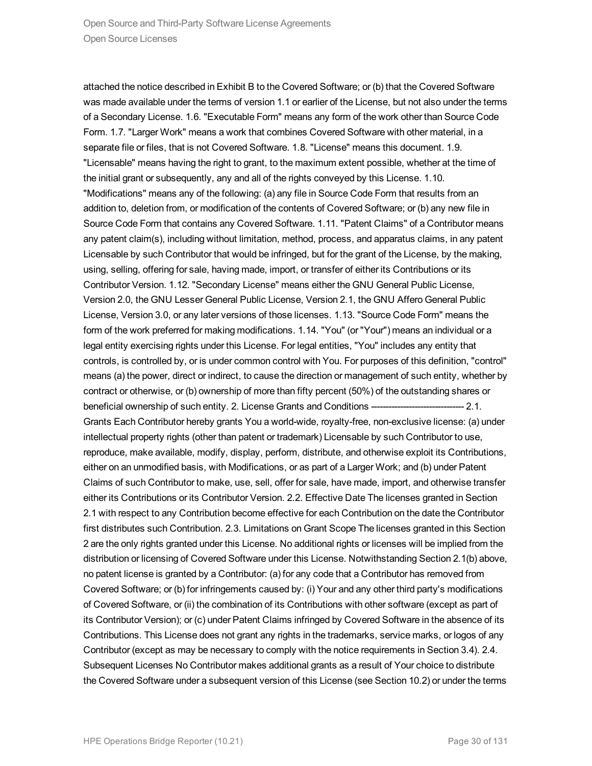attached the notice described in Exhibit B to the Covered Software; or (b) that the Covered Software was made available under the terms of version 1.1 or earlier of the License, but not also under the terms of a Secondary License. 1.6. "Executable Form" means any form of the work other than Source Code Form. 1.7. "Larger Work" means a work that combines Covered Software with other material, in a separate file or files, that is not Covered Software. 1.8. "License" means this document. 1.9. "Licensable" means having the right to grant, to the maximum extent possible, whether at the time of the initial grant or subsequently, any and all of the rights conveyed by this License. 1.10. "Modifications" means any of the following: (a) any file in Source Code Form that results from an addition to, deletion from, or modification of the contents of Covered Software; or (b) any new file in Source Code Form that contains any Covered Software. 1.11. "Patent Claims" of a Contributor means any patent claim(s), including without limitation, method, process, and apparatus claims, in any patent Licensable by such Contributor that would be infringed, but for the grant of the License, by the making, using, selling, offering for sale, having made, import, or transfer of either its Contributions or its Contributor Version. 1.12. "Secondary License" means either the GNU General Public License, Version 2.0, the GNU Lesser General Public License, Version 2.1, the GNU Affero General Public License, Version 3.0, or any later versions of those licenses. 1.13. "Source Code Form" means the form of the work preferred for making modifications. 1.14. "You" (or "Your") means an individual or a legal entity exercising rights under this License. For legal entities, "You" includes any entity that controls, is controlled by, or is under common control with You. For purposes of this definition, "control" means (a) the power, direct or indirect, to cause the direction or management of such entity, whether by contract or otherwise, or (b) ownership of more than fifty percent (50%) of the outstanding shares or beneficial ownership of such entity. 2. License Grants and Conditions -------------------------------- 2.1. Grants Each Contributor hereby grants You a world-wide, royalty-free, non-exclusive license: (a) under intellectual property rights (other than patent or trademark) Licensable by such Contributor to use, reproduce, make available, modify, display, perform, distribute, and otherwise exploit its Contributions, either on an unmodified basis, with Modifications, or as part of a Larger Work; and (b) under Patent Claims of such Contributor to make, use, sell, offer for sale, have made, import, and otherwise transfer either its Contributions or its Contributor Version. 2.2. Effective Date The licenses granted in Section 2.1 with respect to any Contribution become effective for each Contribution on the date the Contributor first distributes such Contribution. 2.3. Limitations on Grant Scope The licenses granted in this Section 2 are the only rights granted under this License. No additional rights or licenses will be implied from the distribution or licensing of Covered Software under this License. Notwithstanding Section 2.1(b) above, no patent license is granted by a Contributor: (a) for any code that a Contributor has removed from Covered Software; or (b) for infringements caused by: (i) Your and any other third party's modifications of Covered Software, or (ii) the combination of its Contributions with other software (except as part of its Contributor Version); or (c) under Patent Claims infringed by Covered Software in the absence of its Contributions. This License does not grant any rights in the trademarks, service marks, or logos of any Contributor (except as may be necessary to comply with the notice requirements in Section 3.4). 2.4. Subsequent Licenses No Contributor makes additional grants as a result of Your choice to distribute the Covered Software under a subsequent version of this License (see Section 10.2) or under the terms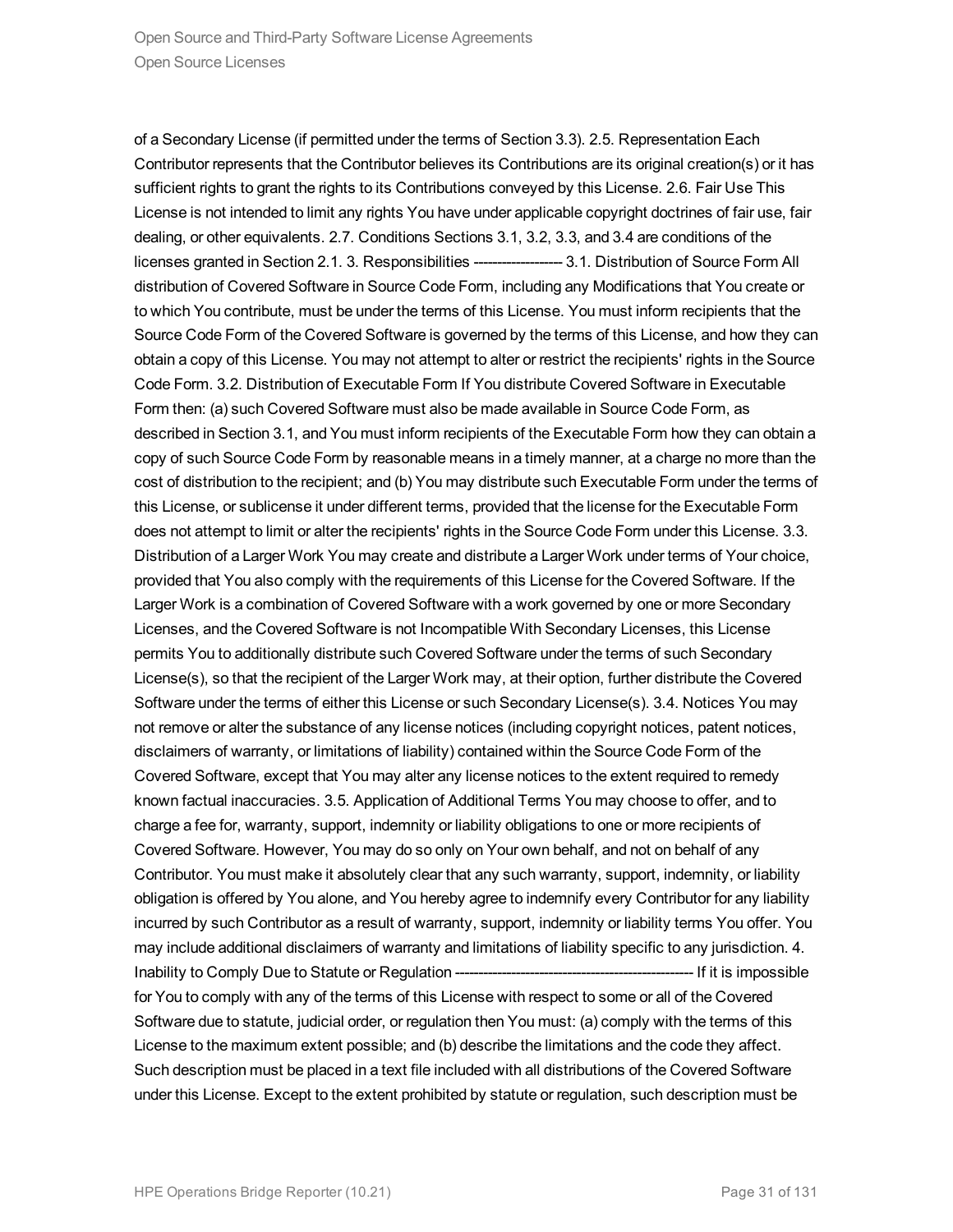of a Secondary License (if permitted under the terms of Section 3.3). 2.5. Representation Each Contributor represents that the Contributor believes its Contributions are its original creation(s) or it has sufficient rights to grant the rights to its Contributions conveyed by this License. 2.6. Fair Use This License is not intended to limit any rights You have under applicable copyright doctrines of fair use, fair dealing, or other equivalents. 2.7. Conditions Sections 3.1, 3.2, 3.3, and 3.4 are conditions of the licenses granted in Section 2.1. 3. Responsibilities ------------------- 3.1. Distribution of Source Form All distribution of Covered Software in Source Code Form, including any Modifications that You create or to which You contribute, must be under the terms of this License. You must inform recipients that the Source Code Form of the Covered Software is governed by the terms of this License, and how they can obtain a copy of this License. You may not attempt to alter or restrict the recipients' rights in the Source Code Form. 3.2. Distribution of Executable Form If You distribute Covered Software in Executable Form then: (a) such Covered Software must also be made available in Source Code Form, as described in Section 3.1, and You must inform recipients of the Executable Form how they can obtain a copy of such Source Code Form by reasonable means in a timely manner, at a charge no more than the cost of distribution to the recipient; and (b) You may distribute such Executable Form under the terms of this License, or sublicense it under different terms, provided that the license for the Executable Form does not attempt to limit or alter the recipients' rights in the Source Code Form under this License. 3.3. Distribution of a Larger Work You may create and distribute a Larger Work under terms of Your choice, provided that You also comply with the requirements of this License for the Covered Software. If the Larger Work is a combination of Covered Software with a work governed by one or more Secondary Licenses, and the Covered Software is not Incompatible With Secondary Licenses, this License permits You to additionally distribute such Covered Software under the terms of such Secondary License(s), so that the recipient of the Larger Work may, at their option, further distribute the Covered Software under the terms of either this License or such Secondary License(s). 3.4. Notices You may not remove or alter the substance of any license notices (including copyright notices, patent notices, disclaimers of warranty, or limitations of liability) contained within the Source Code Form of the Covered Software, except that You may alter any license notices to the extent required to remedy known factual inaccuracies. 3.5. Application of Additional Terms You may choose to offer, and to charge a fee for, warranty, support, indemnity or liability obligations to one or more recipients of Covered Software. However, You may do so only on Your own behalf, and not on behalf of any Contributor. You must make it absolutely clear that any such warranty, support, indemnity, or liability obligation is offered by You alone, and You hereby agree to indemnify every Contributor for any liability incurred by such Contributor as a result of warranty, support, indemnity or liability terms You offer. You may include additional disclaimers of warranty and limitations of liability specific to any jurisdiction. 4. Inability to Comply Due to Statute or Regulation --------------------------------------------------- If it is impossible for You to comply with any of the terms of this License with respect to some or all of the Covered Software due to statute, judicial order, or regulation then You must: (a) comply with the terms of this License to the maximum extent possible; and (b) describe the limitations and the code they affect. Such description must be placed in a text file included with all distributions of the Covered Software under this License. Except to the extent prohibited by statute or regulation, such description must be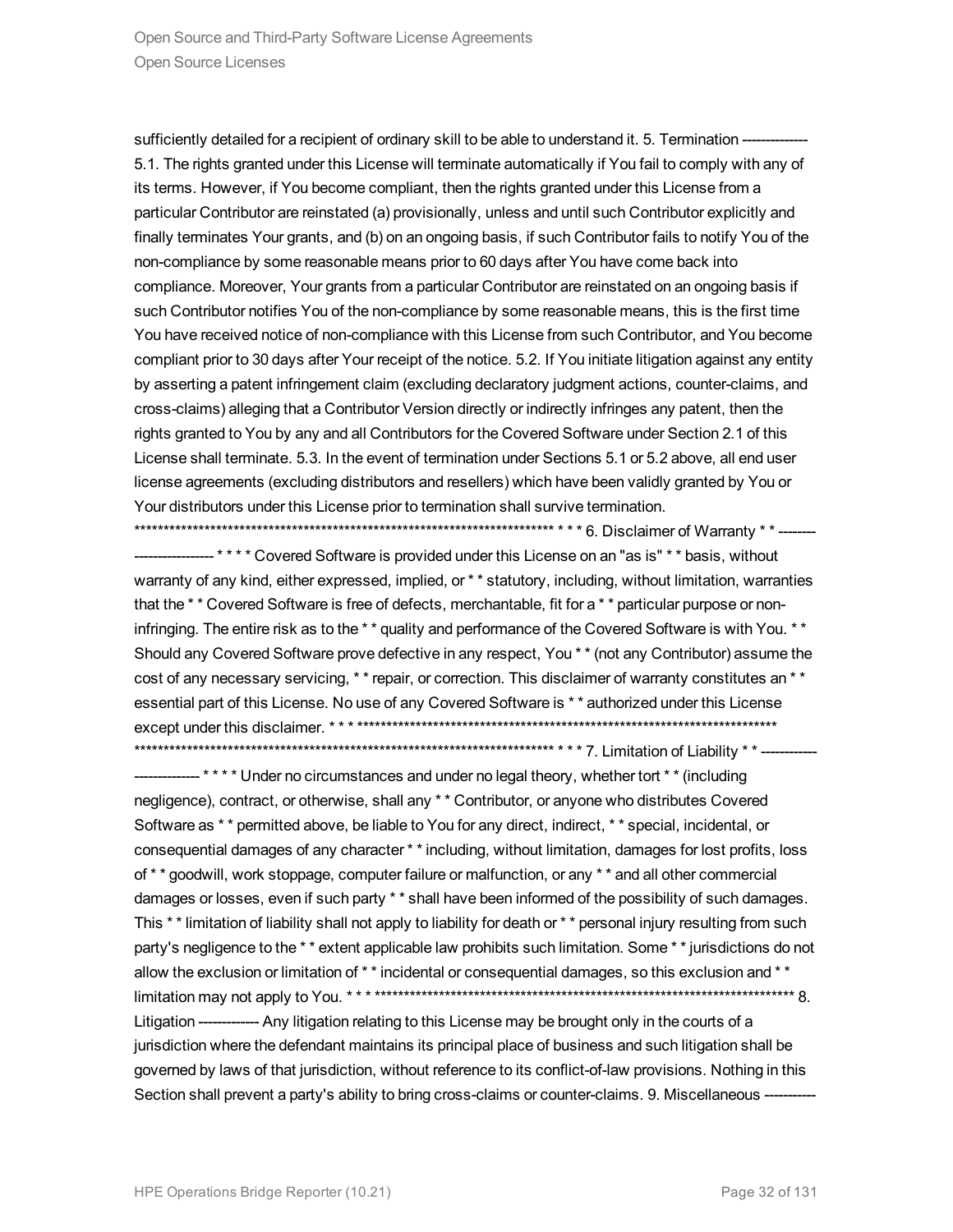sufficiently detailed for a recipient of ordinary skill to be able to understand it. 5. Termination -------------- 5.1. The rights granted under this License will terminate automatically if You fail to comply with any of its terms. However, if You become compliant, then the rights granted under this License from a particular Contributor are reinstated (a) provisionally, unless and until such Contributor explicitly and finally terminates Your grants, and (b) on an ongoing basis, if such Contributor fails to notify You of the non-compliance by some reasonable means prior to 60 days after You have come back into compliance. Moreover, Your grants from a particular Contributor are reinstated on an ongoing basis if such Contributor notifies You of the non-compliance by some reasonable means, this is the first time You have received notice of non-compliance with this License from such Contributor, and You become compliant prior to 30 days after Your receipt of the notice. 5.2. If You initiate litigation against any entity by asserting a patent infringement claim (excluding declaratory judgment actions, counter-claims, and cross-claims) alleging that a Contributor Version directly or indirectly infringes any patent, then the rights granted to You by any and all Contributors for the Covered Software under Section 2.1 of this License shall terminate. 5.3. In the event of termination under Sections 5.1 or 5.2 above, all end user license agreements (excluding distributors and resellers) which have been validly granted by You or Your distributors under this License prior to termination shall survive termination. ************************************************************************ * * * 6. Disclaimer of Warranty * * ------------------------- * * * * Covered Software is provided under this License on an "as is" * * basis, without warranty of any kind, either expressed, implied, or * * statutory, including, without limitation, warranties that the * * Covered Software is free of defects, merchantable, fit for a * * particular purpose or non-infringing. The entire risk as to the * * quality and performance of the Covered Software is with You. * * Should any Covered Software prove defective in any respect, You * * (not any Contributor) assume the cost of any necessary servicing, * * repair, or correction. This disclaimer of warranty constitutes an * * essential part of this License. No use of any Covered Software is * * authorized under this License except under this disclaimer. * * * ************************************************************************ ************************************************************************ * * * 7. Limitation of Liability * * -------------------------- * * * * Under no circumstances and under no legal theory, whether tort * * (including negligence), contract, or otherwise, shall any * * Contributor, or anyone who distributes Covered Software as * * permitted above, be liable to You for any direct, indirect, * * special, incidental, or consequential damages of any character * * including, without limitation, damages for lost profits, loss of * * goodwill, work stoppage, computer failure or malfunction, or any * * and all other commercial damages or losses, even if such party * * shall have been informed of the possibility of such damages. This * * limitation of liability shall not apply to liability for death or * * personal injury resulting from such party's negligence to the * * extent applicable law prohibits such limitation. Some * * jurisdictions do not allow the exclusion or limitation of * * incidental or consequential damages, so this exclusion and * * limitation may not apply to You. * * * ************************************************************************ 8. Litigation ------------- Any litigation relating to this License may be brought only in the courts of a jurisdiction where the defendant maintains its principal place of business and such litigation shall be governed by laws of that jurisdiction, without reference to its conflict-of-law provisions. Nothing in this Section shall prevent a party's ability to bring cross-claims or counter-claims. 9. Miscellaneous ----------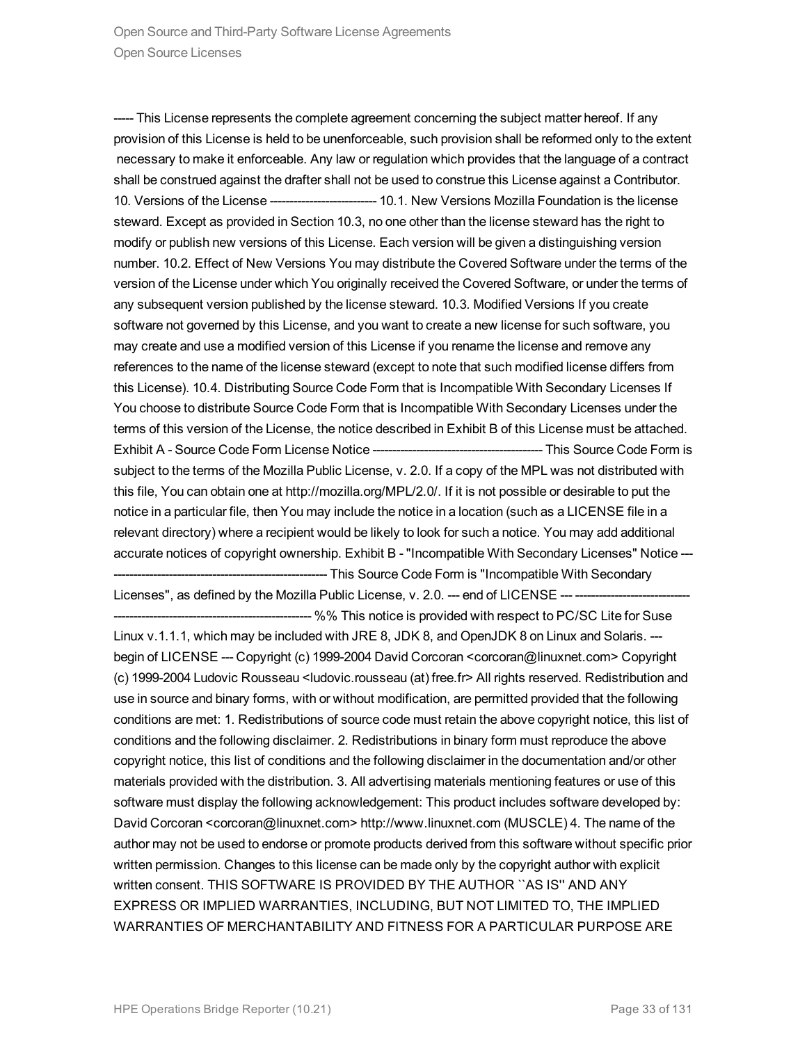----- This License represents the complete agreement concerning the subject matter hereof. If any provision of this License is held to be unenforceable, such provision shall be reformed only to the extent necessary to make it enforceable. Any law or regulation which provides that the language of a contract shall be construed against the drafter shall not be used to construe this License against a Contributor. 10. Versions of the License --------------------------- 10.1. New Versions Mozilla Foundation is the license steward. Except as provided in Section 10.3, no one other than the license steward has the right to modify or publish new versions of this License. Each version will be given a distinguishing version number. 10.2. Effect of New Versions You may distribute the Covered Software under the terms of the version of the License under which You originally received the Covered Software, or under the terms of any subsequent version published by the license steward. 10.3. Modified Versions If you create software not governed by this License, and you want to create a new license for such software, you may create and use a modified version of this License if you rename the license and remove any references to the name of the license steward (except to note that such modified license differs from this License). 10.4. Distributing Source Code Form that is Incompatible With Secondary Licenses If You choose to distribute Source Code Form that is Incompatible With Secondary Licenses under the terms of this version of the License, the notice described in Exhibit B of this License must be attached. Exhibit A - Source Code Form License Notice ------------------------------------------- This Source Code Form is subject to the terms of the Mozilla Public License, v. 2.0. If a copy of the MPL was not distributed with this file, You can obtain one at http://mozilla.org/MPL/2.0/. If it is not possible or desirable to put the notice in a particular file, then You may include the notice in a location (such as a LICENSE file in a relevant directory) where a recipient would be likely to look for such a notice. You may add additional accurate notices of copyright ownership. Exhibit B - "Incompatible With Secondary Licenses" Notice --------------------------------------------------------- This Source Code Form is "Incompatible With Secondary Licenses", as defined by the Mozilla Public License, v. 2.0. --- end of LICENSE --- ------------------------------------------------------------------------------ %% This notice is provided with respect to PC/SC Lite for Suse Linux v.1.1.1, which may be included with JRE 8, JDK 8, and OpenJDK 8 on Linux and Solaris. --- begin of LICENSE --- Copyright (c) 1999-2004 David Corcoran <corcoran@linuxnet.com> Copyright (c) 1999-2004 Ludovic Rousseau <ludovic.rousseau (at) free.fr> All rights reserved. Redistribution and use in source and binary forms, with or without modification, are permitted provided that the following conditions are met: 1. Redistributions of source code must retain the above copyright notice, this list of conditions and the following disclaimer. 2. Redistributions in binary form must reproduce the above copyright notice, this list of conditions and the following disclaimer in the documentation and/or other materials provided with the distribution. 3. All advertising materials mentioning features or use of this software must display the following acknowledgement: This product includes software developed by: David Corcoran <corcoran@linuxnet.com> http://www.linuxnet.com (MUSCLE) 4. The name of the author may not be used to endorse or promote products derived from this software without specific prior written permission. Changes to this license can be made only by the copyright author with explicit written consent. THIS SOFTWARE IS PROVIDED BY THE AUTHOR ``AS IS'' AND ANY EXPRESS OR IMPLIED WARRANTIES, INCLUDING, BUT NOT LIMITED TO, THE IMPLIED WARRANTIES OF MERCHANTABILITY AND FITNESS FOR A PARTICULAR PURPOSE ARE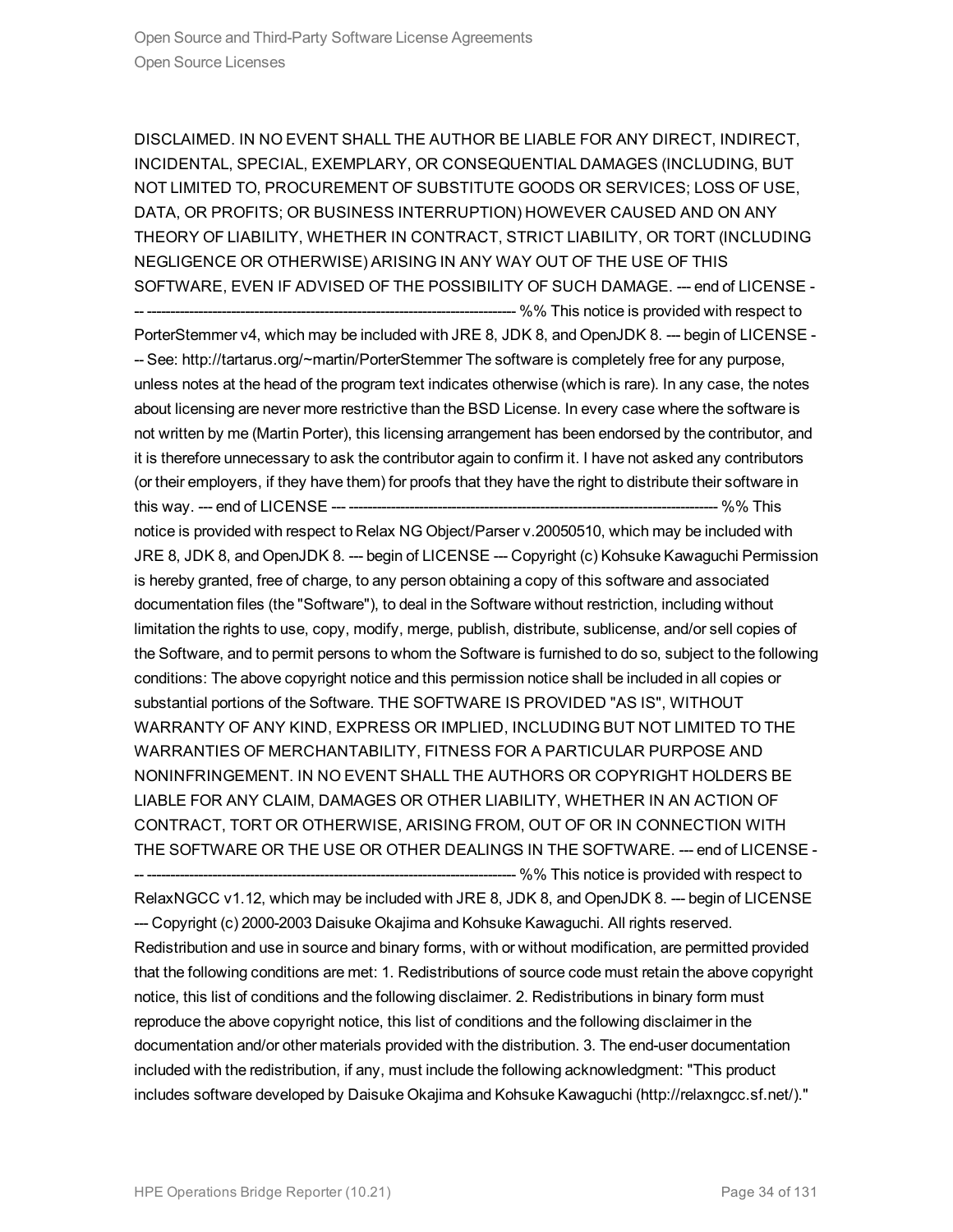DISCLAIMED. IN NO EVENT SHALL THE AUTHOR BE LIABLE FOR ANY DIRECT, INDIRECT, INCIDENTAL, SPECIAL, EXEMPLARY, OR CONSEQUENTIAL DAMAGES (INCLUDING, BUT NOT LIMITED TO, PROCUREMENT OF SUBSTITUTE GOODS OR SERVICES; LOSS OF USE, DATA, OR PROFITS; OR BUSINESS INTERRUPTION) HOWEVER CAUSED AND ON ANY THEORY OF LIABILITY, WHETHER IN CONTRACT, STRICT LIABILITY, OR TORT (INCLUDING NEGLIGENCE OR OTHERWISE) ARISING IN ANY WAY OUT OF THE USE OF THIS SOFTWARE, EVEN IF ADVISED OF THE POSSIBILITY OF SUCH DAMAGE. --- end of LICENSE --- ------------------------------------------------------------------------------- %% This notice is provided with respect to PorterStemmer v4, which may be included with JRE 8, JDK 8, and OpenJDK 8. --- begin of LICENSE --- See: http://tartarus.org/~martin/PorterStemmer The software is completely free for any purpose, unless notes at the head of the program text indicates otherwise (which is rare). In any case, the notes about licensing are never more restrictive than the BSD License. In every case where the software is not written by me (Martin Porter), this licensing arrangement has been endorsed by the contributor, and it is therefore unnecessary to ask the contributor again to confirm it. I have not asked any contributors (or their employers, if they have them) for proofs that they have the right to distribute their software in this way. --- end of LICENSE --- ------------------------------------------------------------------------------- %% This notice is provided with respect to Relax NG Object/Parser v.20050510, which may be included with JRE 8, JDK 8, and OpenJDK 8. --- begin of LICENSE --- Copyright (c) Kohsuke Kawaguchi Permission is hereby granted, free of charge, to any person obtaining a copy of this software and associated documentation files (the "Software"), to deal in the Software without restriction, including without limitation the rights to use, copy, modify, merge, publish, distribute, sublicense, and/or sell copies of the Software, and to permit persons to whom the Software is furnished to do so, subject to the following conditions: The above copyright notice and this permission notice shall be included in all copies or substantial portions of the Software. THE SOFTWARE IS PROVIDED "AS IS", WITHOUT WARRANTY OF ANY KIND, EXPRESS OR IMPLIED, INCLUDING BUT NOT LIMITED TO THE WARRANTIES OF MERCHANTABILITY, FITNESS FOR A PARTICULAR PURPOSE AND NONINFRINGEMENT. IN NO EVENT SHALL THE AUTHORS OR COPYRIGHT HOLDERS BE LIABLE FOR ANY CLAIM, DAMAGES OR OTHER LIABILITY, WHETHER IN AN ACTION OF CONTRACT, TORT OR OTHERWISE, ARISING FROM, OUT OF OR IN CONNECTION WITH THE SOFTWARE OR THE USE OR OTHER DEALINGS IN THE SOFTWARE. --- end of LICENSE --- ------------------------------------------------------------------------------- %% This notice is provided with respect to RelaxNGCC v1.12, which may be included with JRE 8, JDK 8, and OpenJDK 8. --- begin of LICENSE --- Copyright (c) 2000-2003 Daisuke Okajima and Kohsuke Kawaguchi. All rights reserved. Redistribution and use in source and binary forms, with or without modification, are permitted provided that the following conditions are met: 1. Redistributions of source code must retain the above copyright notice, this list of conditions and the following disclaimer. 2. Redistributions in binary form must reproduce the above copyright notice, this list of conditions and the following disclaimer in the documentation and/or other materials provided with the distribution. 3. The end-user documentation included with the redistribution, if any, must include the following acknowledgment: "This product includes software developed by Daisuke Okajima and Kohsuke Kawaguchi (http://relaxngcc.sf.net/)."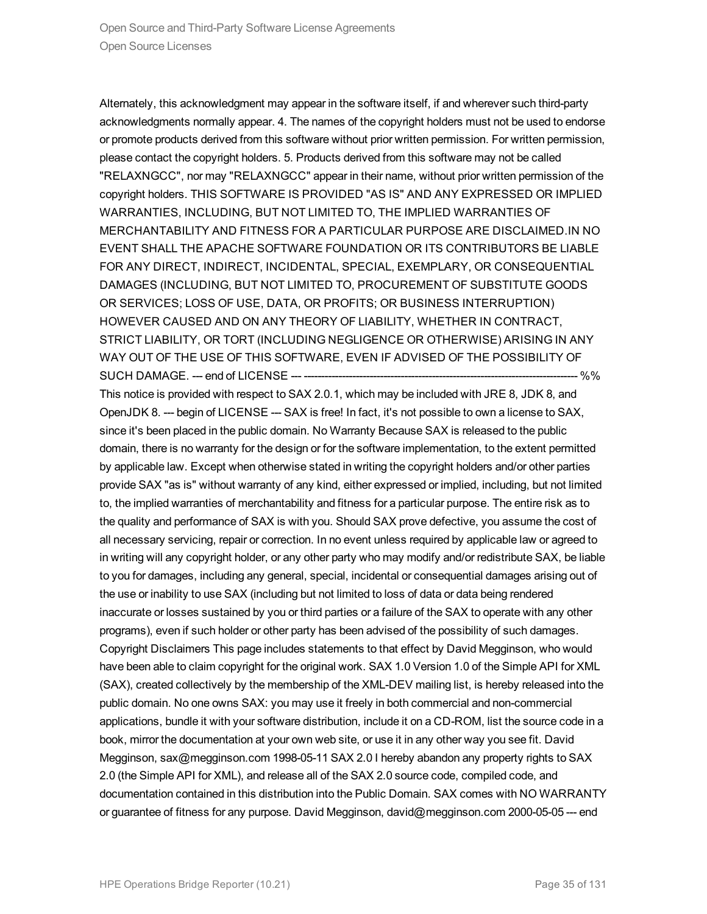Alternately, this acknowledgment may appear in the software itself, if and wherever such third-party acknowledgments normally appear. 4. The names of the copyright holders must not be used to endorse or promote products derived from this software without prior written permission. For written permission, please contact the copyright holders. 5. Products derived from this software may not be called "RELAXNGCC", nor may "RELAXNGCC" appear in their name, without prior written permission of the copyright holders. THIS SOFTWARE IS PROVIDED "AS IS" AND ANY EXPRESSED OR IMPLIED WARRANTIES, INCLUDING, BUT NOT LIMITED TO, THE IMPLIED WARRANTIES OF MERCHANTABILITY AND FITNESS FOR A PARTICULAR PURPOSE ARE DISCLAIMED.IN NO EVENT SHALL THE APACHE SOFTWARE FOUNDATION OR ITS CONTRIBUTORS BE LIABLE FOR ANY DIRECT, INDIRECT, INCIDENTAL, SPECIAL, EXEMPLARY, OR CONSEQUENTIAL DAMAGES (INCLUDING, BUT NOT LIMITED TO, PROCUREMENT OF SUBSTITUTE GOODS OR SERVICES; LOSS OF USE, DATA, OR PROFITS; OR BUSINESS INTERRUPTION) HOWEVER CAUSED AND ON ANY THEORY OF LIABILITY, WHETHER IN CONTRACT, STRICT LIABILITY, OR TORT (INCLUDING NEGLIGENCE OR OTHERWISE) ARISING IN ANY WAY OUT OF THE USE OF THIS SOFTWARE, EVEN IF ADVISED OF THE POSSIBILITY OF SUCH DAMAGE. --- end of LICENSE --- ------------------------------------------------------------------------------ %% This notice is provided with respect to SAX 2.0.1, which may be included with JRE 8, JDK 8, and OpenJDK 8. --- begin of LICENSE --- SAX is free! In fact, it's not possible to own a license to SAX, since it's been placed in the public domain. No Warranty Because SAX is released to the public domain, there is no warranty for the design or for the software implementation, to the extent permitted by applicable law. Except when otherwise stated in writing the copyright holders and/or other parties provide SAX "as is" without warranty of any kind, either expressed or implied, including, but not limited to, the implied warranties of merchantability and fitness for a particular purpose. The entire risk as to the quality and performance of SAX is with you. Should SAX prove defective, you assume the cost of all necessary servicing, repair or correction. In no event unless required by applicable law or agreed to in writing will any copyright holder, or any other party who may modify and/or redistribute SAX, be liable to you for damages, including any general, special, incidental or consequential damages arising out of the use or inability to use SAX (including but not limited to loss of data or data being rendered inaccurate or losses sustained by you or third parties or a failure of the SAX to operate with any other programs), even if such holder or other party has been advised of the possibility of such damages. Copyright Disclaimers This page includes statements to that effect by David Megginson, who would have been able to claim copyright for the original work. SAX 1.0 Version 1.0 of the Simple API for XML (SAX), created collectively by the membership of the XML-DEV mailing list, is hereby released into the public domain. No one owns SAX: you may use it freely in both commercial and non-commercial applications, bundle it with your software distribution, include it on a CD-ROM, list the source code in a book, mirror the documentation at your own web site, or use it in any other way you see fit. David Megginson, sax@megginson.com 1998-05-11 SAX 2.0 I hereby abandon any property rights to SAX 2.0 (the Simple API for XML), and release all of the SAX 2.0 source code, compiled code, and documentation contained in this distribution into the Public Domain. SAX comes with NO WARRANTY or guarantee of fitness for any purpose. David Megginson, david@megginson.com 2000-05-05 --- end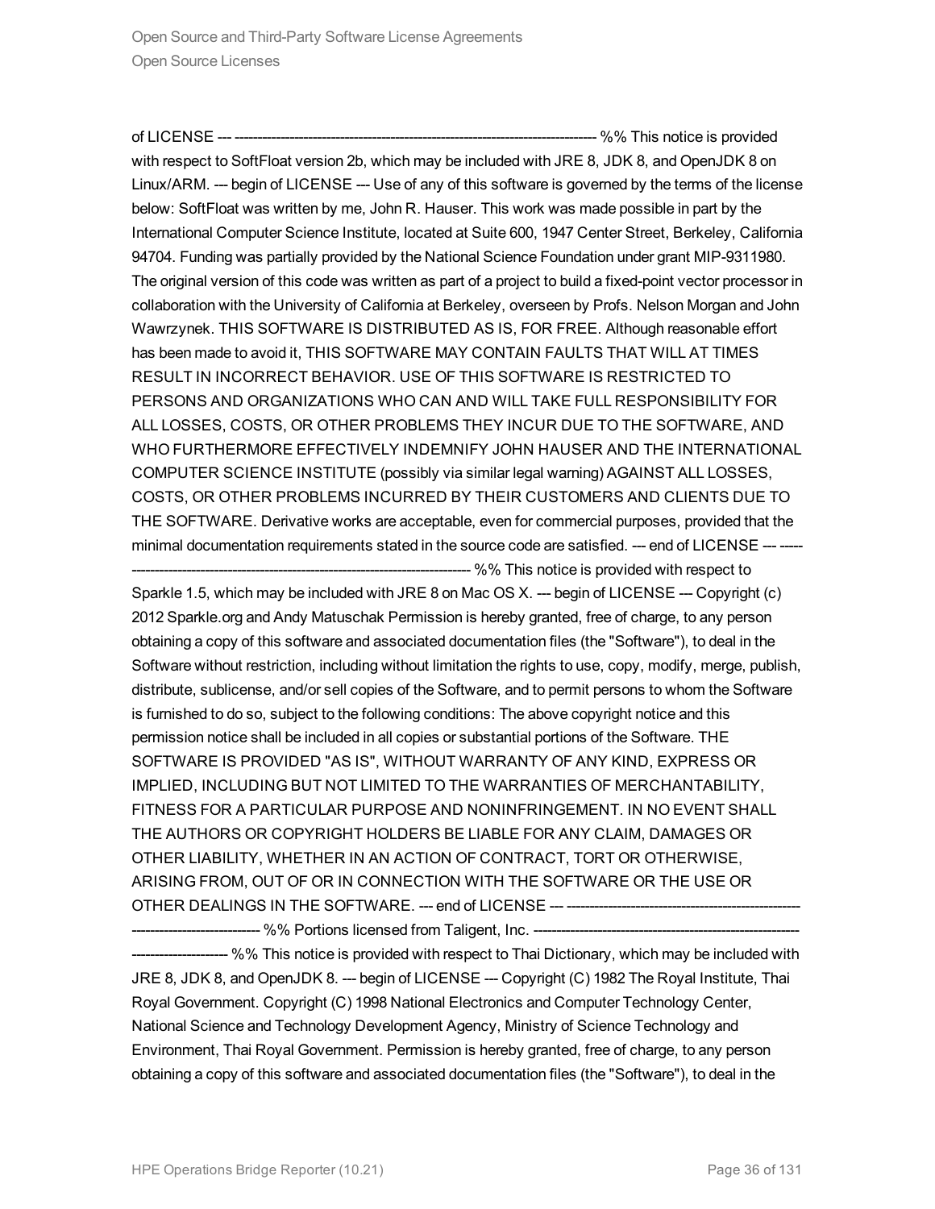of LICENSE --- ------------------------------------------------------------------------------- %% This notice is provided with respect to SoftFloat version 2b, which may be included with JRE 8, JDK 8, and OpenJDK 8 on Linux/ARM. --- begin of LICENSE --- Use of any of this software is governed by the terms of the license below: SoftFloat was written by me, John R. Hauser. This work was made possible in part by the International Computer Science Institute, located at Suite 600, 1947 Center Street, Berkeley, California 94704. Funding was partially provided by the National Science Foundation under grant MIP-9311980. The original version of this code was written as part of a project to build a fixed-point vector processor in collaboration with the University of California at Berkeley, overseen by Profs. Nelson Morgan and John Wawrzynek. THIS SOFTWARE IS DISTRIBUTED AS IS, FOR FREE. Although reasonable effort has been made to avoid it, THIS SOFTWARE MAY CONTAIN FAULTS THAT WILL AT TIMES RESULT IN INCORRECT BEHAVIOR. USE OF THIS SOFTWARE IS RESTRICTED TO PERSONS AND ORGANIZATIONS WHO CAN AND WILL TAKE FULL RESPONSIBILITY FOR ALL LOSSES, COSTS, OR OTHER PROBLEMS THEY INCUR DUE TO THE SOFTWARE, AND WHO FURTHERMORE EFFECTIVELY INDEMNIFY JOHN HAUSER AND THE INTERNATIONAL COMPUTER SCIENCE INSTITUTE (possibly via similar legal warning) AGAINST ALL LOSSES, COSTS, OR OTHER PROBLEMS INCURRED BY THEIR CUSTOMERS AND CLIENTS DUE TO THE SOFTWARE. Derivative works are acceptable, even for commercial purposes, provided that the minimal documentation requirements stated in the source code are satisfied. --- end of LICENSE --- ------------------------------------------------------------------------------- %% This notice is provided with respect to Sparkle 1.5, which may be included with JRE 8 on Mac OS X. --- begin of LICENSE --- Copyright (c) 2012 Sparkle.org and Andy Matuschak Permission is hereby granted, free of charge, to any person obtaining a copy of this software and associated documentation files (the "Software"), to deal in the Software without restriction, including without limitation the rights to use, copy, modify, merge, publish, distribute, sublicense, and/or sell copies of the Software, and to permit persons to whom the Software is furnished to do so, subject to the following conditions: The above copyright notice and this permission notice shall be included in all copies or substantial portions of the Software. THE SOFTWARE IS PROVIDED "AS IS", WITHOUT WARRANTY OF ANY KIND, EXPRESS OR IMPLIED, INCLUDING BUT NOT LIMITED TO THE WARRANTIES OF MERCHANTABILITY, FITNESS FOR A PARTICULAR PURPOSE AND NONINFRINGEMENT. IN NO EVENT SHALL THE AUTHORS OR COPYRIGHT HOLDERS BE LIABLE FOR ANY CLAIM, DAMAGES OR OTHER LIABILITY, WHETHER IN AN ACTION OF CONTRACT, TORT OR OTHERWISE, ARISING FROM, OUT OF OR IN CONNECTION WITH THE SOFTWARE OR THE USE OR OTHER DEALINGS IN THE SOFTWARE. --- end of LICENSE --- ------------------------------------------------------------------------------- %% Portions licensed from Taligent, Inc. ------------------------------------------------------------------------------- %% This notice is provided with respect to Thai Dictionary, which may be included with JRE 8, JDK 8, and OpenJDK 8. --- begin of LICENSE --- Copyright (C) 1982 The Royal Institute, Thai Royal Government. Copyright (C) 1998 National Electronics and Computer Technology Center, National Science and Technology Development Agency, Ministry of Science Technology and Environment, Thai Royal Government. Permission is hereby granted, free of charge, to any person obtaining a copy of this software and associated documentation files (the "Software"), to deal in the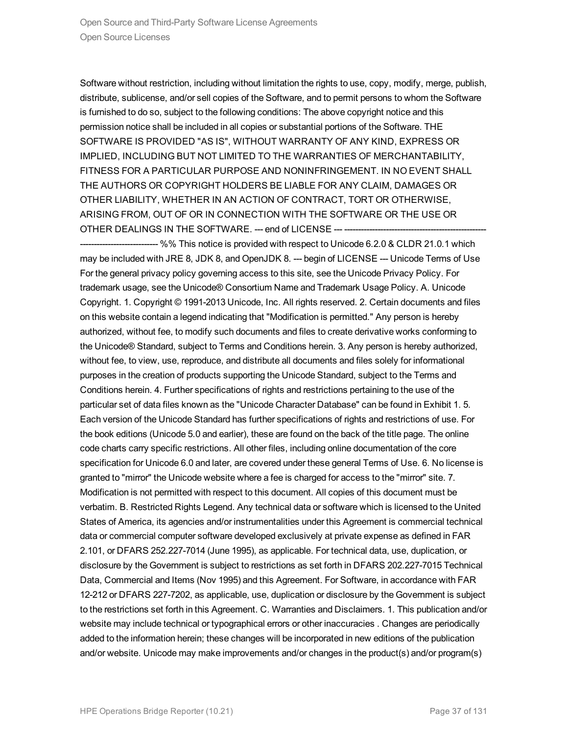Software without restriction, including without limitation the rights to use, copy, modify, merge, publish, distribute, sublicense, and/or sell copies of the Software, and to permit persons to whom the Software is furnished to do so, subject to the following conditions: The above copyright notice and this permission notice shall be included in all copies or substantial portions of the Software. THE SOFTWARE IS PROVIDED "AS IS", WITHOUT WARRANTY OF ANY KIND, EXPRESS OR IMPLIED, INCLUDING BUT NOT LIMITED TO THE WARRANTIES OF MERCHANTABILITY, FITNESS FOR A PARTICULAR PURPOSE AND NONINFRINGEMENT. IN NO EVENT SHALL THE AUTHORS OR COPYRIGHT HOLDERS BE LIABLE FOR ANY CLAIM, DAMAGES OR OTHER LIABILITY, WHETHER IN AN ACTION OF CONTRACT, TORT OR OTHERWISE, ARISING FROM, OUT OF OR IN CONNECTION WITH THE SOFTWARE OR THE USE OR OTHER DEALINGS IN THE SOFTWARE. --- end of LICENSE --- ------------------------------------------------------------------------------ %% This notice is provided with respect to Unicode 6.2.0 & CLDR 21.0.1 which may be included with JRE 8, JDK 8, and OpenJDK 8. --- begin of LICENSE --- Unicode Terms of Use For the general privacy policy governing access to this site, see the Unicode Privacy Policy. For trademark usage, see the Unicode® Consortium Name and Trademark Usage Policy. A. Unicode Copyright. 1. Copyright © 1991-2013 Unicode, Inc. All rights reserved. 2. Certain documents and files on this website contain a legend indicating that "Modification is permitted." Any person is hereby authorized, without fee, to modify such documents and files to create derivative works conforming to the Unicode® Standard, subject to Terms and Conditions herein. 3. Any person is hereby authorized, without fee, to view, use, reproduce, and distribute all documents and files solely for informational purposes in the creation of products supporting the Unicode Standard, subject to the Terms and Conditions herein. 4. Further specifications of rights and restrictions pertaining to the use of the particular set of data files known as the "Unicode Character Database" can be found in Exhibit 1. 5. Each version of the Unicode Standard has further specifications of rights and restrictions of use. For the book editions (Unicode 5.0 and earlier), these are found on the back of the title page. The online code charts carry specific restrictions. All other files, including online documentation of the core specification for Unicode 6.0 and later, are covered under these general Terms of Use. 6. No license is granted to "mirror" the Unicode website where a fee is charged for access to the "mirror" site. 7. Modification is not permitted with respect to this document. All copies of this document must be verbatim. B. Restricted Rights Legend. Any technical data or software which is licensed to the United States of America, its agencies and/or instrumentalities under this Agreement is commercial technical data or commercial computer software developed exclusively at private expense as defined in FAR 2.101, or DFARS 252.227-7014 (June 1995), as applicable. For technical data, use, duplication, or disclosure by the Government is subject to restrictions as set forth in DFARS 202.227-7015 Technical Data, Commercial and Items (Nov 1995) and this Agreement. For Software, in accordance with FAR 12-212 or DFARS 227-7202, as applicable, use, duplication or disclosure by the Government is subject to the restrictions set forth in this Agreement. C. Warranties and Disclaimers. 1. This publication and/or website may include technical or typographical errors or other inaccuracies . Changes are periodically added to the information herein; these changes will be incorporated in new editions of the publication and/or website. Unicode may make improvements and/or changes in the product(s) and/or program(s)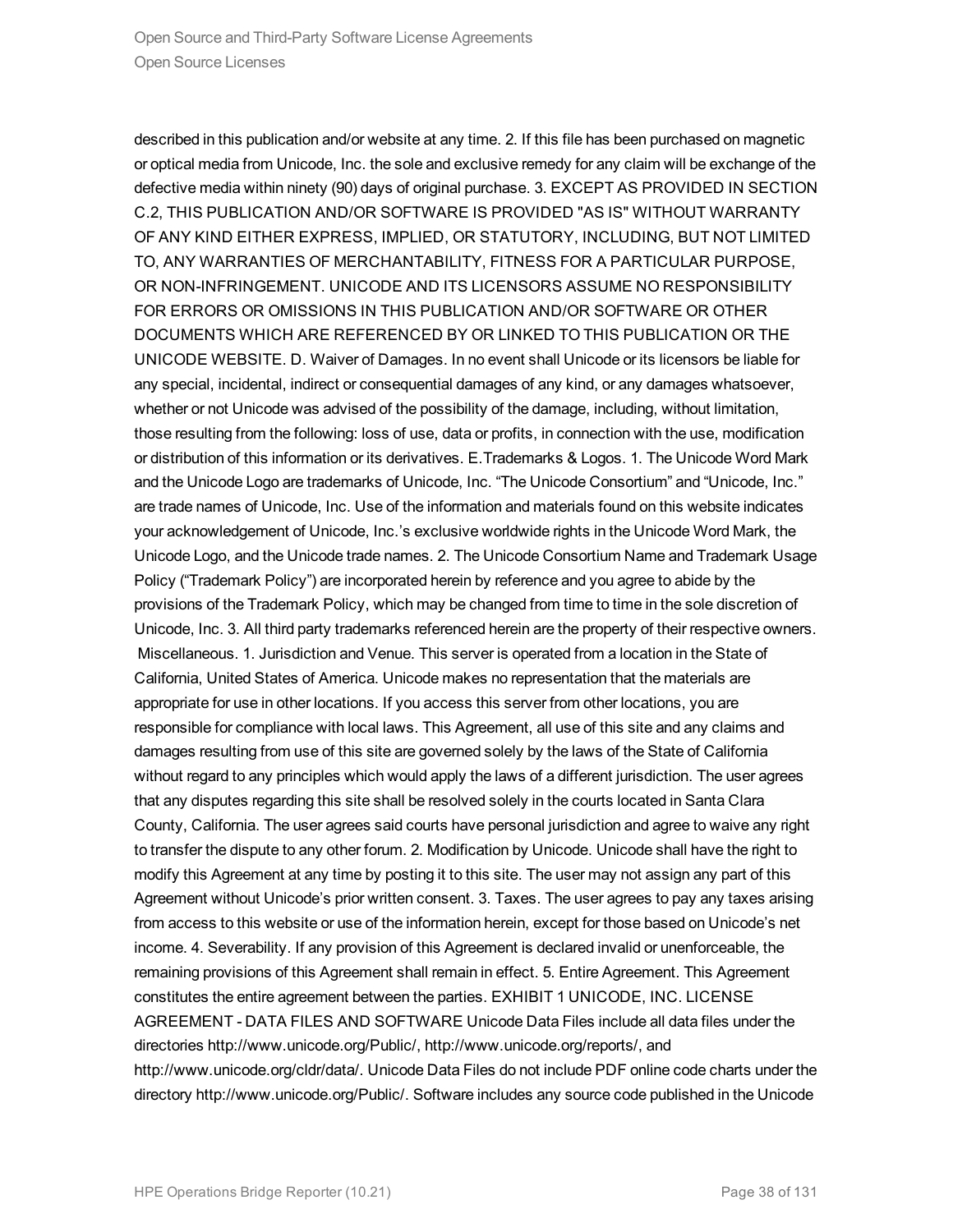described in this publication and/or website at any time. 2. If this file has been purchased on magnetic or optical media from Unicode, Inc. the sole and exclusive remedy for any claim will be exchange of the defective media within ninety (90) days of original purchase. 3. EXCEPT AS PROVIDED IN SECTION C.2, THIS PUBLICATION AND/OR SOFTWARE IS PROVIDED "AS IS" WITHOUT WARRANTY OF ANY KIND EITHER EXPRESS, IMPLIED, OR STATUTORY, INCLUDING, BUT NOT LIMITED TO, ANY WARRANTIES OF MERCHANTABILITY, FITNESS FOR A PARTICULAR PURPOSE, OR NON-INFRINGEMENT. UNICODE AND ITS LICENSORS ASSUME NO RESPONSIBILITY FOR ERRORS OR OMISSIONS IN THIS PUBLICATION AND/OR SOFTWARE OR OTHER DOCUMENTS WHICH ARE REFERENCED BY OR LINKED TO THIS PUBLICATION OR THE UNICODE WEBSITE. D. Waiver of Damages. In no event shall Unicode or its licensors be liable for any special, incidental, indirect or consequential damages of any kind, or any damages whatsoever, whether or not Unicode was advised of the possibility of the damage, including, without limitation, those resulting from the following: loss of use, data or profits, in connection with the use, modification or distribution of this information or its derivatives. E.Trademarks & Logos. 1. The Unicode Word Mark and the Unicode Logo are trademarks of Unicode, Inc. “The Unicode Consortium” and “Unicode, Inc.” are trade names of Unicode, Inc. Use of the information and materials found on this website indicates your acknowledgement of Unicode, Inc.’s exclusive worldwide rights in the Unicode Word Mark, the Unicode Logo, and the Unicode trade names. 2. The Unicode Consortium Name and Trademark Usage Policy (“Trademark Policy”) are incorporated herein by reference and you agree to abide by the provisions of the Trademark Policy, which may be changed from time to time in the sole discretion of Unicode, Inc. 3. All third party trademarks referenced herein are the property of their respective owners. Miscellaneous. 1. Jurisdiction and Venue. This server is operated from a location in the State of California, United States of America. Unicode makes no representation that the materials are appropriate for use in other locations. If you access this server from other locations, you are responsible for compliance with local laws. This Agreement, all use of this site and any claims and damages resulting from use of this site are governed solely by the laws of the State of California without regard to any principles which would apply the laws of a different jurisdiction. The user agrees that any disputes regarding this site shall be resolved solely in the courts located in Santa Clara County, California. The user agrees said courts have personal jurisdiction and agree to waive any right to transfer the dispute to any other forum. 2. Modification by Unicode. Unicode shall have the right to modify this Agreement at any time by posting it to this site. The user may not assign any part of this Agreement without Unicode’s prior written consent. 3. Taxes. The user agrees to pay any taxes arising from access to this website or use of the information herein, except for those based on Unicode’s net income. 4. Severability. If any provision of this Agreement is declared invalid or unenforceable, the remaining provisions of this Agreement shall remain in effect. 5. Entire Agreement. This Agreement constitutes the entire agreement between the parties. EXHIBIT 1 UNICODE, INC. LICENSE AGREEMENT - DATA FILES AND SOFTWARE Unicode Data Files include all data files under the directories http://www.unicode.org/Public/, http://www.unicode.org/reports/, and http://www.unicode.org/cldr/data/. Unicode Data Files do not include PDF online code charts under the directory http://www.unicode.org/Public/. Software includes any source code published in the Unicode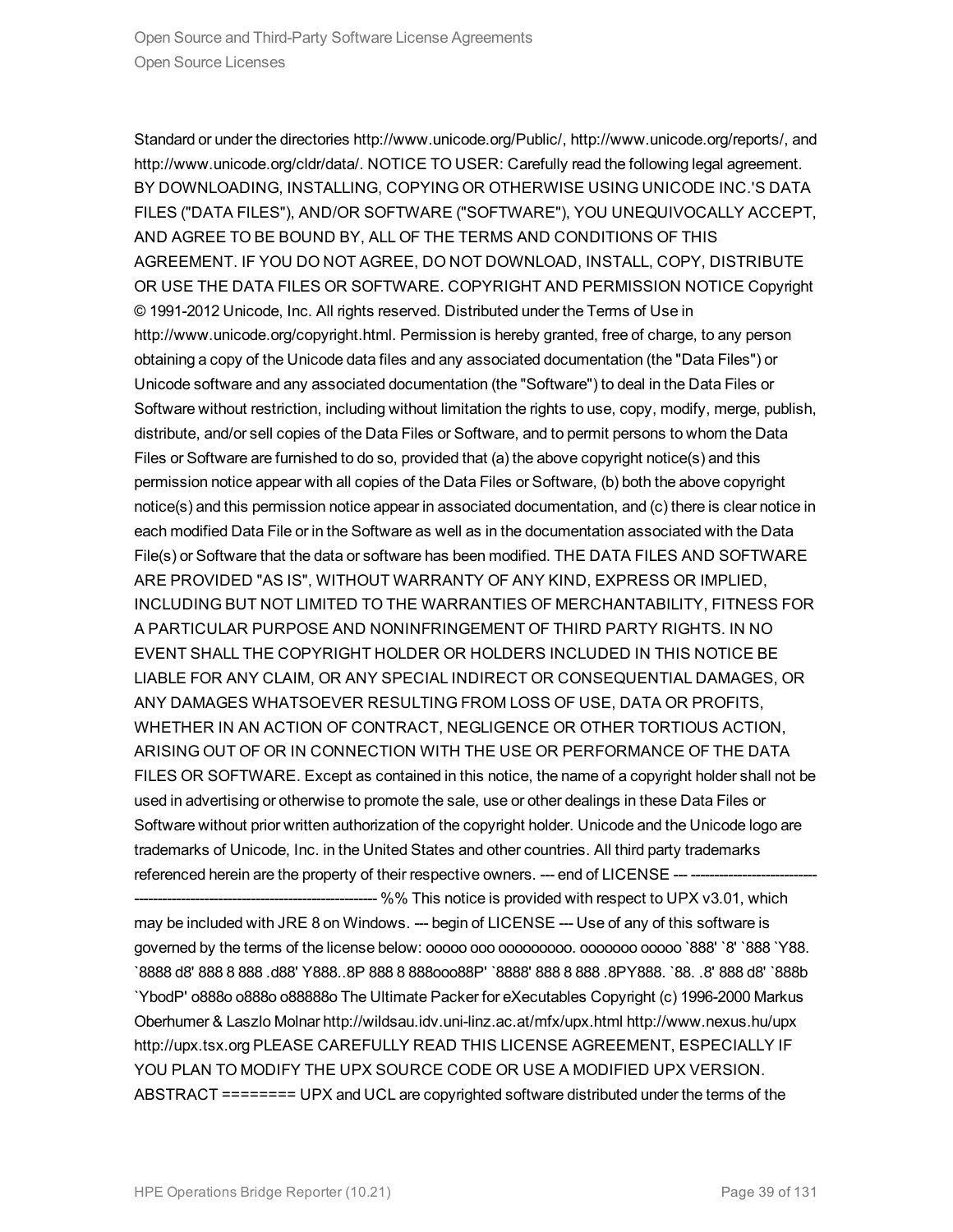Standard or under the directories http://www.unicode.org/Public/, http://www.unicode.org/reports/, and http://www.unicode.org/cldr/data/. NOTICE TO USER: Carefully read the following legal agreement. BY DOWNLOADING, INSTALLING, COPYING OR OTHERWISE USING UNICODE INC.'S DATA FILES ("DATA FILES"), AND/OR SOFTWARE ("SOFTWARE"), YOU UNEQUIVOCALLY ACCEPT, AND AGREE TO BE BOUND BY, ALL OF THE TERMS AND CONDITIONS OF THIS AGREEMENT. IF YOU DO NOT AGREE, DO NOT DOWNLOAD, INSTALL, COPY, DISTRIBUTE OR USE THE DATA FILES OR SOFTWARE. COPYRIGHT AND PERMISSION NOTICE Copyright © 1991-2012 Unicode, Inc. All rights reserved. Distributed under the Terms of Use in http://www.unicode.org/copyright.html. Permission is hereby granted, free of charge, to any person obtaining a copy of the Unicode data files and any associated documentation (the "Data Files") or Unicode software and any associated documentation (the "Software") to deal in the Data Files or Software without restriction, including without limitation the rights to use, copy, modify, merge, publish, distribute, and/or sell copies of the Data Files or Software, and to permit persons to whom the Data Files or Software are furnished to do so, provided that (a) the above copyright notice(s) and this permission notice appear with all copies of the Data Files or Software, (b) both the above copyright notice(s) and this permission notice appear in associated documentation, and (c) there is clear notice in each modified Data File or in the Software as well as in the documentation associated with the Data File(s) or Software that the data or software has been modified. THE DATA FILES AND SOFTWARE ARE PROVIDED "AS IS", WITHOUT WARRANTY OF ANY KIND, EXPRESS OR IMPLIED, INCLUDING BUT NOT LIMITED TO THE WARRANTIES OF MERCHANTABILITY, FITNESS FOR A PARTICULAR PURPOSE AND NONINFRINGEMENT OF THIRD PARTY RIGHTS. IN NO EVENT SHALL THE COPYRIGHT HOLDER OR HOLDERS INCLUDED IN THIS NOTICE BE LIABLE FOR ANY CLAIM, OR ANY SPECIAL INDIRECT OR CONSEQUENTIAL DAMAGES, OR ANY DAMAGES WHATSOEVER RESULTING FROM LOSS OF USE, DATA OR PROFITS, WHETHER IN AN ACTION OF CONTRACT, NEGLIGENCE OR OTHER TORTIOUS ACTION, ARISING OUT OF OR IN CONNECTION WITH THE USE OR PERFORMANCE OF THE DATA FILES OR SOFTWARE. Except as contained in this notice, the name of a copyright holder shall not be used in advertising or otherwise to promote the sale, use or other dealings in these Data Files or Software without prior written authorization of the copyright holder. Unicode and the Unicode logo are trademarks of Unicode, Inc. in the United States and other countries. All third party trademarks referenced herein are the property of their respective owners. --- end of LICENSE --- ------------------------------------------------------------------------------ %% This notice is provided with respect to UPX v3.01, which may be included with JRE 8 on Windows. --- begin of LICENSE --- Use of any of this software is governed by the terms of the license below: ooooo ooo ooooooooo. ooooooo ooooo `888' `8' `888 `Y88. `8888 d8' 888 8 888 .d88' Y888..8P 888 8 888ooo88P' `8888' 888 8 888 .8PY888. `88. .8' 888 d8' `888b `YbodP' o888o o888o o88888o The Ultimate Packer for eXecutables Copyright (c) 1996-2000 Markus Oberhumer & Laszlo Molnar http://wildsau.idv.uni-linz.ac.at/mfx/upx.html http://www.nexus.hu/upx http://upx.tsx.org PLEASE CAREFULLY READ THIS LICENSE AGREEMENT, ESPECIALLY IF YOU PLAN TO MODIFY THE UPX SOURCE CODE OR USE A MODIFIED UPX VERSION. ABSTRACT ======== UPX and UCL are copyrighted software distributed under the terms of the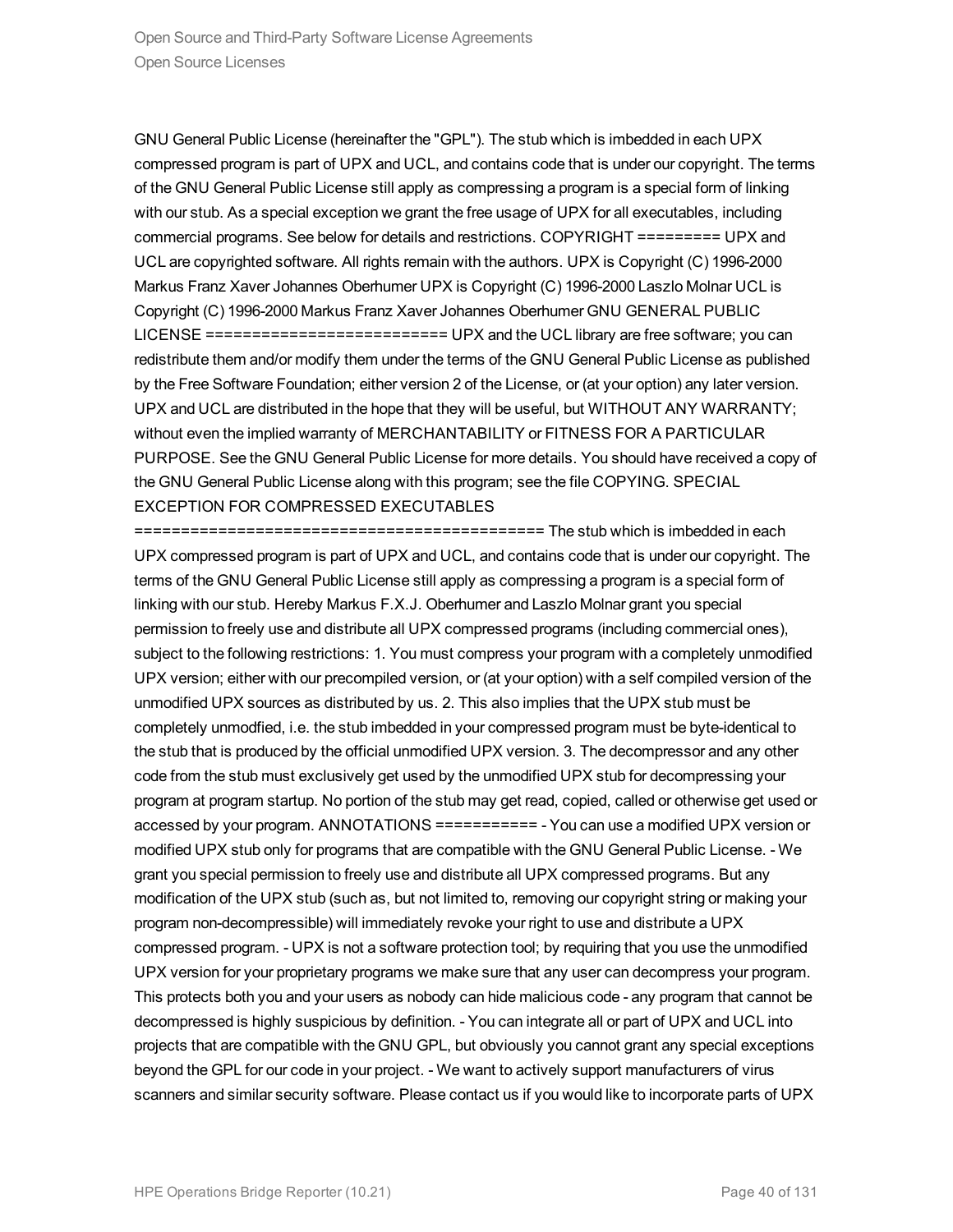GNU General Public License (hereinafter the "GPL"). The stub which is imbedded in each UPX compressed program is part of UPX and UCL, and contains code that is under our copyright. The terms of the GNU General Public License still apply as compressing a program is a special form of linking with our stub. As a special exception we grant the free usage of UPX for all executables, including commercial programs. See below for details and restrictions. COPYRIGHT ========= UPX and UCL are copyrighted software. All rights remain with the authors. UPX is Copyright (C) 1996-2000 Markus Franz Xaver Johannes Oberhumer UPX is Copyright (C) 1996-2000 Laszlo Molnar UCL is Copyright (C) 1996-2000 Markus Franz Xaver Johannes Oberhumer GNU GENERAL PUBLIC LICENSE ========================== UPX and the UCL library are free software; you can redistribute them and/or modify them under the terms of the GNU General Public License as published by the Free Software Foundation; either version 2 of the License, or (at your option) any later version. UPX and UCL are distributed in the hope that they will be useful, but WITHOUT ANY WARRANTY; without even the implied warranty of MERCHANTABILITY or FITNESS FOR A PARTICULAR PURPOSE. See the GNU General Public License for more details. You should have received a copy of the GNU General Public License along with this program; see the file COPYING. SPECIAL EXCEPTION FOR COMPRESSED EXECUTABLES ============================================ The stub which is imbedded in each UPX compressed program is part of UPX and UCL, and contains code that is under our copyright. The terms of the GNU General Public License still apply as compressing a program is a special form of linking with our stub. Hereby Markus F.X.J. Oberhumer and Laszlo Molnar grant you special permission to freely use and distribute all UPX compressed programs (including commercial ones), subject to the following restrictions: 1. You must compress your program with a completely unmodified UPX version; either with our precompiled version, or (at your option) with a self compiled version of the unmodified UPX sources as distributed by us. 2. This also implies that the UPX stub must be completely unmodfied, i.e. the stub imbedded in your compressed program must be byte-identical to the stub that is produced by the official unmodified UPX version. 3. The decompressor and any other code from the stub must exclusively get used by the unmodified UPX stub for decompressing your program at program startup. No portion of the stub may get read, copied, called or otherwise get used or accessed by your program. ANNOTATIONS =========== - You can use a modified UPX version or modified UPX stub only for programs that are compatible with the GNU General Public License. - We grant you special permission to freely use and distribute all UPX compressed programs. But any modification of the UPX stub (such as, but not limited to, removing our copyright string or making your program non-decompressible) will immediately revoke your right to use and distribute a UPX compressed program. - UPX is not a software protection tool; by requiring that you use the unmodified UPX version for your proprietary programs we make sure that any user can decompress your program. This protects both you and your users as nobody can hide malicious code - any program that cannot be decompressed is highly suspicious by definition. - You can integrate all or part of UPX and UCL into projects that are compatible with the GNU GPL, but obviously you cannot grant any special exceptions beyond the GPL for our code in your project. - We want to actively support manufacturers of virus scanners and similar security software. Please contact us if you would like to incorporate parts of UPX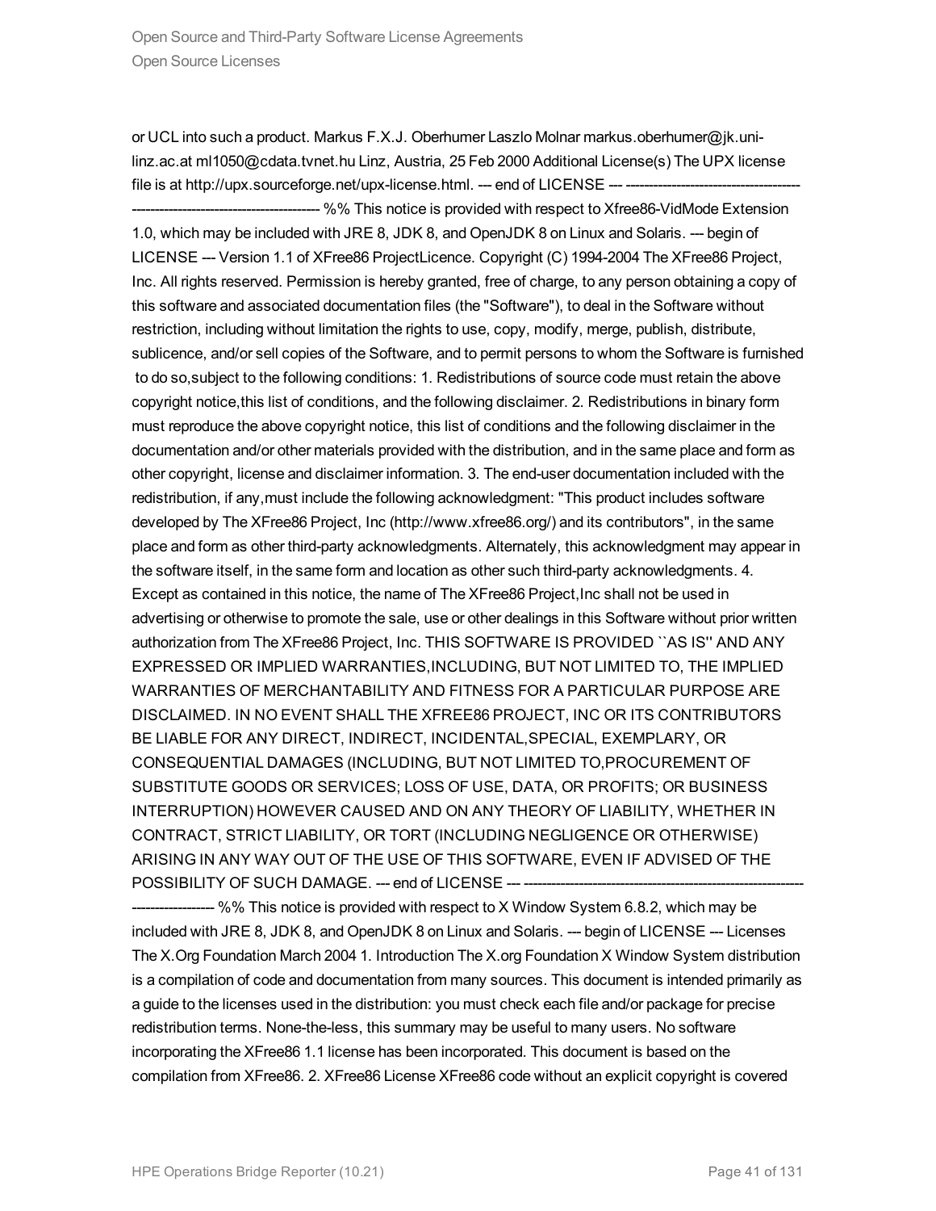or UCL into such a product. Markus F.X.J. Oberhumer Laszlo Molnar markus.oberhumer@jk.uni-linz.ac.at ml1050@cdata.tvnet.hu Linz, Austria, 25 Feb 2000 Additional License(s) The UPX license file is at http://upx.sourceforge.net/upx-license.html. --- end of LICENSE --- ------------------------------------------------------------------------------- %% This notice is provided with respect to Xfree86-VidMode Extension 1.0, which may be included with JRE 8, JDK 8, and OpenJDK 8 on Linux and Solaris. --- begin of LICENSE --- Version 1.1 of XFree86 ProjectLicence. Copyright (C) 1994-2004 The XFree86 Project, Inc. All rights reserved. Permission is hereby granted, free of charge, to any person obtaining a copy of this software and associated documentation files (the "Software"), to deal in the Software without restriction, including without limitation the rights to use, copy, modify, merge, publish, distribute, sublicence, and/or sell copies of the Software, and to permit persons to whom the Software is furnished to do so,subject to the following conditions: 1. Redistributions of source code must retain the above copyright notice,this list of conditions, and the following disclaimer. 2. Redistributions in binary form must reproduce the above copyright notice, this list of conditions and the following disclaimer in the documentation and/or other materials provided with the distribution, and in the same place and form as other copyright, license and disclaimer information. 3. The end-user documentation included with the redistribution, if any,must include the following acknowledgment: "This product includes software developed by The XFree86 Project, Inc (http://www.xfree86.org/) and its contributors", in the same place and form as other third-party acknowledgments. Alternately, this acknowledgment may appear in the software itself, in the same form and location as other such third-party acknowledgments. 4. Except as contained in this notice, the name of The XFree86 Project,Inc shall not be used in advertising or otherwise to promote the sale, use or other dealings in this Software without prior written authorization from The XFree86 Project, Inc. THIS SOFTWARE IS PROVIDED ``AS IS'' AND ANY EXPRESSED OR IMPLIED WARRANTIES,INCLUDING, BUT NOT LIMITED TO, THE IMPLIED WARRANTIES OF MERCHANTABILITY AND FITNESS FOR A PARTICULAR PURPOSE ARE DISCLAIMED. IN NO EVENT SHALL THE XFREE86 PROJECT, INC OR ITS CONTRIBUTORS BE LIABLE FOR ANY DIRECT, INDIRECT, INCIDENTAL,SPECIAL, EXEMPLARY, OR CONSEQUENTIAL DAMAGES (INCLUDING, BUT NOT LIMITED TO,PROCUREMENT OF SUBSTITUTE GOODS OR SERVICES; LOSS OF USE, DATA, OR PROFITS; OR BUSINESS INTERRUPTION) HOWEVER CAUSED AND ON ANY THEORY OF LIABILITY, WHETHER IN CONTRACT, STRICT LIABILITY, OR TORT (INCLUDING NEGLIGENCE OR OTHERWISE) ARISING IN ANY WAY OUT OF THE USE OF THIS SOFTWARE, EVEN IF ADVISED OF THE POSSIBILITY OF SUCH DAMAGE. --- end of LICENSE --- ------------------------------------------------------------------------------- %% This notice is provided with respect to X Window System 6.8.2, which may be included with JRE 8, JDK 8, and OpenJDK 8 on Linux and Solaris. --- begin of LICENSE --- Licenses The X.Org Foundation March 2004 1. Introduction The X.org Foundation X Window System distribution is a compilation of code and documentation from many sources. This document is intended primarily as a guide to the licenses used in the distribution: you must check each file and/or package for precise redistribution terms. None-the-less, this summary may be useful to many users. No software incorporating the XFree86 1.1 license has been incorporated. This document is based on the compilation from XFree86. 2. XFree86 License XFree86 code without an explicit copyright is covered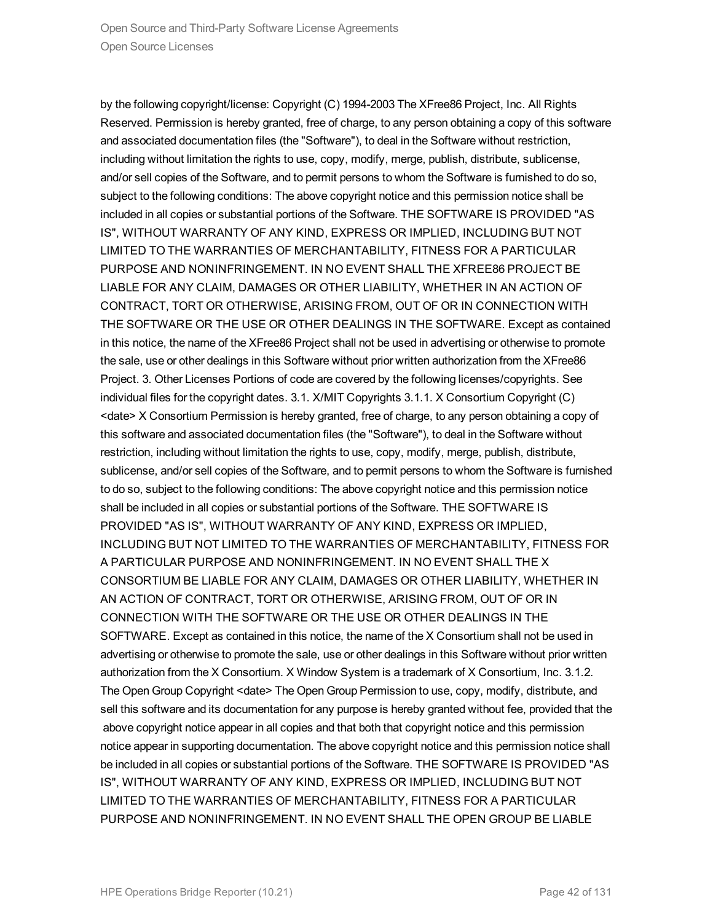by the following copyright/license: Copyright (C) 1994-2003 The XFree86 Project, Inc. All Rights Reserved. Permission is hereby granted, free of charge, to any person obtaining a copy of this software and associated documentation files (the "Software"), to deal in the Software without restriction, including without limitation the rights to use, copy, modify, merge, publish, distribute, sublicense, and/or sell copies of the Software, and to permit persons to whom the Software is furnished to do so, subject to the following conditions: The above copyright notice and this permission notice shall be included in all copies or substantial portions of the Software. THE SOFTWARE IS PROVIDED "AS IS", WITHOUT WARRANTY OF ANY KIND, EXPRESS OR IMPLIED, INCLUDING BUT NOT LIMITED TO THE WARRANTIES OF MERCHANTABILITY, FITNESS FOR A PARTICULAR PURPOSE AND NONINFRINGEMENT. IN NO EVENT SHALL THE XFREE86 PROJECT BE LIABLE FOR ANY CLAIM, DAMAGES OR OTHER LIABILITY, WHETHER IN AN ACTION OF CONTRACT, TORT OR OTHERWISE, ARISING FROM, OUT OF OR IN CONNECTION WITH THE SOFTWARE OR THE USE OR OTHER DEALINGS IN THE SOFTWARE. Except as contained in this notice, the name of the XFree86 Project shall not be used in advertising or otherwise to promote the sale, use or other dealings in this Software without prior written authorization from the XFree86 Project. 3. Other Licenses Portions of code are covered by the following licenses/copyrights. See individual files for the copyright dates. 3.1. X/MIT Copyrights 3.1.1. X Consortium Copyright (C) <date> X Consortium Permission is hereby granted, free of charge, to any person obtaining a copy of this software and associated documentation files (the "Software"), to deal in the Software without restriction, including without limitation the rights to use, copy, modify, merge, publish, distribute, sublicense, and/or sell copies of the Software, and to permit persons to whom the Software is furnished to do so, subject to the following conditions: The above copyright notice and this permission notice shall be included in all copies or substantial portions of the Software. THE SOFTWARE IS PROVIDED "AS IS", WITHOUT WARRANTY OF ANY KIND, EXPRESS OR IMPLIED, INCLUDING BUT NOT LIMITED TO THE WARRANTIES OF MERCHANTABILITY, FITNESS FOR A PARTICULAR PURPOSE AND NONINFRINGEMENT. IN NO EVENT SHALL THE X CONSORTIUM BE LIABLE FOR ANY CLAIM, DAMAGES OR OTHER LIABILITY, WHETHER IN AN ACTION OF CONTRACT, TORT OR OTHERWISE, ARISING FROM, OUT OF OR IN CONNECTION WITH THE SOFTWARE OR THE USE OR OTHER DEALINGS IN THE SOFTWARE. Except as contained in this notice, the name of the X Consortium shall not be used in advertising or otherwise to promote the sale, use or other dealings in this Software without prior written authorization from the X Consortium. X Window System is a trademark of X Consortium, Inc. 3.1.2. The Open Group Copyright <date> The Open Group Permission to use, copy, modify, distribute, and sell this software and its documentation for any purpose is hereby granted without fee, provided that the above copyright notice appear in all copies and that both that copyright notice and this permission notice appear in supporting documentation. The above copyright notice and this permission notice shall be included in all copies or substantial portions of the Software. THE SOFTWARE IS PROVIDED "AS IS", WITHOUT WARRANTY OF ANY KIND, EXPRESS OR IMPLIED, INCLUDING BUT NOT LIMITED TO THE WARRANTIES OF MERCHANTABILITY, FITNESS FOR A PARTICULAR PURPOSE AND NONINFRINGEMENT. IN NO EVENT SHALL THE OPEN GROUP BE LIABLE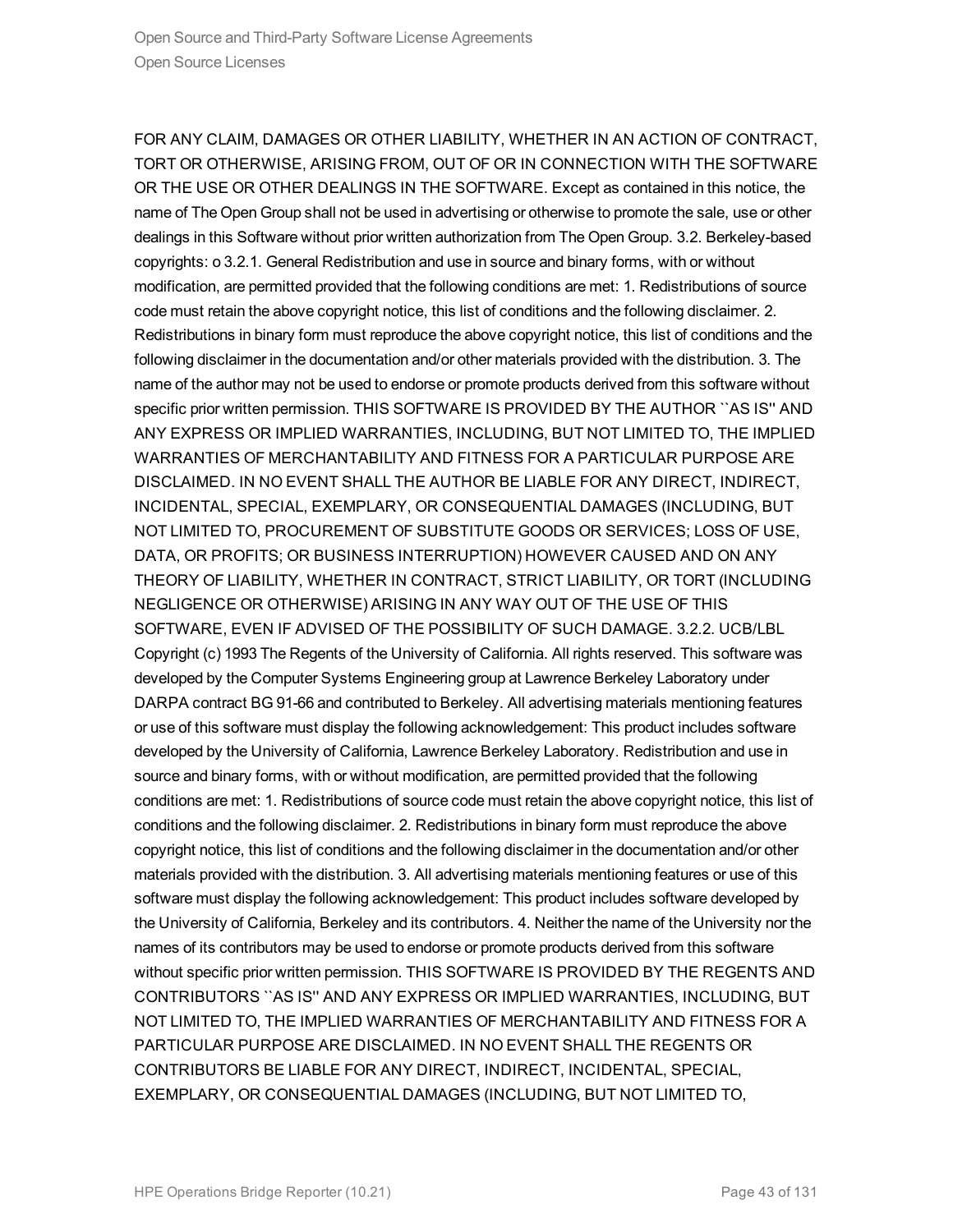FOR ANY CLAIM, DAMAGES OR OTHER LIABILITY, WHETHER IN AN ACTION OF CONTRACT, TORT OR OTHERWISE, ARISING FROM, OUT OF OR IN CONNECTION WITH THE SOFTWARE OR THE USE OR OTHER DEALINGS IN THE SOFTWARE. Except as contained in this notice, the name of The Open Group shall not be used in advertising or otherwise to promote the sale, use or other dealings in this Software without prior written authorization from The Open Group. 3.2. Berkeley-based copyrights: o 3.2.1. General Redistribution and use in source and binary forms, with or without modification, are permitted provided that the following conditions are met: 1. Redistributions of source code must retain the above copyright notice, this list of conditions and the following disclaimer. 2. Redistributions in binary form must reproduce the above copyright notice, this list of conditions and the following disclaimer in the documentation and/or other materials provided with the distribution. 3. The name of the author may not be used to endorse or promote products derived from this software without specific prior written permission. THIS SOFTWARE IS PROVIDED BY THE AUTHOR ``AS IS'' AND ANY EXPRESS OR IMPLIED WARRANTIES, INCLUDING, BUT NOT LIMITED TO, THE IMPLIED WARRANTIES OF MERCHANTABILITY AND FITNESS FOR A PARTICULAR PURPOSE ARE DISCLAIMED. IN NO EVENT SHALL THE AUTHOR BE LIABLE FOR ANY DIRECT, INDIRECT, INCIDENTAL, SPECIAL, EXEMPLARY, OR CONSEQUENTIAL DAMAGES (INCLUDING, BUT NOT LIMITED TO, PROCUREMENT OF SUBSTITUTE GOODS OR SERVICES; LOSS OF USE, DATA, OR PROFITS; OR BUSINESS INTERRUPTION) HOWEVER CAUSED AND ON ANY THEORY OF LIABILITY, WHETHER IN CONTRACT, STRICT LIABILITY, OR TORT (INCLUDING NEGLIGENCE OR OTHERWISE) ARISING IN ANY WAY OUT OF THE USE OF THIS SOFTWARE, EVEN IF ADVISED OF THE POSSIBILITY OF SUCH DAMAGE. 3.2.2. UCB/LBL Copyright (c) 1993 The Regents of the University of California. All rights reserved. This software was developed by the Computer Systems Engineering group at Lawrence Berkeley Laboratory under DARPA contract BG 91-66 and contributed to Berkeley. All advertising materials mentioning features or use of this software must display the following acknowledgement: This product includes software developed by the University of California, Lawrence Berkeley Laboratory. Redistribution and use in source and binary forms, with or without modification, are permitted provided that the following conditions are met: 1. Redistributions of source code must retain the above copyright notice, this list of conditions and the following disclaimer. 2. Redistributions in binary form must reproduce the above copyright notice, this list of conditions and the following disclaimer in the documentation and/or other materials provided with the distribution. 3. All advertising materials mentioning features or use of this software must display the following acknowledgement: This product includes software developed by the University of California, Berkeley and its contributors. 4. Neither the name of the University nor the names of its contributors may be used to endorse or promote products derived from this software without specific prior written permission. THIS SOFTWARE IS PROVIDED BY THE REGENTS AND CONTRIBUTORS ``AS IS'' AND ANY EXPRESS OR IMPLIED WARRANTIES, INCLUDING, BUT NOT LIMITED TO, THE IMPLIED WARRANTIES OF MERCHANTABILITY AND FITNESS FOR A PARTICULAR PURPOSE ARE DISCLAIMED. IN NO EVENT SHALL THE REGENTS OR CONTRIBUTORS BE LIABLE FOR ANY DIRECT, INDIRECT, INCIDENTAL, SPECIAL, EXEMPLARY, OR CONSEQUENTIAL DAMAGES (INCLUDING, BUT NOT LIMITED TO,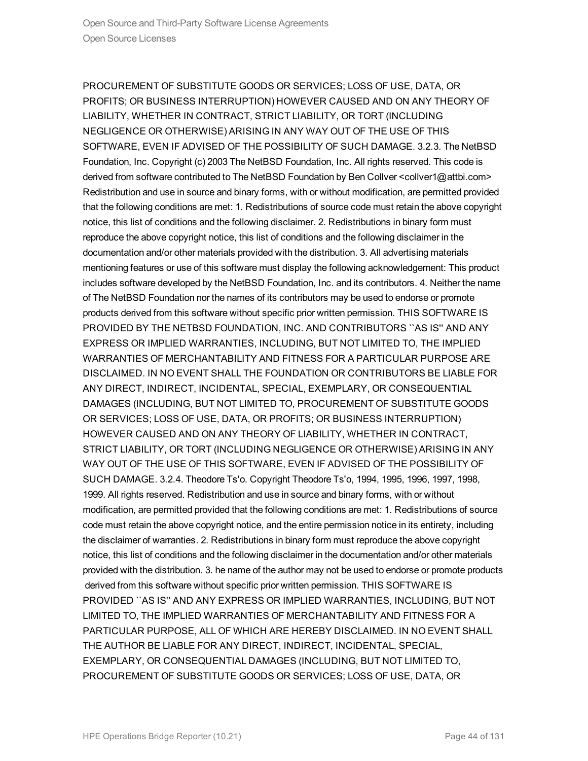PROCUREMENT OF SUBSTITUTE GOODS OR SERVICES; LOSS OF USE, DATA, OR PROFITS; OR BUSINESS INTERRUPTION) HOWEVER CAUSED AND ON ANY THEORY OF LIABILITY, WHETHER IN CONTRACT, STRICT LIABILITY, OR TORT (INCLUDING NEGLIGENCE OR OTHERWISE) ARISING IN ANY WAY OUT OF THE USE OF THIS SOFTWARE, EVEN IF ADVISED OF THE POSSIBILITY OF SUCH DAMAGE. 3.2.3. The NetBSD Foundation, Inc. Copyright (c) 2003 The NetBSD Foundation, Inc. All rights reserved. This code is derived from software contributed to The NetBSD Foundation by Ben Collver <collver1@attbi.com> Redistribution and use in source and binary forms, with or without modification, are permitted provided that the following conditions are met: 1. Redistributions of source code must retain the above copyright notice, this list of conditions and the following disclaimer. 2. Redistributions in binary form must reproduce the above copyright notice, this list of conditions and the following disclaimer in the documentation and/or other materials provided with the distribution. 3. All advertising materials mentioning features or use of this software must display the following acknowledgement: This product includes software developed by the NetBSD Foundation, Inc. and its contributors. 4. Neither the name of The NetBSD Foundation nor the names of its contributors may be used to endorse or promote products derived from this software without specific prior written permission. THIS SOFTWARE IS PROVIDED BY THE NETBSD FOUNDATION, INC. AND CONTRIBUTORS ``AS IS'' AND ANY EXPRESS OR IMPLIED WARRANTIES, INCLUDING, BUT NOT LIMITED TO, THE IMPLIED WARRANTIES OF MERCHANTABILITY AND FITNESS FOR A PARTICULAR PURPOSE ARE DISCLAIMED. IN NO EVENT SHALL THE FOUNDATION OR CONTRIBUTORS BE LIABLE FOR ANY DIRECT, INDIRECT, INCIDENTAL, SPECIAL, EXEMPLARY, OR CONSEQUENTIAL DAMAGES (INCLUDING, BUT NOT LIMITED TO, PROCUREMENT OF SUBSTITUTE GOODS OR SERVICES; LOSS OF USE, DATA, OR PROFITS; OR BUSINESS INTERRUPTION) HOWEVER CAUSED AND ON ANY THEORY OF LIABILITY, WHETHER IN CONTRACT, STRICT LIABILITY, OR TORT (INCLUDING NEGLIGENCE OR OTHERWISE) ARISING IN ANY WAY OUT OF THE USE OF THIS SOFTWARE, EVEN IF ADVISED OF THE POSSIBILITY OF SUCH DAMAGE. 3.2.4. Theodore Ts'o. Copyright Theodore Ts'o, 1994, 1995, 1996, 1997, 1998, 1999. All rights reserved. Redistribution and use in source and binary forms, with or without modification, are permitted provided that the following conditions are met: 1. Redistributions of source code must retain the above copyright notice, and the entire permission notice in its entirety, including the disclaimer of warranties. 2. Redistributions in binary form must reproduce the above copyright notice, this list of conditions and the following disclaimer in the documentation and/or other materials provided with the distribution. 3. he name of the author may not be used to endorse or promote products derived from this software without specific prior written permission. THIS SOFTWARE IS PROVIDED ``AS IS'' AND ANY EXPRESS OR IMPLIED WARRANTIES, INCLUDING, BUT NOT LIMITED TO, THE IMPLIED WARRANTIES OF MERCHANTABILITY AND FITNESS FOR A PARTICULAR PURPOSE, ALL OF WHICH ARE HEREBY DISCLAIMED. IN NO EVENT SHALL THE AUTHOR BE LIABLE FOR ANY DIRECT, INDIRECT, INCIDENTAL, SPECIAL, EXEMPLARY, OR CONSEQUENTIAL DAMAGES (INCLUDING, BUT NOT LIMITED TO, PROCUREMENT OF SUBSTITUTE GOODS OR SERVICES; LOSS OF USE, DATA, OR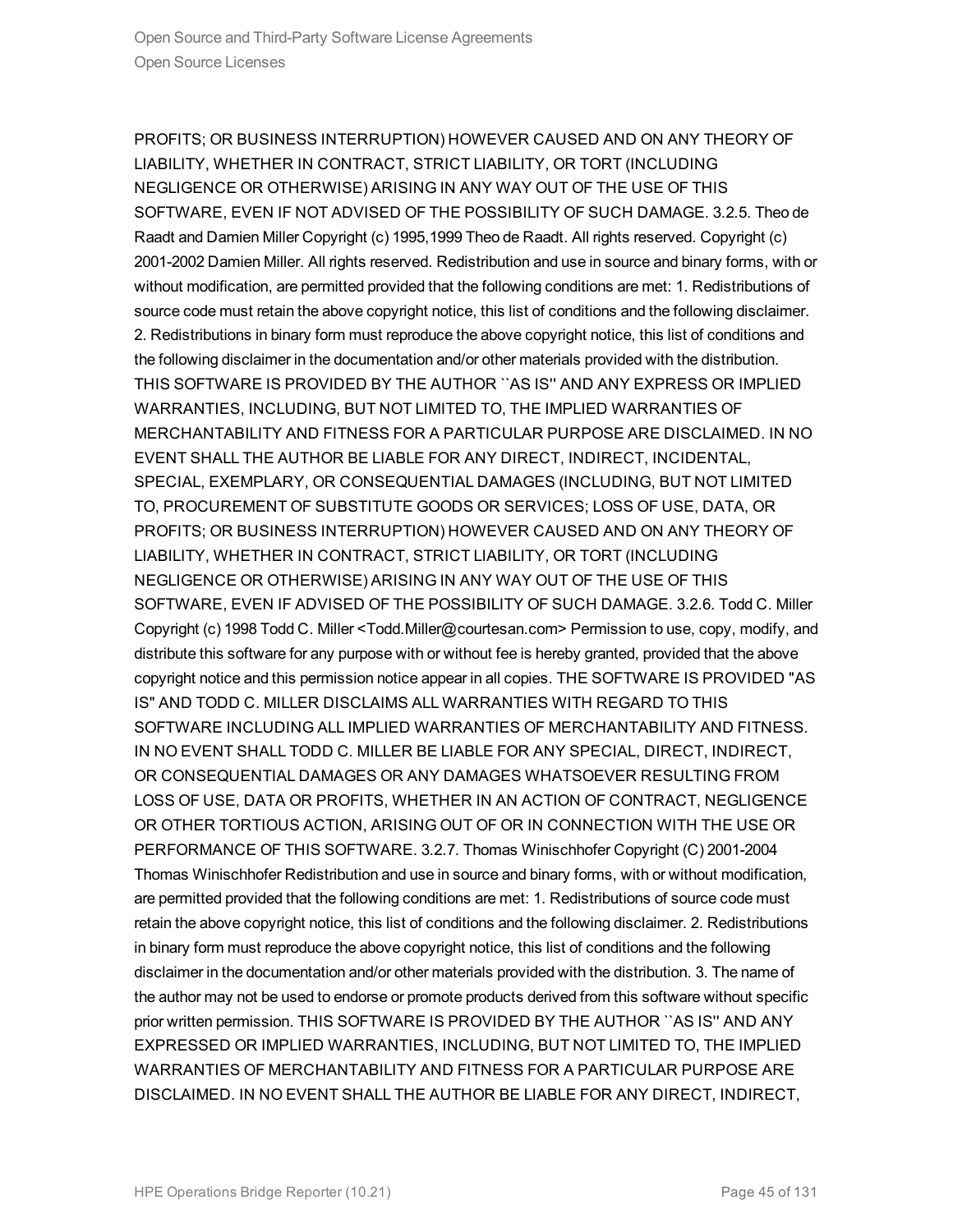PROFITS; OR BUSINESS INTERRUPTION) HOWEVER CAUSED AND ON ANY THEORY OF LIABILITY, WHETHER IN CONTRACT, STRICT LIABILITY, OR TORT (INCLUDING NEGLIGENCE OR OTHERWISE) ARISING IN ANY WAY OUT OF THE USE OF THIS SOFTWARE, EVEN IF NOT ADVISED OF THE POSSIBILITY OF SUCH DAMAGE. 3.2.5. Theo de Raadt and Damien Miller Copyright (c) 1995,1999 Theo de Raadt. All rights reserved. Copyright (c) 2001-2002 Damien Miller. All rights reserved. Redistribution and use in source and binary forms, with or without modification, are permitted provided that the following conditions are met: 1. Redistributions of source code must retain the above copyright notice, this list of conditions and the following disclaimer. 2. Redistributions in binary form must reproduce the above copyright notice, this list of conditions and the following disclaimer in the documentation and/or other materials provided with the distribution. THIS SOFTWARE IS PROVIDED BY THE AUTHOR ``AS IS'' AND ANY EXPRESS OR IMPLIED WARRANTIES, INCLUDING, BUT NOT LIMITED TO, THE IMPLIED WARRANTIES OF MERCHANTABILITY AND FITNESS FOR A PARTICULAR PURPOSE ARE DISCLAIMED. IN NO EVENT SHALL THE AUTHOR BE LIABLE FOR ANY DIRECT, INDIRECT, INCIDENTAL, SPECIAL, EXEMPLARY, OR CONSEQUENTIAL DAMAGES (INCLUDING, BUT NOT LIMITED TO, PROCUREMENT OF SUBSTITUTE GOODS OR SERVICES; LOSS OF USE, DATA, OR PROFITS; OR BUSINESS INTERRUPTION) HOWEVER CAUSED AND ON ANY THEORY OF LIABILITY, WHETHER IN CONTRACT, STRICT LIABILITY, OR TORT (INCLUDING NEGLIGENCE OR OTHERWISE) ARISING IN ANY WAY OUT OF THE USE OF THIS SOFTWARE, EVEN IF ADVISED OF THE POSSIBILITY OF SUCH DAMAGE. 3.2.6. Todd C. Miller Copyright (c) 1998 Todd C. Miller <Todd.Miller@courtesan.com> Permission to use, copy, modify, and distribute this software for any purpose with or without fee is hereby granted, provided that the above copyright notice and this permission notice appear in all copies. THE SOFTWARE IS PROVIDED "AS IS" AND TODD C. MILLER DISCLAIMS ALL WARRANTIES WITH REGARD TO THIS SOFTWARE INCLUDING ALL IMPLIED WARRANTIES OF MERCHANTABILITY AND FITNESS. IN NO EVENT SHALL TODD C. MILLER BE LIABLE FOR ANY SPECIAL, DIRECT, INDIRECT, OR CONSEQUENTIAL DAMAGES OR ANY DAMAGES WHATSOEVER RESULTING FROM LOSS OF USE, DATA OR PROFITS, WHETHER IN AN ACTION OF CONTRACT, NEGLIGENCE OR OTHER TORTIOUS ACTION, ARISING OUT OF OR IN CONNECTION WITH THE USE OR PERFORMANCE OF THIS SOFTWARE. 3.2.7. Thomas Winischhofer Copyright (C) 2001-2004 Thomas Winischhofer Redistribution and use in source and binary forms, with or without modification, are permitted provided that the following conditions are met: 1. Redistributions of source code must retain the above copyright notice, this list of conditions and the following disclaimer. 2. Redistributions in binary form must reproduce the above copyright notice, this list of conditions and the following disclaimer in the documentation and/or other materials provided with the distribution. 3. The name of the author may not be used to endorse or promote products derived from this software without specific prior written permission. THIS SOFTWARE IS PROVIDED BY THE AUTHOR ``AS IS'' AND ANY EXPRESSED OR IMPLIED WARRANTIES, INCLUDING, BUT NOT LIMITED TO, THE IMPLIED WARRANTIES OF MERCHANTABILITY AND FITNESS FOR A PARTICULAR PURPOSE ARE DISCLAIMED. IN NO EVENT SHALL THE AUTHOR BE LIABLE FOR ANY DIRECT, INDIRECT,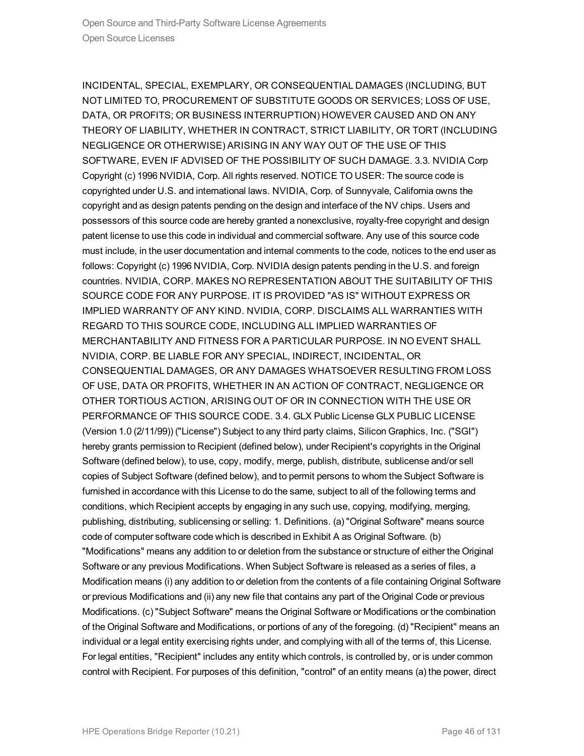INCIDENTAL, SPECIAL, EXEMPLARY, OR CONSEQUENTIAL DAMAGES (INCLUDING, BUT NOT LIMITED TO, PROCUREMENT OF SUBSTITUTE GOODS OR SERVICES; LOSS OF USE, DATA, OR PROFITS; OR BUSINESS INTERRUPTION) HOWEVER CAUSED AND ON ANY THEORY OF LIABILITY, WHETHER IN CONTRACT, STRICT LIABILITY, OR TORT (INCLUDING NEGLIGENCE OR OTHERWISE) ARISING IN ANY WAY OUT OF THE USE OF THIS SOFTWARE, EVEN IF ADVISED OF THE POSSIBILITY OF SUCH DAMAGE. 3.3. NVIDIA Corp Copyright (c) 1996 NVIDIA, Corp. All rights reserved. NOTICE TO USER: The source code is copyrighted under U.S. and international laws. NVIDIA, Corp. of Sunnyvale, California owns the copyright and as design patents pending on the design and interface of the NV chips. Users and possessors of this source code are hereby granted a nonexclusive, royalty-free copyright and design patent license to use this code in individual and commercial software. Any use of this source code must include, in the user documentation and internal comments to the code, notices to the end user as follows: Copyright (c) 1996 NVIDIA, Corp. NVIDIA design patents pending in the U.S. and foreign countries. NVIDIA, CORP. MAKES NO REPRESENTATION ABOUT THE SUITABILITY OF THIS SOURCE CODE FOR ANY PURPOSE. IT IS PROVIDED "AS IS" WITHOUT EXPRESS OR IMPLIED WARRANTY OF ANY KIND. NVIDIA, CORP. DISCLAIMS ALL WARRANTIES WITH REGARD TO THIS SOURCE CODE, INCLUDING ALL IMPLIED WARRANTIES OF MERCHANTABILITY AND FITNESS FOR A PARTICULAR PURPOSE. IN NO EVENT SHALL NVIDIA, CORP. BE LIABLE FOR ANY SPECIAL, INDIRECT, INCIDENTAL, OR CONSEQUENTIAL DAMAGES, OR ANY DAMAGES WHATSOEVER RESULTING FROM LOSS OF USE, DATA OR PROFITS, WHETHER IN AN ACTION OF CONTRACT, NEGLIGENCE OR OTHER TORTIOUS ACTION, ARISING OUT OF OR IN CONNECTION WITH THE USE OR PERFORMANCE OF THIS SOURCE CODE. 3.4. GLX Public License GLX PUBLIC LICENSE (Version 1.0 (2/11/99)) ("License") Subject to any third party claims, Silicon Graphics, Inc. ("SGI") hereby grants permission to Recipient (defined below), under Recipient's copyrights in the Original Software (defined below), to use, copy, modify, merge, publish, distribute, sublicense and/or sell copies of Subject Software (defined below), and to permit persons to whom the Subject Software is furnished in accordance with this License to do the same, subject to all of the following terms and conditions, which Recipient accepts by engaging in any such use, copying, modifying, merging, publishing, distributing, sublicensing or selling: 1. Definitions. (a) "Original Software" means source code of computer software code which is described in Exhibit A as Original Software. (b) "Modifications" means any addition to or deletion from the substance or structure of either the Original Software or any previous Modifications. When Subject Software is released as a series of files, a Modification means (i) any addition to or deletion from the contents of a file containing Original Software or previous Modifications and (ii) any new file that contains any part of the Original Code or previous Modifications. (c) "Subject Software" means the Original Software or Modifications or the combination of the Original Software and Modifications, or portions of any of the foregoing. (d) "Recipient" means an individual or a legal entity exercising rights under, and complying with all of the terms of, this License. For legal entities, "Recipient" includes any entity which controls, is controlled by, or is under common control with Recipient. For purposes of this definition, "control" of an entity means (a) the power, direct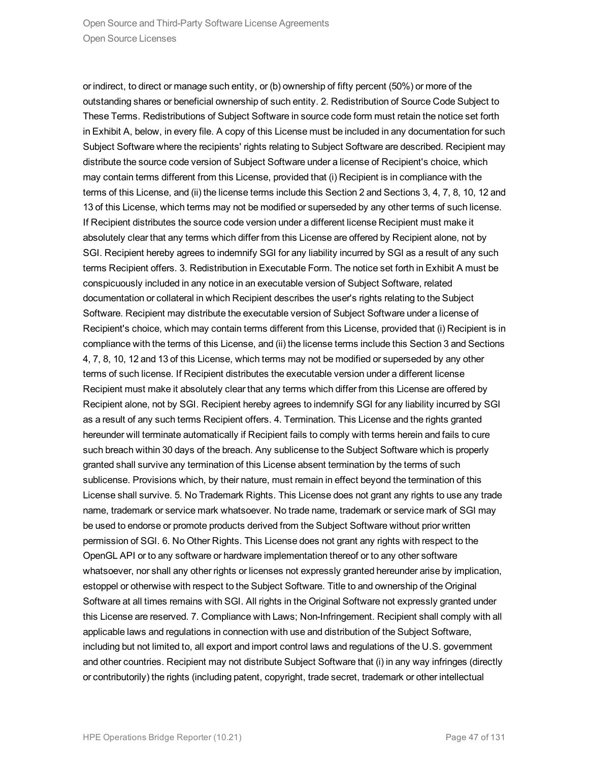or indirect, to direct or manage such entity, or (b) ownership of fifty percent (50%) or more of the outstanding shares or beneficial ownership of such entity. 2. Redistribution of Source Code Subject to These Terms. Redistributions of Subject Software in source code form must retain the notice set forth in Exhibit A, below, in every file. A copy of this License must be included in any documentation for such Subject Software where the recipients' rights relating to Subject Software are described. Recipient may distribute the source code version of Subject Software under a license of Recipient's choice, which may contain terms different from this License, provided that (i) Recipient is in compliance with the terms of this License, and (ii) the license terms include this Section 2 and Sections 3, 4, 7, 8, 10, 12 and 13 of this License, which terms may not be modified or superseded by any other terms of such license. If Recipient distributes the source code version under a different license Recipient must make it absolutely clear that any terms which differ from this License are offered by Recipient alone, not by SGI. Recipient hereby agrees to indemnify SGI for any liability incurred by SGI as a result of any such terms Recipient offers. 3. Redistribution in Executable Form. The notice set forth in Exhibit A must be conspicuously included in any notice in an executable version of Subject Software, related documentation or collateral in which Recipient describes the user's rights relating to the Subject Software. Recipient may distribute the executable version of Subject Software under a license of Recipient's choice, which may contain terms different from this License, provided that (i) Recipient is in compliance with the terms of this License, and (ii) the license terms include this Section 3 and Sections 4, 7, 8, 10, 12 and 13 of this License, which terms may not be modified or superseded by any other terms of such license. If Recipient distributes the executable version under a different license Recipient must make it absolutely clear that any terms which differ from this License are offered by Recipient alone, not by SGI. Recipient hereby agrees to indemnify SGI for any liability incurred by SGI as a result of any such terms Recipient offers. 4. Termination. This License and the rights granted hereunder will terminate automatically if Recipient fails to comply with terms herein and fails to cure such breach within 30 days of the breach. Any sublicense to the Subject Software which is properly granted shall survive any termination of this License absent termination by the terms of such sublicense. Provisions which, by their nature, must remain in effect beyond the termination of this License shall survive. 5. No Trademark Rights. This License does not grant any rights to use any trade name, trademark or service mark whatsoever. No trade name, trademark or service mark of SGI may be used to endorse or promote products derived from the Subject Software without prior written permission of SGI. 6. No Other Rights. This License does not grant any rights with respect to the OpenGL API or to any software or hardware implementation thereof or to any other software whatsoever, nor shall any other rights or licenses not expressly granted hereunder arise by implication, estoppel or otherwise with respect to the Subject Software. Title to and ownership of the Original Software at all times remains with SGI. All rights in the Original Software not expressly granted under this License are reserved. 7. Compliance with Laws; Non-Infringement. Recipient shall comply with all applicable laws and regulations in connection with use and distribution of the Subject Software, including but not limited to, all export and import control laws and regulations of the U.S. government and other countries. Recipient may not distribute Subject Software that (i) in any way infringes (directly or contributorily) the rights (including patent, copyright, trade secret, trademark or other intellectual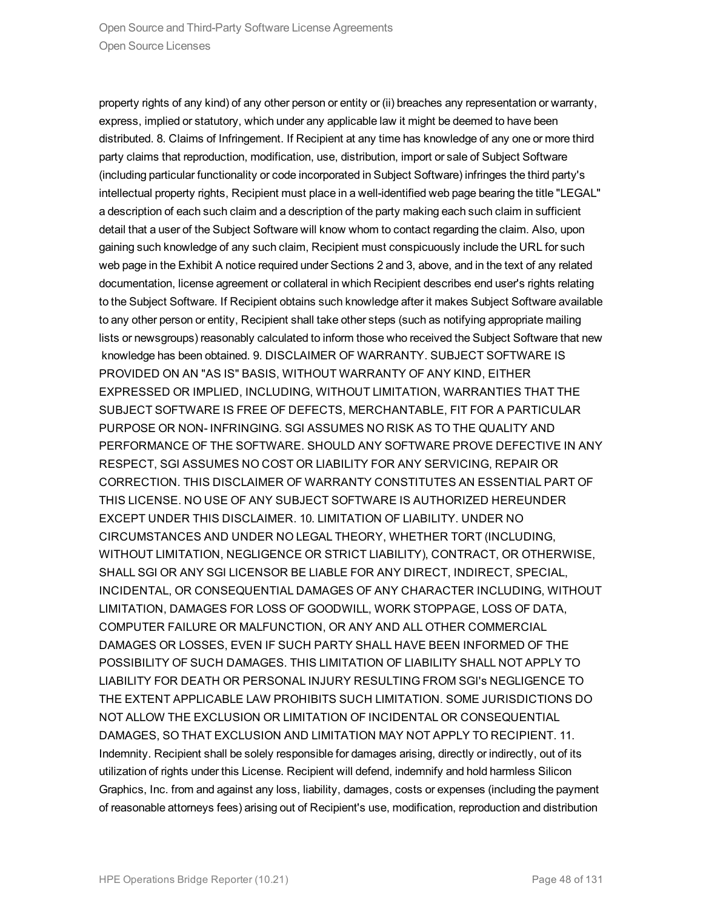property rights of any kind) of any other person or entity or (ii) breaches any representation or warranty, express, implied or statutory, which under any applicable law it might be deemed to have been distributed. 8. Claims of Infringement. If Recipient at any time has knowledge of any one or more third party claims that reproduction, modification, use, distribution, import or sale of Subject Software (including particular functionality or code incorporated in Subject Software) infringes the third party's intellectual property rights, Recipient must place in a well-identified web page bearing the title "LEGAL" a description of each such claim and a description of the party making each such claim in sufficient detail that a user of the Subject Software will know whom to contact regarding the claim. Also, upon gaining such knowledge of any such claim, Recipient must conspicuously include the URL for such web page in the Exhibit A notice required under Sections 2 and 3, above, and in the text of any related documentation, license agreement or collateral in which Recipient describes end user's rights relating to the Subject Software. If Recipient obtains such knowledge after it makes Subject Software available to any other person or entity, Recipient shall take other steps (such as notifying appropriate mailing lists or newsgroups) reasonably calculated to inform those who received the Subject Software that new knowledge has been obtained. 9. DISCLAIMER OF WARRANTY. SUBJECT SOFTWARE IS PROVIDED ON AN "AS IS" BASIS, WITHOUT WARRANTY OF ANY KIND, EITHER EXPRESSED OR IMPLIED, INCLUDING, WITHOUT LIMITATION, WARRANTIES THAT THE SUBJECT SOFTWARE IS FREE OF DEFECTS, MERCHANTABLE, FIT FOR A PARTICULAR PURPOSE OR NON- INFRINGING. SGI ASSUMES NO RISK AS TO THE QUALITY AND PERFORMANCE OF THE SOFTWARE. SHOULD ANY SOFTWARE PROVE DEFECTIVE IN ANY RESPECT, SGI ASSUMES NO COST OR LIABILITY FOR ANY SERVICING, REPAIR OR CORRECTION. THIS DISCLAIMER OF WARRANTY CONSTITUTES AN ESSENTIAL PART OF THIS LICENSE. NO USE OF ANY SUBJECT SOFTWARE IS AUTHORIZED HEREUNDER EXCEPT UNDER THIS DISCLAIMER. 10. LIMITATION OF LIABILITY. UNDER NO CIRCUMSTANCES AND UNDER NO LEGAL THEORY, WHETHER TORT (INCLUDING, WITHOUT LIMITATION, NEGLIGENCE OR STRICT LIABILITY), CONTRACT, OR OTHERWISE, SHALL SGI OR ANY SGI LICENSOR BE LIABLE FOR ANY DIRECT, INDIRECT, SPECIAL, INCIDENTAL, OR CONSEQUENTIAL DAMAGES OF ANY CHARACTER INCLUDING, WITHOUT LIMITATION, DAMAGES FOR LOSS OF GOODWILL, WORK STOPPAGE, LOSS OF DATA, COMPUTER FAILURE OR MALFUNCTION, OR ANY AND ALL OTHER COMMERCIAL DAMAGES OR LOSSES, EVEN IF SUCH PARTY SHALL HAVE BEEN INFORMED OF THE POSSIBILITY OF SUCH DAMAGES. THIS LIMITATION OF LIABILITY SHALL NOT APPLY TO LIABILITY FOR DEATH OR PERSONAL INJURY RESULTING FROM SGI's NEGLIGENCE TO THE EXTENT APPLICABLE LAW PROHIBITS SUCH LIMITATION. SOME JURISDICTIONS DO NOT ALLOW THE EXCLUSION OR LIMITATION OF INCIDENTAL OR CONSEQUENTIAL DAMAGES, SO THAT EXCLUSION AND LIMITATION MAY NOT APPLY TO RECIPIENT. 11. Indemnity. Recipient shall be solely responsible for damages arising, directly or indirectly, out of its utilization of rights under this License. Recipient will defend, indemnify and hold harmless Silicon Graphics, Inc. from and against any loss, liability, damages, costs or expenses (including the payment of reasonable attorneys fees) arising out of Recipient's use, modification, reproduction and distribution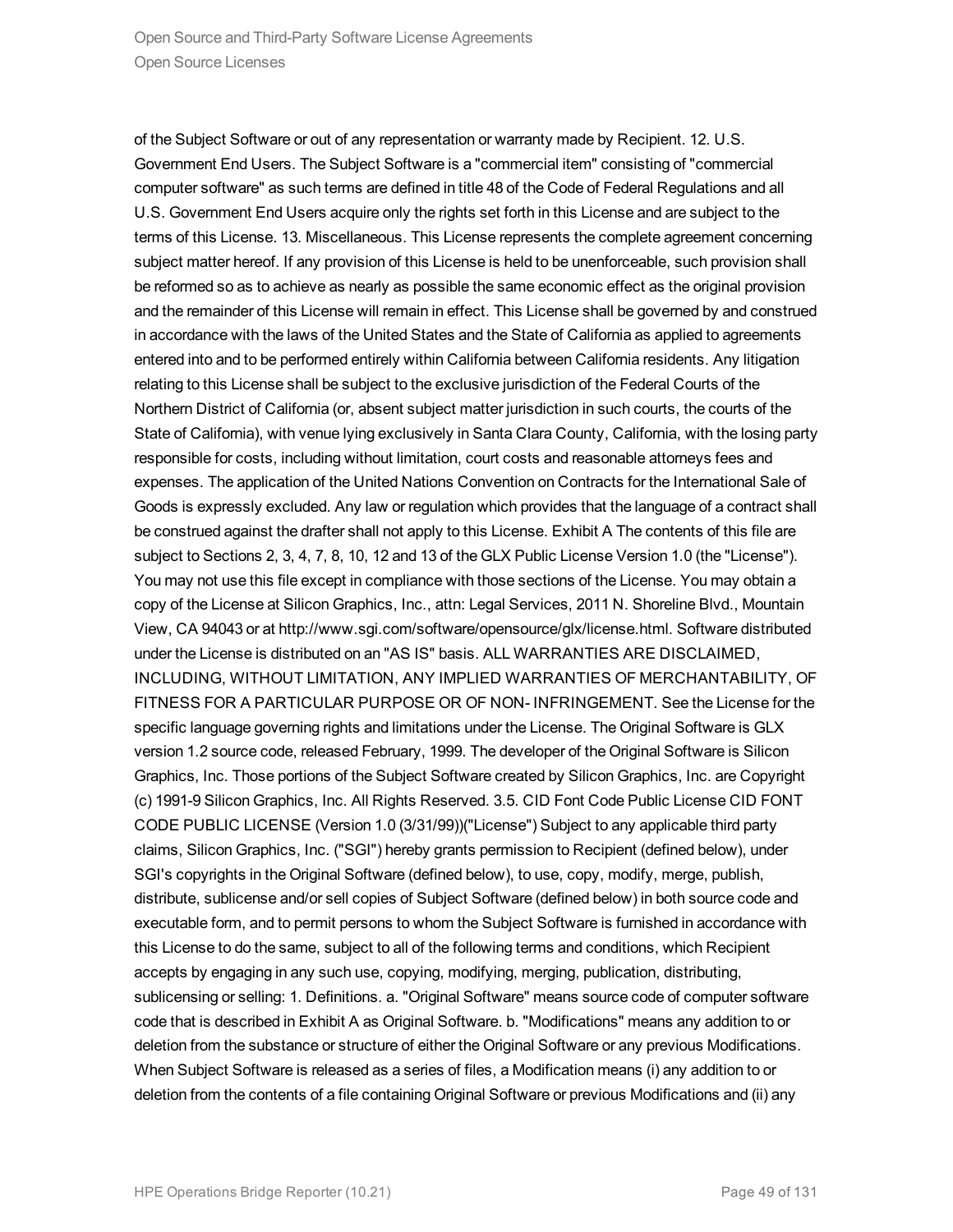of the Subject Software or out of any representation or warranty made by Recipient. 12. U.S. Government End Users. The Subject Software is a "commercial item" consisting of "commercial computer software" as such terms are defined in title 48 of the Code of Federal Regulations and all U.S. Government End Users acquire only the rights set forth in this License and are subject to the terms of this License. 13. Miscellaneous. This License represents the complete agreement concerning subject matter hereof. If any provision of this License is held to be unenforceable, such provision shall be reformed so as to achieve as nearly as possible the same economic effect as the original provision and the remainder of this License will remain in effect. This License shall be governed by and construed in accordance with the laws of the United States and the State of California as applied to agreements entered into and to be performed entirely within California between California residents. Any litigation relating to this License shall be subject to the exclusive jurisdiction of the Federal Courts of the Northern District of California (or, absent subject matter jurisdiction in such courts, the courts of the State of California), with venue lying exclusively in Santa Clara County, California, with the losing party responsible for costs, including without limitation, court costs and reasonable attorneys fees and expenses. The application of the United Nations Convention on Contracts for the International Sale of Goods is expressly excluded. Any law or regulation which provides that the language of a contract shall be construed against the drafter shall not apply to this License. Exhibit A The contents of this file are subject to Sections 2, 3, 4, 7, 8, 10, 12 and 13 of the GLX Public License Version 1.0 (the "License"). You may not use this file except in compliance with those sections of the License. You may obtain a copy of the License at Silicon Graphics, Inc., attn: Legal Services, 2011 N. Shoreline Blvd., Mountain View, CA 94043 or at http://www.sgi.com/software/opensource/glx/license.html. Software distributed under the License is distributed on an "AS IS" basis. ALL WARRANTIES ARE DISCLAIMED, INCLUDING, WITHOUT LIMITATION, ANY IMPLIED WARRANTIES OF MERCHANTABILITY, OF FITNESS FOR A PARTICULAR PURPOSE OR OF NON- INFRINGEMENT. See the License for the specific language governing rights and limitations under the License. The Original Software is GLX version 1.2 source code, released February, 1999. The developer of the Original Software is Silicon Graphics, Inc. Those portions of the Subject Software created by Silicon Graphics, Inc. are Copyright (c) 1991-9 Silicon Graphics, Inc. All Rights Reserved. 3.5. CID Font Code Public License CID FONT CODE PUBLIC LICENSE (Version 1.0 (3/31/99))("License") Subject to any applicable third party claims, Silicon Graphics, Inc. ("SGI") hereby grants permission to Recipient (defined below), under SGI's copyrights in the Original Software (defined below), to use, copy, modify, merge, publish, distribute, sublicense and/or sell copies of Subject Software (defined below) in both source code and executable form, and to permit persons to whom the Subject Software is furnished in accordance with this License to do the same, subject to all of the following terms and conditions, which Recipient accepts by engaging in any such use, copying, modifying, merging, publication, distributing, sublicensing or selling: 1. Definitions. a. "Original Software" means source code of computer software code that is described in Exhibit A as Original Software. b. "Modifications" means any addition to or deletion from the substance or structure of either the Original Software or any previous Modifications. When Subject Software is released as a series of files, a Modification means (i) any addition to or deletion from the contents of a file containing Original Software or previous Modifications and (ii) any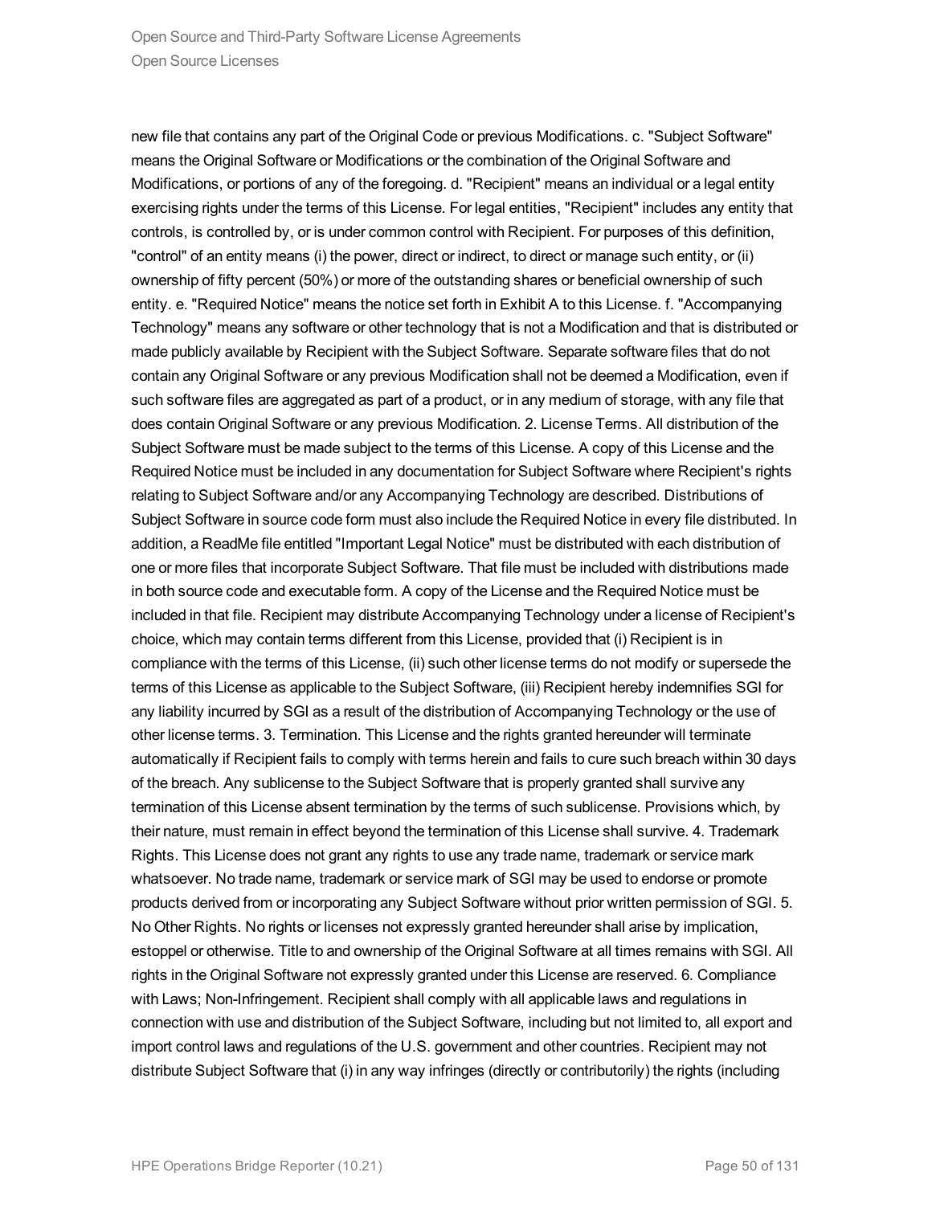new file that contains any part of the Original Code or previous Modifications. c. "Subject Software" means the Original Software or Modifications or the combination of the Original Software and Modifications, or portions of any of the foregoing. d. "Recipient" means an individual or a legal entity exercising rights under the terms of this License. For legal entities, "Recipient" includes any entity that controls, is controlled by, or is under common control with Recipient. For purposes of this definition, "control" of an entity means (i) the power, direct or indirect, to direct or manage such entity, or (ii) ownership of fifty percent (50%) or more of the outstanding shares or beneficial ownership of such entity. e. "Required Notice" means the notice set forth in Exhibit A to this License. f. "Accompanying Technology" means any software or other technology that is not a Modification and that is distributed or made publicly available by Recipient with the Subject Software. Separate software files that do not contain any Original Software or any previous Modification shall not be deemed a Modification, even if such software files are aggregated as part of a product, or in any medium of storage, with any file that does contain Original Software or any previous Modification. 2. License Terms. All distribution of the Subject Software must be made subject to the terms of this License. A copy of this License and the Required Notice must be included in any documentation for Subject Software where Recipient's rights relating to Subject Software and/or any Accompanying Technology are described. Distributions of Subject Software in source code form must also include the Required Notice in every file distributed. In addition, a ReadMe file entitled "Important Legal Notice" must be distributed with each distribution of one or more files that incorporate Subject Software. That file must be included with distributions made in both source code and executable form. A copy of the License and the Required Notice must be included in that file. Recipient may distribute Accompanying Technology under a license of Recipient's choice, which may contain terms different from this License, provided that (i) Recipient is in compliance with the terms of this License, (ii) such other license terms do not modify or supersede the terms of this License as applicable to the Subject Software, (iii) Recipient hereby indemnifies SGI for any liability incurred by SGI as a result of the distribution of Accompanying Technology or the use of other license terms. 3. Termination. This License and the rights granted hereunder will terminate automatically if Recipient fails to comply with terms herein and fails to cure such breach within 30 days of the breach. Any sublicense to the Subject Software that is properly granted shall survive any termination of this License absent termination by the terms of such sublicense. Provisions which, by their nature, must remain in effect beyond the termination of this License shall survive. 4. Trademark Rights. This License does not grant any rights to use any trade name, trademark or service mark whatsoever. No trade name, trademark or service mark of SGI may be used to endorse or promote products derived from or incorporating any Subject Software without prior written permission of SGI. 5. No Other Rights. No rights or licenses not expressly granted hereunder shall arise by implication, estoppel or otherwise. Title to and ownership of the Original Software at all times remains with SGI. All rights in the Original Software not expressly granted under this License are reserved. 6. Compliance with Laws; Non-Infringement. Recipient shall comply with all applicable laws and regulations in connection with use and distribution of the Subject Software, including but not limited to, all export and import control laws and regulations of the U.S. government and other countries. Recipient may not distribute Subject Software that (i) in any way infringes (directly or contributorily) the rights (including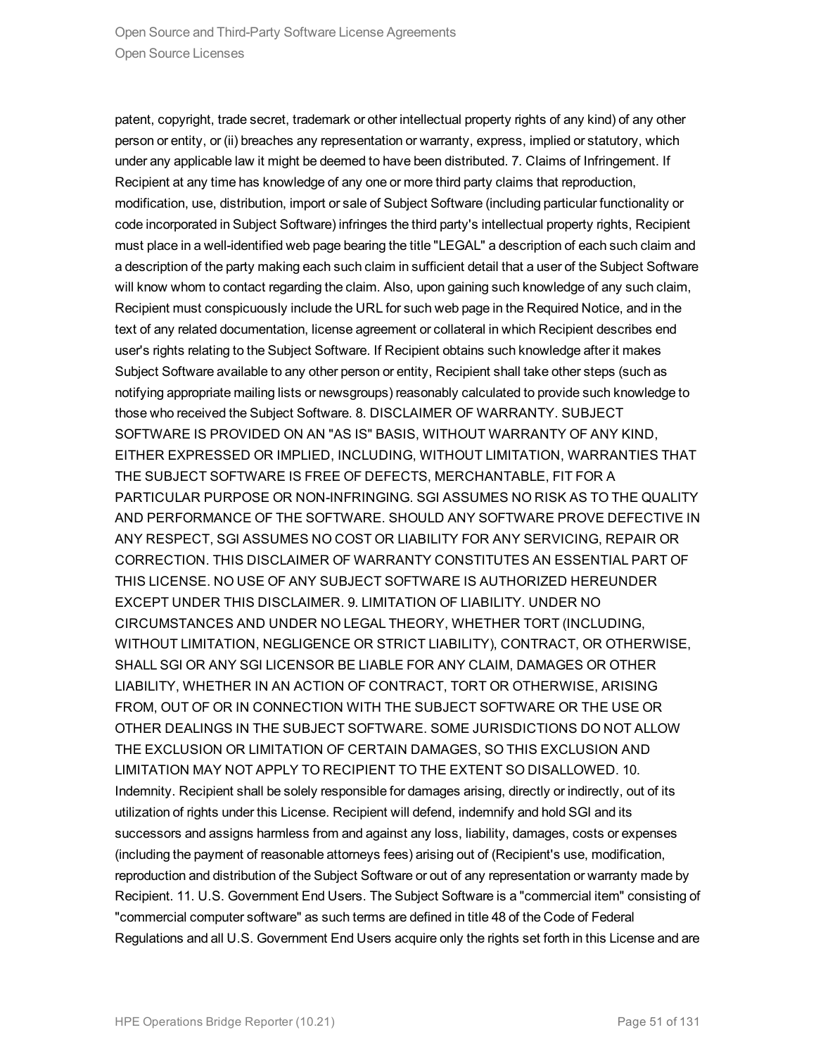patent, copyright, trade secret, trademark or other intellectual property rights of any kind) of any other person or entity, or (ii) breaches any representation or warranty, express, implied or statutory, which under any applicable law it might be deemed to have been distributed. 7. Claims of Infringement. If Recipient at any time has knowledge of any one or more third party claims that reproduction, modification, use, distribution, import or sale of Subject Software (including particular functionality or code incorporated in Subject Software) infringes the third party's intellectual property rights, Recipient must place in a well-identified web page bearing the title "LEGAL" a description of each such claim and a description of the party making each such claim in sufficient detail that a user of the Subject Software will know whom to contact regarding the claim. Also, upon gaining such knowledge of any such claim, Recipient must conspicuously include the URL for such web page in the Required Notice, and in the text of any related documentation, license agreement or collateral in which Recipient describes end user's rights relating to the Subject Software. If Recipient obtains such knowledge after it makes Subject Software available to any other person or entity, Recipient shall take other steps (such as notifying appropriate mailing lists or newsgroups) reasonably calculated to provide such knowledge to those who received the Subject Software. 8. DISCLAIMER OF WARRANTY. SUBJECT SOFTWARE IS PROVIDED ON AN "AS IS" BASIS, WITHOUT WARRANTY OF ANY KIND, EITHER EXPRESSED OR IMPLIED, INCLUDING, WITHOUT LIMITATION, WARRANTIES THAT THE SUBJECT SOFTWARE IS FREE OF DEFECTS, MERCHANTABLE, FIT FOR A PARTICULAR PURPOSE OR NON-INFRINGING. SGI ASSUMES NO RISK AS TO THE QUALITY AND PERFORMANCE OF THE SOFTWARE. SHOULD ANY SOFTWARE PROVE DEFECTIVE IN ANY RESPECT, SGI ASSUMES NO COST OR LIABILITY FOR ANY SERVICING, REPAIR OR CORRECTION. THIS DISCLAIMER OF WARRANTY CONSTITUTES AN ESSENTIAL PART OF THIS LICENSE. NO USE OF ANY SUBJECT SOFTWARE IS AUTHORIZED HEREUNDER EXCEPT UNDER THIS DISCLAIMER. 9. LIMITATION OF LIABILITY. UNDER NO CIRCUMSTANCES AND UNDER NO LEGAL THEORY, WHETHER TORT (INCLUDING, WITHOUT LIMITATION, NEGLIGENCE OR STRICT LIABILITY), CONTRACT, OR OTHERWISE, SHALL SGI OR ANY SGI LICENSOR BE LIABLE FOR ANY CLAIM, DAMAGES OR OTHER LIABILITY, WHETHER IN AN ACTION OF CONTRACT, TORT OR OTHERWISE, ARISING FROM, OUT OF OR IN CONNECTION WITH THE SUBJECT SOFTWARE OR THE USE OR OTHER DEALINGS IN THE SUBJECT SOFTWARE. SOME JURISDICTIONS DO NOT ALLOW THE EXCLUSION OR LIMITATION OF CERTAIN DAMAGES, SO THIS EXCLUSION AND LIMITATION MAY NOT APPLY TO RECIPIENT TO THE EXTENT SO DISALLOWED. 10. Indemnity. Recipient shall be solely responsible for damages arising, directly or indirectly, out of its utilization of rights under this License. Recipient will defend, indemnify and hold SGI and its successors and assigns harmless from and against any loss, liability, damages, costs or expenses (including the payment of reasonable attorneys fees) arising out of (Recipient's use, modification, reproduction and distribution of the Subject Software or out of any representation or warranty made by Recipient. 11. U.S. Government End Users. The Subject Software is a "commercial item" consisting of "commercial computer software" as such terms are defined in title 48 of the Code of Federal Regulations and all U.S. Government End Users acquire only the rights set forth in this License and are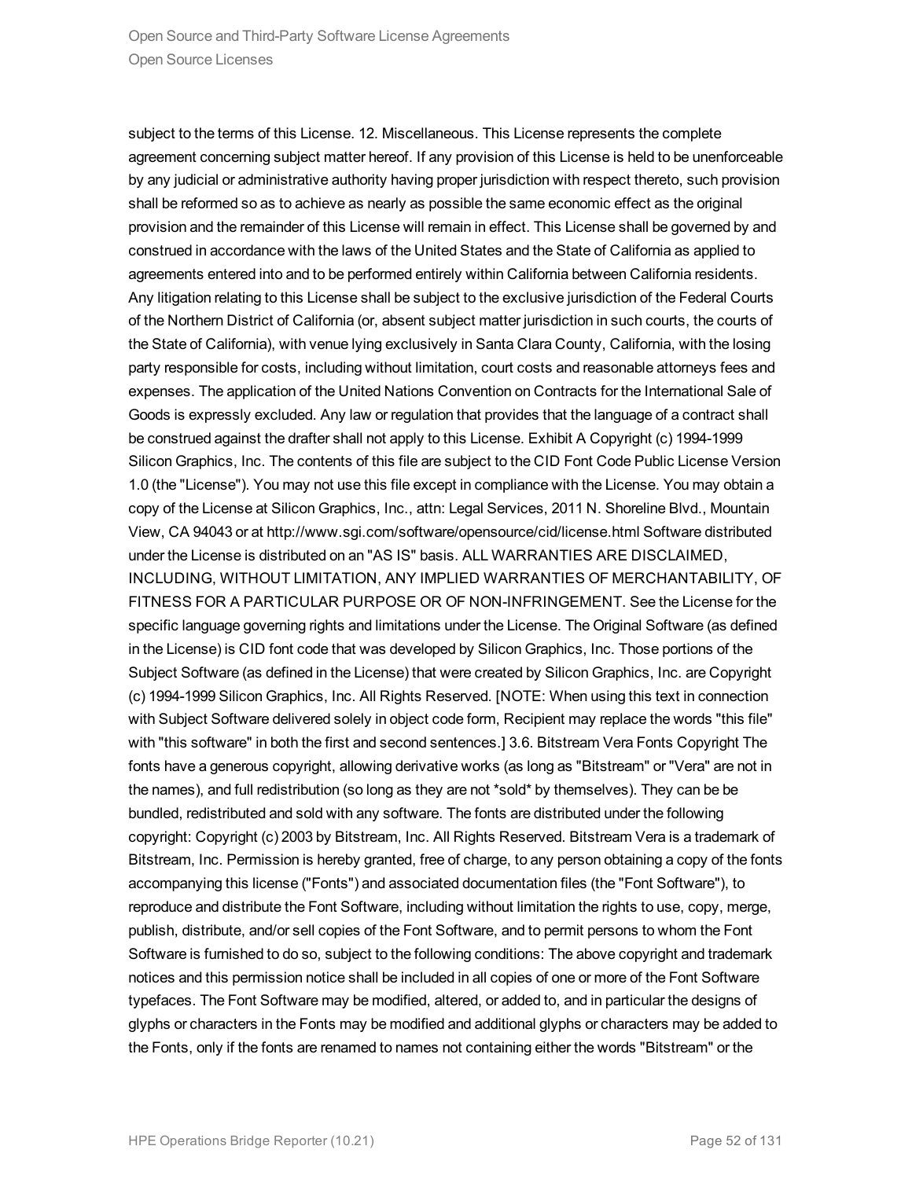subject to the terms of this License. 12. Miscellaneous. This License represents the complete agreement concerning subject matter hereof. If any provision of this License is held to be unenforceable by any judicial or administrative authority having proper jurisdiction with respect thereto, such provision shall be reformed so as to achieve as nearly as possible the same economic effect as the original provision and the remainder of this License will remain in effect. This License shall be governed by and construed in accordance with the laws of the United States and the State of California as applied to agreements entered into and to be performed entirely within California between California residents. Any litigation relating to this License shall be subject to the exclusive jurisdiction of the Federal Courts of the Northern District of California (or, absent subject matter jurisdiction in such courts, the courts of the State of California), with venue lying exclusively in Santa Clara County, California, with the losing party responsible for costs, including without limitation, court costs and reasonable attorneys fees and expenses. The application of the United Nations Convention on Contracts for the International Sale of Goods is expressly excluded. Any law or regulation that provides that the language of a contract shall be construed against the drafter shall not apply to this License. Exhibit A Copyright (c) 1994-1999 Silicon Graphics, Inc. The contents of this file are subject to the CID Font Code Public License Version 1.0 (the "License"). You may not use this file except in compliance with the License. You may obtain a copy of the License at Silicon Graphics, Inc., attn: Legal Services, 2011 N. Shoreline Blvd., Mountain View, CA 94043 or at http://www.sgi.com/software/opensource/cid/license.html Software distributed under the License is distributed on an "AS IS" basis. ALL WARRANTIES ARE DISCLAIMED, INCLUDING, WITHOUT LIMITATION, ANY IMPLIED WARRANTIES OF MERCHANTABILITY, OF FITNESS FOR A PARTICULAR PURPOSE OR OF NON-INFRINGEMENT. See the License for the specific language governing rights and limitations under the License. The Original Software (as defined in the License) is CID font code that was developed by Silicon Graphics, Inc. Those portions of the Subject Software (as defined in the License) that were created by Silicon Graphics, Inc. are Copyright (c) 1994-1999 Silicon Graphics, Inc. All Rights Reserved. [NOTE: When using this text in connection with Subject Software delivered solely in object code form, Recipient may replace the words "this file" with "this software" in both the first and second sentences.] 3.6. Bitstream Vera Fonts Copyright The fonts have a generous copyright, allowing derivative works (as long as "Bitstream" or "Vera" are not in the names), and full redistribution (so long as they are not *sold* by themselves). They can be be bundled, redistributed and sold with any software. The fonts are distributed under the following copyright: Copyright (c) 2003 by Bitstream, Inc. All Rights Reserved. Bitstream Vera is a trademark of Bitstream, Inc. Permission is hereby granted, free of charge, to any person obtaining a copy of the fonts accompanying this license ("Fonts") and associated documentation files (the "Font Software"), to reproduce and distribute the Font Software, including without limitation the rights to use, copy, merge, publish, distribute, and/or sell copies of the Font Software, and to permit persons to whom the Font Software is furnished to do so, subject to the following conditions: The above copyright and trademark notices and this permission notice shall be included in all copies of one or more of the Font Software typefaces. The Font Software may be modified, altered, or added to, and in particular the designs of glyphs or characters in the Fonts may be modified and additional glyphs or characters may be added to the Fonts, only if the fonts are renamed to names not containing either the words "Bitstream" or the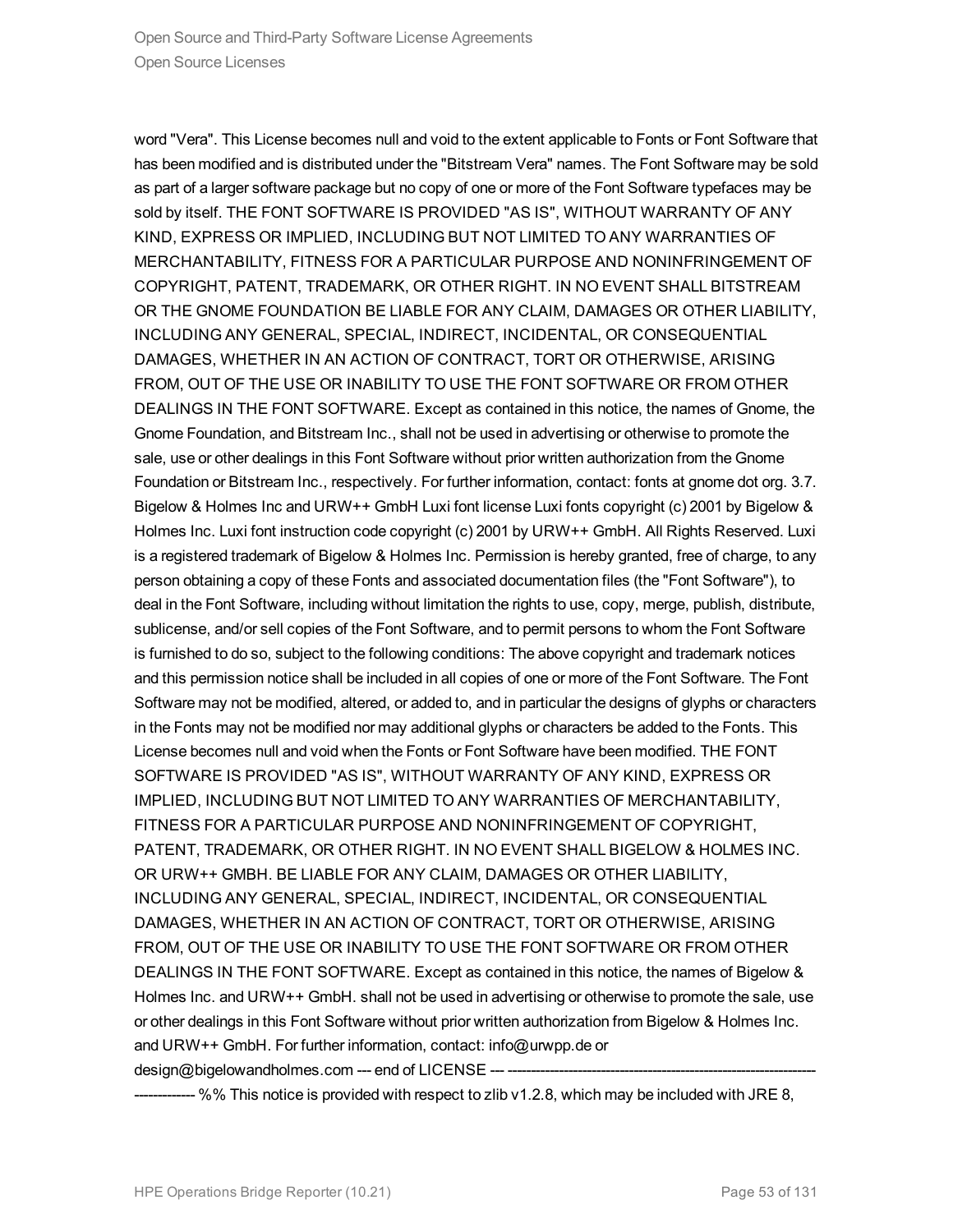word "Vera". This License becomes null and void to the extent applicable to Fonts or Font Software that has been modified and is distributed under the "Bitstream Vera" names. The Font Software may be sold as part of a larger software package but no copy of one or more of the Font Software typefaces may be sold by itself. THE FONT SOFTWARE IS PROVIDED "AS IS", WITHOUT WARRANTY OF ANY KIND, EXPRESS OR IMPLIED, INCLUDING BUT NOT LIMITED TO ANY WARRANTIES OF MERCHANTABILITY, FITNESS FOR A PARTICULAR PURPOSE AND NONINFRINGEMENT OF COPYRIGHT, PATENT, TRADEMARK, OR OTHER RIGHT. IN NO EVENT SHALL BITSTREAM OR THE GNOME FOUNDATION BE LIABLE FOR ANY CLAIM, DAMAGES OR OTHER LIABILITY, INCLUDING ANY GENERAL, SPECIAL, INDIRECT, INCIDENTAL, OR CONSEQUENTIAL DAMAGES, WHETHER IN AN ACTION OF CONTRACT, TORT OR OTHERWISE, ARISING FROM, OUT OF THE USE OR INABILITY TO USE THE FONT SOFTWARE OR FROM OTHER DEALINGS IN THE FONT SOFTWARE. Except as contained in this notice, the names of Gnome, the Gnome Foundation, and Bitstream Inc., shall not be used in advertising or otherwise to promote the sale, use or other dealings in this Font Software without prior written authorization from the Gnome Foundation or Bitstream Inc., respectively. For further information, contact: fonts at gnome dot org. 3.7. Bigelow & Holmes Inc and URW++ GmbH Luxi font license Luxi fonts copyright (c) 2001 by Bigelow & Holmes Inc. Luxi font instruction code copyright (c) 2001 by URW++ GmbH. All Rights Reserved. Luxi is a registered trademark of Bigelow & Holmes Inc. Permission is hereby granted, free of charge, to any person obtaining a copy of these Fonts and associated documentation files (the "Font Software"), to deal in the Font Software, including without limitation the rights to use, copy, merge, publish, distribute, sublicense, and/or sell copies of the Font Software, and to permit persons to whom the Font Software is furnished to do so, subject to the following conditions: The above copyright and trademark notices and this permission notice shall be included in all copies of one or more of the Font Software. The Font Software may not be modified, altered, or added to, and in particular the designs of glyphs or characters in the Fonts may not be modified nor may additional glyphs or characters be added to the Fonts. This License becomes null and void when the Fonts or Font Software have been modified. THE FONT SOFTWARE IS PROVIDED "AS IS", WITHOUT WARRANTY OF ANY KIND, EXPRESS OR IMPLIED, INCLUDING BUT NOT LIMITED TO ANY WARRANTIES OF MERCHANTABILITY, FITNESS FOR A PARTICULAR PURPOSE AND NONINFRINGEMENT OF COPYRIGHT, PATENT, TRADEMARK, OR OTHER RIGHT. IN NO EVENT SHALL BIGELOW & HOLMES INC. OR URW++ GMBH. BE LIABLE FOR ANY CLAIM, DAMAGES OR OTHER LIABILITY, INCLUDING ANY GENERAL, SPECIAL, INDIRECT, INCIDENTAL, OR CONSEQUENTIAL DAMAGES, WHETHER IN AN ACTION OF CONTRACT, TORT OR OTHERWISE, ARISING FROM, OUT OF THE USE OR INABILITY TO USE THE FONT SOFTWARE OR FROM OTHER DEALINGS IN THE FONT SOFTWARE. Except as contained in this notice, the names of Bigelow & Holmes Inc. and URW++ GmbH. shall not be used in advertising or otherwise to promote the sale, use or other dealings in this Font Software without prior written authorization from Bigelow & Holmes Inc. and URW++ GmbH. For further information, contact: info@urwpp.de or design@bigelowandholmes.com --- end of LICENSE --- ------------------------------------------------------------------------------- %% This notice is provided with respect to zlib v1.2.8, which may be included with JRE 8,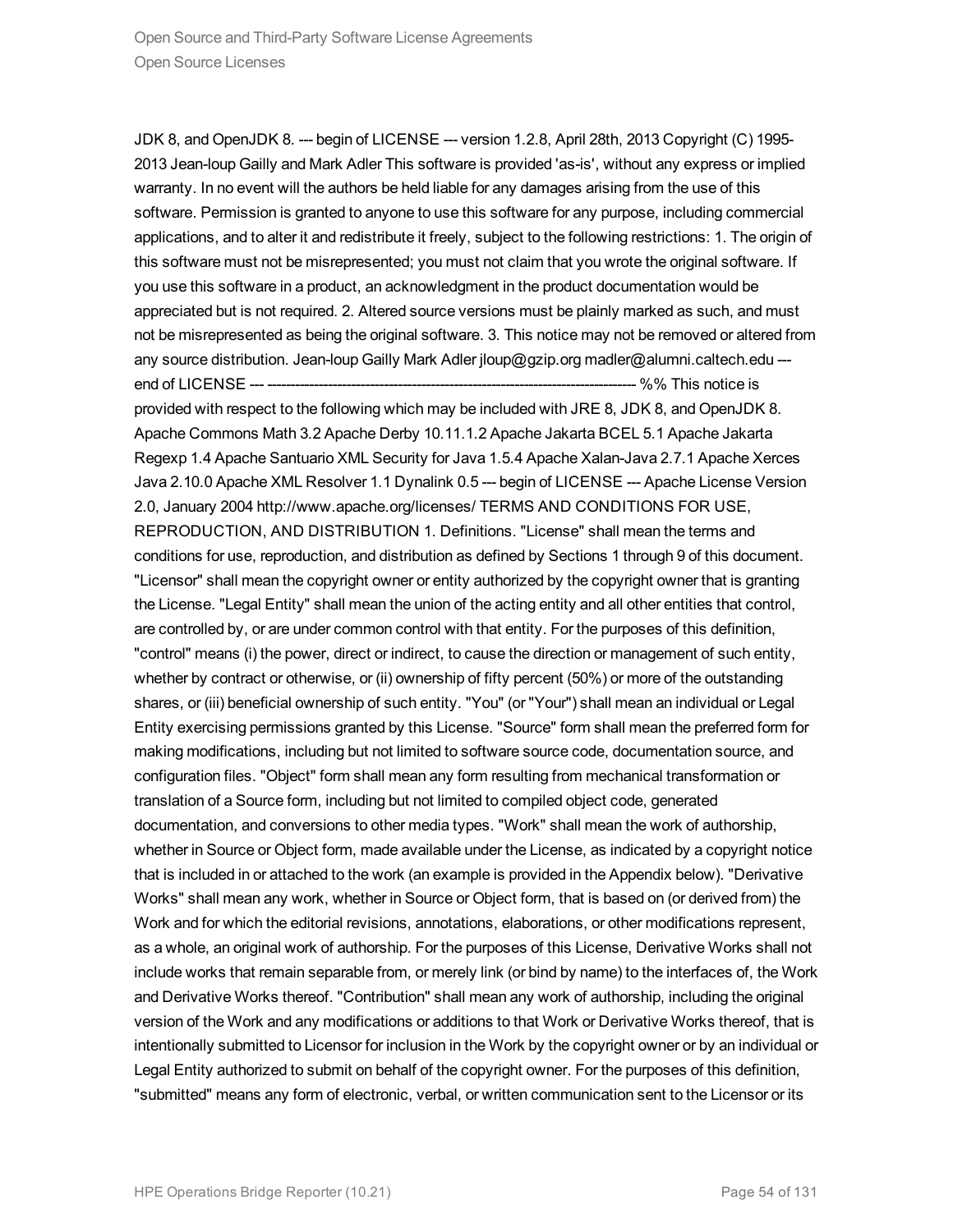JDK 8, and OpenJDK 8. --- begin of LICENSE --- version 1.2.8, April 28th, 2013 Copyright (C) 1995-2013 Jean-loup Gailly and Mark Adler This software is provided 'as-is', without any express or implied warranty. In no event will the authors be held liable for any damages arising from the use of this software. Permission is granted to anyone to use this software for any purpose, including commercial applications, and to alter it and redistribute it freely, subject to the following restrictions: 1. The origin of this software must not be misrepresented; you must not claim that you wrote the original software. If you use this software in a product, an acknowledgment in the product documentation would be appreciated but is not required. 2. Altered source versions must be plainly marked as such, and must not be misrepresented as being the original software. 3. This notice may not be removed or altered from any source distribution. Jean-loup Gailly Mark Adler jloup@gzip.org madler@alumni.caltech.edu --- end of LICENSE --- ------------------------------------------------------------------------------- %% This notice is provided with respect to the following which may be included with JRE 8, JDK 8, and OpenJDK 8. Apache Commons Math 3.2 Apache Derby 10.11.1.2 Apache Jakarta BCEL 5.1 Apache Jakarta Regexp 1.4 Apache Santuario XML Security for Java 1.5.4 Apache Xalan-Java 2.7.1 Apache Xerces Java 2.10.0 Apache XML Resolver 1.1 Dynalink 0.5 --- begin of LICENSE --- Apache License Version 2.0, January 2004 http://www.apache.org/licenses/ TERMS AND CONDITIONS FOR USE, REPRODUCTION, AND DISTRIBUTION 1. Definitions. "License" shall mean the terms and conditions for use, reproduction, and distribution as defined by Sections 1 through 9 of this document. "Licensor" shall mean the copyright owner or entity authorized by the copyright owner that is granting the License. "Legal Entity" shall mean the union of the acting entity and all other entities that control, are controlled by, or are under common control with that entity. For the purposes of this definition, "control" means (i) the power, direct or indirect, to cause the direction or management of such entity, whether by contract or otherwise, or (ii) ownership of fifty percent (50%) or more of the outstanding shares, or (iii) beneficial ownership of such entity. "You" (or "Your") shall mean an individual or Legal Entity exercising permissions granted by this License. "Source" form shall mean the preferred form for making modifications, including but not limited to software source code, documentation source, and configuration files. "Object" form shall mean any form resulting from mechanical transformation or translation of a Source form, including but not limited to compiled object code, generated documentation, and conversions to other media types. "Work" shall mean the work of authorship, whether in Source or Object form, made available under the License, as indicated by a copyright notice that is included in or attached to the work (an example is provided in the Appendix below). "Derivative Works" shall mean any work, whether in Source or Object form, that is based on (or derived from) the Work and for which the editorial revisions, annotations, elaborations, or other modifications represent, as a whole, an original work of authorship. For the purposes of this License, Derivative Works shall not include works that remain separable from, or merely link (or bind by name) to the interfaces of, the Work and Derivative Works thereof. "Contribution" shall mean any work of authorship, including the original version of the Work and any modifications or additions to that Work or Derivative Works thereof, that is intentionally submitted to Licensor for inclusion in the Work by the copyright owner or by an individual or Legal Entity authorized to submit on behalf of the copyright owner. For the purposes of this definition, "submitted" means any form of electronic, verbal, or written communication sent to the Licensor or its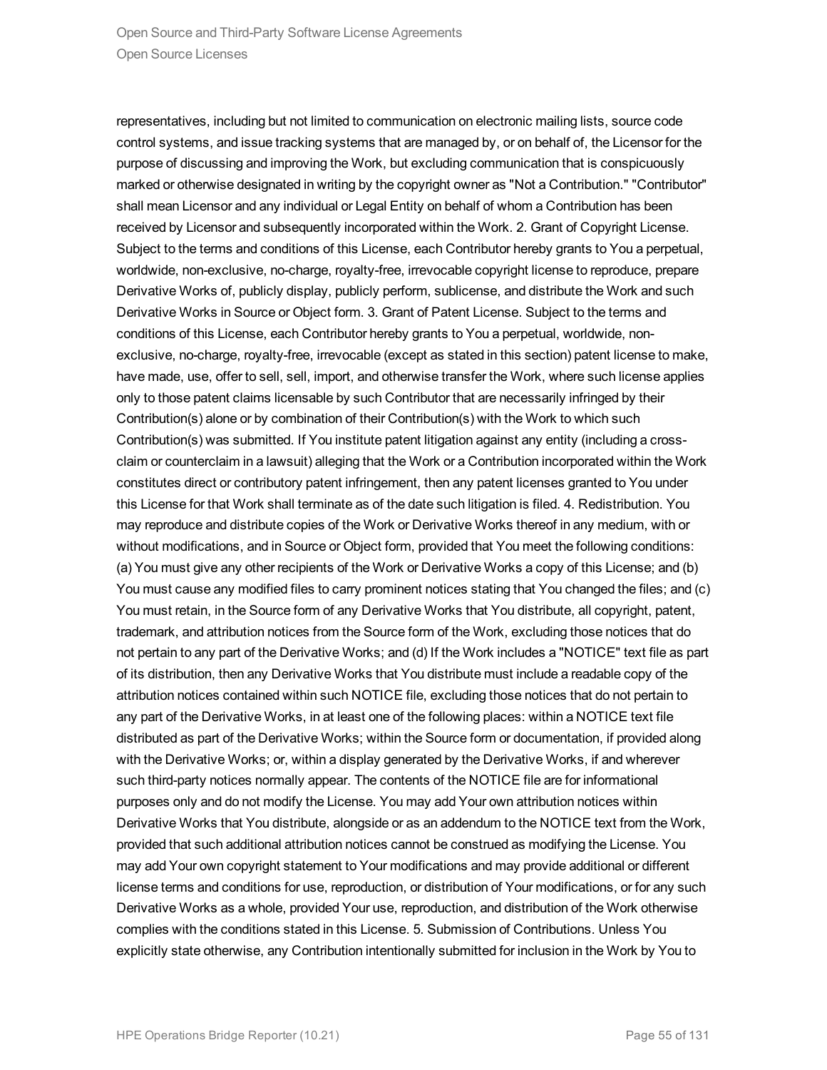representatives, including but not limited to communication on electronic mailing lists, source code control systems, and issue tracking systems that are managed by, or on behalf of, the Licensor for the purpose of discussing and improving the Work, but excluding communication that is conspicuously marked or otherwise designated in writing by the copyright owner as "Not a Contribution." "Contributor" shall mean Licensor and any individual or Legal Entity on behalf of whom a Contribution has been received by Licensor and subsequently incorporated within the Work. 2. Grant of Copyright License. Subject to the terms and conditions of this License, each Contributor hereby grants to You a perpetual, worldwide, non-exclusive, no-charge, royalty-free, irrevocable copyright license to reproduce, prepare Derivative Works of, publicly display, publicly perform, sublicense, and distribute the Work and such Derivative Works in Source or Object form. 3. Grant of Patent License. Subject to the terms and conditions of this License, each Contributor hereby grants to You a perpetual, worldwide, non-exclusive, no-charge, royalty-free, irrevocable (except as stated in this section) patent license to make, have made, use, offer to sell, sell, import, and otherwise transfer the Work, where such license applies only to those patent claims licensable by such Contributor that are necessarily infringed by their Contribution(s) alone or by combination of their Contribution(s) with the Work to which such Contribution(s) was submitted. If You institute patent litigation against any entity (including a cross-claim or counterclaim in a lawsuit) alleging that the Work or a Contribution incorporated within the Work constitutes direct or contributory patent infringement, then any patent licenses granted to You under this License for that Work shall terminate as of the date such litigation is filed. 4. Redistribution. You may reproduce and distribute copies of the Work or Derivative Works thereof in any medium, with or without modifications, and in Source or Object form, provided that You meet the following conditions: (a) You must give any other recipients of the Work or Derivative Works a copy of this License; and (b) You must cause any modified files to carry prominent notices stating that You changed the files; and (c) You must retain, in the Source form of any Derivative Works that You distribute, all copyright, patent, trademark, and attribution notices from the Source form of the Work, excluding those notices that do not pertain to any part of the Derivative Works; and (d) If the Work includes a "NOTICE" text file as part of its distribution, then any Derivative Works that You distribute must include a readable copy of the attribution notices contained within such NOTICE file, excluding those notices that do not pertain to any part of the Derivative Works, in at least one of the following places: within a NOTICE text file distributed as part of the Derivative Works; within the Source form or documentation, if provided along with the Derivative Works; or, within a display generated by the Derivative Works, if and wherever such third-party notices normally appear. The contents of the NOTICE file are for informational purposes only and do not modify the License. You may add Your own attribution notices within Derivative Works that You distribute, alongside or as an addendum to the NOTICE text from the Work, provided that such additional attribution notices cannot be construed as modifying the License. You may add Your own copyright statement to Your modifications and may provide additional or different license terms and conditions for use, reproduction, or distribution of Your modifications, or for any such Derivative Works as a whole, provided Your use, reproduction, and distribution of the Work otherwise complies with the conditions stated in this License. 5. Submission of Contributions. Unless You explicitly state otherwise, any Contribution intentionally submitted for inclusion in the Work by You to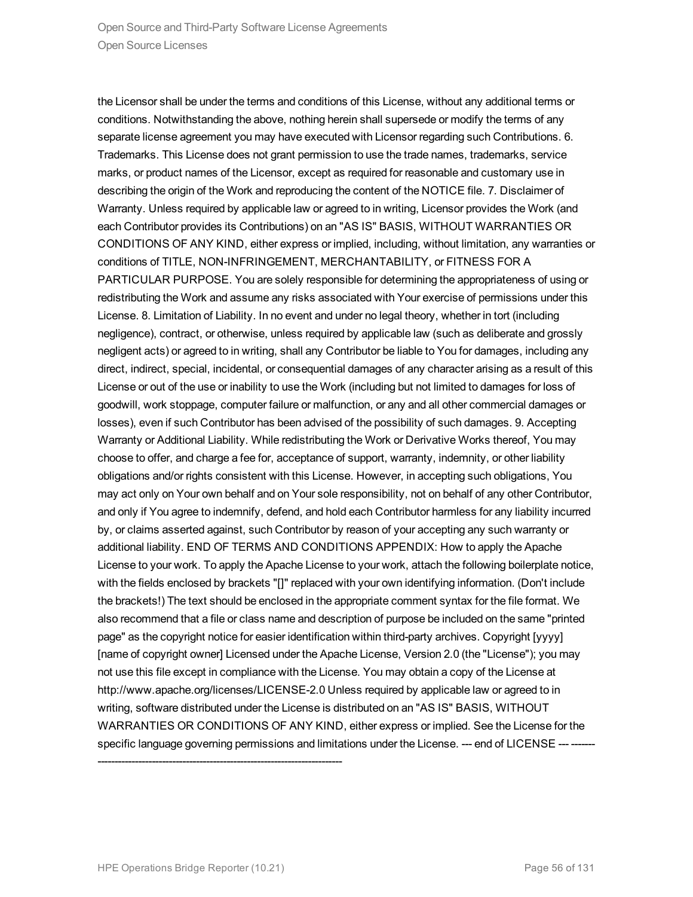the Licensor shall be under the terms and conditions of this License, without any additional terms or conditions. Notwithstanding the above, nothing herein shall supersede or modify the terms of any separate license agreement you may have executed with Licensor regarding such Contributions. 6. Trademarks. This License does not grant permission to use the trade names, trademarks, service marks, or product names of the Licensor, except as required for reasonable and customary use in describing the origin of the Work and reproducing the content of the NOTICE file. 7. Disclaimer of Warranty. Unless required by applicable law or agreed to in writing, Licensor provides the Work (and each Contributor provides its Contributions) on an "AS IS" BASIS, WITHOUT WARRANTIES OR CONDITIONS OF ANY KIND, either express or implied, including, without limitation, any warranties or conditions of TITLE, NON-INFRINGEMENT, MERCHANTABILITY, or FITNESS FOR A PARTICULAR PURPOSE. You are solely responsible for determining the appropriateness of using or redistributing the Work and assume any risks associated with Your exercise of permissions under this License. 8. Limitation of Liability. In no event and under no legal theory, whether in tort (including negligence), contract, or otherwise, unless required by applicable law (such as deliberate and grossly negligent acts) or agreed to in writing, shall any Contributor be liable to You for damages, including any direct, indirect, special, incidental, or consequential damages of any character arising as a result of this License or out of the use or inability to use the Work (including but not limited to damages for loss of goodwill, work stoppage, computer failure or malfunction, or any and all other commercial damages or losses), even if such Contributor has been advised of the possibility of such damages. 9. Accepting Warranty or Additional Liability. While redistributing the Work or Derivative Works thereof, You may choose to offer, and charge a fee for, acceptance of support, warranty, indemnity, or other liability obligations and/or rights consistent with this License. However, in accepting such obligations, You may act only on Your own behalf and on Your sole responsibility, not on behalf of any other Contributor, and only if You agree to indemnify, defend, and hold each Contributor harmless for any liability incurred by, or claims asserted against, such Contributor by reason of your accepting any such warranty or additional liability. END OF TERMS AND CONDITIONS APPENDIX: How to apply the Apache License to your work. To apply the Apache License to your work, attach the following boilerplate notice, with the fields enclosed by brackets "[]" replaced with your own identifying information. (Don't include the brackets!) The text should be enclosed in the appropriate comment syntax for the file format. We also recommend that a file or class name and description of purpose be included on the same "printed page" as the copyright notice for easier identification within third-party archives. Copyright [yyyy] [name of copyright owner] Licensed under the Apache License, Version 2.0 (the "License"); you may not use this file except in compliance with the License. You may obtain a copy of the License at http://www.apache.org/licenses/LICENSE-2.0 Unless required by applicable law or agreed to in writing, software distributed under the License is distributed on an "AS IS" BASIS, WITHOUT WARRANTIES OR CONDITIONS OF ANY KIND, either express or implied. See the License for the specific language governing permissions and limitations under the License. --- end of LICENSE --- -------------------------------------------------------------------------------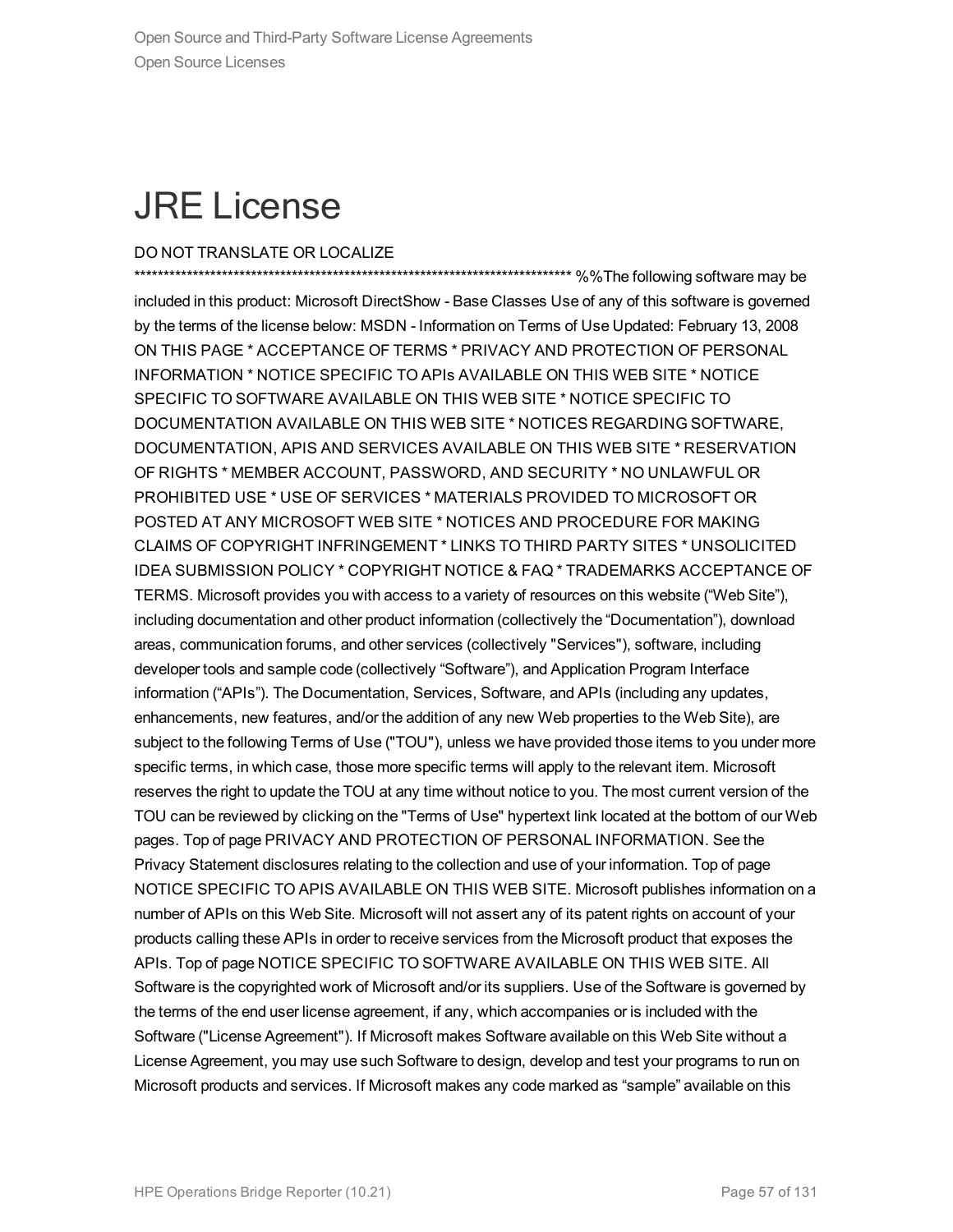# JRE License

DO NOT TRANSLATE OR LOCALIZE

****************************************************************************** %%The following software may be included in this product: Microsoft DirectShow - Base Classes Use of any of this software is governed by the terms of the license below: MSDN - Information on Terms of Use Updated: February 13, 2008 ON THIS PAGE * ACCEPTANCE OF TERMS * PRIVACY AND PROTECTION OF PERSONAL INFORMATION * NOTICE SPECIFIC TO APIs AVAILABLE ON THIS WEB SITE * NOTICE SPECIFIC TO SOFTWARE AVAILABLE ON THIS WEB SITE * NOTICE SPECIFIC TO DOCUMENTATION AVAILABLE ON THIS WEB SITE * NOTICES REGARDING SOFTWARE, DOCUMENTATION, APIS AND SERVICES AVAILABLE ON THIS WEB SITE * RESERVATION OF RIGHTS * MEMBER ACCOUNT, PASSWORD, AND SECURITY * NO UNLAWFUL OR PROHIBITED USE * USE OF SERVICES * MATERIALS PROVIDED TO MICROSOFT OR POSTED AT ANY MICROSOFT WEB SITE * NOTICES AND PROCEDURE FOR MAKING CLAIMS OF COPYRIGHT INFRINGEMENT * LINKS TO THIRD PARTY SITES * UNSOLICITED IDEA SUBMISSION POLICY * COPYRIGHT NOTICE & FAQ * TRADEMARKS ACCEPTANCE OF TERMS. Microsoft provides you with access to a variety of resources on this website (“Web Site”), including documentation and other product information (collectively the “Documentation”), download areas, communication forums, and other services (collectively "Services"), software, including developer tools and sample code (collectively “Software”), and Application Program Interface information (“APIs”). The Documentation, Services, Software, and APIs (including any updates, enhancements, new features, and/or the addition of any new Web properties to the Web Site), are subject to the following Terms of Use ("TOU"), unless we have provided those items to you under more specific terms, in which case, those more specific terms will apply to the relevant item. Microsoft reserves the right to update the TOU at any time without notice to you. The most current version of the TOU can be reviewed by clicking on the "Terms of Use" hypertext link located at the bottom of our Web pages. Top of page PRIVACY AND PROTECTION OF PERSONAL INFORMATION. See the Privacy Statement disclosures relating to the collection and use of your information. Top of page NOTICE SPECIFIC TO APIS AVAILABLE ON THIS WEB SITE. Microsoft publishes information on a number of APIs on this Web Site. Microsoft will not assert any of its patent rights on account of your products calling these APIs in order to receive services from the Microsoft product that exposes the APIs. Top of page NOTICE SPECIFIC TO SOFTWARE AVAILABLE ON THIS WEB SITE. All Software is the copyrighted work of Microsoft and/or its suppliers. Use of the Software is governed by the terms of the end user license agreement, if any, which accompanies or is included with the Software ("License Agreement"). If Microsoft makes Software available on this Web Site without a License Agreement, you may use such Software to design, develop and test your programs to run on Microsoft products and services. If Microsoft makes any code marked as “sample” available on this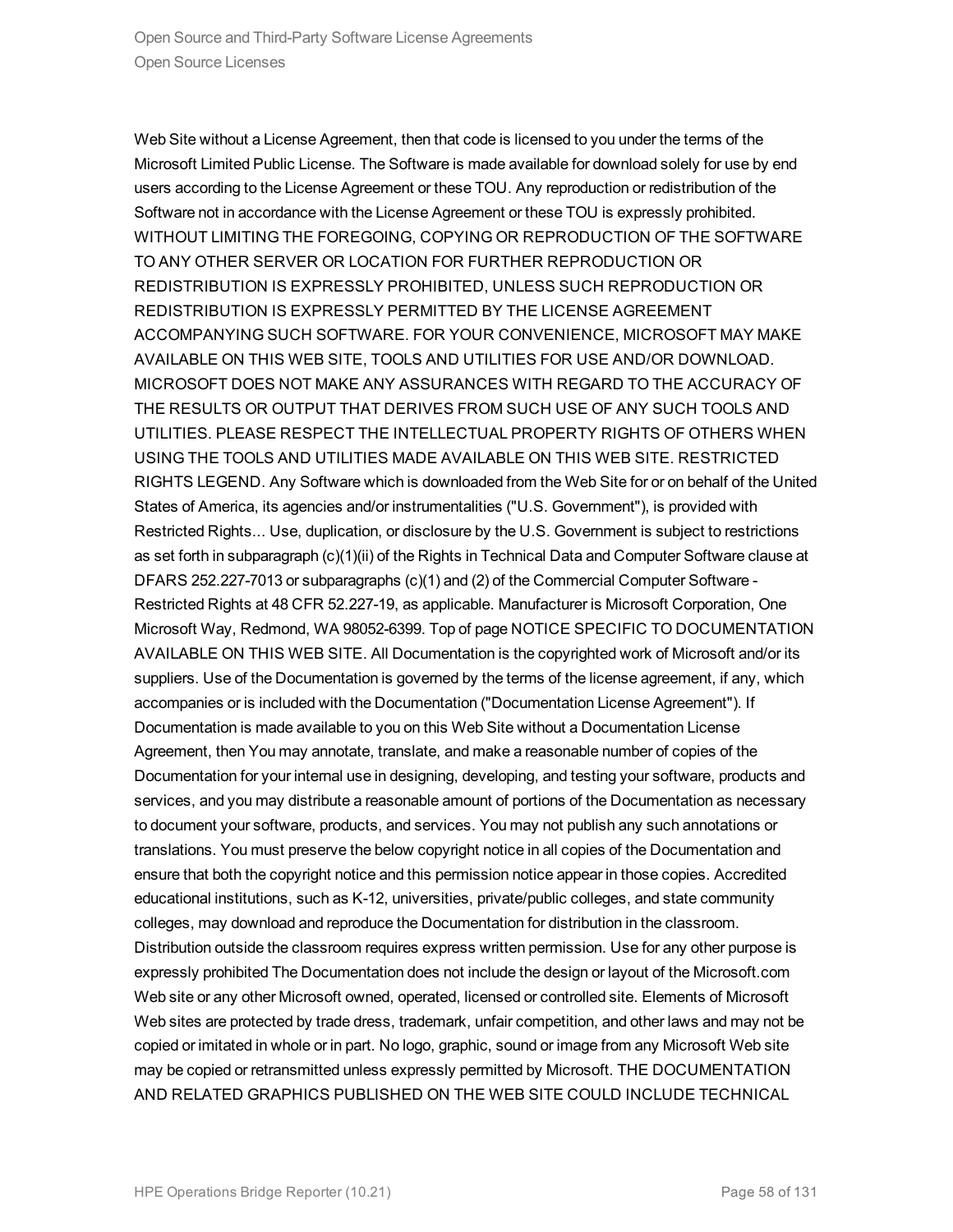Web Site without a License Agreement, then that code is licensed to you under the terms of the Microsoft Limited Public License. The Software is made available for download solely for use by end users according to the License Agreement or these TOU. Any reproduction or redistribution of the Software not in accordance with the License Agreement or these TOU is expressly prohibited. WITHOUT LIMITING THE FOREGOING, COPYING OR REPRODUCTION OF THE SOFTWARE TO ANY OTHER SERVER OR LOCATION FOR FURTHER REPRODUCTION OR REDISTRIBUTION IS EXPRESSLY PROHIBITED, UNLESS SUCH REPRODUCTION OR REDISTRIBUTION IS EXPRESSLY PERMITTED BY THE LICENSE AGREEMENT ACCOMPANYING SUCH SOFTWARE. FOR YOUR CONVENIENCE, MICROSOFT MAY MAKE AVAILABLE ON THIS WEB SITE, TOOLS AND UTILITIES FOR USE AND/OR DOWNLOAD. MICROSOFT DOES NOT MAKE ANY ASSURANCES WITH REGARD TO THE ACCURACY OF THE RESULTS OR OUTPUT THAT DERIVES FROM SUCH USE OF ANY SUCH TOOLS AND UTILITIES. PLEASE RESPECT THE INTELLECTUAL PROPERTY RIGHTS OF OTHERS WHEN USING THE TOOLS AND UTILITIES MADE AVAILABLE ON THIS WEB SITE. RESTRICTED RIGHTS LEGEND. Any Software which is downloaded from the Web Site for or on behalf of the United States of America, its agencies and/or instrumentalities ("U.S. Government"), is provided with Restricted Rights... Use, duplication, or disclosure by the U.S. Government is subject to restrictions as set forth in subparagraph (c)(1)(ii) of the Rights in Technical Data and Computer Software clause at DFARS 252.227-7013 or subparagraphs (c)(1) and (2) of the Commercial Computer Software - Restricted Rights at 48 CFR 52.227-19, as applicable. Manufacturer is Microsoft Corporation, One Microsoft Way, Redmond, WA 98052-6399. Top of page NOTICE SPECIFIC TO DOCUMENTATION AVAILABLE ON THIS WEB SITE. All Documentation is the copyrighted work of Microsoft and/or its suppliers. Use of the Documentation is governed by the terms of the license agreement, if any, which accompanies or is included with the Documentation ("Documentation License Agreement"). If Documentation is made available to you on this Web Site without a Documentation License Agreement, then You may annotate, translate, and make a reasonable number of copies of the Documentation for your internal use in designing, developing, and testing your software, products and services, and you may distribute a reasonable amount of portions of the Documentation as necessary to document your software, products, and services. You may not publish any such annotations or translations. You must preserve the below copyright notice in all copies of the Documentation and ensure that both the copyright notice and this permission notice appear in those copies. Accredited educational institutions, such as K-12, universities, private/public colleges, and state community colleges, may download and reproduce the Documentation for distribution in the classroom. Distribution outside the classroom requires express written permission. Use for any other purpose is expressly prohibited The Documentation does not include the design or layout of the Microsoft.com Web site or any other Microsoft owned, operated, licensed or controlled site. Elements of Microsoft Web sites are protected by trade dress, trademark, unfair competition, and other laws and may not be copied or imitated in whole or in part. No logo, graphic, sound or image from any Microsoft Web site may be copied or retransmitted unless expressly permitted by Microsoft. THE DOCUMENTATION AND RELATED GRAPHICS PUBLISHED ON THE WEB SITE COULD INCLUDE TECHNICAL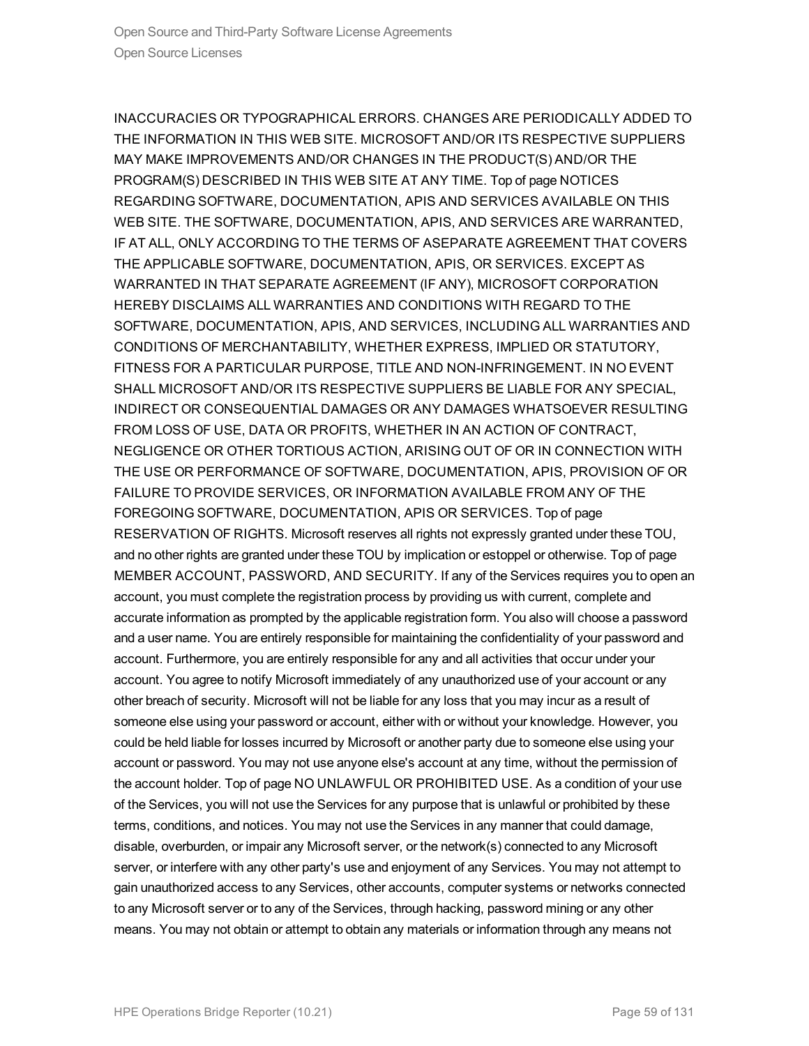INACCURACIES OR TYPOGRAPHICAL ERRORS. CHANGES ARE PERIODICALLY ADDED TO THE INFORMATION IN THIS WEB SITE. MICROSOFT AND/OR ITS RESPECTIVE SUPPLIERS MAY MAKE IMPROVEMENTS AND/OR CHANGES IN THE PRODUCT(S) AND/OR THE PROGRAM(S) DESCRIBED IN THIS WEB SITE AT ANY TIME. Top of page NOTICES REGARDING SOFTWARE, DOCUMENTATION, APIS AND SERVICES AVAILABLE ON THIS WEB SITE. THE SOFTWARE, DOCUMENTATION, APIS, AND SERVICES ARE WARRANTED, IF AT ALL, ONLY ACCORDING TO THE TERMS OF ASEPARATE AGREEMENT THAT COVERS THE APPLICABLE SOFTWARE, DOCUMENTATION, APIS, OR SERVICES. EXCEPT AS WARRANTED IN THAT SEPARATE AGREEMENT (IF ANY), MICROSOFT CORPORATION HEREBY DISCLAIMS ALL WARRANTIES AND CONDITIONS WITH REGARD TO THE SOFTWARE, DOCUMENTATION, APIS, AND SERVICES, INCLUDING ALL WARRANTIES AND CONDITIONS OF MERCHANTABILITY, WHETHER EXPRESS, IMPLIED OR STATUTORY, FITNESS FOR A PARTICULAR PURPOSE, TITLE AND NON-INFRINGEMENT. IN NO EVENT SHALL MICROSOFT AND/OR ITS RESPECTIVE SUPPLIERS BE LIABLE FOR ANY SPECIAL, INDIRECT OR CONSEQUENTIAL DAMAGES OR ANY DAMAGES WHATSOEVER RESULTING FROM LOSS OF USE, DATA OR PROFITS, WHETHER IN AN ACTION OF CONTRACT, NEGLIGENCE OR OTHER TORTIOUS ACTION, ARISING OUT OF OR IN CONNECTION WITH THE USE OR PERFORMANCE OF SOFTWARE, DOCUMENTATION, APIS, PROVISION OF OR FAILURE TO PROVIDE SERVICES, OR INFORMATION AVAILABLE FROM ANY OF THE FOREGOING SOFTWARE, DOCUMENTATION, APIS OR SERVICES. Top of page RESERVATION OF RIGHTS. Microsoft reserves all rights not expressly granted under these TOU, and no other rights are granted under these TOU by implication or estoppel or otherwise. Top of page MEMBER ACCOUNT, PASSWORD, AND SECURITY. If any of the Services requires you to open an account, you must complete the registration process by providing us with current, complete and accurate information as prompted by the applicable registration form. You also will choose a password and a user name. You are entirely responsible for maintaining the confidentiality of your password and account. Furthermore, you are entirely responsible for any and all activities that occur under your account. You agree to notify Microsoft immediately of any unauthorized use of your account or any other breach of security. Microsoft will not be liable for any loss that you may incur as a result of someone else using your password or account, either with or without your knowledge. However, you could be held liable for losses incurred by Microsoft or another party due to someone else using your account or password. You may not use anyone else's account at any time, without the permission of the account holder. Top of page NO UNLAWFUL OR PROHIBITED USE. As a condition of your use of the Services, you will not use the Services for any purpose that is unlawful or prohibited by these terms, conditions, and notices. You may not use the Services in any manner that could damage, disable, overburden, or impair any Microsoft server, or the network(s) connected to any Microsoft server, or interfere with any other party's use and enjoyment of any Services. You may not attempt to gain unauthorized access to any Services, other accounts, computer systems or networks connected to any Microsoft server or to any of the Services, through hacking, password mining or any other means. You may not obtain or attempt to obtain any materials or information through any means not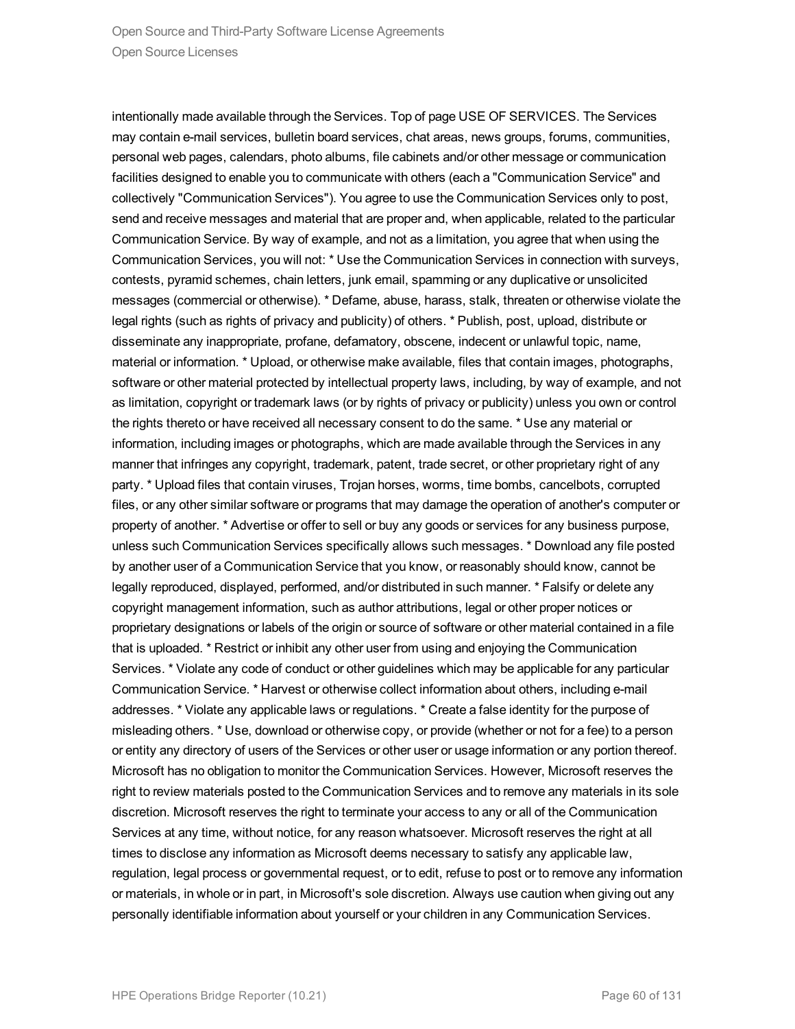intentionally made available through the Services. Top of page USE OF SERVICES. The Services may contain e-mail services, bulletin board services, chat areas, news groups, forums, communities, personal web pages, calendars, photo albums, file cabinets and/or other message or communication facilities designed to enable you to communicate with others (each a "Communication Service" and collectively "Communication Services"). You agree to use the Communication Services only to post, send and receive messages and material that are proper and, when applicable, related to the particular Communication Service. By way of example, and not as a limitation, you agree that when using the Communication Services, you will not: * Use the Communication Services in connection with surveys, contests, pyramid schemes, chain letters, junk email, spamming or any duplicative or unsolicited messages (commercial or otherwise). * Defame, abuse, harass, stalk, threaten or otherwise violate the legal rights (such as rights of privacy and publicity) of others. * Publish, post, upload, distribute or disseminate any inappropriate, profane, defamatory, obscene, indecent or unlawful topic, name, material or information. * Upload, or otherwise make available, files that contain images, photographs, software or other material protected by intellectual property laws, including, by way of example, and not as limitation, copyright or trademark laws (or by rights of privacy or publicity) unless you own or control the rights thereto or have received all necessary consent to do the same. * Use any material or information, including images or photographs, which are made available through the Services in any manner that infringes any copyright, trademark, patent, trade secret, or other proprietary right of any party. * Upload files that contain viruses, Trojan horses, worms, time bombs, cancelbots, corrupted files, or any other similar software or programs that may damage the operation of another's computer or property of another. * Advertise or offer to sell or buy any goods or services for any business purpose, unless such Communication Services specifically allows such messages. * Download any file posted by another user of a Communication Service that you know, or reasonably should know, cannot be legally reproduced, displayed, performed, and/or distributed in such manner. * Falsify or delete any copyright management information, such as author attributions, legal or other proper notices or proprietary designations or labels of the origin or source of software or other material contained in a file that is uploaded. * Restrict or inhibit any other user from using and enjoying the Communication Services. * Violate any code of conduct or other guidelines which may be applicable for any particular Communication Service. * Harvest or otherwise collect information about others, including e-mail addresses. * Violate any applicable laws or regulations. * Create a false identity for the purpose of misleading others. * Use, download or otherwise copy, or provide (whether or not for a fee) to a person or entity any directory of users of the Services or other user or usage information or any portion thereof. Microsoft has no obligation to monitor the Communication Services. However, Microsoft reserves the right to review materials posted to the Communication Services and to remove any materials in its sole discretion. Microsoft reserves the right to terminate your access to any or all of the Communication Services at any time, without notice, for any reason whatsoever. Microsoft reserves the right at all times to disclose any information as Microsoft deems necessary to satisfy any applicable law, regulation, legal process or governmental request, or to edit, refuse to post or to remove any information or materials, in whole or in part, in Microsoft's sole discretion. Always use caution when giving out any personally identifiable information about yourself or your children in any Communication Services.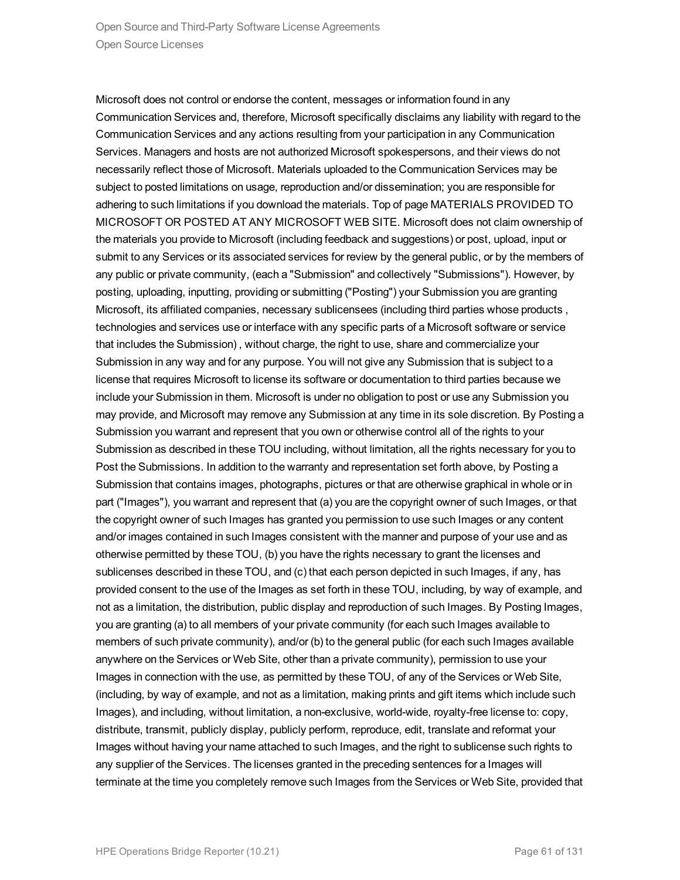Microsoft does not control or endorse the content, messages or information found in any Communication Services and, therefore, Microsoft specifically disclaims any liability with regard to the Communication Services and any actions resulting from your participation in any Communication Services. Managers and hosts are not authorized Microsoft spokespersons, and their views do not necessarily reflect those of Microsoft. Materials uploaded to the Communication Services may be subject to posted limitations on usage, reproduction and/or dissemination; you are responsible for adhering to such limitations if you download the materials. Top of page MATERIALS PROVIDED TO MICROSOFT OR POSTED AT ANY MICROSOFT WEB SITE. Microsoft does not claim ownership of the materials you provide to Microsoft (including feedback and suggestions) or post, upload, input or submit to any Services or its associated services for review by the general public, or by the members of any public or private community, (each a "Submission" and collectively "Submissions"). However, by posting, uploading, inputting, providing or submitting ("Posting") your Submission you are granting Microsoft, its affiliated companies, necessary sublicensees (including third parties whose products , technologies and services use or interface with any specific parts of a Microsoft software or service that includes the Submission) , without charge, the right to use, share and commercialize your Submission in any way and for any purpose. You will not give any Submission that is subject to a license that requires Microsoft to license its software or documentation to third parties because we include your Submission in them. Microsoft is under no obligation to post or use any Submission you may provide, and Microsoft may remove any Submission at any time in its sole discretion. By Posting a Submission you warrant and represent that you own or otherwise control all of the rights to your Submission as described in these TOU including, without limitation, all the rights necessary for you to Post the Submissions. In addition to the warranty and representation set forth above, by Posting a Submission that contains images, photographs, pictures or that are otherwise graphical in whole or in part ("Images"), you warrant and represent that (a) you are the copyright owner of such Images, or that the copyright owner of such Images has granted you permission to use such Images or any content and/or images contained in such Images consistent with the manner and purpose of your use and as otherwise permitted by these TOU, (b) you have the rights necessary to grant the licenses and sublicenses described in these TOU, and (c) that each person depicted in such Images, if any, has provided consent to the use of the Images as set forth in these TOU, including, by way of example, and not as a limitation, the distribution, public display and reproduction of such Images. By Posting Images, you are granting (a) to all members of your private community (for each such Images available to members of such private community), and/or (b) to the general public (for each such Images available anywhere on the Services or Web Site, other than a private community), permission to use your Images in connection with the use, as permitted by these TOU, of any of the Services or Web Site, (including, by way of example, and not as a limitation, making prints and gift items which include such Images), and including, without limitation, a non-exclusive, world-wide, royalty-free license to: copy, distribute, transmit, publicly display, publicly perform, reproduce, edit, translate and reformat your Images without having your name attached to such Images, and the right to sublicense such rights to any supplier of the Services. The licenses granted in the preceding sentences for a Images will terminate at the time you completely remove such Images from the Services or Web Site, provided that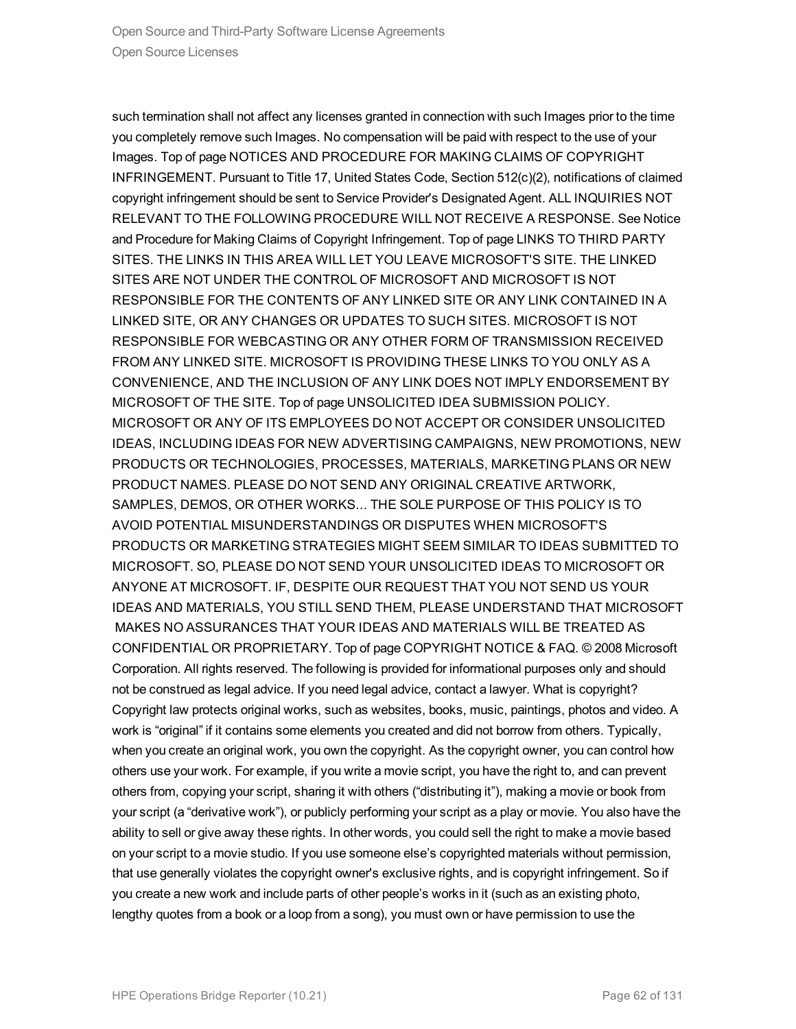such termination shall not affect any licenses granted in connection with such Images prior to the time you completely remove such Images. No compensation will be paid with respect to the use of your Images. Top of page NOTICES AND PROCEDURE FOR MAKING CLAIMS OF COPYRIGHT INFRINGEMENT. Pursuant to Title 17, United States Code, Section 512(c)(2), notifications of claimed copyright infringement should be sent to Service Provider's Designated Agent. ALL INQUIRIES NOT RELEVANT TO THE FOLLOWING PROCEDURE WILL NOT RECEIVE A RESPONSE. See Notice and Procedure for Making Claims of Copyright Infringement. Top of page LINKS TO THIRD PARTY SITES. THE LINKS IN THIS AREA WILL LET YOU LEAVE MICROSOFT'S SITE. THE LINKED SITES ARE NOT UNDER THE CONTROL OF MICROSOFT AND MICROSOFT IS NOT RESPONSIBLE FOR THE CONTENTS OF ANY LINKED SITE OR ANY LINK CONTAINED IN A LINKED SITE, OR ANY CHANGES OR UPDATES TO SUCH SITES. MICROSOFT IS NOT RESPONSIBLE FOR WEBCASTING OR ANY OTHER FORM OF TRANSMISSION RECEIVED FROM ANY LINKED SITE. MICROSOFT IS PROVIDING THESE LINKS TO YOU ONLY AS A CONVENIENCE, AND THE INCLUSION OF ANY LINK DOES NOT IMPLY ENDORSEMENT BY MICROSOFT OF THE SITE. Top of page UNSOLICITED IDEA SUBMISSION POLICY. MICROSOFT OR ANY OF ITS EMPLOYEES DO NOT ACCEPT OR CONSIDER UNSOLICITED IDEAS, INCLUDING IDEAS FOR NEW ADVERTISING CAMPAIGNS, NEW PROMOTIONS, NEW PRODUCTS OR TECHNOLOGIES, PROCESSES, MATERIALS, MARKETING PLANS OR NEW PRODUCT NAMES. PLEASE DO NOT SEND ANY ORIGINAL CREATIVE ARTWORK, SAMPLES, DEMOS, OR OTHER WORKS... THE SOLE PURPOSE OF THIS POLICY IS TO AVOID POTENTIAL MISUNDERSTANDINGS OR DISPUTES WHEN MICROSOFT'S PRODUCTS OR MARKETING STRATEGIES MIGHT SEEM SIMILAR TO IDEAS SUBMITTED TO MICROSOFT. SO, PLEASE DO NOT SEND YOUR UNSOLICITED IDEAS TO MICROSOFT OR ANYONE AT MICROSOFT. IF, DESPITE OUR REQUEST THAT YOU NOT SEND US YOUR IDEAS AND MATERIALS, YOU STILL SEND THEM, PLEASE UNDERSTAND THAT MICROSOFT MAKES NO ASSURANCES THAT YOUR IDEAS AND MATERIALS WILL BE TREATED AS CONFIDENTIAL OR PROPRIETARY. Top of page COPYRIGHT NOTICE & FAQ. © 2008 Microsoft Corporation. All rights reserved. The following is provided for informational purposes only and should not be construed as legal advice. If you need legal advice, contact a lawyer. What is copyright? Copyright law protects original works, such as websites, books, music, paintings, photos and video. A work is "original" if it contains some elements you created and did not borrow from others. Typically, when you create an original work, you own the copyright. As the copyright owner, you can control how others use your work. For example, if you write a movie script, you have the right to, and can prevent others from, copying your script, sharing it with others ("distributing it"), making a movie or book from your script (a "derivative work"), or publicly performing your script as a play or movie. You also have the ability to sell or give away these rights. In other words, you could sell the right to make a movie based on your script to a movie studio. If you use someone else's copyrighted materials without permission, that use generally violates the copyright owner's exclusive rights, and is copyright infringement. So if you create a new work and include parts of other people's works in it (such as an existing photo, lengthy quotes from a book or a loop from a song), you must own or have permission to use the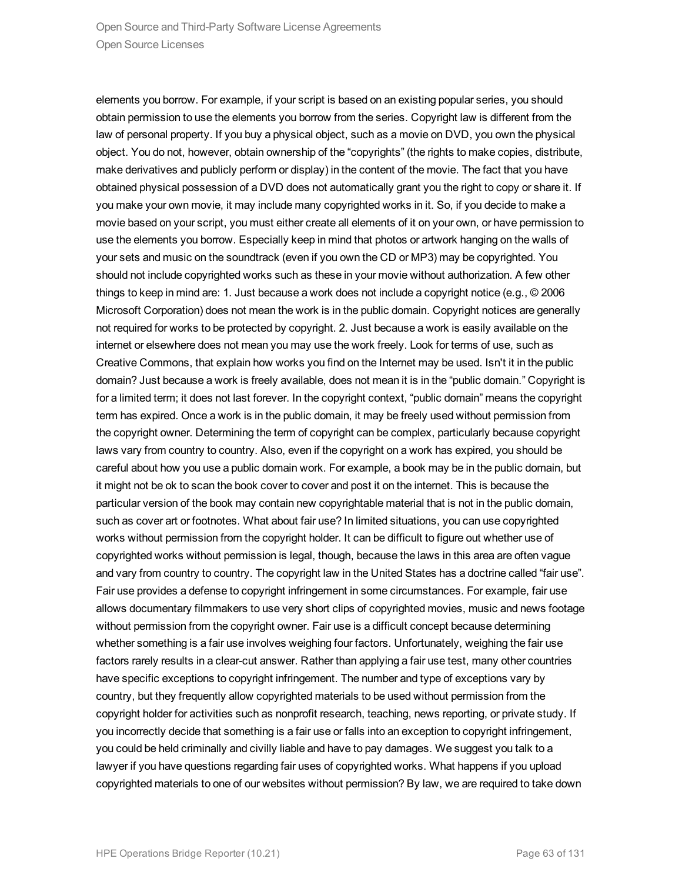elements you borrow. For example, if your script is based on an existing popular series, you should obtain permission to use the elements you borrow from the series. Copyright law is different from the law of personal property. If you buy a physical object, such as a movie on DVD, you own the physical object. You do not, however, obtain ownership of the “copyrights” (the rights to make copies, distribute, make derivatives and publicly perform or display) in the content of the movie. The fact that you have obtained physical possession of a DVD does not automatically grant you the right to copy or share it. If you make your own movie, it may include many copyrighted works in it. So, if you decide to make a movie based on your script, you must either create all elements of it on your own, or have permission to use the elements you borrow. Especially keep in mind that photos or artwork hanging on the walls of your sets and music on the soundtrack (even if you own the CD or MP3) may be copyrighted. You should not include copyrighted works such as these in your movie without authorization. A few other things to keep in mind are: 1. Just because a work does not include a copyright notice (e.g., © 2006 Microsoft Corporation) does not mean the work is in the public domain. Copyright notices are generally not required for works to be protected by copyright. 2. Just because a work is easily available on the internet or elsewhere does not mean you may use the work freely. Look for terms of use, such as Creative Commons, that explain how works you find on the Internet may be used. Isn't it in the public domain? Just because a work is freely available, does not mean it is in the “public domain.” Copyright is for a limited term; it does not last forever. In the copyright context, “public domain” means the copyright term has expired. Once a work is in the public domain, it may be freely used without permission from the copyright owner. Determining the term of copyright can be complex, particularly because copyright laws vary from country to country. Also, even if the copyright on a work has expired, you should be careful about how you use a public domain work. For example, a book may be in the public domain, but it might not be ok to scan the book cover to cover and post it on the internet. This is because the particular version of the book may contain new copyrightable material that is not in the public domain, such as cover art or footnotes. What about fair use? In limited situations, you can use copyrighted works without permission from the copyright holder. It can be difficult to figure out whether use of copyrighted works without permission is legal, though, because the laws in this area are often vague and vary from country to country. The copyright law in the United States has a doctrine called “fair use”. Fair use provides a defense to copyright infringement in some circumstances. For example, fair use allows documentary filmmakers to use very short clips of copyrighted movies, music and news footage without permission from the copyright owner. Fair use is a difficult concept because determining whether something is a fair use involves weighing four factors. Unfortunately, weighing the fair use factors rarely results in a clear-cut answer. Rather than applying a fair use test, many other countries have specific exceptions to copyright infringement. The number and type of exceptions vary by country, but they frequently allow copyrighted materials to be used without permission from the copyright holder for activities such as nonprofit research, teaching, news reporting, or private study. If you incorrectly decide that something is a fair use or falls into an exception to copyright infringement, you could be held criminally and civilly liable and have to pay damages. We suggest you talk to a lawyer if you have questions regarding fair uses of copyrighted works. What happens if you upload copyrighted materials to one of our websites without permission? By law, we are required to take down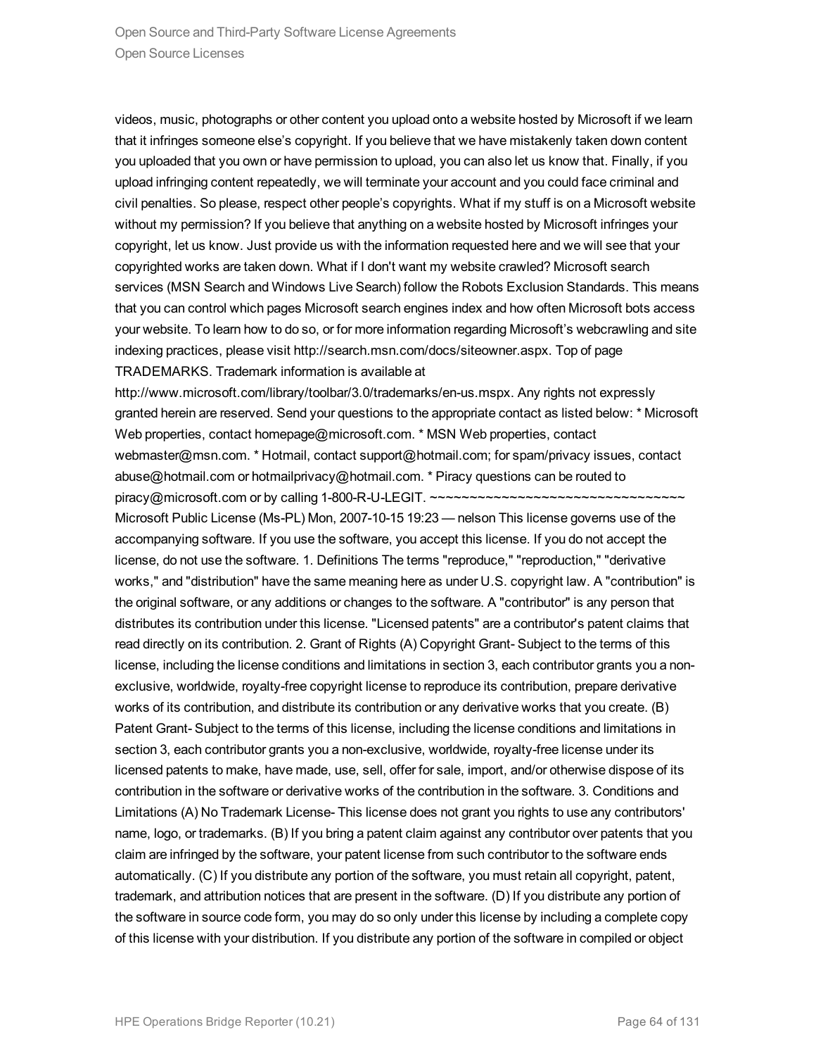videos, music, photographs or other content you upload onto a website hosted by Microsoft if we learn that it infringes someone else's copyright. If you believe that we have mistakenly taken down content you uploaded that you own or have permission to upload, you can also let us know that. Finally, if you upload infringing content repeatedly, we will terminate your account and you could face criminal and civil penalties. So please, respect other people's copyrights. What if my stuff is on a Microsoft website without my permission? If you believe that anything on a website hosted by Microsoft infringes your copyright, let us know. Just provide us with the information requested here and we will see that your copyrighted works are taken down. What if I don't want my website crawled? Microsoft search services (MSN Search and Windows Live Search) follow the Robots Exclusion Standards. This means that you can control which pages Microsoft search engines index and how often Microsoft bots access your website. To learn how to do so, or for more information regarding Microsoft's webcrawling and site indexing practices, please visit http://search.msn.com/docs/siteowner.aspx. Top of page TRADEMARKS. Trademark information is available at http://www.microsoft.com/library/toolbar/3.0/trademarks/en-us.mspx. Any rights not expressly granted herein are reserved. Send your questions to the appropriate contact as listed below: * Microsoft Web properties, contact homepage@microsoft.com. * MSN Web properties, contact webmaster@msn.com. * Hotmail, contact support@hotmail.com; for spam/privacy issues, contact abuse@hotmail.com or hotmailprivacy@hotmail.com. * Piracy questions can be routed to piracy@microsoft.com or by calling 1-800-R-U-LEGIT. ~~~~~~~~~~~~~~~~~~~~~~~~~~~~~~~~ Microsoft Public License (Ms-PL) Mon, 2007-10-15 19:23 — nelson This license governs use of the accompanying software. If you use the software, you accept this license. If you do not accept the license, do not use the software. 1. Definitions The terms "reproduce," "reproduction," "derivative works," and "distribution" have the same meaning here as under U.S. copyright law. A "contribution" is the original software, or any additions or changes to the software. A "contributor" is any person that distributes its contribution under this license. "Licensed patents" are a contributor's patent claims that read directly on its contribution. 2. Grant of Rights (A) Copyright Grant- Subject to the terms of this license, including the license conditions and limitations in section 3, each contributor grants you a non-exclusive, worldwide, royalty-free copyright license to reproduce its contribution, prepare derivative works of its contribution, and distribute its contribution or any derivative works that you create. (B) Patent Grant- Subject to the terms of this license, including the license conditions and limitations in section 3, each contributor grants you a non-exclusive, worldwide, royalty-free license under its licensed patents to make, have made, use, sell, offer for sale, import, and/or otherwise dispose of its contribution in the software or derivative works of the contribution in the software. 3. Conditions and Limitations (A) No Trademark License- This license does not grant you rights to use any contributors' name, logo, or trademarks. (B) If you bring a patent claim against any contributor over patents that you claim are infringed by the software, your patent license from such contributor to the software ends automatically. (C) If you distribute any portion of the software, you must retain all copyright, patent, trademark, and attribution notices that are present in the software. (D) If you distribute any portion of the software in source code form, you may do so only under this license by including a complete copy of this license with your distribution. If you distribute any portion of the software in compiled or object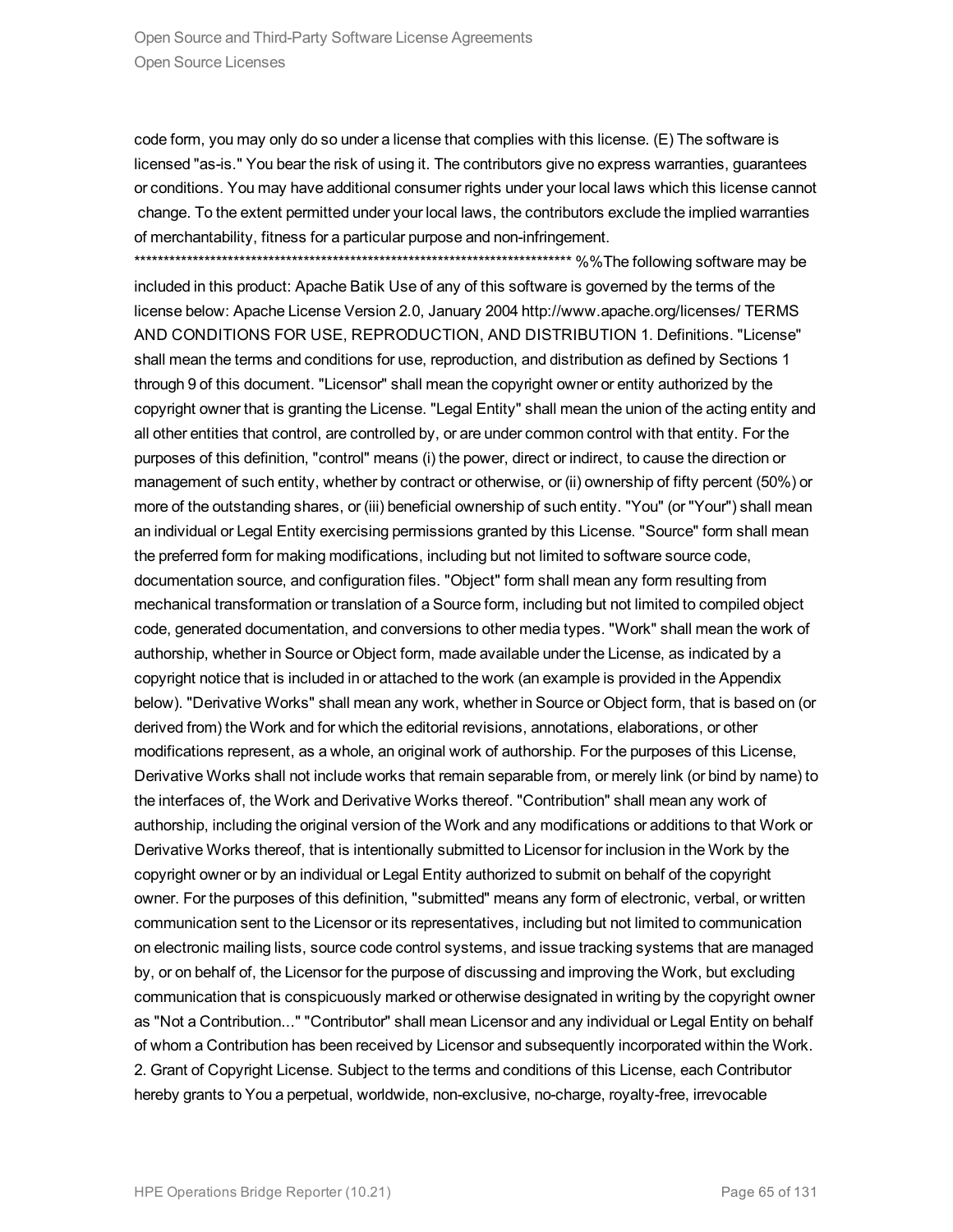code form, you may only do so under a license that complies with this license. (E) The software is licensed "as-is." You bear the risk of using it. The contributors give no express warranties, guarantees or conditions. You may have additional consumer rights under your local laws which this license cannot change. To the extent permitted under your local laws, the contributors exclude the implied warranties of merchantability, fitness for a particular purpose and non-infringement. ****************************************************************************** %%The following software may be included in this product: Apache Batik Use of any of this software is governed by the terms of the license below: Apache License Version 2.0, January 2004 http://www.apache.org/licenses/ TERMS AND CONDITIONS FOR USE, REPRODUCTION, AND DISTRIBUTION 1. Definitions. "License" shall mean the terms and conditions for use, reproduction, and distribution as defined by Sections 1 through 9 of this document. "Licensor" shall mean the copyright owner or entity authorized by the copyright owner that is granting the License. "Legal Entity" shall mean the union of the acting entity and all other entities that control, are controlled by, or are under common control with that entity. For the purposes of this definition, "control" means (i) the power, direct or indirect, to cause the direction or management of such entity, whether by contract or otherwise, or (ii) ownership of fifty percent (50%) or more of the outstanding shares, or (iii) beneficial ownership of such entity. "You" (or "Your") shall mean an individual or Legal Entity exercising permissions granted by this License. "Source" form shall mean the preferred form for making modifications, including but not limited to software source code, documentation source, and configuration files. "Object" form shall mean any form resulting from mechanical transformation or translation of a Source form, including but not limited to compiled object code, generated documentation, and conversions to other media types. "Work" shall mean the work of authorship, whether in Source or Object form, made available under the License, as indicated by a copyright notice that is included in or attached to the work (an example is provided in the Appendix below). "Derivative Works" shall mean any work, whether in Source or Object form, that is based on (or derived from) the Work and for which the editorial revisions, annotations, elaborations, or other modifications represent, as a whole, an original work of authorship. For the purposes of this License, Derivative Works shall not include works that remain separable from, or merely link (or bind by name) to the interfaces of, the Work and Derivative Works thereof. "Contribution" shall mean any work of authorship, including the original version of the Work and any modifications or additions to that Work or Derivative Works thereof, that is intentionally submitted to Licensor for inclusion in the Work by the copyright owner or by an individual or Legal Entity authorized to submit on behalf of the copyright owner. For the purposes of this definition, "submitted" means any form of electronic, verbal, or written communication sent to the Licensor or its representatives, including but not limited to communication on electronic mailing lists, source code control systems, and issue tracking systems that are managed by, or on behalf of, the Licensor for the purpose of discussing and improving the Work, but excluding communication that is conspicuously marked or otherwise designated in writing by the copyright owner as "Not a Contribution..." "Contributor" shall mean Licensor and any individual or Legal Entity on behalf of whom a Contribution has been received by Licensor and subsequently incorporated within the Work. 2. Grant of Copyright License. Subject to the terms and conditions of this License, each Contributor hereby grants to You a perpetual, worldwide, non-exclusive, no-charge, royalty-free, irrevocable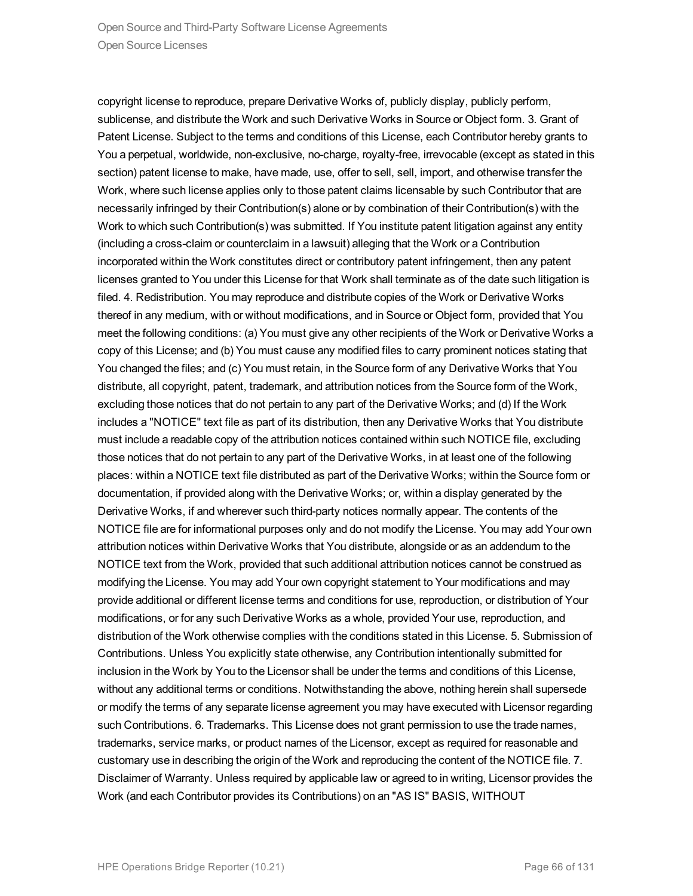copyright license to reproduce, prepare Derivative Works of, publicly display, publicly perform, sublicense, and distribute the Work and such Derivative Works in Source or Object form. 3. Grant of Patent License. Subject to the terms and conditions of this License, each Contributor hereby grants to You a perpetual, worldwide, non-exclusive, no-charge, royalty-free, irrevocable (except as stated in this section) patent license to make, have made, use, offer to sell, sell, import, and otherwise transfer the Work, where such license applies only to those patent claims licensable by such Contributor that are necessarily infringed by their Contribution(s) alone or by combination of their Contribution(s) with the Work to which such Contribution(s) was submitted. If You institute patent litigation against any entity (including a cross-claim or counterclaim in a lawsuit) alleging that the Work or a Contribution incorporated within the Work constitutes direct or contributory patent infringement, then any patent licenses granted to You under this License for that Work shall terminate as of the date such litigation is filed. 4. Redistribution. You may reproduce and distribute copies of the Work or Derivative Works thereof in any medium, with or without modifications, and in Source or Object form, provided that You meet the following conditions: (a) You must give any other recipients of the Work or Derivative Works a copy of this License; and (b) You must cause any modified files to carry prominent notices stating that You changed the files; and (c) You must retain, in the Source form of any Derivative Works that You distribute, all copyright, patent, trademark, and attribution notices from the Source form of the Work, excluding those notices that do not pertain to any part of the Derivative Works; and (d) If the Work includes a "NOTICE" text file as part of its distribution, then any Derivative Works that You distribute must include a readable copy of the attribution notices contained within such NOTICE file, excluding those notices that do not pertain to any part of the Derivative Works, in at least one of the following places: within a NOTICE text file distributed as part of the Derivative Works; within the Source form or documentation, if provided along with the Derivative Works; or, within a display generated by the Derivative Works, if and wherever such third-party notices normally appear. The contents of the NOTICE file are for informational purposes only and do not modify the License. You may add Your own attribution notices within Derivative Works that You distribute, alongside or as an addendum to the NOTICE text from the Work, provided that such additional attribution notices cannot be construed as modifying the License. You may add Your own copyright statement to Your modifications and may provide additional or different license terms and conditions for use, reproduction, or distribution of Your modifications, or for any such Derivative Works as a whole, provided Your use, reproduction, and distribution of the Work otherwise complies with the conditions stated in this License. 5. Submission of Contributions. Unless You explicitly state otherwise, any Contribution intentionally submitted for inclusion in the Work by You to the Licensor shall be under the terms and conditions of this License, without any additional terms or conditions. Notwithstanding the above, nothing herein shall supersede or modify the terms of any separate license agreement you may have executed with Licensor regarding such Contributions. 6. Trademarks. This License does not grant permission to use the trade names, trademarks, service marks, or product names of the Licensor, except as required for reasonable and customary use in describing the origin of the Work and reproducing the content of the NOTICE file. 7. Disclaimer of Warranty. Unless required by applicable law or agreed to in writing, Licensor provides the Work (and each Contributor provides its Contributions) on an "AS IS" BASIS, WITHOUT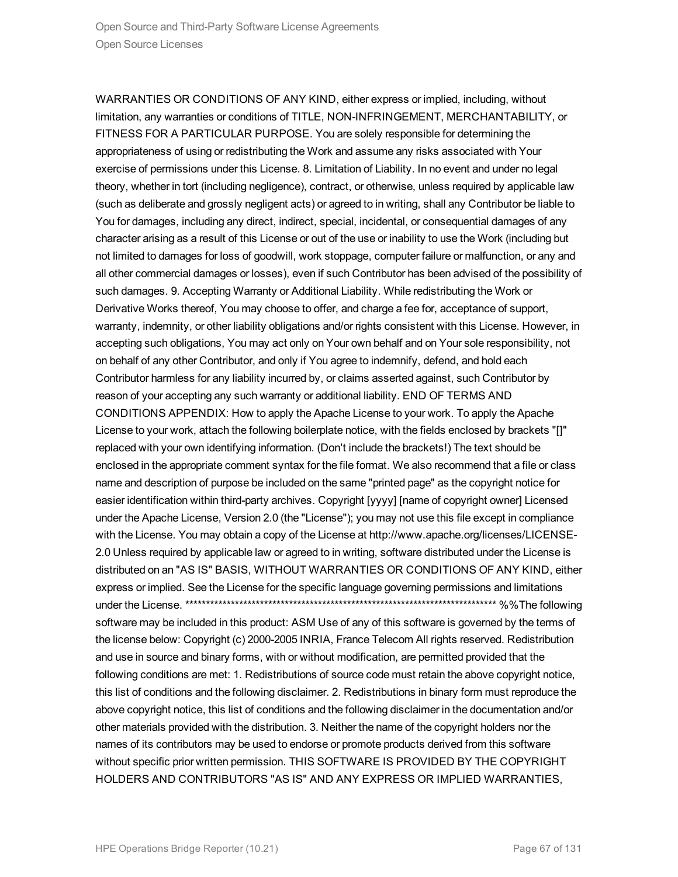WARRANTIES OR CONDITIONS OF ANY KIND, either express or implied, including, without limitation, any warranties or conditions of TITLE, NON-INFRINGEMENT, MERCHANTABILITY, or FITNESS FOR A PARTICULAR PURPOSE. You are solely responsible for determining the appropriateness of using or redistributing the Work and assume any risks associated with Your exercise of permissions under this License. 8. Limitation of Liability. In no event and under no legal theory, whether in tort (including negligence), contract, or otherwise, unless required by applicable law (such as deliberate and grossly negligent acts) or agreed to in writing, shall any Contributor be liable to You for damages, including any direct, indirect, special, incidental, or consequential damages of any character arising as a result of this License or out of the use or inability to use the Work (including but not limited to damages for loss of goodwill, work stoppage, computer failure or malfunction, or any and all other commercial damages or losses), even if such Contributor has been advised of the possibility of such damages. 9. Accepting Warranty or Additional Liability. While redistributing the Work or Derivative Works thereof, You may choose to offer, and charge a fee for, acceptance of support, warranty, indemnity, or other liability obligations and/or rights consistent with this License. However, in accepting such obligations, You may act only on Your own behalf and on Your sole responsibility, not on behalf of any other Contributor, and only if You agree to indemnify, defend, and hold each Contributor harmless for any liability incurred by, or claims asserted against, such Contributor by reason of your accepting any such warranty or additional liability. END OF TERMS AND CONDITIONS APPENDIX: How to apply the Apache License to your work. To apply the Apache License to your work, attach the following boilerplate notice, with the fields enclosed by brackets "[]" replaced with your own identifying information. (Don't include the brackets!) The text should be enclosed in the appropriate comment syntax for the file format. We also recommend that a file or class name and description of purpose be included on the same "printed page" as the copyright notice for easier identification within third-party archives. Copyright [yyyy] [name of copyright owner] Licensed under the Apache License, Version 2.0 (the "License"); you may not use this file except in compliance with the License. You may obtain a copy of the License at http://www.apache.org/licenses/LICENSE-2.0 Unless required by applicable law or agreed to in writing, software distributed under the License is distributed on an "AS IS" BASIS, WITHOUT WARRANTIES OR CONDITIONS OF ANY KIND, either express or implied. See the License for the specific language governing permissions and limitations under the License. ****************************************************************************** %%The following software may be included in this product: ASM Use of any of this software is governed by the terms of the license below: Copyright (c) 2000-2005 INRIA, France Telecom All rights reserved. Redistribution and use in source and binary forms, with or without modification, are permitted provided that the following conditions are met: 1. Redistributions of source code must retain the above copyright notice, this list of conditions and the following disclaimer. 2. Redistributions in binary form must reproduce the above copyright notice, this list of conditions and the following disclaimer in the documentation and/or other materials provided with the distribution. 3. Neither the name of the copyright holders nor the names of its contributors may be used to endorse or promote products derived from this software without specific prior written permission. THIS SOFTWARE IS PROVIDED BY THE COPYRIGHT HOLDERS AND CONTRIBUTORS "AS IS" AND ANY EXPRESS OR IMPLIED WARRANTIES,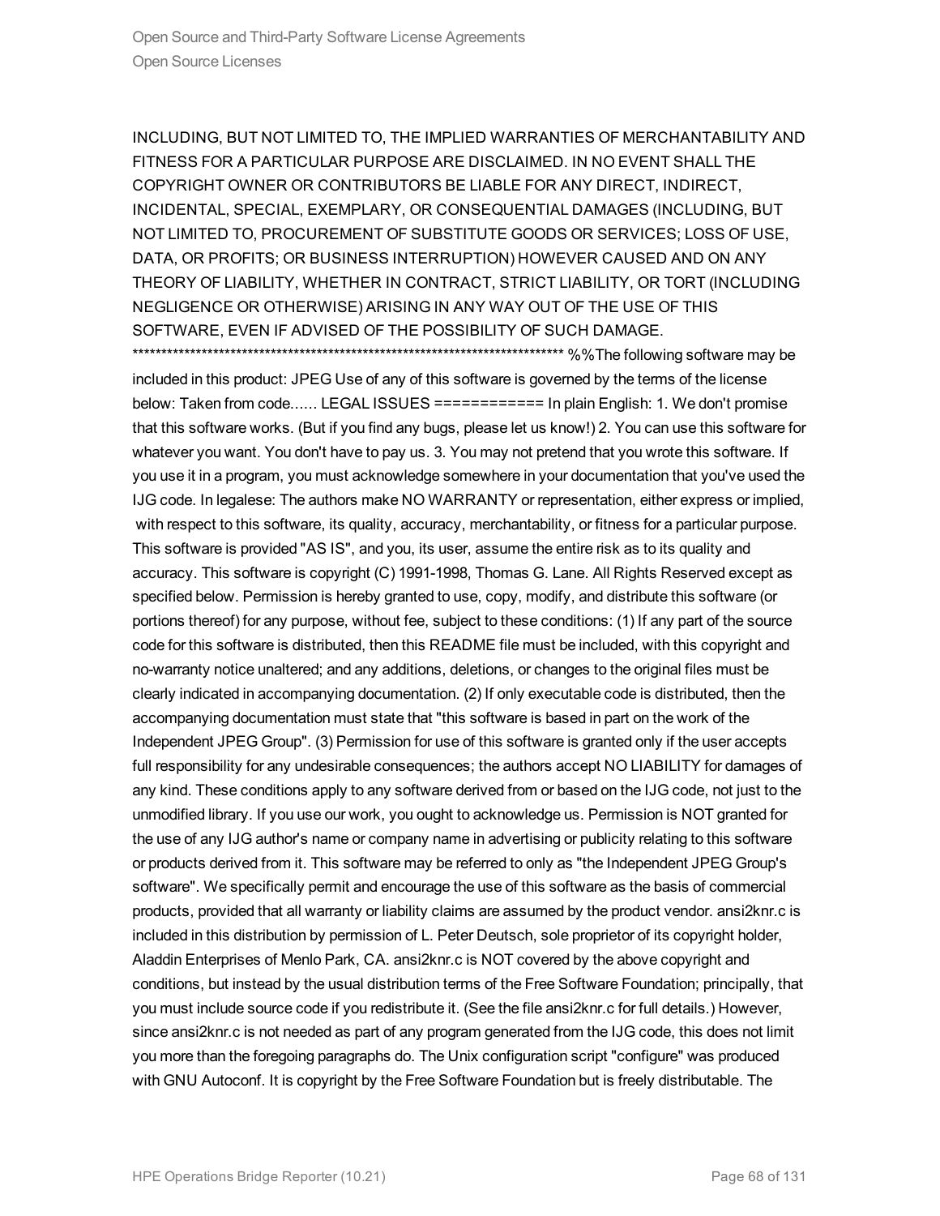INCLUDING, BUT NOT LIMITED TO, THE IMPLIED WARRANTIES OF MERCHANTABILITY AND FITNESS FOR A PARTICULAR PURPOSE ARE DISCLAIMED. IN NO EVENT SHALL THE COPYRIGHT OWNER OR CONTRIBUTORS BE LIABLE FOR ANY DIRECT, INDIRECT, INCIDENTAL, SPECIAL, EXEMPLARY, OR CONSEQUENTIAL DAMAGES (INCLUDING, BUT NOT LIMITED TO, PROCUREMENT OF SUBSTITUTE GOODS OR SERVICES; LOSS OF USE, DATA, OR PROFITS; OR BUSINESS INTERRUPTION) HOWEVER CAUSED AND ON ANY THEORY OF LIABILITY, WHETHER IN CONTRACT, STRICT LIABILITY, OR TORT (INCLUDING NEGLIGENCE OR OTHERWISE) ARISING IN ANY WAY OUT OF THE USE OF THIS SOFTWARE, EVEN IF ADVISED OF THE POSSIBILITY OF SUCH DAMAGE. ****************************************************************************** %%The following software may be included in this product: JPEG Use of any of this software is governed by the terms of the license below: Taken from code...... LEGAL ISSUES ============ In plain English: 1. We don't promise that this software works. (But if you find any bugs, please let us know!) 2. You can use this software for whatever you want. You don't have to pay us. 3. You may not pretend that you wrote this software. If you use it in a program, you must acknowledge somewhere in your documentation that you've used the IJG code. In legalese: The authors make NO WARRANTY or representation, either express or implied, with respect to this software, its quality, accuracy, merchantability, or fitness for a particular purpose. This software is provided "AS IS", and you, its user, assume the entire risk as to its quality and accuracy. This software is copyright (C) 1991-1998, Thomas G. Lane. All Rights Reserved except as specified below. Permission is hereby granted to use, copy, modify, and distribute this software (or portions thereof) for any purpose, without fee, subject to these conditions: (1) If any part of the source code for this software is distributed, then this README file must be included, with this copyright and no-warranty notice unaltered; and any additions, deletions, or changes to the original files must be clearly indicated in accompanying documentation. (2) If only executable code is distributed, then the accompanying documentation must state that "this software is based in part on the work of the Independent JPEG Group". (3) Permission for use of this software is granted only if the user accepts full responsibility for any undesirable consequences; the authors accept NO LIABILITY for damages of any kind. These conditions apply to any software derived from or based on the IJG code, not just to the unmodified library. If you use our work, you ought to acknowledge us. Permission is NOT granted for the use of any IJG author's name or company name in advertising or publicity relating to this software or products derived from it. This software may be referred to only as "the Independent JPEG Group's software". We specifically permit and encourage the use of this software as the basis of commercial products, provided that all warranty or liability claims are assumed by the product vendor. ansi2knr.c is included in this distribution by permission of L. Peter Deutsch, sole proprietor of its copyright holder, Aladdin Enterprises of Menlo Park, CA. ansi2knr.c is NOT covered by the above copyright and conditions, but instead by the usual distribution terms of the Free Software Foundation; principally, that you must include source code if you redistribute it. (See the file ansi2knr.c for full details.) However, since ansi2knr.c is not needed as part of any program generated from the IJG code, this does not limit you more than the foregoing paragraphs do. The Unix configuration script "configure" was produced with GNU Autoconf. It is copyright by the Free Software Foundation but is freely distributable. The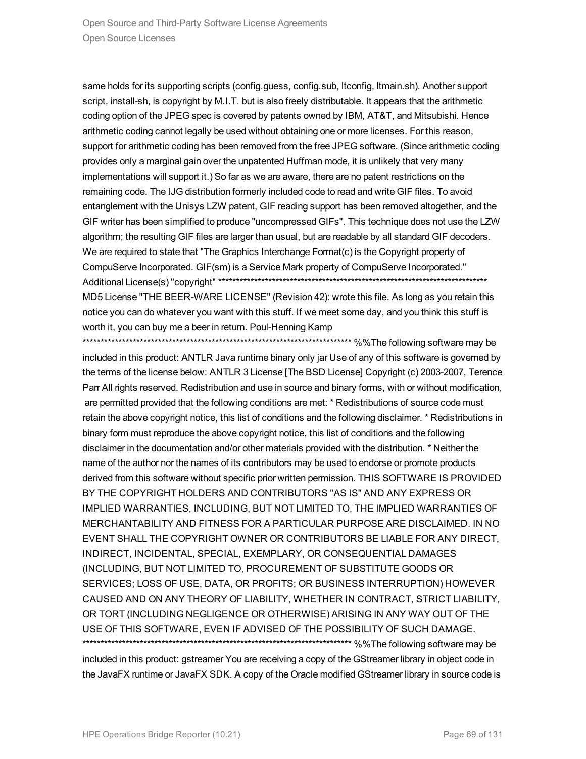same holds for its supporting scripts (config.guess, config.sub, ltconfig, ltmain.sh). Another support script, install-sh, is copyright by M.I.T. but is also freely distributable. It appears that the arithmetic coding option of the JPEG spec is covered by patents owned by IBM, AT&T, and Mitsubishi. Hence arithmetic coding cannot legally be used without obtaining one or more licenses. For this reason, support for arithmetic coding has been removed from the free JPEG software. (Since arithmetic coding provides only a marginal gain over the unpatented Huffman mode, it is unlikely that very many implementations will support it.) So far as we are aware, there are no patent restrictions on the remaining code. The IJG distribution formerly included code to read and write GIF files. To avoid entanglement with the Unisys LZW patent, GIF reading support has been removed altogether, and the GIF writer has been simplified to produce "uncompressed GIFs". This technique does not use the LZW algorithm; the resulting GIF files are larger than usual, but are readable by all standard GIF decoders. We are required to state that "The Graphics Interchange Format(c) is the Copyright property of CompuServe Incorporated. GIF(sm) is a Service Mark property of CompuServe Incorporated." Additional License(s) "copyright" ****************************************************************************** MD5 License "THE BEER-WARE LICENSE" (Revision 42): wrote this file. As long as you retain this notice you can do whatever you want with this stuff. If we meet some day, and you think this stuff is worth it, you can buy me a beer in return. Poul-Henning Kamp ****************************************************************************** %%The following software may be included in this product: ANTLR Java runtime binary only jar Use of any of this software is governed by the terms of the license below: ANTLR 3 License [The BSD License] Copyright (c) 2003-2007, Terence Parr All rights reserved. Redistribution and use in source and binary forms, with or without modification, are permitted provided that the following conditions are met: * Redistributions of source code must retain the above copyright notice, this list of conditions and the following disclaimer. * Redistributions in binary form must reproduce the above copyright notice, this list of conditions and the following disclaimer in the documentation and/or other materials provided with the distribution. * Neither the name of the author nor the names of its contributors may be used to endorse or promote products derived from this software without specific prior written permission. THIS SOFTWARE IS PROVIDED BY THE COPYRIGHT HOLDERS AND CONTRIBUTORS "AS IS" AND ANY EXPRESS OR IMPLIED WARRANTIES, INCLUDING, BUT NOT LIMITED TO, THE IMPLIED WARRANTIES OF MERCHANTABILITY AND FITNESS FOR A PARTICULAR PURPOSE ARE DISCLAIMED. IN NO EVENT SHALL THE COPYRIGHT OWNER OR CONTRIBUTORS BE LIABLE FOR ANY DIRECT, INDIRECT, INCIDENTAL, SPECIAL, EXEMPLARY, OR CONSEQUENTIAL DAMAGES (INCLUDING, BUT NOT LIMITED TO, PROCUREMENT OF SUBSTITUTE GOODS OR SERVICES; LOSS OF USE, DATA, OR PROFITS; OR BUSINESS INTERRUPTION) HOWEVER CAUSED AND ON ANY THEORY OF LIABILITY, WHETHER IN CONTRACT, STRICT LIABILITY, OR TORT (INCLUDING NEGLIGENCE OR OTHERWISE) ARISING IN ANY WAY OUT OF THE USE OF THIS SOFTWARE, EVEN IF ADVISED OF THE POSSIBILITY OF SUCH DAMAGE. ****************************************************************************** %%The following software may be included in this product: gstreamer You are receiving a copy of the GStreamer library in object code in the JavaFX runtime or JavaFX SDK. A copy of the Oracle modified GStreamer library in source code is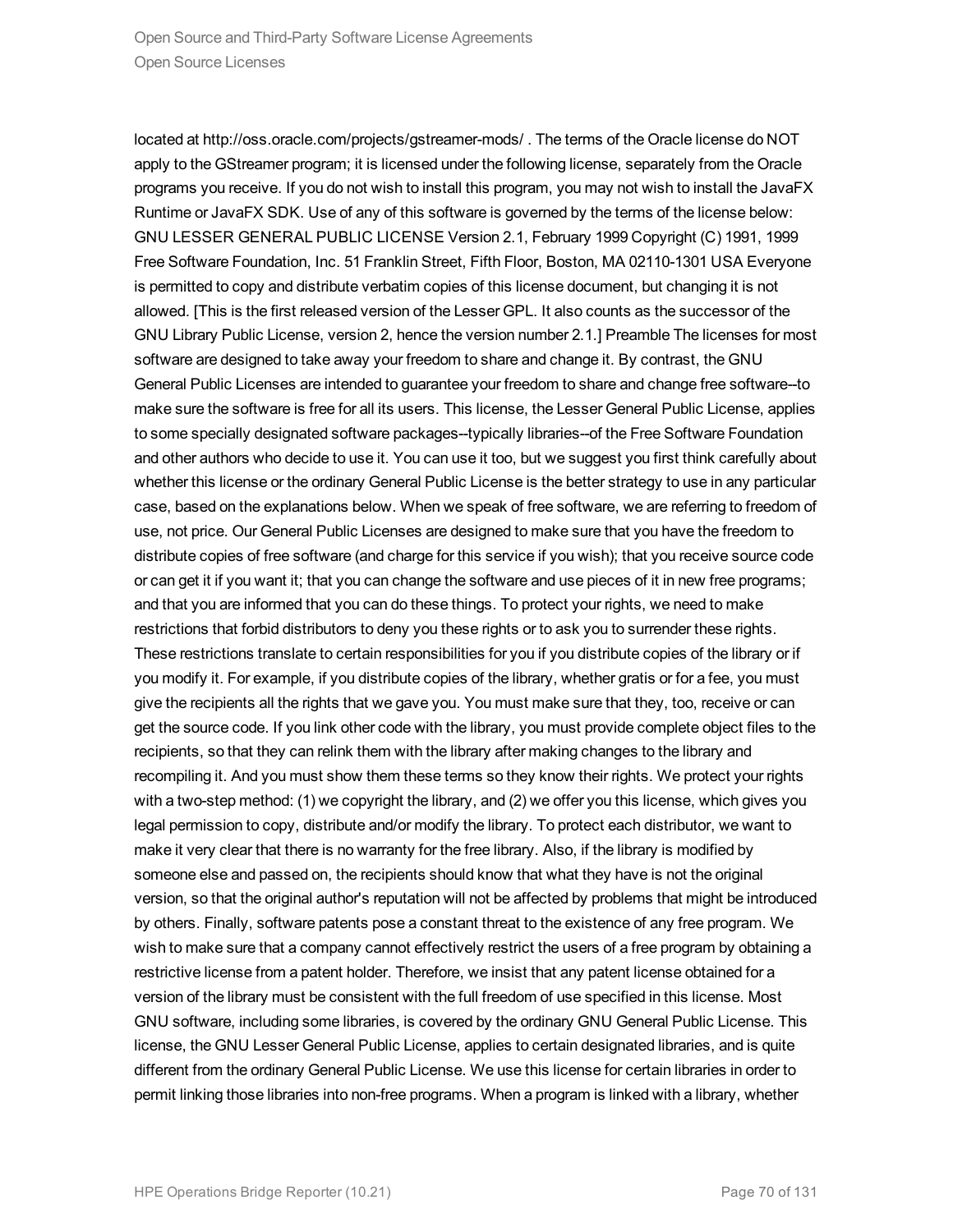located at http://oss.oracle.com/projects/gstreamer-mods/ . The terms of the Oracle license do NOT apply to the GStreamer program; it is licensed under the following license, separately from the Oracle programs you receive. If you do not wish to install this program, you may not wish to install the JavaFX Runtime or JavaFX SDK. Use of any of this software is governed by the terms of the license below: GNU LESSER GENERAL PUBLIC LICENSE Version 2.1, February 1999 Copyright (C) 1991, 1999 Free Software Foundation, Inc. 51 Franklin Street, Fifth Floor, Boston, MA 02110-1301 USA Everyone is permitted to copy and distribute verbatim copies of this license document, but changing it is not allowed. [This is the first released version of the Lesser GPL. It also counts as the successor of the GNU Library Public License, version 2, hence the version number 2.1.] Preamble The licenses for most software are designed to take away your freedom to share and change it. By contrast, the GNU General Public Licenses are intended to guarantee your freedom to share and change free software--to make sure the software is free for all its users. This license, the Lesser General Public License, applies to some specially designated software packages--typically libraries--of the Free Software Foundation and other authors who decide to use it. You can use it too, but we suggest you first think carefully about whether this license or the ordinary General Public License is the better strategy to use in any particular case, based on the explanations below. When we speak of free software, we are referring to freedom of use, not price. Our General Public Licenses are designed to make sure that you have the freedom to distribute copies of free software (and charge for this service if you wish); that you receive source code or can get it if you want it; that you can change the software and use pieces of it in new free programs; and that you are informed that you can do these things. To protect your rights, we need to make restrictions that forbid distributors to deny you these rights or to ask you to surrender these rights. These restrictions translate to certain responsibilities for you if you distribute copies of the library or if you modify it. For example, if you distribute copies of the library, whether gratis or for a fee, you must give the recipients all the rights that we gave you. You must make sure that they, too, receive or can get the source code. If you link other code with the library, you must provide complete object files to the recipients, so that they can relink them with the library after making changes to the library and recompiling it. And you must show them these terms so they know their rights. We protect your rights with a two-step method: (1) we copyright the library, and (2) we offer you this license, which gives you legal permission to copy, distribute and/or modify the library. To protect each distributor, we want to make it very clear that there is no warranty for the free library. Also, if the library is modified by someone else and passed on, the recipients should know that what they have is not the original version, so that the original author's reputation will not be affected by problems that might be introduced by others. Finally, software patents pose a constant threat to the existence of any free program. We wish to make sure that a company cannot effectively restrict the users of a free program by obtaining a restrictive license from a patent holder. Therefore, we insist that any patent license obtained for a version of the library must be consistent with the full freedom of use specified in this license. Most GNU software, including some libraries, is covered by the ordinary GNU General Public License. This license, the GNU Lesser General Public License, applies to certain designated libraries, and is quite different from the ordinary General Public License. We use this license for certain libraries in order to permit linking those libraries into non-free programs. When a program is linked with a library, whether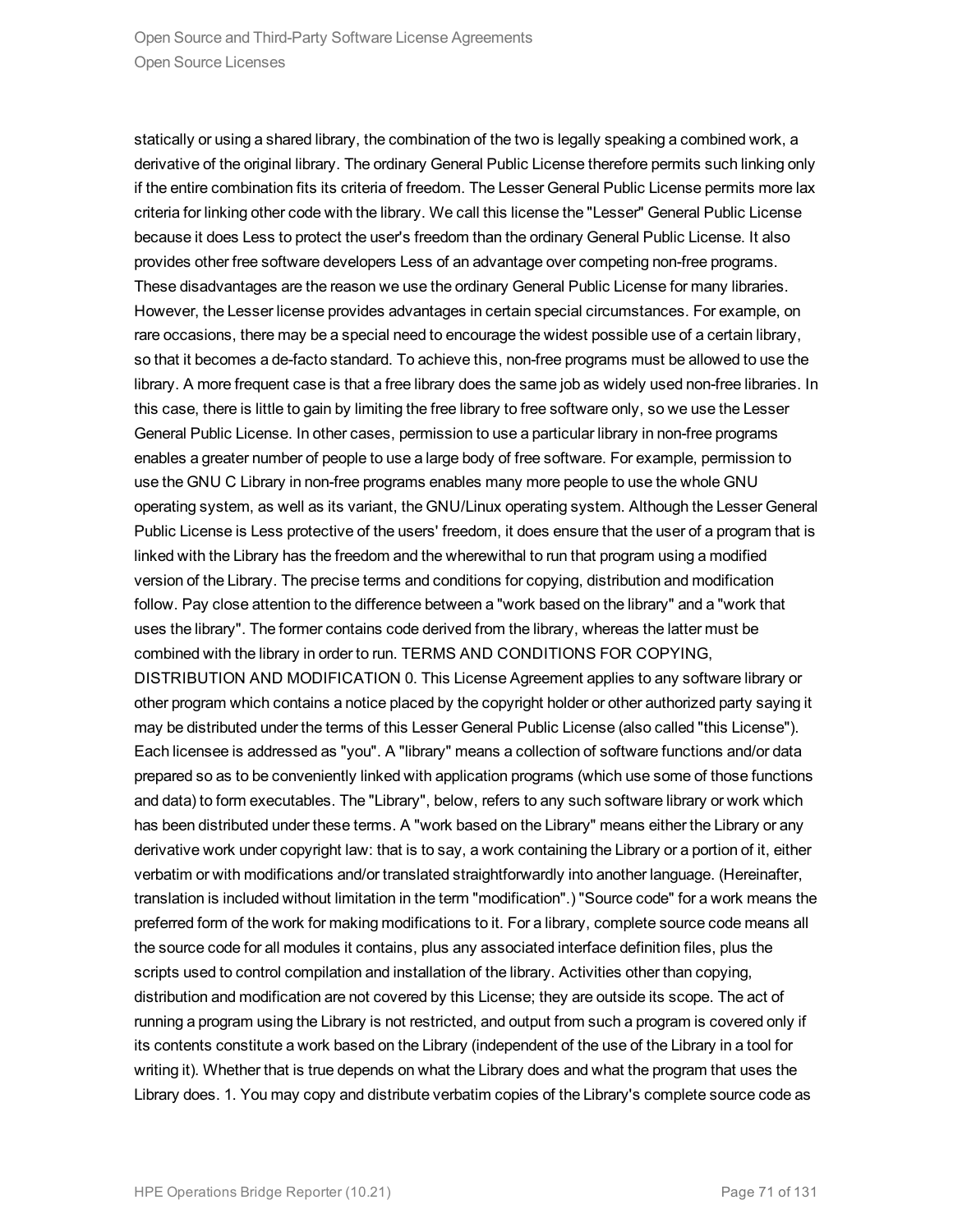statically or using a shared library, the combination of the two is legally speaking a combined work, a derivative of the original library. The ordinary General Public License therefore permits such linking only if the entire combination fits its criteria of freedom. The Lesser General Public License permits more lax criteria for linking other code with the library. We call this license the "Lesser" General Public License because it does Less to protect the user's freedom than the ordinary General Public License. It also provides other free software developers Less of an advantage over competing non-free programs. These disadvantages are the reason we use the ordinary General Public License for many libraries. However, the Lesser license provides advantages in certain special circumstances. For example, on rare occasions, there may be a special need to encourage the widest possible use of a certain library, so that it becomes a de-facto standard. To achieve this, non-free programs must be allowed to use the library. A more frequent case is that a free library does the same job as widely used non-free libraries. In this case, there is little to gain by limiting the free library to free software only, so we use the Lesser General Public License. In other cases, permission to use a particular library in non-free programs enables a greater number of people to use a large body of free software. For example, permission to use the GNU C Library in non-free programs enables many more people to use the whole GNU operating system, as well as its variant, the GNU/Linux operating system. Although the Lesser General Public License is Less protective of the users' freedom, it does ensure that the user of a program that is linked with the Library has the freedom and the wherewithal to run that program using a modified version of the Library. The precise terms and conditions for copying, distribution and modification follow. Pay close attention to the difference between a "work based on the library" and a "work that uses the library". The former contains code derived from the library, whereas the latter must be combined with the library in order to run. TERMS AND CONDITIONS FOR COPYING, DISTRIBUTION AND MODIFICATION 0. This License Agreement applies to any software library or other program which contains a notice placed by the copyright holder or other authorized party saying it may be distributed under the terms of this Lesser General Public License (also called "this License"). Each licensee is addressed as "you". A "library" means a collection of software functions and/or data prepared so as to be conveniently linked with application programs (which use some of those functions and data) to form executables. The "Library", below, refers to any such software library or work which has been distributed under these terms. A "work based on the Library" means either the Library or any derivative work under copyright law: that is to say, a work containing the Library or a portion of it, either verbatim or with modifications and/or translated straightforwardly into another language. (Hereinafter, translation is included without limitation in the term "modification".) "Source code" for a work means the preferred form of the work for making modifications to it. For a library, complete source code means all the source code for all modules it contains, plus any associated interface definition files, plus the scripts used to control compilation and installation of the library. Activities other than copying, distribution and modification are not covered by this License; they are outside its scope. The act of running a program using the Library is not restricted, and output from such a program is covered only if its contents constitute a work based on the Library (independent of the use of the Library in a tool for writing it). Whether that is true depends on what the Library does and what the program that uses the Library does. 1. You may copy and distribute verbatim copies of the Library's complete source code as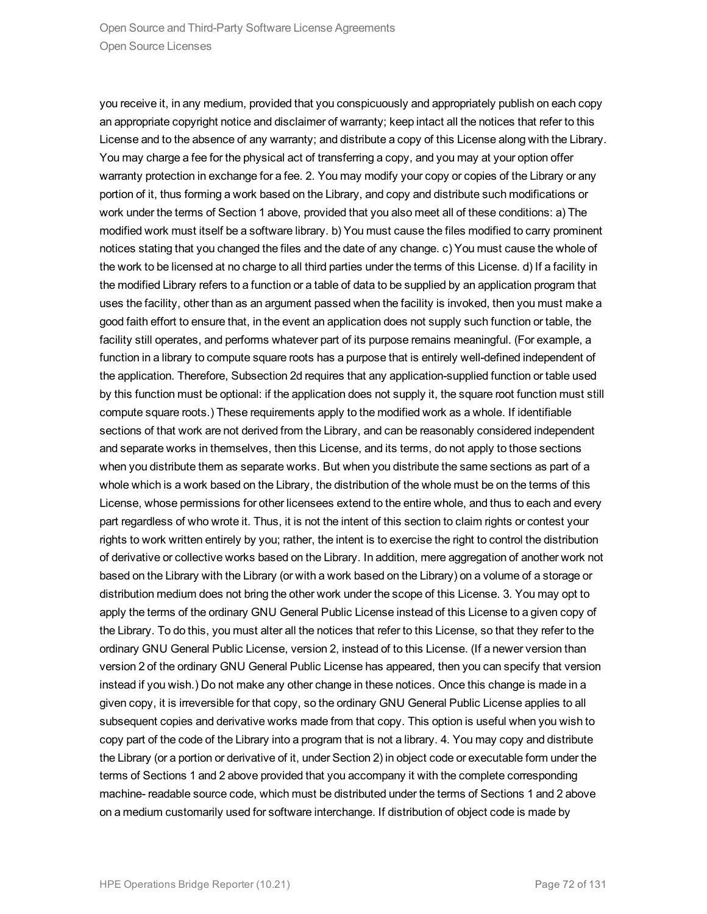you receive it, in any medium, provided that you conspicuously and appropriately publish on each copy an appropriate copyright notice and disclaimer of warranty; keep intact all the notices that refer to this License and to the absence of any warranty; and distribute a copy of this License along with the Library. You may charge a fee for the physical act of transferring a copy, and you may at your option offer warranty protection in exchange for a fee. 2. You may modify your copy or copies of the Library or any portion of it, thus forming a work based on the Library, and copy and distribute such modifications or work under the terms of Section 1 above, provided that you also meet all of these conditions: a) The modified work must itself be a software library. b) You must cause the files modified to carry prominent notices stating that you changed the files and the date of any change. c) You must cause the whole of the work to be licensed at no charge to all third parties under the terms of this License. d) If a facility in the modified Library refers to a function or a table of data to be supplied by an application program that uses the facility, other than as an argument passed when the facility is invoked, then you must make a good faith effort to ensure that, in the event an application does not supply such function or table, the facility still operates, and performs whatever part of its purpose remains meaningful. (For example, a function in a library to compute square roots has a purpose that is entirely well-defined independent of the application. Therefore, Subsection 2d requires that any application-supplied function or table used by this function must be optional: if the application does not supply it, the square root function must still compute square roots.) These requirements apply to the modified work as a whole. If identifiable sections of that work are not derived from the Library, and can be reasonably considered independent and separate works in themselves, then this License, and its terms, do not apply to those sections when you distribute them as separate works. But when you distribute the same sections as part of a whole which is a work based on the Library, the distribution of the whole must be on the terms of this License, whose permissions for other licensees extend to the entire whole, and thus to each and every part regardless of who wrote it. Thus, it is not the intent of this section to claim rights or contest your rights to work written entirely by you; rather, the intent is to exercise the right to control the distribution of derivative or collective works based on the Library. In addition, mere aggregation of another work not based on the Library with the Library (or with a work based on the Library) on a volume of a storage or distribution medium does not bring the other work under the scope of this License. 3. You may opt to apply the terms of the ordinary GNU General Public License instead of this License to a given copy of the Library. To do this, you must alter all the notices that refer to this License, so that they refer to the ordinary GNU General Public License, version 2, instead of to this License. (If a newer version than version 2 of the ordinary GNU General Public License has appeared, then you can specify that version instead if you wish.) Do not make any other change in these notices. Once this change is made in a given copy, it is irreversible for that copy, so the ordinary GNU General Public License applies to all subsequent copies and derivative works made from that copy. This option is useful when you wish to copy part of the code of the Library into a program that is not a library. 4. You may copy and distribute the Library (or a portion or derivative of it, under Section 2) in object code or executable form under the terms of Sections 1 and 2 above provided that you accompany it with the complete corresponding machine- readable source code, which must be distributed under the terms of Sections 1 and 2 above on a medium customarily used for software interchange. If distribution of object code is made by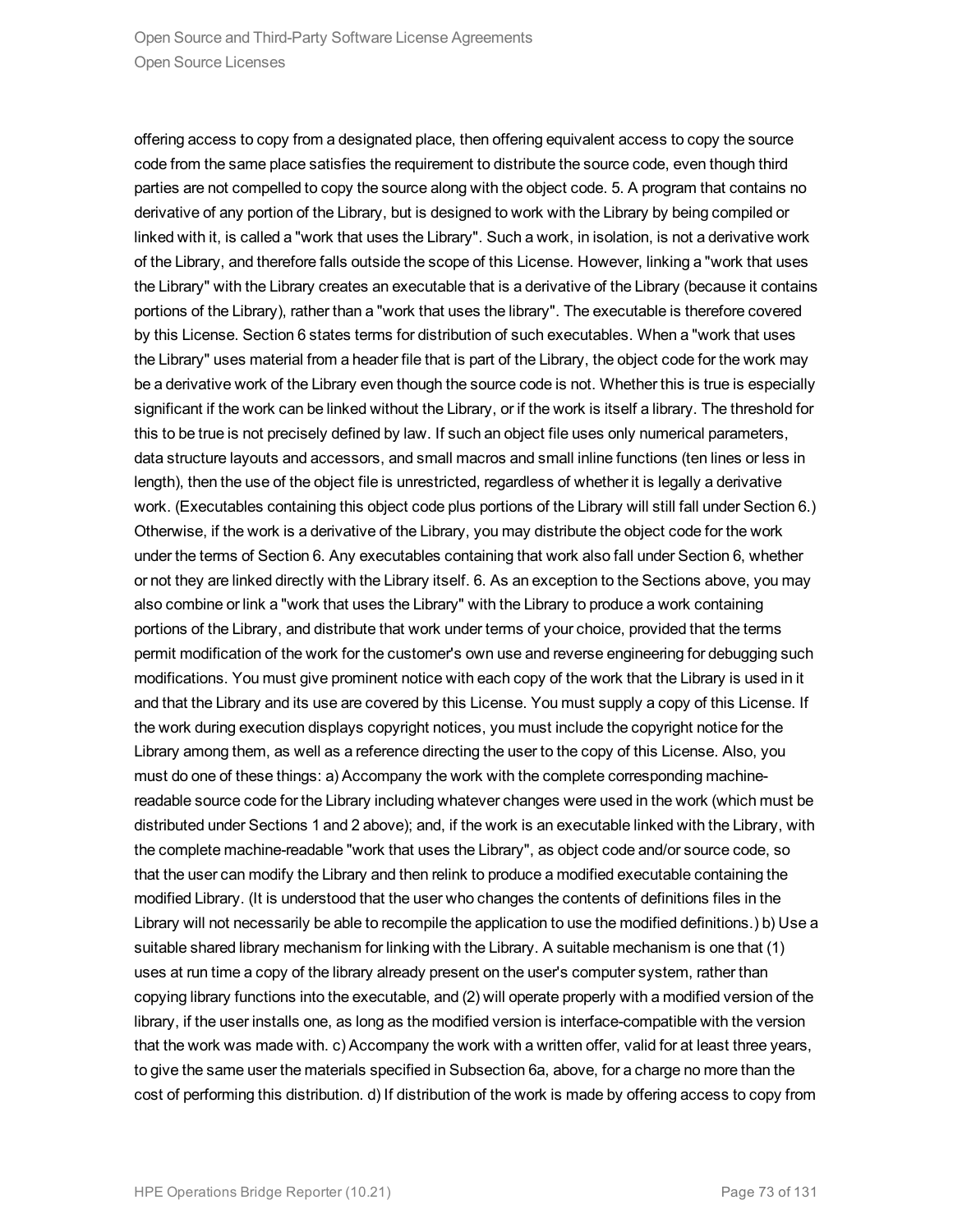offering access to copy from a designated place, then offering equivalent access to copy the source code from the same place satisfies the requirement to distribute the source code, even though third parties are not compelled to copy the source along with the object code. 5. A program that contains no derivative of any portion of the Library, but is designed to work with the Library by being compiled or linked with it, is called a "work that uses the Library". Such a work, in isolation, is not a derivative work of the Library, and therefore falls outside the scope of this License. However, linking a "work that uses the Library" with the Library creates an executable that is a derivative of the Library (because it contains portions of the Library), rather than a "work that uses the library". The executable is therefore covered by this License. Section 6 states terms for distribution of such executables. When a "work that uses the Library" uses material from a header file that is part of the Library, the object code for the work may be a derivative work of the Library even though the source code is not. Whether this is true is especially significant if the work can be linked without the Library, or if the work is itself a library. The threshold for this to be true is not precisely defined by law. If such an object file uses only numerical parameters, data structure layouts and accessors, and small macros and small inline functions (ten lines or less in length), then the use of the object file is unrestricted, regardless of whether it is legally a derivative work. (Executables containing this object code plus portions of the Library will still fall under Section 6.) Otherwise, if the work is a derivative of the Library, you may distribute the object code for the work under the terms of Section 6. Any executables containing that work also fall under Section 6, whether or not they are linked directly with the Library itself. 6. As an exception to the Sections above, you may also combine or link a "work that uses the Library" with the Library to produce a work containing portions of the Library, and distribute that work under terms of your choice, provided that the terms permit modification of the work for the customer's own use and reverse engineering for debugging such modifications. You must give prominent notice with each copy of the work that the Library is used in it and that the Library and its use are covered by this License. You must supply a copy of this License. If the work during execution displays copyright notices, you must include the copyright notice for the Library among them, as well as a reference directing the user to the copy of this License. Also, you must do one of these things: a) Accompany the work with the complete corresponding machine-readable source code for the Library including whatever changes were used in the work (which must be distributed under Sections 1 and 2 above); and, if the work is an executable linked with the Library, with the complete machine-readable "work that uses the Library", as object code and/or source code, so that the user can modify the Library and then relink to produce a modified executable containing the modified Library. (It is understood that the user who changes the contents of definitions files in the Library will not necessarily be able to recompile the application to use the modified definitions.) b) Use a suitable shared library mechanism for linking with the Library. A suitable mechanism is one that (1) uses at run time a copy of the library already present on the user's computer system, rather than copying library functions into the executable, and (2) will operate properly with a modified version of the library, if the user installs one, as long as the modified version is interface-compatible with the version that the work was made with. c) Accompany the work with a written offer, valid for at least three years, to give the same user the materials specified in Subsection 6a, above, for a charge no more than the cost of performing this distribution. d) If distribution of the work is made by offering access to copy from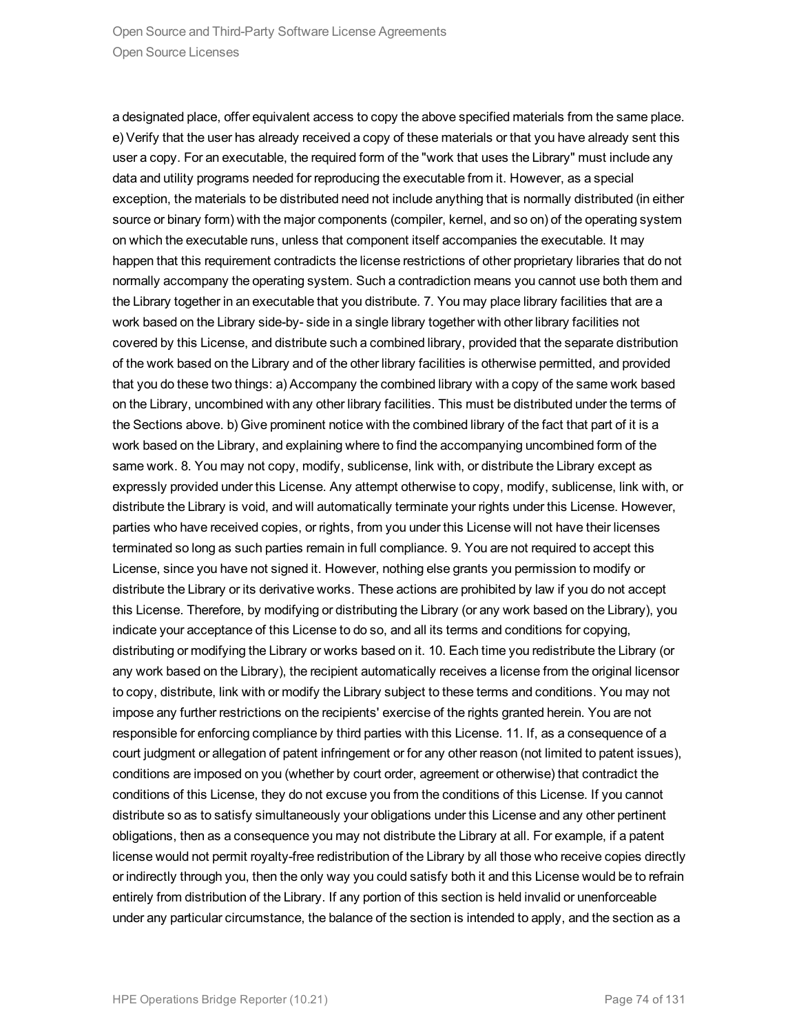a designated place, offer equivalent access to copy the above specified materials from the same place. e) Verify that the user has already received a copy of these materials or that you have already sent this user a copy. For an executable, the required form of the "work that uses the Library" must include any data and utility programs needed for reproducing the executable from it. However, as a special exception, the materials to be distributed need not include anything that is normally distributed (in either source or binary form) with the major components (compiler, kernel, and so on) of the operating system on which the executable runs, unless that component itself accompanies the executable. It may happen that this requirement contradicts the license restrictions of other proprietary libraries that do not normally accompany the operating system. Such a contradiction means you cannot use both them and the Library together in an executable that you distribute. 7. You may place library facilities that are a work based on the Library side-by- side in a single library together with other library facilities not covered by this License, and distribute such a combined library, provided that the separate distribution of the work based on the Library and of the other library facilities is otherwise permitted, and provided that you do these two things: a) Accompany the combined library with a copy of the same work based on the Library, uncombined with any other library facilities. This must be distributed under the terms of the Sections above. b) Give prominent notice with the combined library of the fact that part of it is a work based on the Library, and explaining where to find the accompanying uncombined form of the same work. 8. You may not copy, modify, sublicense, link with, or distribute the Library except as expressly provided under this License. Any attempt otherwise to copy, modify, sublicense, link with, or distribute the Library is void, and will automatically terminate your rights under this License. However, parties who have received copies, or rights, from you under this License will not have their licenses terminated so long as such parties remain in full compliance. 9. You are not required to accept this License, since you have not signed it. However, nothing else grants you permission to modify or distribute the Library or its derivative works. These actions are prohibited by law if you do not accept this License. Therefore, by modifying or distributing the Library (or any work based on the Library), you indicate your acceptance of this License to do so, and all its terms and conditions for copying, distributing or modifying the Library or works based on it. 10. Each time you redistribute the Library (or any work based on the Library), the recipient automatically receives a license from the original licensor to copy, distribute, link with or modify the Library subject to these terms and conditions. You may not impose any further restrictions on the recipients' exercise of the rights granted herein. You are not responsible for enforcing compliance by third parties with this License. 11. If, as a consequence of a court judgment or allegation of patent infringement or for any other reason (not limited to patent issues), conditions are imposed on you (whether by court order, agreement or otherwise) that contradict the conditions of this License, they do not excuse you from the conditions of this License. If you cannot distribute so as to satisfy simultaneously your obligations under this License and any other pertinent obligations, then as a consequence you may not distribute the Library at all. For example, if a patent license would not permit royalty-free redistribution of the Library by all those who receive copies directly or indirectly through you, then the only way you could satisfy both it and this License would be to refrain entirely from distribution of the Library. If any portion of this section is held invalid or unenforceable under any particular circumstance, the balance of the section is intended to apply, and the section as a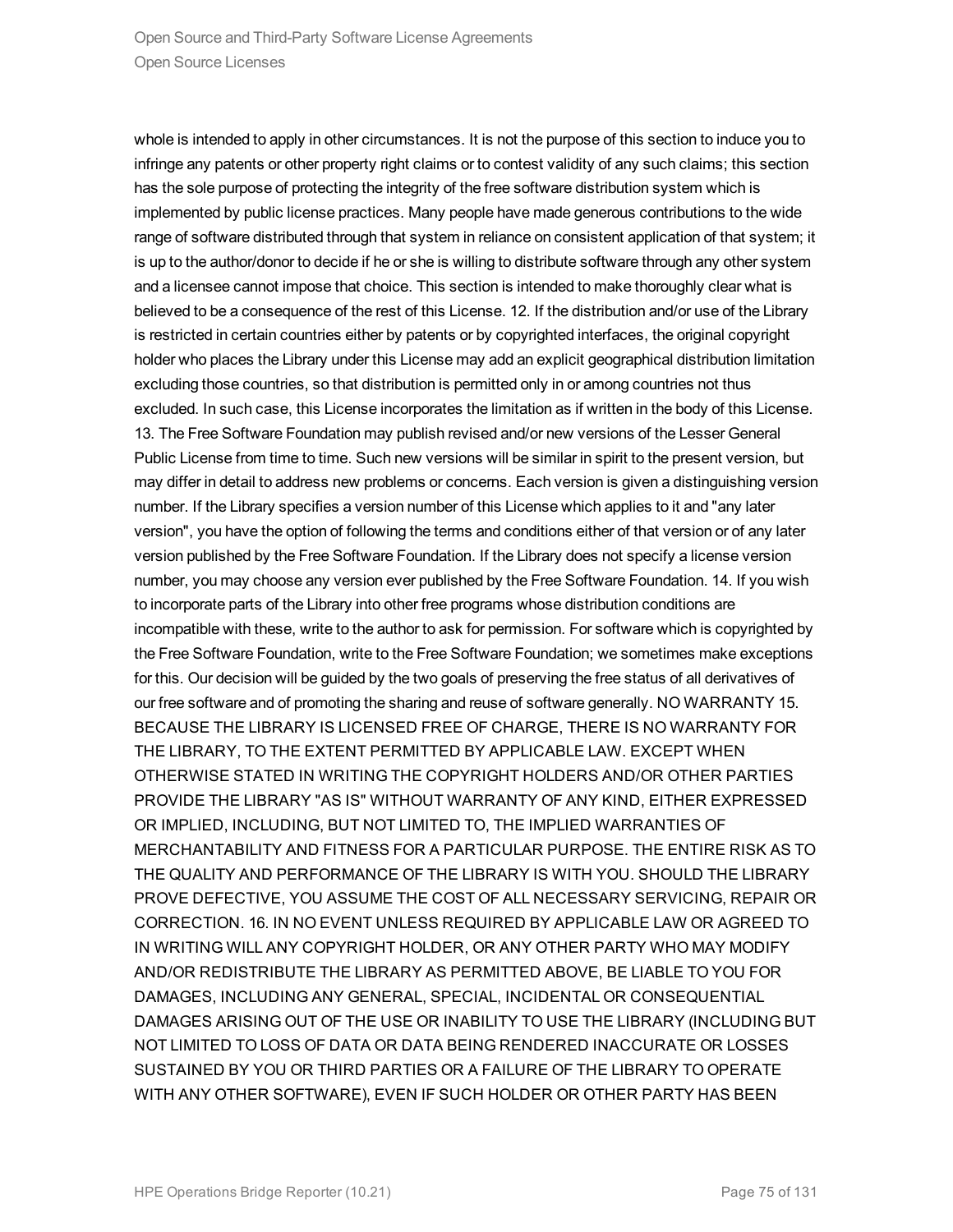whole is intended to apply in other circumstances. It is not the purpose of this section to induce you to infringe any patents or other property right claims or to contest validity of any such claims; this section has the sole purpose of protecting the integrity of the free software distribution system which is implemented by public license practices. Many people have made generous contributions to the wide range of software distributed through that system in reliance on consistent application of that system; it is up to the author/donor to decide if he or she is willing to distribute software through any other system and a licensee cannot impose that choice. This section is intended to make thoroughly clear what is believed to be a consequence of the rest of this License. 12. If the distribution and/or use of the Library is restricted in certain countries either by patents or by copyrighted interfaces, the original copyright holder who places the Library under this License may add an explicit geographical distribution limitation excluding those countries, so that distribution is permitted only in or among countries not thus excluded. In such case, this License incorporates the limitation as if written in the body of this License. 13. The Free Software Foundation may publish revised and/or new versions of the Lesser General Public License from time to time. Such new versions will be similar in spirit to the present version, but may differ in detail to address new problems or concerns. Each version is given a distinguishing version number. If the Library specifies a version number of this License which applies to it and "any later version", you have the option of following the terms and conditions either of that version or of any later version published by the Free Software Foundation. If the Library does not specify a license version number, you may choose any version ever published by the Free Software Foundation. 14. If you wish to incorporate parts of the Library into other free programs whose distribution conditions are incompatible with these, write to the author to ask for permission. For software which is copyrighted by the Free Software Foundation, write to the Free Software Foundation; we sometimes make exceptions for this. Our decision will be guided by the two goals of preserving the free status of all derivatives of our free software and of promoting the sharing and reuse of software generally. NO WARRANTY 15. BECAUSE THE LIBRARY IS LICENSED FREE OF CHARGE, THERE IS NO WARRANTY FOR THE LIBRARY, TO THE EXTENT PERMITTED BY APPLICABLE LAW. EXCEPT WHEN OTHERWISE STATED IN WRITING THE COPYRIGHT HOLDERS AND/OR OTHER PARTIES PROVIDE THE LIBRARY "AS IS" WITHOUT WARRANTY OF ANY KIND, EITHER EXPRESSED OR IMPLIED, INCLUDING, BUT NOT LIMITED TO, THE IMPLIED WARRANTIES OF MERCHANTABILITY AND FITNESS FOR A PARTICULAR PURPOSE. THE ENTIRE RISK AS TO THE QUALITY AND PERFORMANCE OF THE LIBRARY IS WITH YOU. SHOULD THE LIBRARY PROVE DEFECTIVE, YOU ASSUME THE COST OF ALL NECESSARY SERVICING, REPAIR OR CORRECTION. 16. IN NO EVENT UNLESS REQUIRED BY APPLICABLE LAW OR AGREED TO IN WRITING WILL ANY COPYRIGHT HOLDER, OR ANY OTHER PARTY WHO MAY MODIFY AND/OR REDISTRIBUTE THE LIBRARY AS PERMITTED ABOVE, BE LIABLE TO YOU FOR DAMAGES, INCLUDING ANY GENERAL, SPECIAL, INCIDENTAL OR CONSEQUENTIAL DAMAGES ARISING OUT OF THE USE OR INABILITY TO USE THE LIBRARY (INCLUDING BUT NOT LIMITED TO LOSS OF DATA OR DATA BEING RENDERED INACCURATE OR LOSSES SUSTAINED BY YOU OR THIRD PARTIES OR A FAILURE OF THE LIBRARY TO OPERATE WITH ANY OTHER SOFTWARE), EVEN IF SUCH HOLDER OR OTHER PARTY HAS BEEN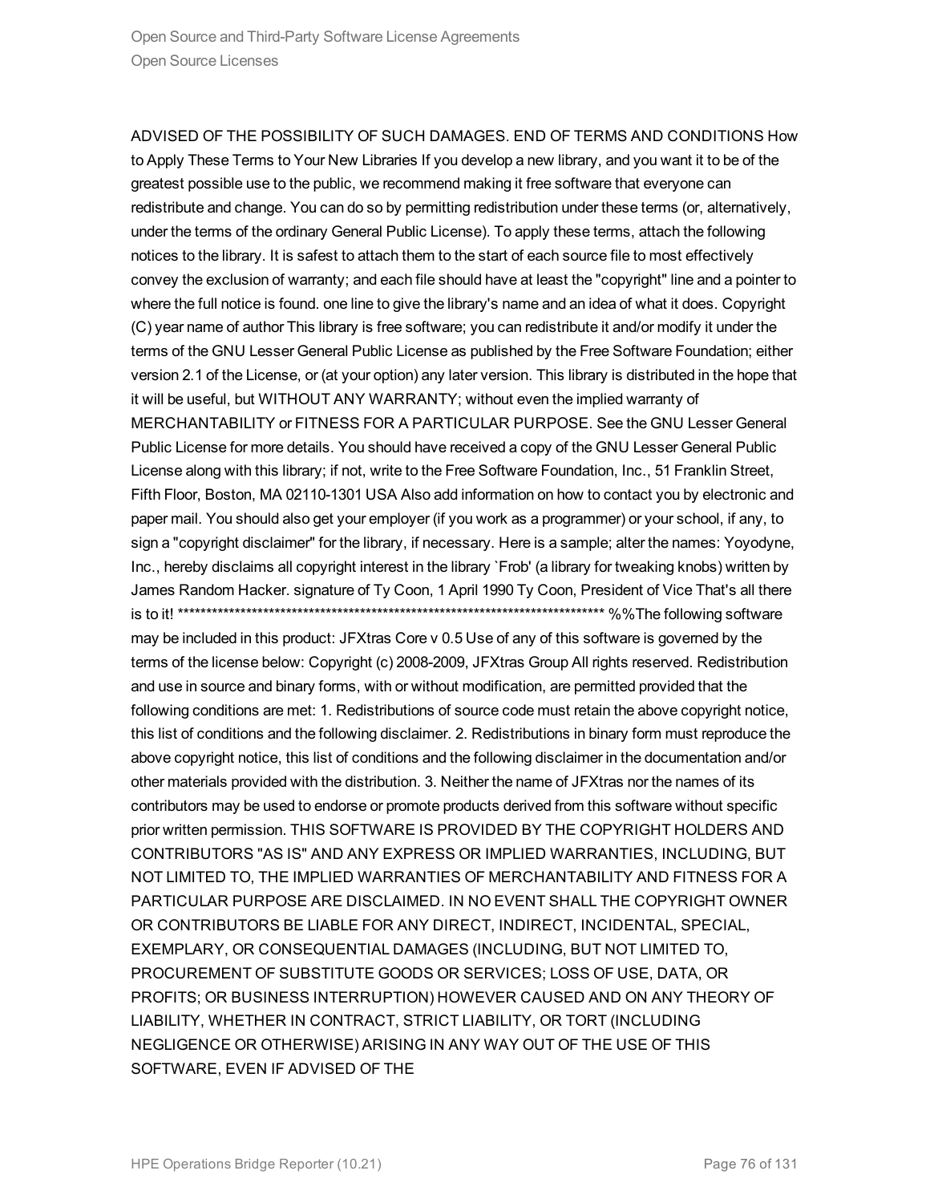ADVISED OF THE POSSIBILITY OF SUCH DAMAGES. END OF TERMS AND CONDITIONS How to Apply These Terms to Your New Libraries If you develop a new library, and you want it to be of the greatest possible use to the public, we recommend making it free software that everyone can redistribute and change. You can do so by permitting redistribution under these terms (or, alternatively, under the terms of the ordinary General Public License). To apply these terms, attach the following notices to the library. It is safest to attach them to the start of each source file to most effectively convey the exclusion of warranty; and each file should have at least the "copyright" line and a pointer to where the full notice is found. one line to give the library's name and an idea of what it does. Copyright (C) year name of author This library is free software; you can redistribute it and/or modify it under the terms of the GNU Lesser General Public License as published by the Free Software Foundation; either version 2.1 of the License, or (at your option) any later version. This library is distributed in the hope that it will be useful, but WITHOUT ANY WARRANTY; without even the implied warranty of MERCHANTABILITY or FITNESS FOR A PARTICULAR PURPOSE. See the GNU Lesser General Public License for more details. You should have received a copy of the GNU Lesser General Public License along with this library; if not, write to the Free Software Foundation, Inc., 51 Franklin Street, Fifth Floor, Boston, MA 02110-1301 USA Also add information on how to contact you by electronic and paper mail. You should also get your employer (if you work as a programmer) or your school, if any, to sign a "copyright disclaimer" for the library, if necessary. Here is a sample; alter the names: Yoyodyne, Inc., hereby disclaims all copyright interest in the library `Frob' (a library for tweaking knobs) written by James Random Hacker. signature of Ty Coon, 1 April 1990 Ty Coon, President of Vice That's all there is to it! ****************************************************************************** %%The following software may be included in this product: JFXtras Core v 0.5 Use of any of this software is governed by the terms of the license below: Copyright (c) 2008-2009, JFXtras Group All rights reserved. Redistribution and use in source and binary forms, with or without modification, are permitted provided that the following conditions are met: 1. Redistributions of source code must retain the above copyright notice, this list of conditions and the following disclaimer. 2. Redistributions in binary form must reproduce the above copyright notice, this list of conditions and the following disclaimer in the documentation and/or other materials provided with the distribution. 3. Neither the name of JFXtras nor the names of its contributors may be used to endorse or promote products derived from this software without specific prior written permission. THIS SOFTWARE IS PROVIDED BY THE COPYRIGHT HOLDERS AND CONTRIBUTORS "AS IS" AND ANY EXPRESS OR IMPLIED WARRANTIES, INCLUDING, BUT NOT LIMITED TO, THE IMPLIED WARRANTIES OF MERCHANTABILITY AND FITNESS FOR A PARTICULAR PURPOSE ARE DISCLAIMED. IN NO EVENT SHALL THE COPYRIGHT OWNER OR CONTRIBUTORS BE LIABLE FOR ANY DIRECT, INDIRECT, INCIDENTAL, SPECIAL, EXEMPLARY, OR CONSEQUENTIAL DAMAGES (INCLUDING, BUT NOT LIMITED TO, PROCUREMENT OF SUBSTITUTE GOODS OR SERVICES; LOSS OF USE, DATA, OR PROFITS; OR BUSINESS INTERRUPTION) HOWEVER CAUSED AND ON ANY THEORY OF LIABILITY, WHETHER IN CONTRACT, STRICT LIABILITY, OR TORT (INCLUDING NEGLIGENCE OR OTHERWISE) ARISING IN ANY WAY OUT OF THE USE OF THIS SOFTWARE, EVEN IF ADVISED OF THE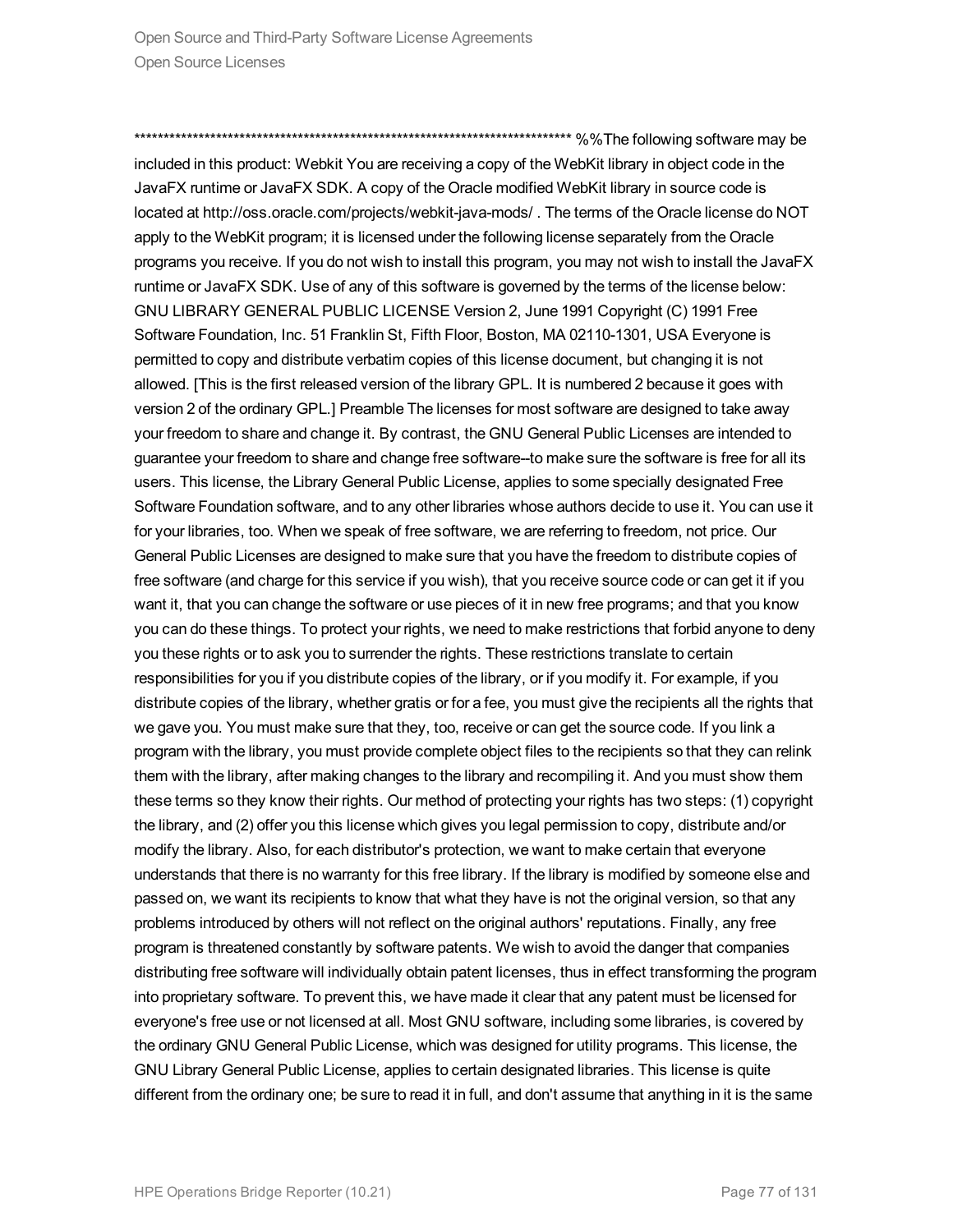****************************************************************************** %%The following software may be included in this product: Webkit You are receiving a copy of the WebKit library in object code in the JavaFX runtime or JavaFX SDK. A copy of the Oracle modified WebKit library in source code is located at http://oss.oracle.com/projects/webkit-java-mods/ . The terms of the Oracle license do NOT apply to the WebKit program; it is licensed under the following license separately from the Oracle programs you receive. If you do not wish to install this program, you may not wish to install the JavaFX runtime or JavaFX SDK. Use of any of this software is governed by the terms of the license below: GNU LIBRARY GENERAL PUBLIC LICENSE Version 2, June 1991 Copyright (C) 1991 Free Software Foundation, Inc. 51 Franklin St, Fifth Floor, Boston, MA 02110-1301, USA Everyone is permitted to copy and distribute verbatim copies of this license document, but changing it is not allowed. [This is the first released version of the library GPL. It is numbered 2 because it goes with version 2 of the ordinary GPL.] Preamble The licenses for most software are designed to take away your freedom to share and change it. By contrast, the GNU General Public Licenses are intended to guarantee your freedom to share and change free software--to make sure the software is free for all its users. This license, the Library General Public License, applies to some specially designated Free Software Foundation software, and to any other libraries whose authors decide to use it. You can use it for your libraries, too. When we speak of free software, we are referring to freedom, not price. Our General Public Licenses are designed to make sure that you have the freedom to distribute copies of free software (and charge for this service if you wish), that you receive source code or can get it if you want it, that you can change the software or use pieces of it in new free programs; and that you know you can do these things. To protect your rights, we need to make restrictions that forbid anyone to deny you these rights or to ask you to surrender the rights. These restrictions translate to certain responsibilities for you if you distribute copies of the library, or if you modify it. For example, if you distribute copies of the library, whether gratis or for a fee, you must give the recipients all the rights that we gave you. You must make sure that they, too, receive or can get the source code. If you link a program with the library, you must provide complete object files to the recipients so that they can relink them with the library, after making changes to the library and recompiling it. And you must show them these terms so they know their rights. Our method of protecting your rights has two steps: (1) copyright the library, and (2) offer you this license which gives you legal permission to copy, distribute and/or modify the library. Also, for each distributor's protection, we want to make certain that everyone understands that there is no warranty for this free library. If the library is modified by someone else and passed on, we want its recipients to know that what they have is not the original version, so that any problems introduced by others will not reflect on the original authors' reputations. Finally, any free program is threatened constantly by software patents. We wish to avoid the danger that companies distributing free software will individually obtain patent licenses, thus in effect transforming the program into proprietary software. To prevent this, we have made it clear that any patent must be licensed for everyone's free use or not licensed at all. Most GNU software, including some libraries, is covered by the ordinary GNU General Public License, which was designed for utility programs. This license, the GNU Library General Public License, applies to certain designated libraries. This license is quite different from the ordinary one; be sure to read it in full, and don't assume that anything in it is the same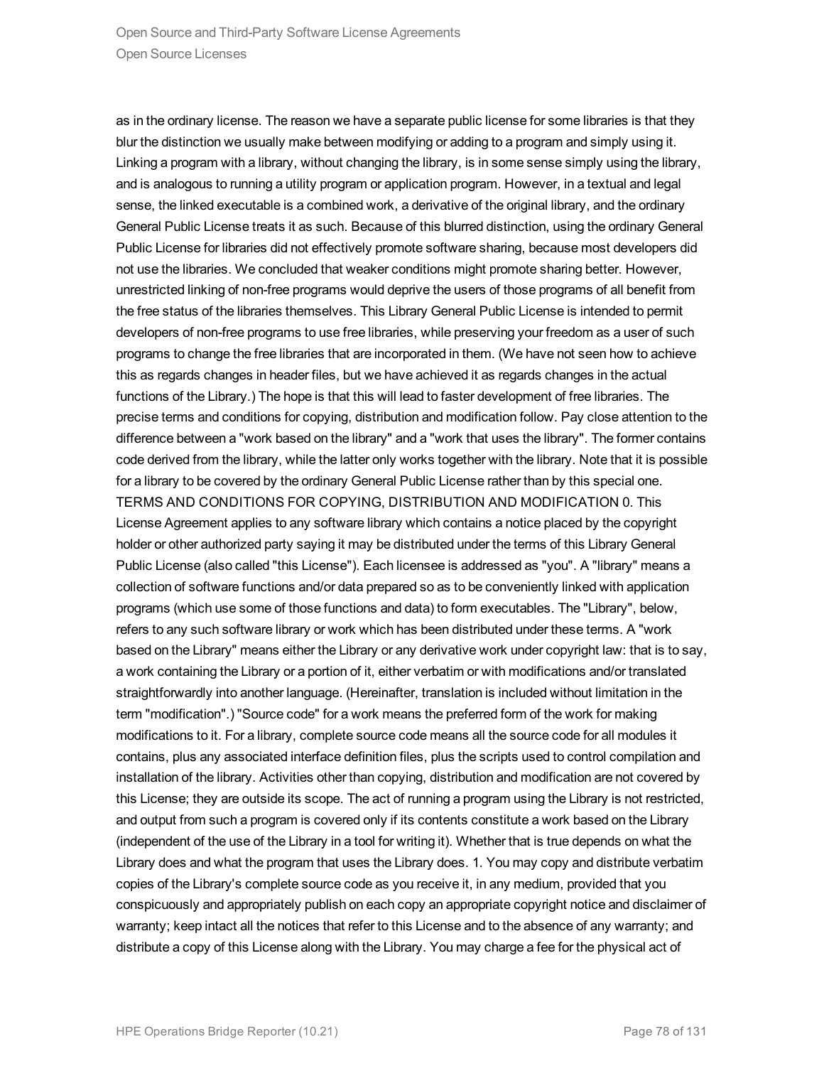as in the ordinary license. The reason we have a separate public license for some libraries is that they blur the distinction we usually make between modifying or adding to a program and simply using it. Linking a program with a library, without changing the library, is in some sense simply using the library, and is analogous to running a utility program or application program. However, in a textual and legal sense, the linked executable is a combined work, a derivative of the original library, and the ordinary General Public License treats it as such. Because of this blurred distinction, using the ordinary General Public License for libraries did not effectively promote software sharing, because most developers did not use the libraries. We concluded that weaker conditions might promote sharing better. However, unrestricted linking of non-free programs would deprive the users of those programs of all benefit from the free status of the libraries themselves. This Library General Public License is intended to permit developers of non-free programs to use free libraries, while preserving your freedom as a user of such programs to change the free libraries that are incorporated in them. (We have not seen how to achieve this as regards changes in header files, but we have achieved it as regards changes in the actual functions of the Library.) The hope is that this will lead to faster development of free libraries. The precise terms and conditions for copying, distribution and modification follow. Pay close attention to the difference between a "work based on the library" and a "work that uses the library". The former contains code derived from the library, while the latter only works together with the library. Note that it is possible for a library to be covered by the ordinary General Public License rather than by this special one. TERMS AND CONDITIONS FOR COPYING, DISTRIBUTION AND MODIFICATION 0. This License Agreement applies to any software library which contains a notice placed by the copyright holder or other authorized party saying it may be distributed under the terms of this Library General Public License (also called "this License"). Each licensee is addressed as "you". A "library" means a collection of software functions and/or data prepared so as to be conveniently linked with application programs (which use some of those functions and data) to form executables. The "Library", below, refers to any such software library or work which has been distributed under these terms. A "work based on the Library" means either the Library or any derivative work under copyright law: that is to say, a work containing the Library or a portion of it, either verbatim or with modifications and/or translated straightforwardly into another language. (Hereinafter, translation is included without limitation in the term "modification".) "Source code" for a work means the preferred form of the work for making modifications to it. For a library, complete source code means all the source code for all modules it contains, plus any associated interface definition files, plus the scripts used to control compilation and installation of the library. Activities other than copying, distribution and modification are not covered by this License; they are outside its scope. The act of running a program using the Library is not restricted, and output from such a program is covered only if its contents constitute a work based on the Library (independent of the use of the Library in a tool for writing it). Whether that is true depends on what the Library does and what the program that uses the Library does. 1. You may copy and distribute verbatim copies of the Library's complete source code as you receive it, in any medium, provided that you conspicuously and appropriately publish on each copy an appropriate copyright notice and disclaimer of warranty; keep intact all the notices that refer to this License and to the absence of any warranty; and distribute a copy of this License along with the Library. You may charge a fee for the physical act of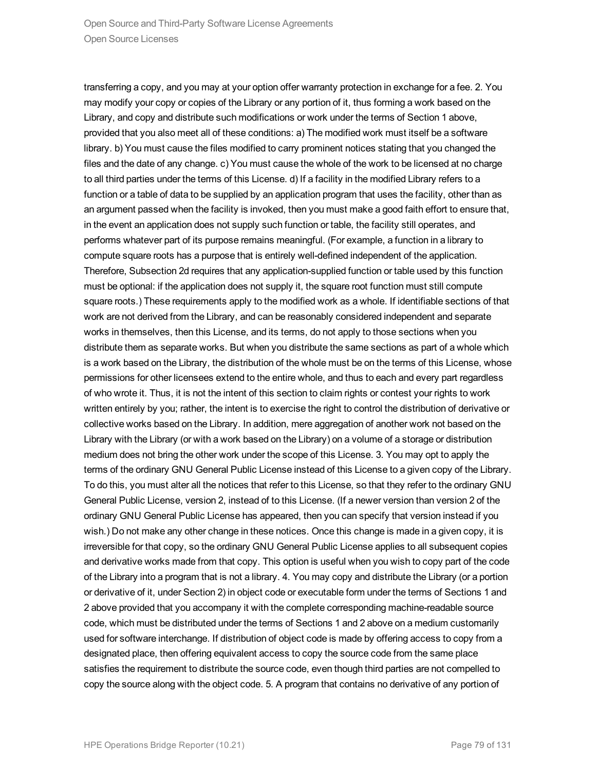transferring a copy, and you may at your option offer warranty protection in exchange for a fee. 2. You may modify your copy or copies of the Library or any portion of it, thus forming a work based on the Library, and copy and distribute such modifications or work under the terms of Section 1 above, provided that you also meet all of these conditions: a) The modified work must itself be a software library. b) You must cause the files modified to carry prominent notices stating that you changed the files and the date of any change. c) You must cause the whole of the work to be licensed at no charge to all third parties under the terms of this License. d) If a facility in the modified Library refers to a function or a table of data to be supplied by an application program that uses the facility, other than as an argument passed when the facility is invoked, then you must make a good faith effort to ensure that, in the event an application does not supply such function or table, the facility still operates, and performs whatever part of its purpose remains meaningful. (For example, a function in a library to compute square roots has a purpose that is entirely well-defined independent of the application. Therefore, Subsection 2d requires that any application-supplied function or table used by this function must be optional: if the application does not supply it, the square root function must still compute square roots.) These requirements apply to the modified work as a whole. If identifiable sections of that work are not derived from the Library, and can be reasonably considered independent and separate works in themselves, then this License, and its terms, do not apply to those sections when you distribute them as separate works. But when you distribute the same sections as part of a whole which is a work based on the Library, the distribution of the whole must be on the terms of this License, whose permissions for other licensees extend to the entire whole, and thus to each and every part regardless of who wrote it. Thus, it is not the intent of this section to claim rights or contest your rights to work written entirely by you; rather, the intent is to exercise the right to control the distribution of derivative or collective works based on the Library. In addition, mere aggregation of another work not based on the Library with the Library (or with a work based on the Library) on a volume of a storage or distribution medium does not bring the other work under the scope of this License. 3. You may opt to apply the terms of the ordinary GNU General Public License instead of this License to a given copy of the Library. To do this, you must alter all the notices that refer to this License, so that they refer to the ordinary GNU General Public License, version 2, instead of to this License. (If a newer version than version 2 of the ordinary GNU General Public License has appeared, then you can specify that version instead if you wish.) Do not make any other change in these notices. Once this change is made in a given copy, it is irreversible for that copy, so the ordinary GNU General Public License applies to all subsequent copies and derivative works made from that copy. This option is useful when you wish to copy part of the code of the Library into a program that is not a library. 4. You may copy and distribute the Library (or a portion or derivative of it, under Section 2) in object code or executable form under the terms of Sections 1 and 2 above provided that you accompany it with the complete corresponding machine-readable source code, which must be distributed under the terms of Sections 1 and 2 above on a medium customarily used for software interchange. If distribution of object code is made by offering access to copy from a designated place, then offering equivalent access to copy the source code from the same place satisfies the requirement to distribute the source code, even though third parties are not compelled to copy the source along with the object code. 5. A program that contains no derivative of any portion of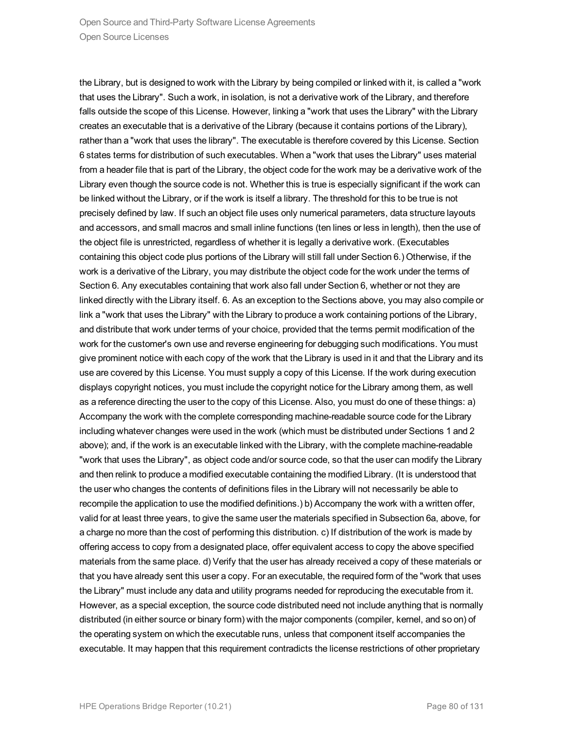the Library, but is designed to work with the Library by being compiled or linked with it, is called a "work that uses the Library". Such a work, in isolation, is not a derivative work of the Library, and therefore falls outside the scope of this License. However, linking a "work that uses the Library" with the Library creates an executable that is a derivative of the Library (because it contains portions of the Library), rather than a "work that uses the library". The executable is therefore covered by this License. Section 6 states terms for distribution of such executables. When a "work that uses the Library" uses material from a header file that is part of the Library, the object code for the work may be a derivative work of the Library even though the source code is not. Whether this is true is especially significant if the work can be linked without the Library, or if the work is itself a library. The threshold for this to be true is not precisely defined by law. If such an object file uses only numerical parameters, data structure layouts and accessors, and small macros and small inline functions (ten lines or less in length), then the use of the object file is unrestricted, regardless of whether it is legally a derivative work. (Executables containing this object code plus portions of the Library will still fall under Section 6.) Otherwise, if the work is a derivative of the Library, you may distribute the object code for the work under the terms of Section 6. Any executables containing that work also fall under Section 6, whether or not they are linked directly with the Library itself. 6. As an exception to the Sections above, you may also compile or link a "work that uses the Library" with the Library to produce a work containing portions of the Library, and distribute that work under terms of your choice, provided that the terms permit modification of the work for the customer's own use and reverse engineering for debugging such modifications. You must give prominent notice with each copy of the work that the Library is used in it and that the Library and its use are covered by this License. You must supply a copy of this License. If the work during execution displays copyright notices, you must include the copyright notice for the Library among them, as well as a reference directing the user to the copy of this License. Also, you must do one of these things: a) Accompany the work with the complete corresponding machine-readable source code for the Library including whatever changes were used in the work (which must be distributed under Sections 1 and 2 above); and, if the work is an executable linked with the Library, with the complete machine-readable "work that uses the Library", as object code and/or source code, so that the user can modify the Library and then relink to produce a modified executable containing the modified Library. (It is understood that the user who changes the contents of definitions files in the Library will not necessarily be able to recompile the application to use the modified definitions.) b) Accompany the work with a written offer, valid for at least three years, to give the same user the materials specified in Subsection 6a, above, for a charge no more than the cost of performing this distribution. c) If distribution of the work is made by offering access to copy from a designated place, offer equivalent access to copy the above specified materials from the same place. d) Verify that the user has already received a copy of these materials or that you have already sent this user a copy. For an executable, the required form of the "work that uses the Library" must include any data and utility programs needed for reproducing the executable from it. However, as a special exception, the source code distributed need not include anything that is normally distributed (in either source or binary form) with the major components (compiler, kernel, and so on) of the operating system on which the executable runs, unless that component itself accompanies the executable. It may happen that this requirement contradicts the license restrictions of other proprietary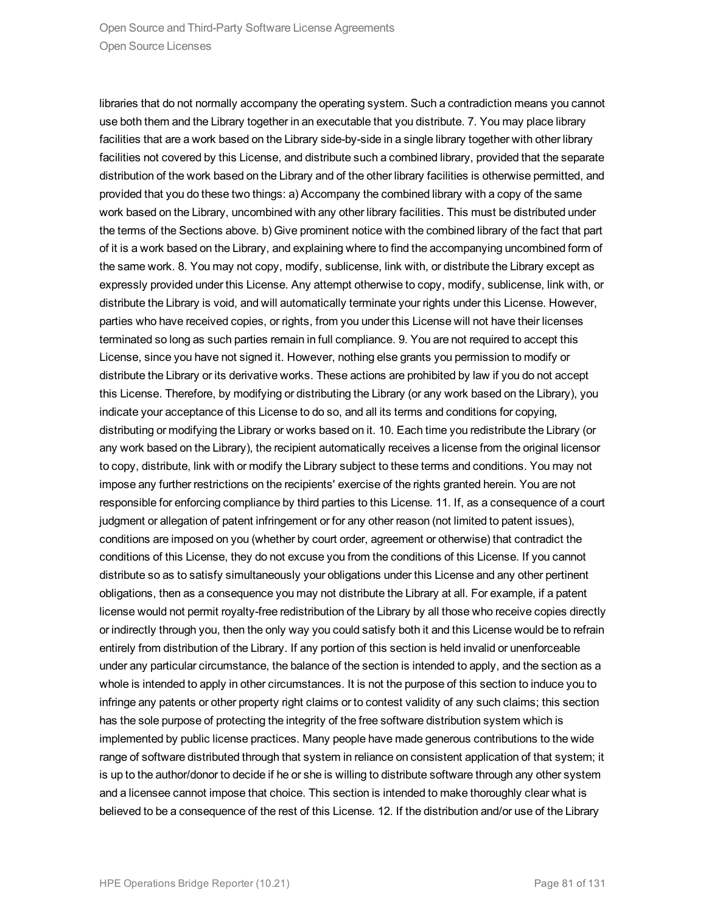libraries that do not normally accompany the operating system. Such a contradiction means you cannot use both them and the Library together in an executable that you distribute. 7. You may place library facilities that are a work based on the Library side-by-side in a single library together with other library facilities not covered by this License, and distribute such a combined library, provided that the separate distribution of the work based on the Library and of the other library facilities is otherwise permitted, and provided that you do these two things: a) Accompany the combined library with a copy of the same work based on the Library, uncombined with any other library facilities. This must be distributed under the terms of the Sections above. b) Give prominent notice with the combined library of the fact that part of it is a work based on the Library, and explaining where to find the accompanying uncombined form of the same work. 8. You may not copy, modify, sublicense, link with, or distribute the Library except as expressly provided under this License. Any attempt otherwise to copy, modify, sublicense, link with, or distribute the Library is void, and will automatically terminate your rights under this License. However, parties who have received copies, or rights, from you under this License will not have their licenses terminated so long as such parties remain in full compliance. 9. You are not required to accept this License, since you have not signed it. However, nothing else grants you permission to modify or distribute the Library or its derivative works. These actions are prohibited by law if you do not accept this License. Therefore, by modifying or distributing the Library (or any work based on the Library), you indicate your acceptance of this License to do so, and all its terms and conditions for copying, distributing or modifying the Library or works based on it. 10. Each time you redistribute the Library (or any work based on the Library), the recipient automatically receives a license from the original licensor to copy, distribute, link with or modify the Library subject to these terms and conditions. You may not impose any further restrictions on the recipients' exercise of the rights granted herein. You are not responsible for enforcing compliance by third parties to this License. 11. If, as a consequence of a court judgment or allegation of patent infringement or for any other reason (not limited to patent issues), conditions are imposed on you (whether by court order, agreement or otherwise) that contradict the conditions of this License, they do not excuse you from the conditions of this License. If you cannot distribute so as to satisfy simultaneously your obligations under this License and any other pertinent obligations, then as a consequence you may not distribute the Library at all. For example, if a patent license would not permit royalty-free redistribution of the Library by all those who receive copies directly or indirectly through you, then the only way you could satisfy both it and this License would be to refrain entirely from distribution of the Library. If any portion of this section is held invalid or unenforceable under any particular circumstance, the balance of the section is intended to apply, and the section as a whole is intended to apply in other circumstances. It is not the purpose of this section to induce you to infringe any patents or other property right claims or to contest validity of any such claims; this section has the sole purpose of protecting the integrity of the free software distribution system which is implemented by public license practices. Many people have made generous contributions to the wide range of software distributed through that system in reliance on consistent application of that system; it is up to the author/donor to decide if he or she is willing to distribute software through any other system and a licensee cannot impose that choice. This section is intended to make thoroughly clear what is believed to be a consequence of the rest of this License. 12. If the distribution and/or use of the Library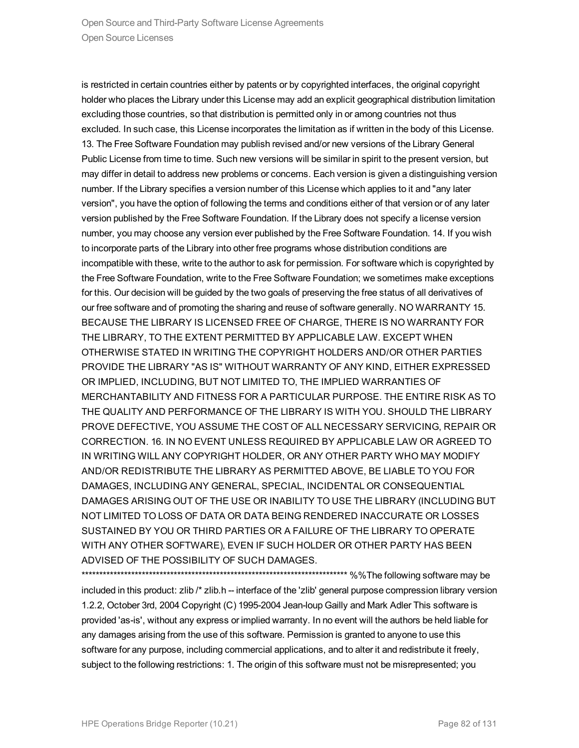is restricted in certain countries either by patents or by copyrighted interfaces, the original copyright holder who places the Library under this License may add an explicit geographical distribution limitation excluding those countries, so that distribution is permitted only in or among countries not thus excluded. In such case, this License incorporates the limitation as if written in the body of this License. 13. The Free Software Foundation may publish revised and/or new versions of the Library General Public License from time to time. Such new versions will be similar in spirit to the present version, but may differ in detail to address new problems or concerns. Each version is given a distinguishing version number. If the Library specifies a version number of this License which applies to it and "any later version", you have the option of following the terms and conditions either of that version or of any later version published by the Free Software Foundation. If the Library does not specify a license version number, you may choose any version ever published by the Free Software Foundation. 14. If you wish to incorporate parts of the Library into other free programs whose distribution conditions are incompatible with these, write to the author to ask for permission. For software which is copyrighted by the Free Software Foundation, write to the Free Software Foundation; we sometimes make exceptions for this. Our decision will be guided by the two goals of preserving the free status of all derivatives of our free software and of promoting the sharing and reuse of software generally. NO WARRANTY 15. BECAUSE THE LIBRARY IS LICENSED FREE OF CHARGE, THERE IS NO WARRANTY FOR THE LIBRARY, TO THE EXTENT PERMITTED BY APPLICABLE LAW. EXCEPT WHEN OTHERWISE STATED IN WRITING THE COPYRIGHT HOLDERS AND/OR OTHER PARTIES PROVIDE THE LIBRARY "AS IS" WITHOUT WARRANTY OF ANY KIND, EITHER EXPRESSED OR IMPLIED, INCLUDING, BUT NOT LIMITED TO, THE IMPLIED WARRANTIES OF MERCHANTABILITY AND FITNESS FOR A PARTICULAR PURPOSE. THE ENTIRE RISK AS TO THE QUALITY AND PERFORMANCE OF THE LIBRARY IS WITH YOU. SHOULD THE LIBRARY PROVE DEFECTIVE, YOU ASSUME THE COST OF ALL NECESSARY SERVICING, REPAIR OR CORRECTION. 16. IN NO EVENT UNLESS REQUIRED BY APPLICABLE LAW OR AGREED TO IN WRITING WILL ANY COPYRIGHT HOLDER, OR ANY OTHER PARTY WHO MAY MODIFY AND/OR REDISTRIBUTE THE LIBRARY AS PERMITTED ABOVE, BE LIABLE TO YOU FOR DAMAGES, INCLUDING ANY GENERAL, SPECIAL, INCIDENTAL OR CONSEQUENTIAL DAMAGES ARISING OUT OF THE USE OR INABILITY TO USE THE LIBRARY (INCLUDING BUT NOT LIMITED TO LOSS OF DATA OR DATA BEING RENDERED INACCURATE OR LOSSES SUSTAINED BY YOU OR THIRD PARTIES OR A FAILURE OF THE LIBRARY TO OPERATE WITH ANY OTHER SOFTWARE), EVEN IF SUCH HOLDER OR OTHER PARTY HAS BEEN ADVISED OF THE POSSIBILITY OF SUCH DAMAGES.
****************************************************************************** %%The following software may be included in this product: zlib /* zlib.h -- interface of the 'zlib' general purpose compression library version 1.2.2, October 3rd, 2004 Copyright (C) 1995-2004 Jean-loup Gailly and Mark Adler This software is provided 'as-is', without any express or implied warranty. In no event will the authors be held liable for any damages arising from the use of this software. Permission is granted to anyone to use this software for any purpose, including commercial applications, and to alter it and redistribute it freely, subject to the following restrictions: 1. The origin of this software must not be misrepresented; you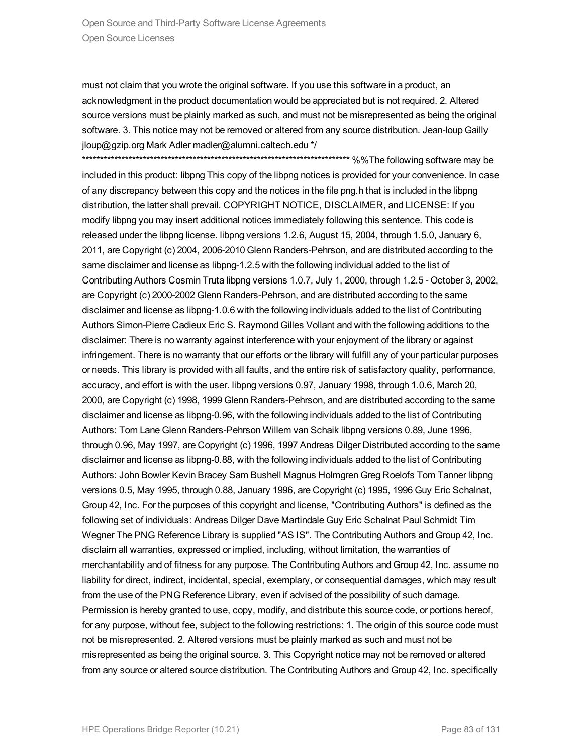must not claim that you wrote the original software. If you use this software in a product, an acknowledgment in the product documentation would be appreciated but is not required. 2. Altered source versions must be plainly marked as such, and must not be misrepresented as being the original software. 3. This notice may not be removed or altered from any source distribution. Jean-loup Gailly jloup@gzip.org Mark Adler madler@alumni.caltech.edu */

****************************************************************************** %%The following software may be included in this product: libpng This copy of the libpng notices is provided for your convenience. In case of any discrepancy between this copy and the notices in the file png.h that is included in the libpng distribution, the latter shall prevail. COPYRIGHT NOTICE, DISCLAIMER, and LICENSE: If you modify libpng you may insert additional notices immediately following this sentence. This code is released under the libpng license. libpng versions 1.2.6, August 15, 2004, through 1.5.0, January 6, 2011, are Copyright (c) 2004, 2006-2010 Glenn Randers-Pehrson, and are distributed according to the same disclaimer and license as libpng-1.2.5 with the following individual added to the list of Contributing Authors Cosmin Truta libpng versions 1.0.7, July 1, 2000, through 1.2.5 - October 3, 2002, are Copyright (c) 2000-2002 Glenn Randers-Pehrson, and are distributed according to the same disclaimer and license as libpng-1.0.6 with the following individuals added to the list of Contributing Authors Simon-Pierre Cadieux Eric S. Raymond Gilles Vollant and with the following additions to the disclaimer: There is no warranty against interference with your enjoyment of the library or against infringement. There is no warranty that our efforts or the library will fulfill any of your particular purposes or needs. This library is provided with all faults, and the entire risk of satisfactory quality, performance, accuracy, and effort is with the user. libpng versions 0.97, January 1998, through 1.0.6, March 20, 2000, are Copyright (c) 1998, 1999 Glenn Randers-Pehrson, and are distributed according to the same disclaimer and license as libpng-0.96, with the following individuals added to the list of Contributing Authors: Tom Lane Glenn Randers-Pehrson Willem van Schaik libpng versions 0.89, June 1996, through 0.96, May 1997, are Copyright (c) 1996, 1997 Andreas Dilger Distributed according to the same disclaimer and license as libpng-0.88, with the following individuals added to the list of Contributing Authors: John Bowler Kevin Bracey Sam Bushell Magnus Holmgren Greg Roelofs Tom Tanner libpng versions 0.5, May 1995, through 0.88, January 1996, are Copyright (c) 1995, 1996 Guy Eric Schalnat, Group 42, Inc. For the purposes of this copyright and license, "Contributing Authors" is defined as the following set of individuals: Andreas Dilger Dave Martindale Guy Eric Schalnat Paul Schmidt Tim Wegner The PNG Reference Library is supplied "AS IS". The Contributing Authors and Group 42, Inc. disclaim all warranties, expressed or implied, including, without limitation, the warranties of merchantability and of fitness for any purpose. The Contributing Authors and Group 42, Inc. assume no liability for direct, indirect, incidental, special, exemplary, or consequential damages, which may result from the use of the PNG Reference Library, even if advised of the possibility of such damage. Permission is hereby granted to use, copy, modify, and distribute this source code, or portions hereof, for any purpose, without fee, subject to the following restrictions: 1. The origin of this source code must not be misrepresented. 2. Altered versions must be plainly marked as such and must not be misrepresented as being the original source. 3. This Copyright notice may not be removed or altered from any source or altered source distribution. The Contributing Authors and Group 42, Inc. specifically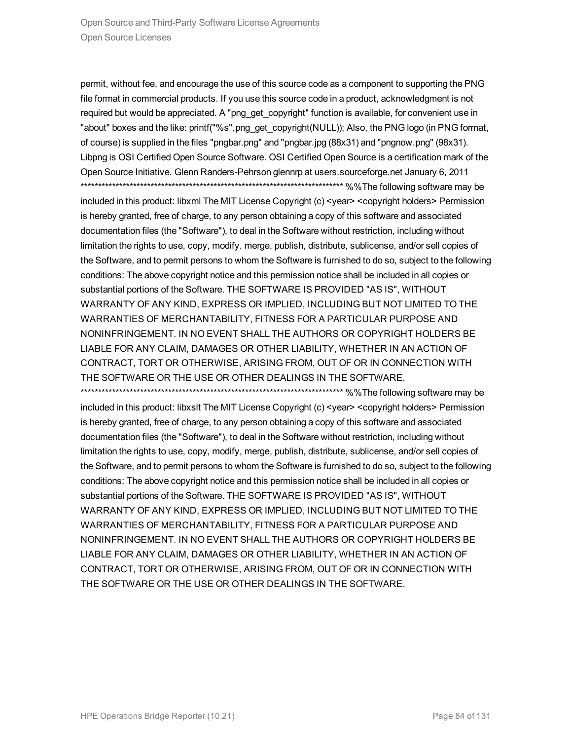permit, without fee, and encourage the use of this source code as a component to supporting the PNG file format in commercial products. If you use this source code in a product, acknowledgment is not required but would be appreciated. A "png_get_copyright" function is available, for convenient use in "about" boxes and the like: printf("%s",png_get_copyright(NULL)); Also, the PNG logo (in PNG format, of course) is supplied in the files "pngbar.png" and "pngbar.jpg (88x31) and "pngnow.png" (98x31). Libpng is OSI Certified Open Source Software. OSI Certified Open Source is a certification mark of the Open Source Initiative. Glenn Randers-Pehrson glennrp at users.sourceforge.net January 6, 2011 ****************************************************************************** %%The following software may be included in this product: libxml The MIT License Copyright (c) <year> <copyright holders> Permission is hereby granted, free of charge, to any person obtaining a copy of this software and associated documentation files (the "Software"), to deal in the Software without restriction, including without limitation the rights to use, copy, modify, merge, publish, distribute, sublicense, and/or sell copies of the Software, and to permit persons to whom the Software is furnished to do so, subject to the following conditions: The above copyright notice and this permission notice shall be included in all copies or substantial portions of the Software. THE SOFTWARE IS PROVIDED "AS IS", WITHOUT WARRANTY OF ANY KIND, EXPRESS OR IMPLIED, INCLUDING BUT NOT LIMITED TO THE WARRANTIES OF MERCHANTABILITY, FITNESS FOR A PARTICULAR PURPOSE AND NONINFRINGEMENT. IN NO EVENT SHALL THE AUTHORS OR COPYRIGHT HOLDERS BE LIABLE FOR ANY CLAIM, DAMAGES OR OTHER LIABILITY, WHETHER IN AN ACTION OF CONTRACT, TORT OR OTHERWISE, ARISING FROM, OUT OF OR IN CONNECTION WITH THE SOFTWARE OR THE USE OR OTHER DEALINGS IN THE SOFTWARE. ****************************************************************************** %%The following software may be included in this product: libxslt The MIT License Copyright (c) <year> <copyright holders> Permission is hereby granted, free of charge, to any person obtaining a copy of this software and associated documentation files (the "Software"), to deal in the Software without restriction, including without limitation the rights to use, copy, modify, merge, publish, distribute, sublicense, and/or sell copies of the Software, and to permit persons to whom the Software is furnished to do so, subject to the following conditions: The above copyright notice and this permission notice shall be included in all copies or substantial portions of the Software. THE SOFTWARE IS PROVIDED "AS IS", WITHOUT WARRANTY OF ANY KIND, EXPRESS OR IMPLIED, INCLUDING BUT NOT LIMITED TO THE WARRANTIES OF MERCHANTABILITY, FITNESS FOR A PARTICULAR PURPOSE AND NONINFRINGEMENT. IN NO EVENT SHALL THE AUTHORS OR COPYRIGHT HOLDERS BE LIABLE FOR ANY CLAIM, DAMAGES OR OTHER LIABILITY, WHETHER IN AN ACTION OF CONTRACT, TORT OR OTHERWISE, ARISING FROM, OUT OF OR IN CONNECTION WITH THE SOFTWARE OR THE USE OR OTHER DEALINGS IN THE SOFTWARE.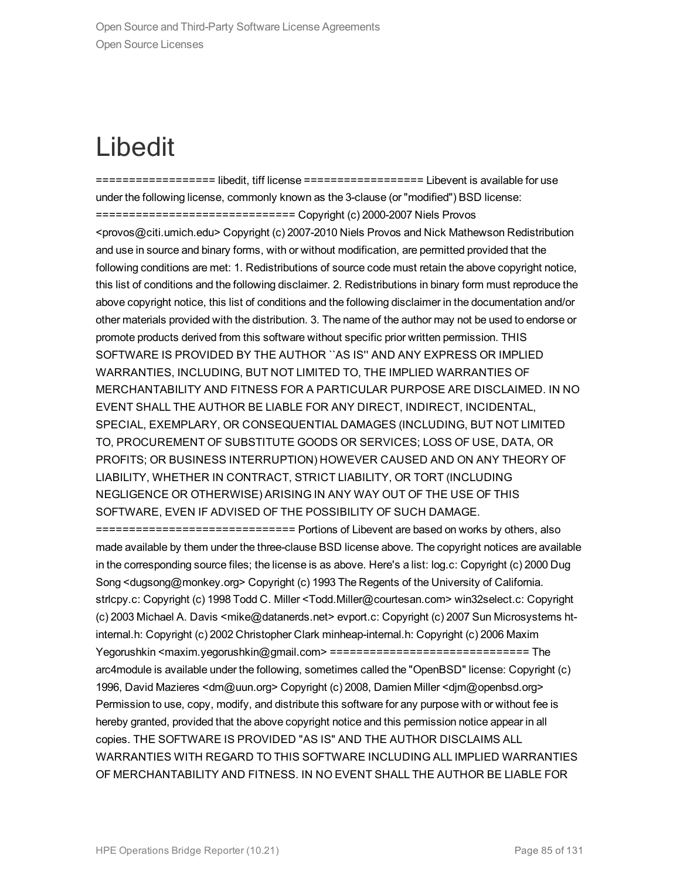# Libedit

================== libedit, tiff license ================== Libevent is available for use under the following license, commonly known as the 3-clause (or "modified") BSD license: ============================== Copyright (c) 2000-2007 Niels Provos <provos@citi.umich.edu> Copyright (c) 2007-2010 Niels Provos and Nick Mathewson Redistribution and use in source and binary forms, with or without modification, are permitted provided that the following conditions are met: 1. Redistributions of source code must retain the above copyright notice, this list of conditions and the following disclaimer. 2. Redistributions in binary form must reproduce the above copyright notice, this list of conditions and the following disclaimer in the documentation and/or other materials provided with the distribution. 3. The name of the author may not be used to endorse or promote products derived from this software without specific prior written permission. THIS SOFTWARE IS PROVIDED BY THE AUTHOR ``AS IS'' AND ANY EXPRESS OR IMPLIED WARRANTIES, INCLUDING, BUT NOT LIMITED TO, THE IMPLIED WARRANTIES OF MERCHANTABILITY AND FITNESS FOR A PARTICULAR PURPOSE ARE DISCLAIMED. IN NO EVENT SHALL THE AUTHOR BE LIABLE FOR ANY DIRECT, INDIRECT, INCIDENTAL, SPECIAL, EXEMPLARY, OR CONSEQUENTIAL DAMAGES (INCLUDING, BUT NOT LIMITED TO, PROCUREMENT OF SUBSTITUTE GOODS OR SERVICES; LOSS OF USE, DATA, OR PROFITS; OR BUSINESS INTERRUPTION) HOWEVER CAUSED AND ON ANY THEORY OF LIABILITY, WHETHER IN CONTRACT, STRICT LIABILITY, OR TORT (INCLUDING NEGLIGENCE OR OTHERWISE) ARISING IN ANY WAY OUT OF THE USE OF THIS SOFTWARE, EVEN IF ADVISED OF THE POSSIBILITY OF SUCH DAMAGE. ============================== Portions of Libevent are based on works by others, also made available by them under the three-clause BSD license above. The copyright notices are available in the corresponding source files; the license is as above. Here's a list: log.c: Copyright (c) 2000 Dug Song <dugsong@monkey.org> Copyright (c) 1993 The Regents of the University of California. strlcpy.c: Copyright (c) 1998 Todd C. Miller <Todd.Miller@courtesan.com> win32select.c: Copyright (c) 2003 Michael A. Davis <mike@datanerds.net> evport.c: Copyright (c) 2007 Sun Microsystems ht-internal.h: Copyright (c) 2002 Christopher Clark minheap-internal.h: Copyright (c) 2006 Maxim Yegorushkin <maxim.yegorushkin@gmail.com> ============================== The arc4module is available under the following, sometimes called the "OpenBSD" license: Copyright (c) 1996, David Mazieres <dm@uun.org> Copyright (c) 2008, Damien Miller <djm@openbsd.org> Permission to use, copy, modify, and distribute this software for any purpose with or without fee is hereby granted, provided that the above copyright notice and this permission notice appear in all copies. THE SOFTWARE IS PROVIDED "AS IS" AND THE AUTHOR DISCLAIMS ALL WARRANTIES WITH REGARD TO THIS SOFTWARE INCLUDING ALL IMPLIED WARRANTIES OF MERCHANTABILITY AND FITNESS. IN NO EVENT SHALL THE AUTHOR BE LIABLE FOR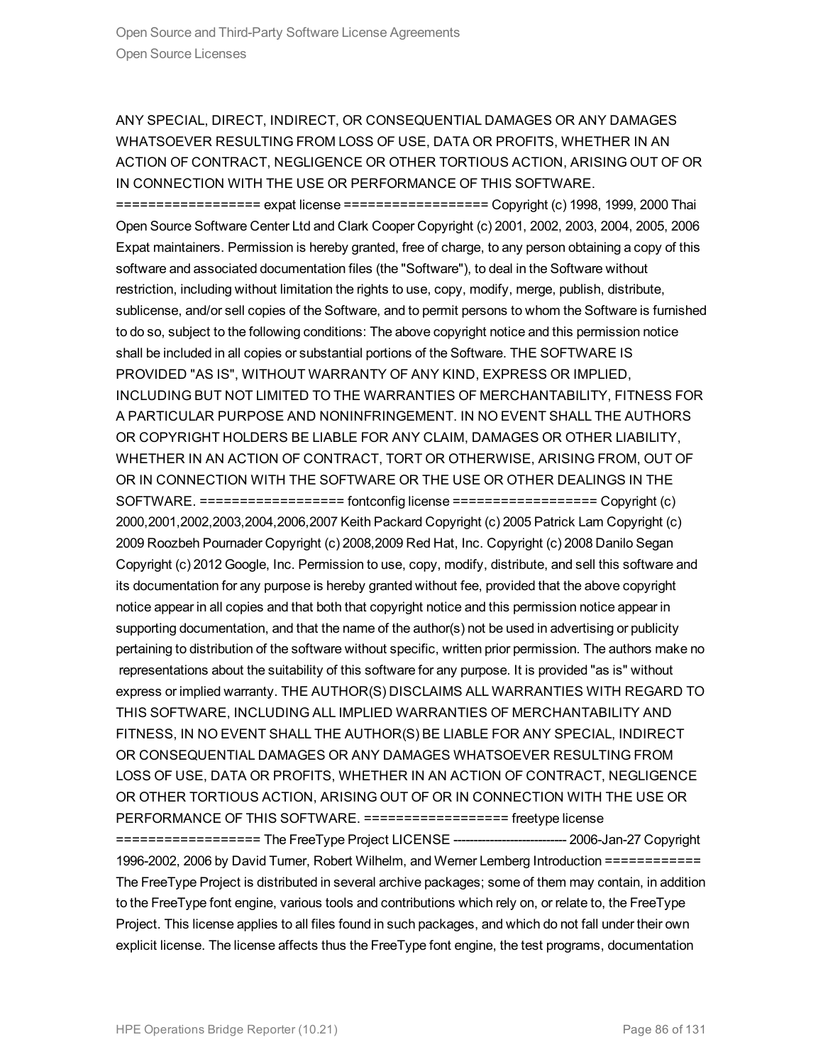ANY SPECIAL, DIRECT, INDIRECT, OR CONSEQUENTIAL DAMAGES OR ANY DAMAGES WHATSOEVER RESULTING FROM LOSS OF USE, DATA OR PROFITS, WHETHER IN AN ACTION OF CONTRACT, NEGLIGENCE OR OTHER TORTIOUS ACTION, ARISING OUT OF OR IN CONNECTION WITH THE USE OR PERFORMANCE OF THIS SOFTWARE. ================== expat license ================== Copyright (c) 1998, 1999, 2000 Thai Open Source Software Center Ltd and Clark Cooper Copyright (c) 2001, 2002, 2003, 2004, 2005, 2006 Expat maintainers. Permission is hereby granted, free of charge, to any person obtaining a copy of this software and associated documentation files (the "Software"), to deal in the Software without restriction, including without limitation the rights to use, copy, modify, merge, publish, distribute, sublicense, and/or sell copies of the Software, and to permit persons to whom the Software is furnished to do so, subject to the following conditions: The above copyright notice and this permission notice shall be included in all copies or substantial portions of the Software. THE SOFTWARE IS PROVIDED "AS IS", WITHOUT WARRANTY OF ANY KIND, EXPRESS OR IMPLIED, INCLUDING BUT NOT LIMITED TO THE WARRANTIES OF MERCHANTABILITY, FITNESS FOR A PARTICULAR PURPOSE AND NONINFRINGEMENT. IN NO EVENT SHALL THE AUTHORS OR COPYRIGHT HOLDERS BE LIABLE FOR ANY CLAIM, DAMAGES OR OTHER LIABILITY, WHETHER IN AN ACTION OF CONTRACT, TORT OR OTHERWISE, ARISING FROM, OUT OF OR IN CONNECTION WITH THE SOFTWARE OR THE USE OR OTHER DEALINGS IN THE SOFTWARE. ================== fontconfig license ================== Copyright (c) 2000,2001,2002,2003,2004,2006,2007 Keith Packard Copyright (c) 2005 Patrick Lam Copyright (c) 2009 Roozbeh Pournader Copyright (c) 2008,2009 Red Hat, Inc. Copyright (c) 2008 Danilo Segan Copyright (c) 2012 Google, Inc. Permission to use, copy, modify, distribute, and sell this software and its documentation for any purpose is hereby granted without fee, provided that the above copyright notice appear in all copies and that both that copyright notice and this permission notice appear in supporting documentation, and that the name of the author(s) not be used in advertising or publicity pertaining to distribution of the software without specific, written prior permission. The authors make no representations about the suitability of this software for any purpose. It is provided "as is" without express or implied warranty. THE AUTHOR(S) DISCLAIMS ALL WARRANTIES WITH REGARD TO THIS SOFTWARE, INCLUDING ALL IMPLIED WARRANTIES OF MERCHANTABILITY AND FITNESS, IN NO EVENT SHALL THE AUTHOR(S) BE LIABLE FOR ANY SPECIAL, INDIRECT OR CONSEQUENTIAL DAMAGES OR ANY DAMAGES WHATSOEVER RESULTING FROM LOSS OF USE, DATA OR PROFITS, WHETHER IN AN ACTION OF CONTRACT, NEGLIGENCE OR OTHER TORTIOUS ACTION, ARISING OUT OF OR IN CONNECTION WITH THE USE OR PERFORMANCE OF THIS SOFTWARE. ================== freetype license ================== The FreeType Project LICENSE ---------------------------- 2006-Jan-27 Copyright 1996-2002, 2006 by David Turner, Robert Wilhelm, and Werner Lemberg Introduction ============ The FreeType Project is distributed in several archive packages; some of them may contain, in addition to the FreeType font engine, various tools and contributions which rely on, or relate to, the FreeType Project. This license applies to all files found in such packages, and which do not fall under their own explicit license. The license affects thus the FreeType font engine, the test programs, documentation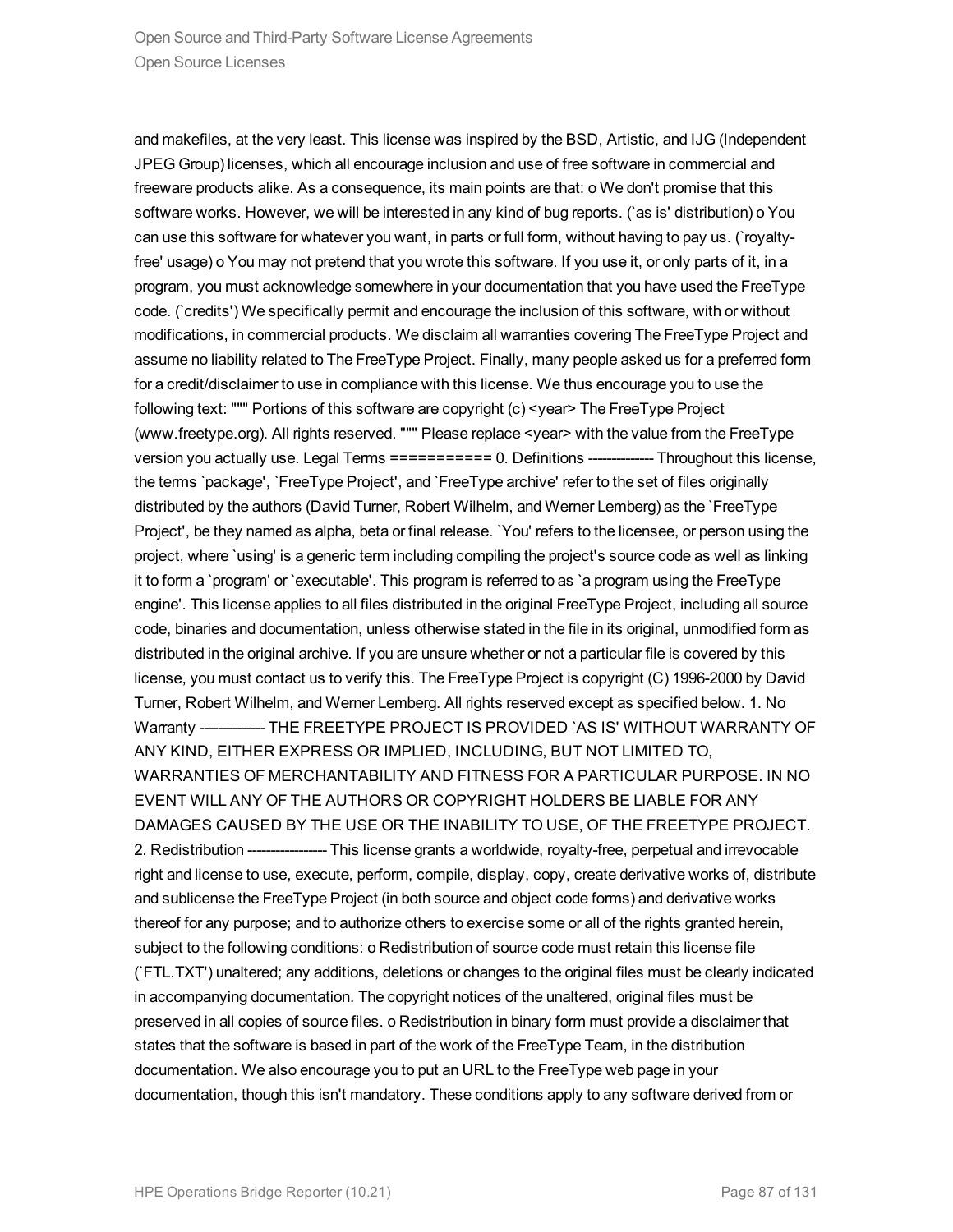and makefiles, at the very least. This license was inspired by the BSD, Artistic, and IJG (Independent JPEG Group) licenses, which all encourage inclusion and use of free software in commercial and freeware products alike. As a consequence, its main points are that: o We don't promise that this software works. However, we will be interested in any kind of bug reports. (`as is' distribution) o You can use this software for whatever you want, in parts or full form, without having to pay us. (`royalty-free' usage) o You may not pretend that you wrote this software. If you use it, or only parts of it, in a program, you must acknowledge somewhere in your documentation that you have used the FreeType code. (`credits') We specifically permit and encourage the inclusion of this software, with or without modifications, in commercial products. We disclaim all warranties covering The FreeType Project and assume no liability related to The FreeType Project. Finally, many people asked us for a preferred form for a credit/disclaimer to use in compliance with this license. We thus encourage you to use the following text: """ Portions of this software are copyright (c) <year> The FreeType Project (www.freetype.org). All rights reserved. """ Please replace <year> with the value from the FreeType version you actually use. Legal Terms =========== 0. Definitions -------------- Throughout this license, the terms `package', `FreeType Project', and `FreeType archive' refer to the set of files originally distributed by the authors (David Turner, Robert Wilhelm, and Werner Lemberg) as the `FreeType Project', be they named as alpha, beta or final release. `You' refers to the licensee, or person using the project, where `using' is a generic term including compiling the project's source code as well as linking it to form a `program' or `executable'. This program is referred to as `a program using the FreeType engine'. This license applies to all files distributed in the original FreeType Project, including all source code, binaries and documentation, unless otherwise stated in the file in its original, unmodified form as distributed in the original archive. If you are unsure whether or not a particular file is covered by this license, you must contact us to verify this. The FreeType Project is copyright (C) 1996-2000 by David Turner, Robert Wilhelm, and Werner Lemberg. All rights reserved except as specified below. 1. No Warranty -------------- THE FREETYPE PROJECT IS PROVIDED `AS IS' WITHOUT WARRANTY OF ANY KIND, EITHER EXPRESS OR IMPLIED, INCLUDING, BUT NOT LIMITED TO, WARRANTIES OF MERCHANTABILITY AND FITNESS FOR A PARTICULAR PURPOSE. IN NO EVENT WILL ANY OF THE AUTHORS OR COPYRIGHT HOLDERS BE LIABLE FOR ANY DAMAGES CAUSED BY THE USE OR THE INABILITY TO USE, OF THE FREETYPE PROJECT. 2. Redistribution ----------------- This license grants a worldwide, royalty-free, perpetual and irrevocable right and license to use, execute, perform, compile, display, copy, create derivative works of, distribute and sublicense the FreeType Project (in both source and object code forms) and derivative works thereof for any purpose; and to authorize others to exercise some or all of the rights granted herein, subject to the following conditions: o Redistribution of source code must retain this license file (`FTL.TXT') unaltered; any additions, deletions or changes to the original files must be clearly indicated in accompanying documentation. The copyright notices of the unaltered, original files must be preserved in all copies of source files. o Redistribution in binary form must provide a disclaimer that states that the software is based in part of the work of the FreeType Team, in the distribution documentation. We also encourage you to put an URL to the FreeType web page in your documentation, though this isn't mandatory. These conditions apply to any software derived from or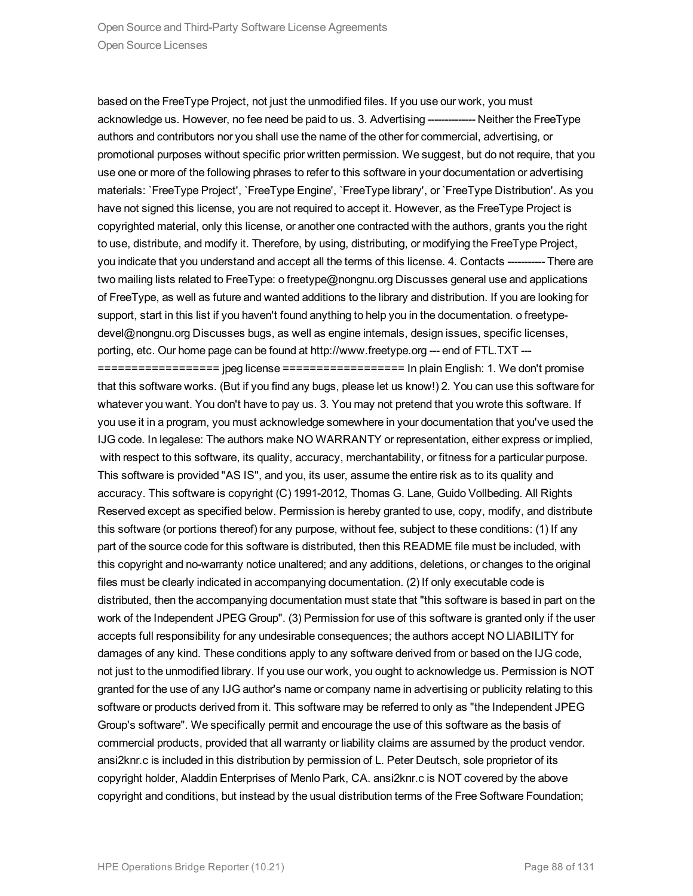based on the FreeType Project, not just the unmodified files. If you use our work, you must acknowledge us. However, no fee need be paid to us. 3. Advertising ------------- Neither the FreeType authors and contributors nor you shall use the name of the other for commercial, advertising, or promotional purposes without specific prior written permission. We suggest, but do not require, that you use one or more of the following phrases to refer to this software in your documentation or advertising materials: `FreeType Project', `FreeType Engine', `FreeType library', or `FreeType Distribution'. As you have not signed this license, you are not required to accept it. However, as the FreeType Project is copyrighted material, only this license, or another one contracted with the authors, grants you the right to use, distribute, and modify it. Therefore, by using, distributing, or modifying the FreeType Project, you indicate that you understand and accept all the terms of this license. 4. Contacts ----------- There are two mailing lists related to FreeType: o freetype@nongnu.org Discusses general use and applications of FreeType, as well as future and wanted additions to the library and distribution. If you are looking for support, start in this list if you haven't found anything to help you in the documentation. o freetype-devel@nongnu.org Discusses bugs, as well as engine internals, design issues, specific licenses, porting, etc. Our home page can be found at http://www.freetype.org --- end of FTL.TXT --- ================== jpeg license ================== In plain English: 1. We don't promise that this software works. (But if you find any bugs, please let us know!) 2. You can use this software for whatever you want. You don't have to pay us. 3. You may not pretend that you wrote this software. If you use it in a program, you must acknowledge somewhere in your documentation that you've used the IJG code. In legalese: The authors make NO WARRANTY or representation, either express or implied, with respect to this software, its quality, accuracy, merchantability, or fitness for a particular purpose. This software is provided "AS IS", and you, its user, assume the entire risk as to its quality and accuracy. This software is copyright (C) 1991-2012, Thomas G. Lane, Guido Vollbeding. All Rights Reserved except as specified below. Permission is hereby granted to use, copy, modify, and distribute this software (or portions thereof) for any purpose, without fee, subject to these conditions: (1) If any part of the source code for this software is distributed, then this README file must be included, with this copyright and no-warranty notice unaltered; and any additions, deletions, or changes to the original files must be clearly indicated in accompanying documentation. (2) If only executable code is distributed, then the accompanying documentation must state that "this software is based in part on the work of the Independent JPEG Group". (3) Permission for use of this software is granted only if the user accepts full responsibility for any undesirable consequences; the authors accept NO LIABILITY for damages of any kind. These conditions apply to any software derived from or based on the IJG code, not just to the unmodified library. If you use our work, you ought to acknowledge us. Permission is NOT granted for the use of any IJG author's name or company name in advertising or publicity relating to this software or products derived from it. This software may be referred to only as "the Independent JPEG Group's software". We specifically permit and encourage the use of this software as the basis of commercial products, provided that all warranty or liability claims are assumed by the product vendor. ansi2knr.c is included in this distribution by permission of L. Peter Deutsch, sole proprietor of its copyright holder, Aladdin Enterprises of Menlo Park, CA. ansi2knr.c is NOT covered by the above copyright and conditions, but instead by the usual distribution terms of the Free Software Foundation;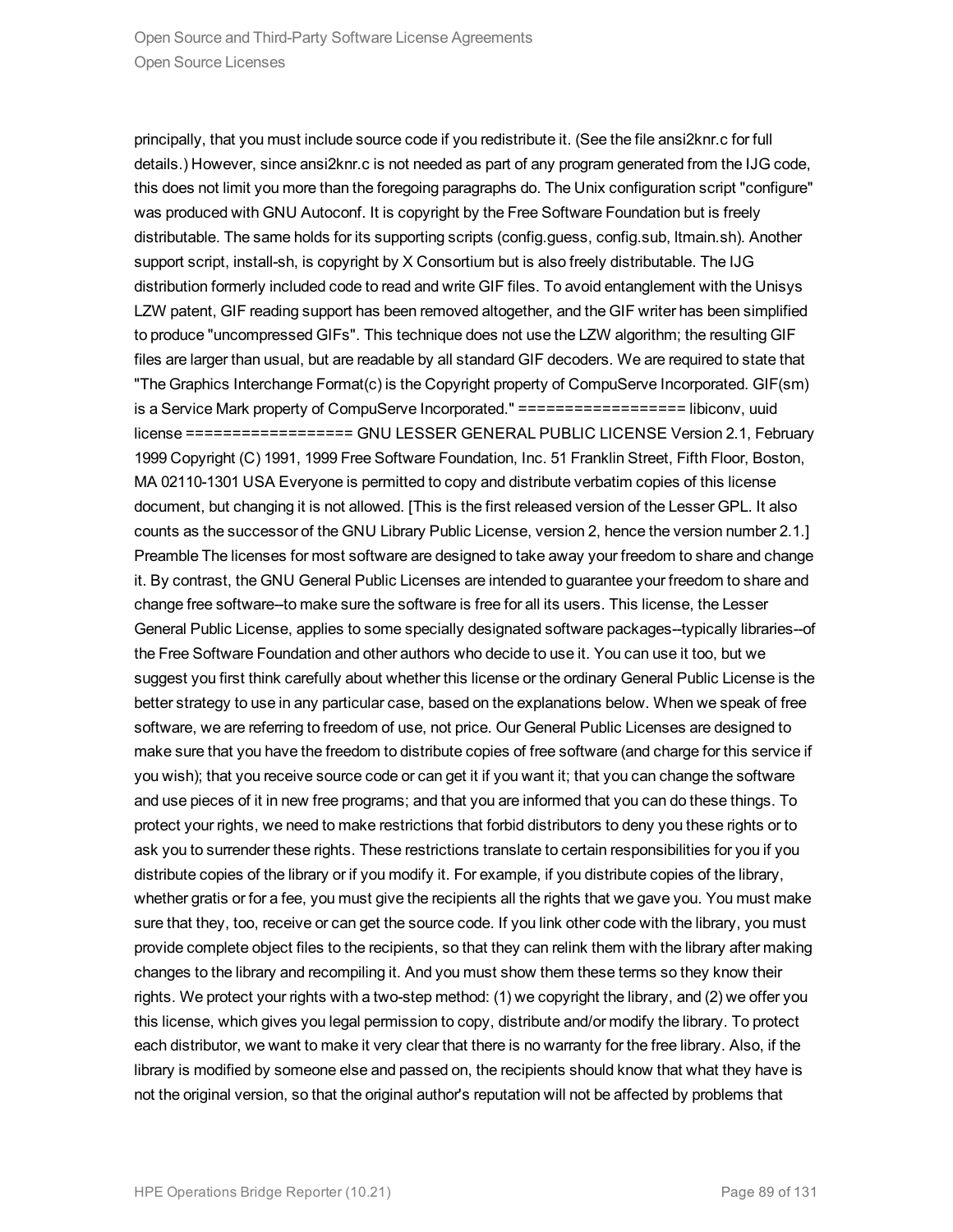principally, that you must include source code if you redistribute it. (See the file ansi2knr.c for full details.) However, since ansi2knr.c is not needed as part of any program generated from the IJG code, this does not limit you more than the foregoing paragraphs do. The Unix configuration script "configure" was produced with GNU Autoconf. It is copyright by the Free Software Foundation but is freely distributable. The same holds for its supporting scripts (config.guess, config.sub, ltmain.sh). Another support script, install-sh, is copyright by X Consortium but is also freely distributable. The IJG distribution formerly included code to read and write GIF files. To avoid entanglement with the Unisys LZW patent, GIF reading support has been removed altogether, and the GIF writer has been simplified to produce "uncompressed GIFs". This technique does not use the LZW algorithm; the resulting GIF files are larger than usual, but are readable by all standard GIF decoders. We are required to state that "The Graphics Interchange Format(c) is the Copyright property of CompuServe Incorporated. GIF(sm) is a Service Mark property of CompuServe Incorporated." ================== libiconv, uuid license ================== GNU LESSER GENERAL PUBLIC LICENSE Version 2.1, February 1999 Copyright (C) 1991, 1999 Free Software Foundation, Inc. 51 Franklin Street, Fifth Floor, Boston, MA 02110-1301 USA Everyone is permitted to copy and distribute verbatim copies of this license document, but changing it is not allowed. [This is the first released version of the Lesser GPL. It also counts as the successor of the GNU Library Public License, version 2, hence the version number 2.1.] Preamble The licenses for most software are designed to take away your freedom to share and change it. By contrast, the GNU General Public Licenses are intended to guarantee your freedom to share and change free software--to make sure the software is free for all its users. This license, the Lesser General Public License, applies to some specially designated software packages--typically libraries--of the Free Software Foundation and other authors who decide to use it. You can use it too, but we suggest you first think carefully about whether this license or the ordinary General Public License is the better strategy to use in any particular case, based on the explanations below. When we speak of free software, we are referring to freedom of use, not price. Our General Public Licenses are designed to make sure that you have the freedom to distribute copies of free software (and charge for this service if you wish); that you receive source code or can get it if you want it; that you can change the software and use pieces of it in new free programs; and that you are informed that you can do these things. To protect your rights, we need to make restrictions that forbid distributors to deny you these rights or to ask you to surrender these rights. These restrictions translate to certain responsibilities for you if you distribute copies of the library or if you modify it. For example, if you distribute copies of the library, whether gratis or for a fee, you must give the recipients all the rights that we gave you. You must make sure that they, too, receive or can get the source code. If you link other code with the library, you must provide complete object files to the recipients, so that they can relink them with the library after making changes to the library and recompiling it. And you must show them these terms so they know their rights. We protect your rights with a two-step method: (1) we copyright the library, and (2) we offer you this license, which gives you legal permission to copy, distribute and/or modify the library. To protect each distributor, we want to make it very clear that there is no warranty for the free library. Also, if the library is modified by someone else and passed on, the recipients should know that what they have is not the original version, so that the original author's reputation will not be affected by problems that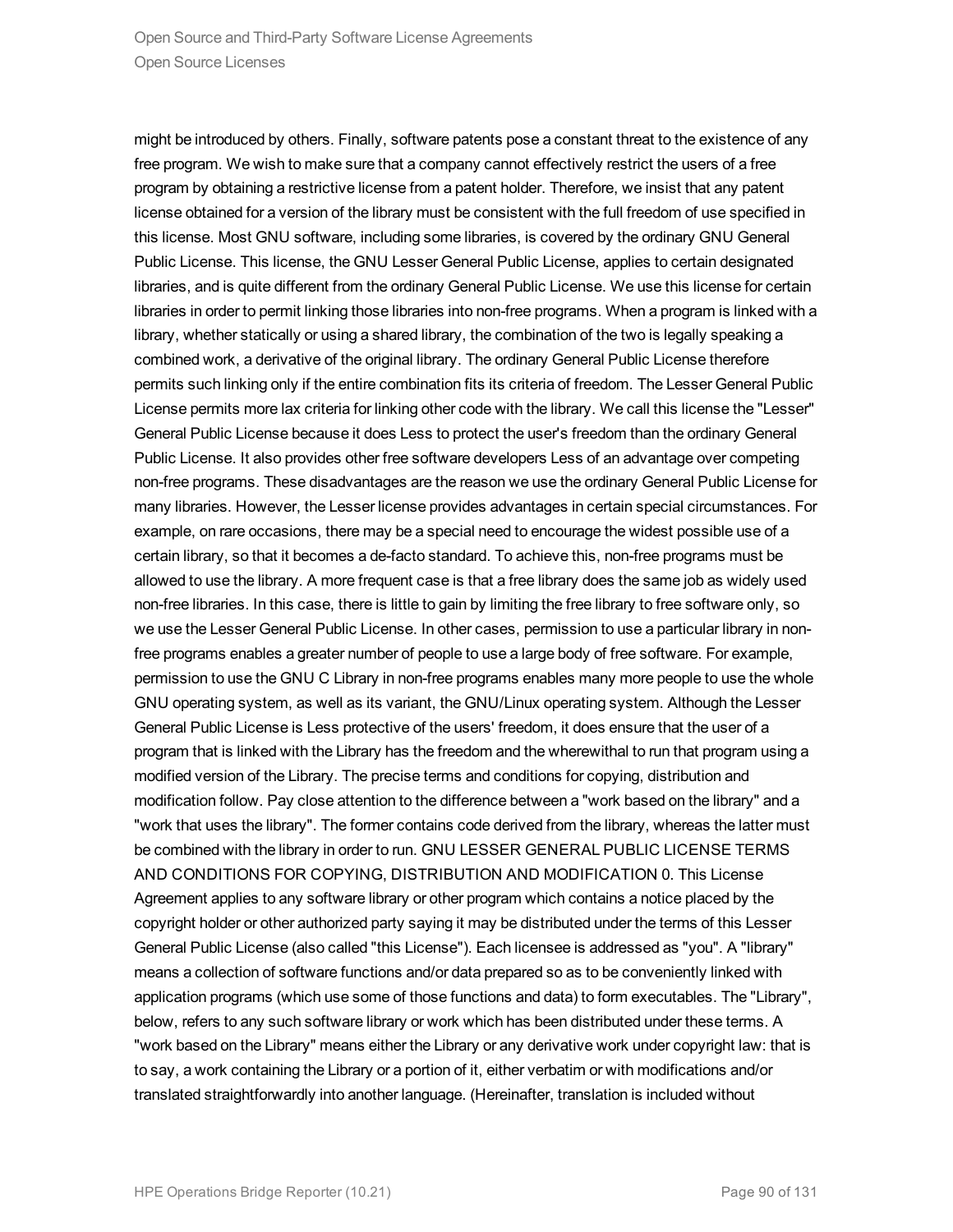might be introduced by others. Finally, software patents pose a constant threat to the existence of any free program. We wish to make sure that a company cannot effectively restrict the users of a free program by obtaining a restrictive license from a patent holder. Therefore, we insist that any patent license obtained for a version of the library must be consistent with the full freedom of use specified in this license. Most GNU software, including some libraries, is covered by the ordinary GNU General Public License. This license, the GNU Lesser General Public License, applies to certain designated libraries, and is quite different from the ordinary General Public License. We use this license for certain libraries in order to permit linking those libraries into non-free programs. When a program is linked with a library, whether statically or using a shared library, the combination of the two is legally speaking a combined work, a derivative of the original library. The ordinary General Public License therefore permits such linking only if the entire combination fits its criteria of freedom. The Lesser General Public License permits more lax criteria for linking other code with the library. We call this license the "Lesser" General Public License because it does Less to protect the user's freedom than the ordinary General Public License. It also provides other free software developers Less of an advantage over competing non-free programs. These disadvantages are the reason we use the ordinary General Public License for many libraries. However, the Lesser license provides advantages in certain special circumstances. For example, on rare occasions, there may be a special need to encourage the widest possible use of a certain library, so that it becomes a de-facto standard. To achieve this, non-free programs must be allowed to use the library. A more frequent case is that a free library does the same job as widely used non-free libraries. In this case, there is little to gain by limiting the free library to free software only, so we use the Lesser General Public License. In other cases, permission to use a particular library in non-free programs enables a greater number of people to use a large body of free software. For example, permission to use the GNU C Library in non-free programs enables many more people to use the whole GNU operating system, as well as its variant, the GNU/Linux operating system. Although the Lesser General Public License is Less protective of the users' freedom, it does ensure that the user of a program that is linked with the Library has the freedom and the wherewithal to run that program using a modified version of the Library. The precise terms and conditions for copying, distribution and modification follow. Pay close attention to the difference between a "work based on the library" and a "work that uses the library". The former contains code derived from the library, whereas the latter must be combined with the library in order to run. GNU LESSER GENERAL PUBLIC LICENSE TERMS AND CONDITIONS FOR COPYING, DISTRIBUTION AND MODIFICATION 0. This License Agreement applies to any software library or other program which contains a notice placed by the copyright holder or other authorized party saying it may be distributed under the terms of this Lesser General Public License (also called "this License"). Each licensee is addressed as "you". A "library" means a collection of software functions and/or data prepared so as to be conveniently linked with application programs (which use some of those functions and data) to form executables. The "Library", below, refers to any such software library or work which has been distributed under these terms. A "work based on the Library" means either the Library or any derivative work under copyright law: that is to say, a work containing the Library or a portion of it, either verbatim or with modifications and/or translated straightforwardly into another language. (Hereinafter, translation is included without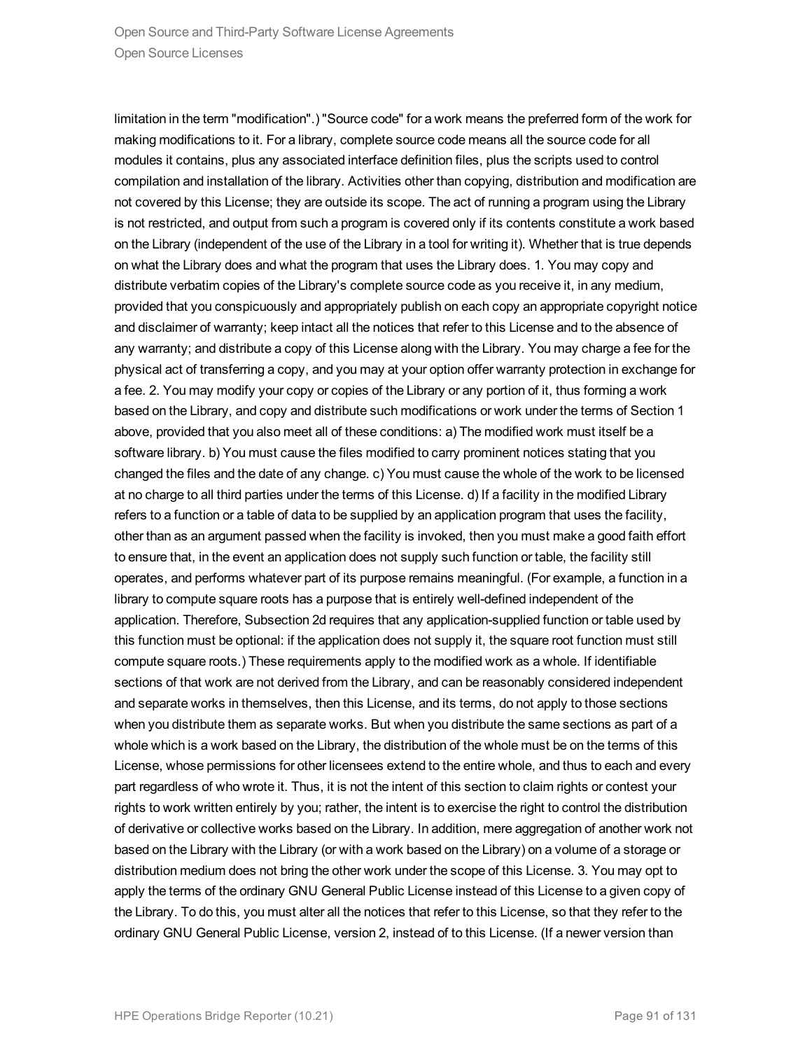limitation in the term "modification".) "Source code" for a work means the preferred form of the work for making modifications to it. For a library, complete source code means all the source code for all modules it contains, plus any associated interface definition files, plus the scripts used to control compilation and installation of the library. Activities other than copying, distribution and modification are not covered by this License; they are outside its scope. The act of running a program using the Library is not restricted, and output from such a program is covered only if its contents constitute a work based on the Library (independent of the use of the Library in a tool for writing it). Whether that is true depends on what the Library does and what the program that uses the Library does. 1. You may copy and distribute verbatim copies of the Library's complete source code as you receive it, in any medium, provided that you conspicuously and appropriately publish on each copy an appropriate copyright notice and disclaimer of warranty; keep intact all the notices that refer to this License and to the absence of any warranty; and distribute a copy of this License along with the Library. You may charge a fee for the physical act of transferring a copy, and you may at your option offer warranty protection in exchange for a fee. 2. You may modify your copy or copies of the Library or any portion of it, thus forming a work based on the Library, and copy and distribute such modifications or work under the terms of Section 1 above, provided that you also meet all of these conditions: a) The modified work must itself be a software library. b) You must cause the files modified to carry prominent notices stating that you changed the files and the date of any change. c) You must cause the whole of the work to be licensed at no charge to all third parties under the terms of this License. d) If a facility in the modified Library refers to a function or a table of data to be supplied by an application program that uses the facility, other than as an argument passed when the facility is invoked, then you must make a good faith effort to ensure that, in the event an application does not supply such function or table, the facility still operates, and performs whatever part of its purpose remains meaningful. (For example, a function in a library to compute square roots has a purpose that is entirely well-defined independent of the application. Therefore, Subsection 2d requires that any application-supplied function or table used by this function must be optional: if the application does not supply it, the square root function must still compute square roots.) These requirements apply to the modified work as a whole. If identifiable sections of that work are not derived from the Library, and can be reasonably considered independent and separate works in themselves, then this License, and its terms, do not apply to those sections when you distribute them as separate works. But when you distribute the same sections as part of a whole which is a work based on the Library, the distribution of the whole must be on the terms of this License, whose permissions for other licensees extend to the entire whole, and thus to each and every part regardless of who wrote it. Thus, it is not the intent of this section to claim rights or contest your rights to work written entirely by you; rather, the intent is to exercise the right to control the distribution of derivative or collective works based on the Library. In addition, mere aggregation of another work not based on the Library with the Library (or with a work based on the Library) on a volume of a storage or distribution medium does not bring the other work under the scope of this License. 3. You may opt to apply the terms of the ordinary GNU General Public License instead of this License to a given copy of the Library. To do this, you must alter all the notices that refer to this License, so that they refer to the ordinary GNU General Public License, version 2, instead of to this License. (If a newer version than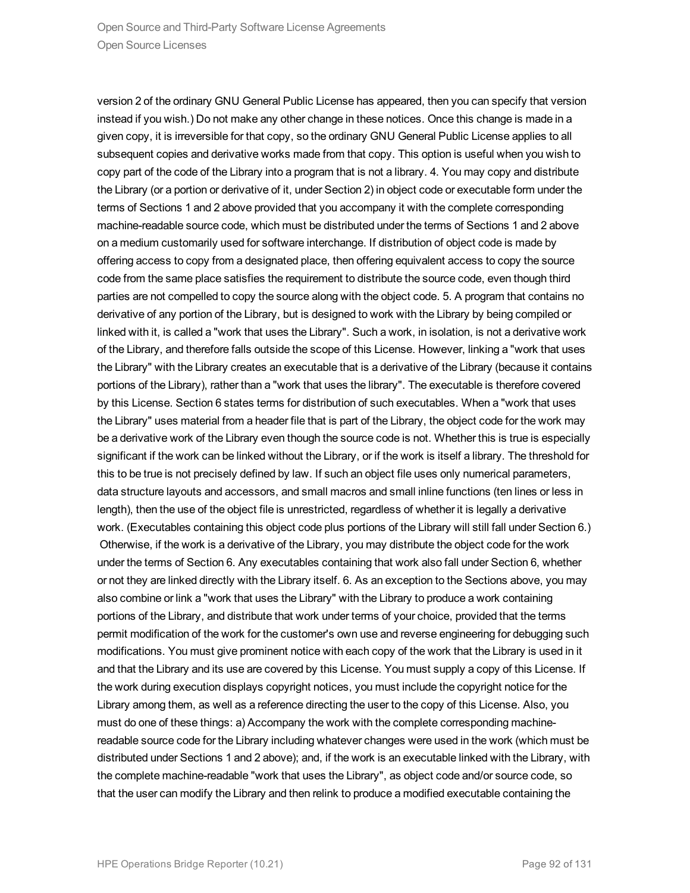version 2 of the ordinary GNU General Public License has appeared, then you can specify that version instead if you wish.) Do not make any other change in these notices. Once this change is made in a given copy, it is irreversible for that copy, so the ordinary GNU General Public License applies to all subsequent copies and derivative works made from that copy. This option is useful when you wish to copy part of the code of the Library into a program that is not a library. 4. You may copy and distribute the Library (or a portion or derivative of it, under Section 2) in object code or executable form under the terms of Sections 1 and 2 above provided that you accompany it with the complete corresponding machine-readable source code, which must be distributed under the terms of Sections 1 and 2 above on a medium customarily used for software interchange. If distribution of object code is made by offering access to copy from a designated place, then offering equivalent access to copy the source code from the same place satisfies the requirement to distribute the source code, even though third parties are not compelled to copy the source along with the object code. 5. A program that contains no derivative of any portion of the Library, but is designed to work with the Library by being compiled or linked with it, is called a "work that uses the Library". Such a work, in isolation, is not a derivative work of the Library, and therefore falls outside the scope of this License. However, linking a "work that uses the Library" with the Library creates an executable that is a derivative of the Library (because it contains portions of the Library), rather than a "work that uses the library". The executable is therefore covered by this License. Section 6 states terms for distribution of such executables. When a "work that uses the Library" uses material from a header file that is part of the Library, the object code for the work may be a derivative work of the Library even though the source code is not. Whether this is true is especially significant if the work can be linked without the Library, or if the work is itself a library. The threshold for this to be true is not precisely defined by law. If such an object file uses only numerical parameters, data structure layouts and accessors, and small macros and small inline functions (ten lines or less in length), then the use of the object file is unrestricted, regardless of whether it is legally a derivative work. (Executables containing this object code plus portions of the Library will still fall under Section 6.) Otherwise, if the work is a derivative of the Library, you may distribute the object code for the work under the terms of Section 6. Any executables containing that work also fall under Section 6, whether or not they are linked directly with the Library itself. 6. As an exception to the Sections above, you may also combine or link a "work that uses the Library" with the Library to produce a work containing portions of the Library, and distribute that work under terms of your choice, provided that the terms permit modification of the work for the customer's own use and reverse engineering for debugging such modifications. You must give prominent notice with each copy of the work that the Library is used in it and that the Library and its use are covered by this License. You must supply a copy of this License. If the work during execution displays copyright notices, you must include the copyright notice for the Library among them, as well as a reference directing the user to the copy of this License. Also, you must do one of these things: a) Accompany the work with the complete corresponding machine-readable source code for the Library including whatever changes were used in the work (which must be distributed under Sections 1 and 2 above); and, if the work is an executable linked with the Library, with the complete machine-readable "work that uses the Library", as object code and/or source code, so that the user can modify the Library and then relink to produce a modified executable containing the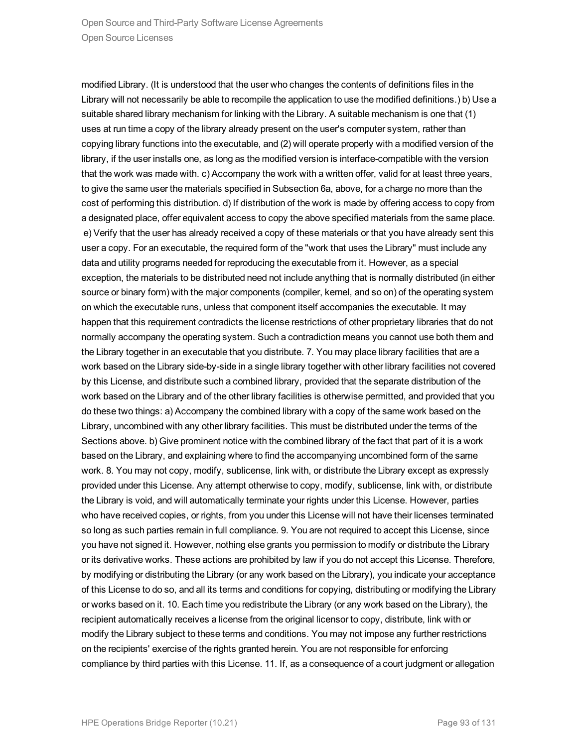modified Library. (It is understood that the user who changes the contents of definitions files in the Library will not necessarily be able to recompile the application to use the modified definitions.) b) Use a suitable shared library mechanism for linking with the Library. A suitable mechanism is one that (1) uses at run time a copy of the library already present on the user's computer system, rather than copying library functions into the executable, and (2) will operate properly with a modified version of the library, if the user installs one, as long as the modified version is interface-compatible with the version that the work was made with. c) Accompany the work with a written offer, valid for at least three years, to give the same user the materials specified in Subsection 6a, above, for a charge no more than the cost of performing this distribution. d) If distribution of the work is made by offering access to copy from a designated place, offer equivalent access to copy the above specified materials from the same place. e) Verify that the user has already received a copy of these materials or that you have already sent this user a copy. For an executable, the required form of the "work that uses the Library" must include any data and utility programs needed for reproducing the executable from it. However, as a special exception, the materials to be distributed need not include anything that is normally distributed (in either source or binary form) with the major components (compiler, kernel, and so on) of the operating system on which the executable runs, unless that component itself accompanies the executable. It may happen that this requirement contradicts the license restrictions of other proprietary libraries that do not normally accompany the operating system. Such a contradiction means you cannot use both them and the Library together in an executable that you distribute. 7. You may place library facilities that are a work based on the Library side-by-side in a single library together with other library facilities not covered by this License, and distribute such a combined library, provided that the separate distribution of the work based on the Library and of the other library facilities is otherwise permitted, and provided that you do these two things: a) Accompany the combined library with a copy of the same work based on the Library, uncombined with any other library facilities. This must be distributed under the terms of the Sections above. b) Give prominent notice with the combined library of the fact that part of it is a work based on the Library, and explaining where to find the accompanying uncombined form of the same work. 8. You may not copy, modify, sublicense, link with, or distribute the Library except as expressly provided under this License. Any attempt otherwise to copy, modify, sublicense, link with, or distribute the Library is void, and will automatically terminate your rights under this License. However, parties who have received copies, or rights, from you under this License will not have their licenses terminated so long as such parties remain in full compliance. 9. You are not required to accept this License, since you have not signed it. However, nothing else grants you permission to modify or distribute the Library or its derivative works. These actions are prohibited by law if you do not accept this License. Therefore, by modifying or distributing the Library (or any work based on the Library), you indicate your acceptance of this License to do so, and all its terms and conditions for copying, distributing or modifying the Library or works based on it. 10. Each time you redistribute the Library (or any work based on the Library), the recipient automatically receives a license from the original licensor to copy, distribute, link with or modify the Library subject to these terms and conditions. You may not impose any further restrictions on the recipients' exercise of the rights granted herein. You are not responsible for enforcing compliance by third parties with this License. 11. If, as a consequence of a court judgment or allegation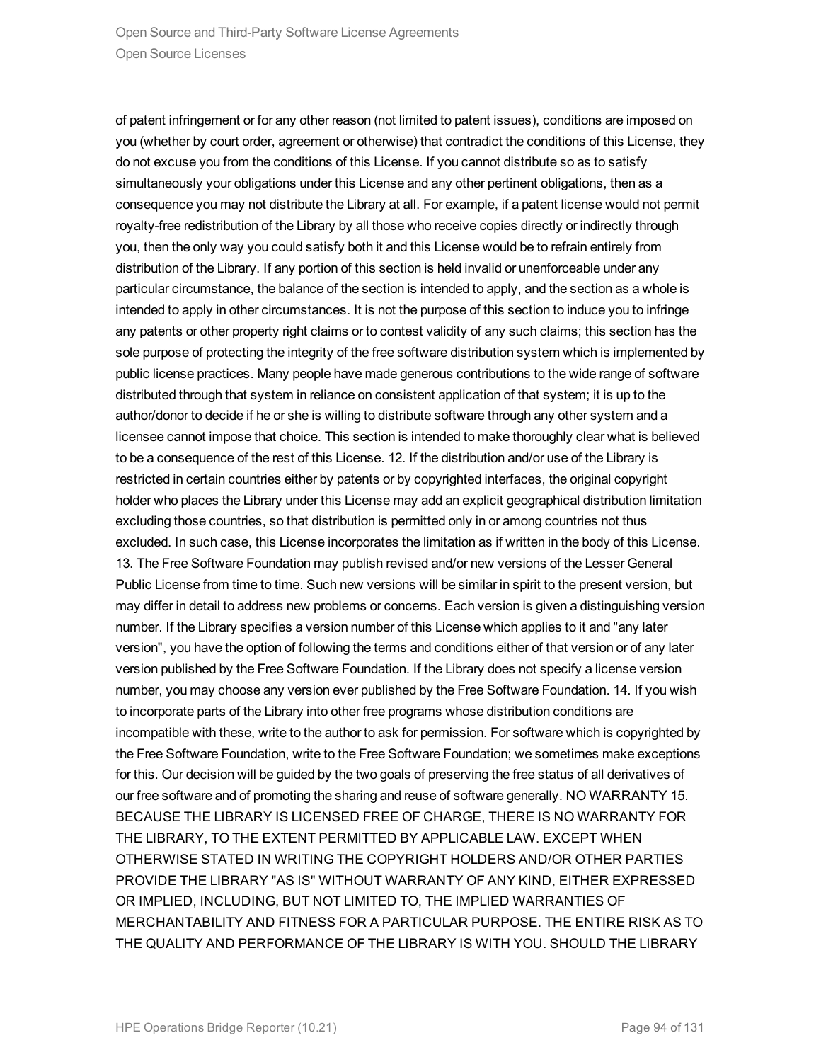of patent infringement or for any other reason (not limited to patent issues), conditions are imposed on you (whether by court order, agreement or otherwise) that contradict the conditions of this License, they do not excuse you from the conditions of this License. If you cannot distribute so as to satisfy simultaneously your obligations under this License and any other pertinent obligations, then as a consequence you may not distribute the Library at all. For example, if a patent license would not permit royalty-free redistribution of the Library by all those who receive copies directly or indirectly through you, then the only way you could satisfy both it and this License would be to refrain entirely from distribution of the Library. If any portion of this section is held invalid or unenforceable under any particular circumstance, the balance of the section is intended to apply, and the section as a whole is intended to apply in other circumstances. It is not the purpose of this section to induce you to infringe any patents or other property right claims or to contest validity of any such claims; this section has the sole purpose of protecting the integrity of the free software distribution system which is implemented by public license practices. Many people have made generous contributions to the wide range of software distributed through that system in reliance on consistent application of that system; it is up to the author/donor to decide if he or she is willing to distribute software through any other system and a licensee cannot impose that choice. This section is intended to make thoroughly clear what is believed to be a consequence of the rest of this License. 12. If the distribution and/or use of the Library is restricted in certain countries either by patents or by copyrighted interfaces, the original copyright holder who places the Library under this License may add an explicit geographical distribution limitation excluding those countries, so that distribution is permitted only in or among countries not thus excluded. In such case, this License incorporates the limitation as if written in the body of this License. 13. The Free Software Foundation may publish revised and/or new versions of the Lesser General Public License from time to time. Such new versions will be similar in spirit to the present version, but may differ in detail to address new problems or concerns. Each version is given a distinguishing version number. If the Library specifies a version number of this License which applies to it and "any later version", you have the option of following the terms and conditions either of that version or of any later version published by the Free Software Foundation. If the Library does not specify a license version number, you may choose any version ever published by the Free Software Foundation. 14. If you wish to incorporate parts of the Library into other free programs whose distribution conditions are incompatible with these, write to the author to ask for permission. For software which is copyrighted by the Free Software Foundation, write to the Free Software Foundation; we sometimes make exceptions for this. Our decision will be guided by the two goals of preserving the free status of all derivatives of our free software and of promoting the sharing and reuse of software generally. NO WARRANTY 15. BECAUSE THE LIBRARY IS LICENSED FREE OF CHARGE, THERE IS NO WARRANTY FOR THE LIBRARY, TO THE EXTENT PERMITTED BY APPLICABLE LAW. EXCEPT WHEN OTHERWISE STATED IN WRITING THE COPYRIGHT HOLDERS AND/OR OTHER PARTIES PROVIDE THE LIBRARY "AS IS" WITHOUT WARRANTY OF ANY KIND, EITHER EXPRESSED OR IMPLIED, INCLUDING, BUT NOT LIMITED TO, THE IMPLIED WARRANTIES OF MERCHANTABILITY AND FITNESS FOR A PARTICULAR PURPOSE. THE ENTIRE RISK AS TO THE QUALITY AND PERFORMANCE OF THE LIBRARY IS WITH YOU. SHOULD THE LIBRARY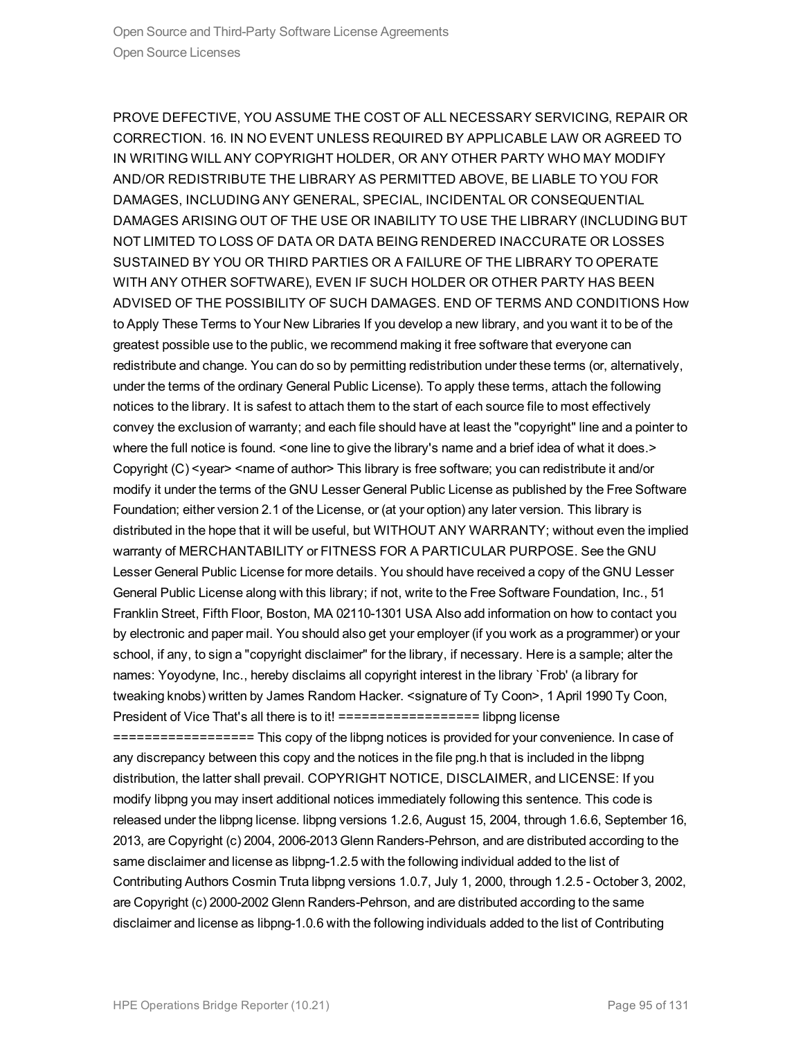PROVE DEFECTIVE, YOU ASSUME THE COST OF ALL NECESSARY SERVICING, REPAIR OR CORRECTION. 16. IN NO EVENT UNLESS REQUIRED BY APPLICABLE LAW OR AGREED TO IN WRITING WILL ANY COPYRIGHT HOLDER, OR ANY OTHER PARTY WHO MAY MODIFY AND/OR REDISTRIBUTE THE LIBRARY AS PERMITTED ABOVE, BE LIABLE TO YOU FOR DAMAGES, INCLUDING ANY GENERAL, SPECIAL, INCIDENTAL OR CONSEQUENTIAL DAMAGES ARISING OUT OF THE USE OR INABILITY TO USE THE LIBRARY (INCLUDING BUT NOT LIMITED TO LOSS OF DATA OR DATA BEING RENDERED INACCURATE OR LOSSES SUSTAINED BY YOU OR THIRD PARTIES OR A FAILURE OF THE LIBRARY TO OPERATE WITH ANY OTHER SOFTWARE), EVEN IF SUCH HOLDER OR OTHER PARTY HAS BEEN ADVISED OF THE POSSIBILITY OF SUCH DAMAGES. END OF TERMS AND CONDITIONS How to Apply These Terms to Your New Libraries If you develop a new library, and you want it to be of the greatest possible use to the public, we recommend making it free software that everyone can redistribute and change. You can do so by permitting redistribution under these terms (or, alternatively, under the terms of the ordinary General Public License). To apply these terms, attach the following notices to the library. It is safest to attach them to the start of each source file to most effectively convey the exclusion of warranty; and each file should have at least the "copyright" line and a pointer to where the full notice is found. <one line to give the library's name and a brief idea of what it does.> Copyright (C) <year> <name of author> This library is free software; you can redistribute it and/or modify it under the terms of the GNU Lesser General Public License as published by the Free Software Foundation; either version 2.1 of the License, or (at your option) any later version. This library is distributed in the hope that it will be useful, but WITHOUT ANY WARRANTY; without even the implied warranty of MERCHANTABILITY or FITNESS FOR A PARTICULAR PURPOSE. See the GNU Lesser General Public License for more details. You should have received a copy of the GNU Lesser General Public License along with this library; if not, write to the Free Software Foundation, Inc., 51 Franklin Street, Fifth Floor, Boston, MA 02110-1301 USA Also add information on how to contact you by electronic and paper mail. You should also get your employer (if you work as a programmer) or your school, if any, to sign a "copyright disclaimer" for the library, if necessary. Here is a sample; alter the names: Yoyodyne, Inc., hereby disclaims all copyright interest in the library `Frob' (a library for tweaking knobs) written by James Random Hacker. <signature of Ty Coon>, 1 April 1990 Ty Coon, President of Vice That's all there is to it! ================== libpng license ================== This copy of the libpng notices is provided for your convenience. In case of any discrepancy between this copy and the notices in the file png.h that is included in the libpng distribution, the latter shall prevail. COPYRIGHT NOTICE, DISCLAIMER, and LICENSE: If you modify libpng you may insert additional notices immediately following this sentence. This code is released under the libpng license. libpng versions 1.2.6, August 15, 2004, through 1.6.6, September 16, 2013, are Copyright (c) 2004, 2006-2013 Glenn Randers-Pehrson, and are distributed according to the same disclaimer and license as libpng-1.2.5 with the following individual added to the list of Contributing Authors Cosmin Truta libpng versions 1.0.7, July 1, 2000, through 1.2.5 - October 3, 2002, are Copyright (c) 2000-2002 Glenn Randers-Pehrson, and are distributed according to the same disclaimer and license as libpng-1.0.6 with the following individuals added to the list of Contributing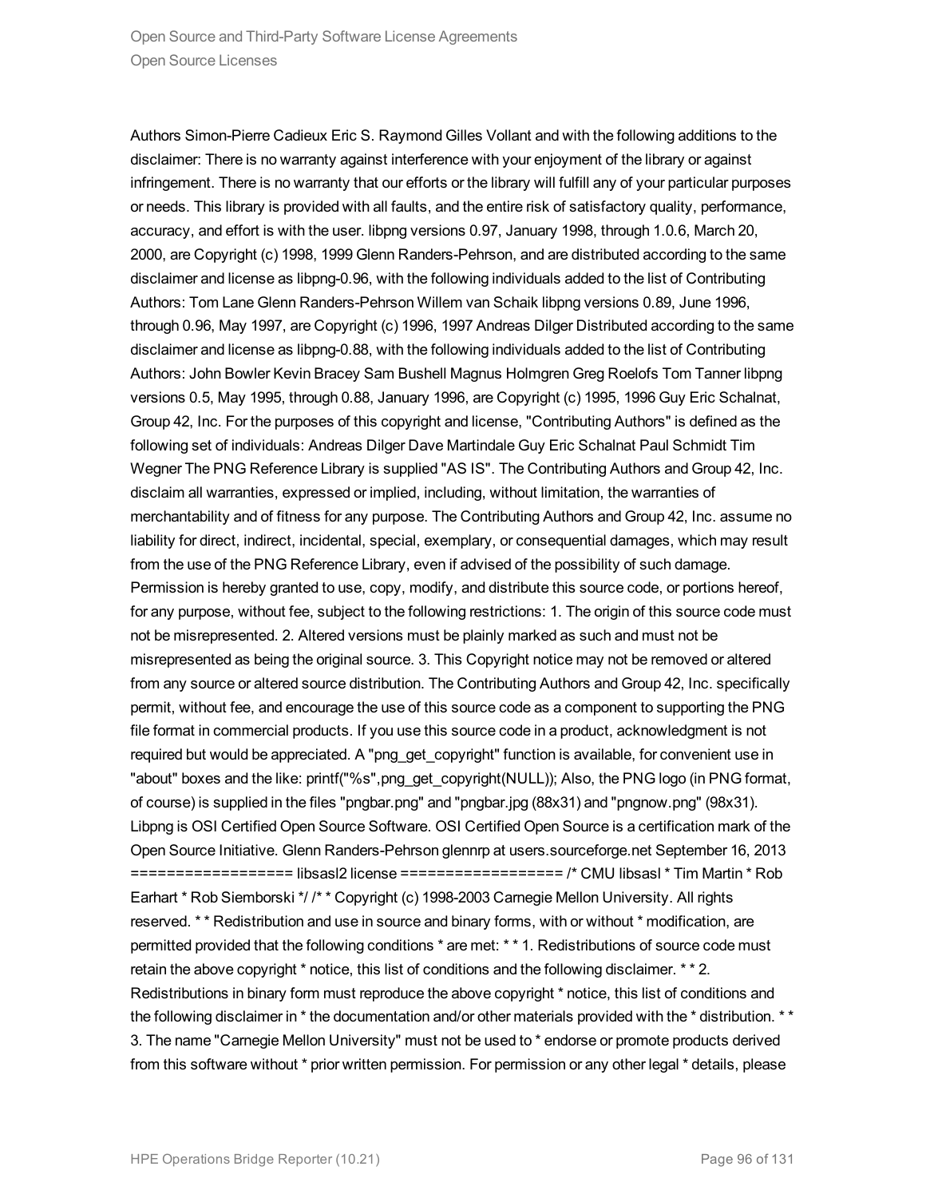Authors Simon-Pierre Cadieux Eric S. Raymond Gilles Vollant and with the following additions to the disclaimer: There is no warranty against interference with your enjoyment of the library or against infringement. There is no warranty that our efforts or the library will fulfill any of your particular purposes or needs. This library is provided with all faults, and the entire risk of satisfactory quality, performance, accuracy, and effort is with the user. libpng versions 0.97, January 1998, through 1.0.6, March 20, 2000, are Copyright (c) 1998, 1999 Glenn Randers-Pehrson, and are distributed according to the same disclaimer and license as libpng-0.96, with the following individuals added to the list of Contributing Authors: Tom Lane Glenn Randers-Pehrson Willem van Schaik libpng versions 0.89, June 1996, through 0.96, May 1997, are Copyright (c) 1996, 1997 Andreas Dilger Distributed according to the same disclaimer and license as libpng-0.88, with the following individuals added to the list of Contributing Authors: John Bowler Kevin Bracey Sam Bushell Magnus Holmgren Greg Roelofs Tom Tanner libpng versions 0.5, May 1995, through 0.88, January 1996, are Copyright (c) 1995, 1996 Guy Eric Schalnat, Group 42, Inc. For the purposes of this copyright and license, "Contributing Authors" is defined as the following set of individuals: Andreas Dilger Dave Martindale Guy Eric Schalnat Paul Schmidt Tim Wegner The PNG Reference Library is supplied "AS IS". The Contributing Authors and Group 42, Inc. disclaim all warranties, expressed or implied, including, without limitation, the warranties of merchantability and of fitness for any purpose. The Contributing Authors and Group 42, Inc. assume no liability for direct, indirect, incidental, special, exemplary, or consequential damages, which may result from the use of the PNG Reference Library, even if advised of the possibility of such damage. Permission is hereby granted to use, copy, modify, and distribute this source code, or portions hereof, for any purpose, without fee, subject to the following restrictions: 1. The origin of this source code must not be misrepresented. 2. Altered versions must be plainly marked as such and must not be misrepresented as being the original source. 3. This Copyright notice may not be removed or altered from any source or altered source distribution. The Contributing Authors and Group 42, Inc. specifically permit, without fee, and encourage the use of this source code as a component to supporting the PNG file format in commercial products. If you use this source code in a product, acknowledgment is not required but would be appreciated. A "png_get_copyright" function is available, for convenient use in "about" boxes and the like: printf("%s",png_get_copyright(NULL)); Also, the PNG logo (in PNG format, of course) is supplied in the files "pngbar.png" and "pngbar.jpg (88x31) and "pngnow.png" (98x31). Libpng is OSI Certified Open Source Software. OSI Certified Open Source is a certification mark of the Open Source Initiative. Glenn Randers-Pehrson glennrp at users.sourceforge.net September 16, 2013 ================== libsasl2 license ================== /* CMU libsasl * Tim Martin * Rob Earhart * Rob Siemborski */ /* * Copyright (c) 1998-2003 Carnegie Mellon University. All rights reserved. * * Redistribution and use in source and binary forms, with or without * modification, are permitted provided that the following conditions * are met: * * 1. Redistributions of source code must retain the above copyright * notice, this list of conditions and the following disclaimer. * * 2. Redistributions in binary form must reproduce the above copyright * notice, this list of conditions and the following disclaimer in * the documentation and/or other materials provided with the * distribution. * * 3. The name "Carnegie Mellon University" must not be used to * endorse or promote products derived from this software without * prior written permission. For permission or any other legal * details, please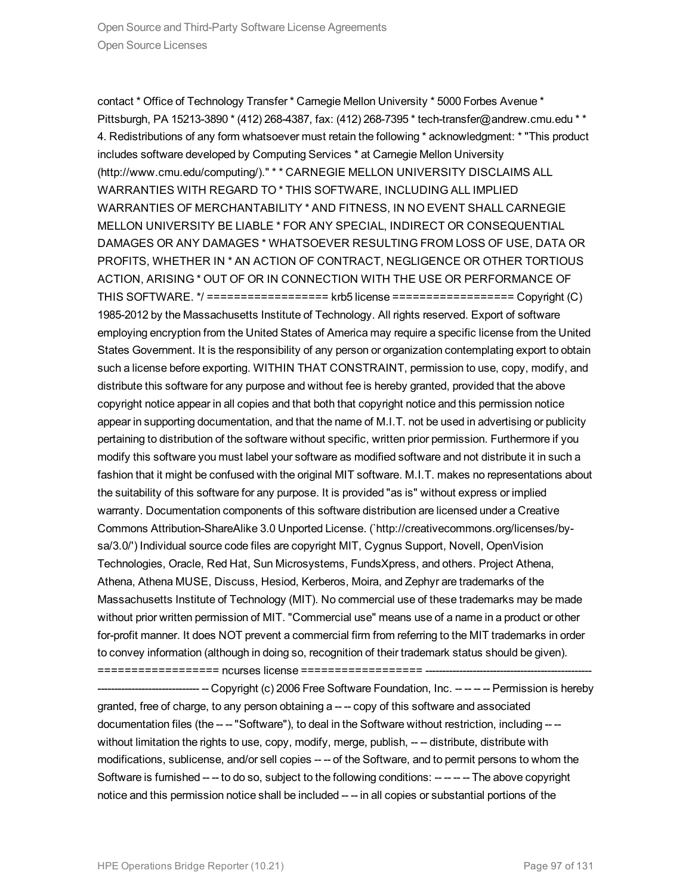contact * Office of Technology Transfer * Carnegie Mellon University * 5000 Forbes Avenue * Pittsburgh, PA 15213-3890 * (412) 268-4387, fax: (412) 268-7395 * tech-transfer@andrew.cmu.edu * * 4. Redistributions of any form whatsoever must retain the following * acknowledgment: * "This product includes software developed by Computing Services * at Carnegie Mellon University (http://www.cmu.edu/computing/)." * * CARNEGIE MELLON UNIVERSITY DISCLAIMS ALL WARRANTIES WITH REGARD TO * THIS SOFTWARE, INCLUDING ALL IMPLIED WARRANTIES OF MERCHANTABILITY * AND FITNESS, IN NO EVENT SHALL CARNEGIE MELLON UNIVERSITY BE LIABLE * FOR ANY SPECIAL, INDIRECT OR CONSEQUENTIAL DAMAGES OR ANY DAMAGES * WHATSOEVER RESULTING FROM LOSS OF USE, DATA OR PROFITS, WHETHER IN * AN ACTION OF CONTRACT, NEGLIGENCE OR OTHER TORTIOUS ACTION, ARISING * OUT OF OR IN CONNECTION WITH THE USE OR PERFORMANCE OF THIS SOFTWARE. */ ================== krb5 license ================== Copyright (C) 1985-2012 by the Massachusetts Institute of Technology. All rights reserved. Export of software employing encryption from the United States of America may require a specific license from the United States Government. It is the responsibility of any person or organization contemplating export to obtain such a license before exporting. WITHIN THAT CONSTRAINT, permission to use, copy, modify, and distribute this software for any purpose and without fee is hereby granted, provided that the above copyright notice appear in all copies and that both that copyright notice and this permission notice appear in supporting documentation, and that the name of M.I.T. not be used in advertising or publicity pertaining to distribution of the software without specific, written prior permission. Furthermore if you modify this software you must label your software as modified software and not distribute it in such a fashion that it might be confused with the original MIT software. M.I.T. makes no representations about the suitability of this software for any purpose. It is provided "as is" without express or implied warranty. Documentation components of this software distribution are licensed under a Creative Commons Attribution-ShareAlike 3.0 Unported License. (`http://creativecommons.org/licenses/by-sa/3.0/') Individual source code files are copyright MIT, Cygnus Support, Novell, OpenVision Technologies, Oracle, Red Hat, Sun Microsystems, FundsXpress, and others. Project Athena, Athena, Athena MUSE, Discuss, Hesiod, Kerberos, Moira, and Zephyr are trademarks of the Massachusetts Institute of Technology (MIT). No commercial use of these trademarks may be made without prior written permission of MIT. "Commercial use" means use of a name in a product or other for-profit manner. It does NOT prevent a commercial firm from referring to the MIT trademarks in order to convey information (although in doing so, recognition of their trademark status should be given). ================== ncurses license ================== ------------------------------------------------------------------------------ -- Copyright (c) 2006 Free Software Foundation, Inc. -- -- -- -- Permission is hereby granted, free of charge, to any person obtaining a -- -- copy of this software and associated documentation files (the -- -- "Software"), to deal in the Software without restriction, including -- -- without limitation the rights to use, copy, modify, merge, publish, -- -- distribute, distribute with modifications, sublicense, and/or sell copies -- -- of the Software, and to permit persons to whom the Software is furnished -- -- to do so, subject to the following conditions: -- -- -- -- The above copyright notice and this permission notice shall be included -- -- in all copies or substantial portions of the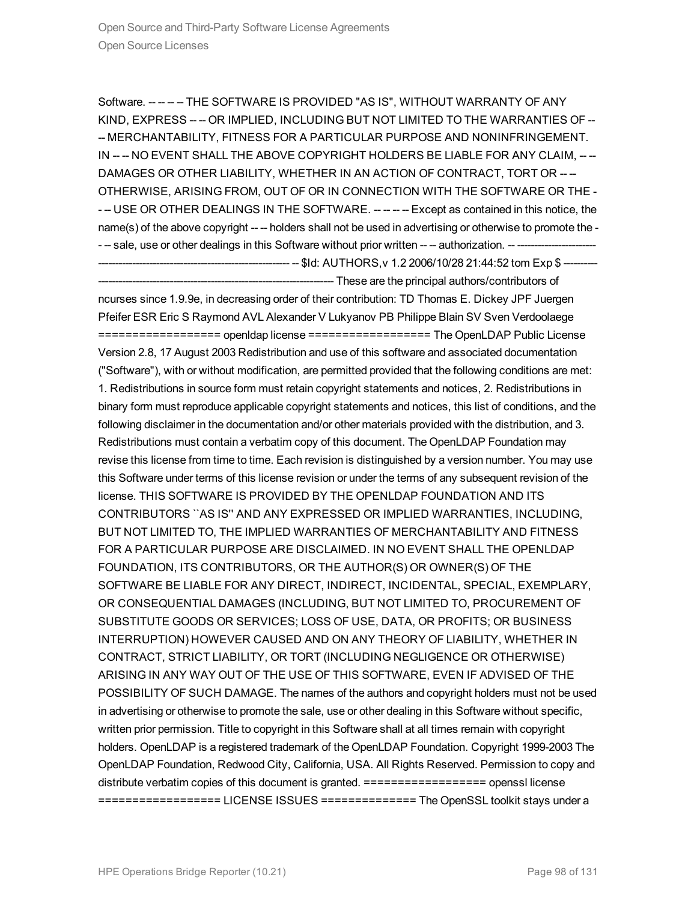Software. -- -- -- -- THE SOFTWARE IS PROVIDED "AS IS", WITHOUT WARRANTY OF ANY KIND, EXPRESS -- -- OR IMPLIED, INCLUDING BUT NOT LIMITED TO THE WARRANTIES OF -- -- MERCHANTABILITY, FITNESS FOR A PARTICULAR PURPOSE AND NONINFRINGEMENT. IN -- -- NO EVENT SHALL THE ABOVE COPYRIGHT HOLDERS BE LIABLE FOR ANY CLAIM, -- -- DAMAGES OR OTHER LIABILITY, WHETHER IN AN ACTION OF CONTRACT, TORT OR -- -- OTHERWISE, ARISING FROM, OUT OF OR IN CONNECTION WITH THE SOFTWARE OR THE -- -- USE OR OTHER DEALINGS IN THE SOFTWARE. -- -- -- -- Except as contained in this notice, the name(s) of the above copyright -- -- holders shall not be used in advertising or otherwise to promote the -- -- sale, use or other dealings in this Software without prior written -- -- authorization. -- ------------------------------------------------------------------------------- -- $Id: AUTHORS,v 1.2 2006/10/28 21:44:52 tom Exp $ ------------------------------------------------------------------------------- These are the principal authors/contributors of ncurses since 1.9.9e, in decreasing order of their contribution: TD Thomas E. Dickey JPF Juergen Pfeifer ESR Eric S Raymond AVL Alexander V Lukyanov PB Philippe Blain SV Sven Verdoolaege ================== openldap license ================== The OpenLDAP Public License Version 2.8, 17 August 2003 Redistribution and use of this software and associated documentation ("Software"), with or without modification, are permitted provided that the following conditions are met: 1. Redistributions in source form must retain copyright statements and notices, 2. Redistributions in binary form must reproduce applicable copyright statements and notices, this list of conditions, and the following disclaimer in the documentation and/or other materials provided with the distribution, and 3. Redistributions must contain a verbatim copy of this document. The OpenLDAP Foundation may revise this license from time to time. Each revision is distinguished by a version number. You may use this Software under terms of this license revision or under the terms of any subsequent revision of the license. THIS SOFTWARE IS PROVIDED BY THE OPENLDAP FOUNDATION AND ITS CONTRIBUTORS ``AS IS'' AND ANY EXPRESSED OR IMPLIED WARRANTIES, INCLUDING, BUT NOT LIMITED TO, THE IMPLIED WARRANTIES OF MERCHANTABILITY AND FITNESS FOR A PARTICULAR PURPOSE ARE DISCLAIMED. IN NO EVENT SHALL THE OPENLDAP FOUNDATION, ITS CONTRIBUTORS, OR THE AUTHOR(S) OR OWNER(S) OF THE SOFTWARE BE LIABLE FOR ANY DIRECT, INDIRECT, INCIDENTAL, SPECIAL, EXEMPLARY, OR CONSEQUENTIAL DAMAGES (INCLUDING, BUT NOT LIMITED TO, PROCUREMENT OF SUBSTITUTE GOODS OR SERVICES; LOSS OF USE, DATA, OR PROFITS; OR BUSINESS INTERRUPTION) HOWEVER CAUSED AND ON ANY THEORY OF LIABILITY, WHETHER IN CONTRACT, STRICT LIABILITY, OR TORT (INCLUDING NEGLIGENCE OR OTHERWISE) ARISING IN ANY WAY OUT OF THE USE OF THIS SOFTWARE, EVEN IF ADVISED OF THE POSSIBILITY OF SUCH DAMAGE. The names of the authors and copyright holders must not be used in advertising or otherwise to promote the sale, use or other dealing in this Software without specific, written prior permission. Title to copyright in this Software shall at all times remain with copyright holders. OpenLDAP is a registered trademark of the OpenLDAP Foundation. Copyright 1999-2003 The OpenLDAP Foundation, Redwood City, California, USA. All Rights Reserved. Permission to copy and distribute verbatim copies of this document is granted. ================== openssl license ================== LICENSE ISSUES ============== The OpenSSL toolkit stays under a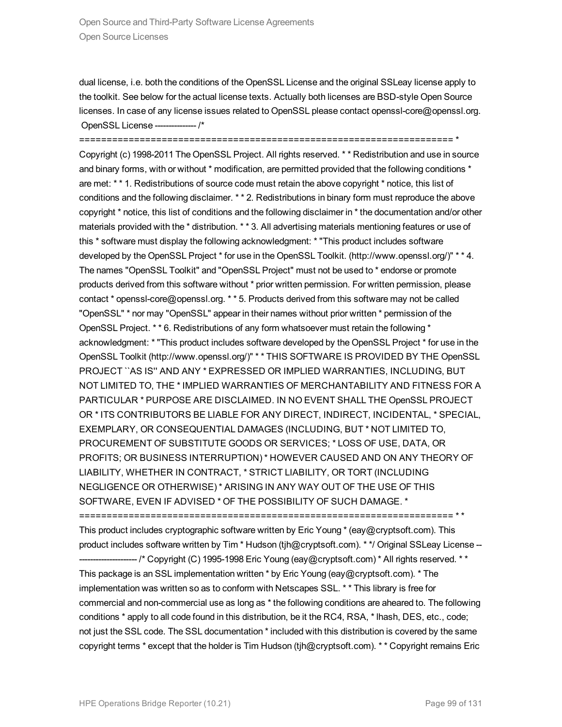dual license, i.e. both the conditions of the OpenSSL License and the original SSLeay license apply to the toolkit. See below for the actual license texts. Actually both licenses are BSD-style Open Source licenses. In case of any license issues related to OpenSSL please contact openssl-core@openssl.org. OpenSSL License --------------- /* ==================================================================== * Copyright (c) 1998-2011 The OpenSSL Project. All rights reserved. * * Redistribution and use in source and binary forms, with or without * modification, are permitted provided that the following conditions * are met: * * 1. Redistributions of source code must retain the above copyright * notice, this list of conditions and the following disclaimer. * * 2. Redistributions in binary form must reproduce the above copyright * notice, this list of conditions and the following disclaimer in * the documentation and/or other materials provided with the * distribution. * * 3. All advertising materials mentioning features or use of this * software must display the following acknowledgment: * "This product includes software developed by the OpenSSL Project * for use in the OpenSSL Toolkit. (http://www.openssl.org/)" * * 4. The names "OpenSSL Toolkit" and "OpenSSL Project" must not be used to * endorse or promote products derived from this software without * prior written permission. For written permission, please contact * openssl-core@openssl.org. * * 5. Products derived from this software may not be called "OpenSSL" * nor may "OpenSSL" appear in their names without prior written * permission of the OpenSSL Project. * * 6. Redistributions of any form whatsoever must retain the following * acknowledgment: * "This product includes software developed by the OpenSSL Project * for use in the OpenSSL Toolkit (http://www.openssl.org/)" * * THIS SOFTWARE IS PROVIDED BY THE OpenSSL PROJECT ``AS IS'' AND ANY * EXPRESSED OR IMPLIED WARRANTIES, INCLUDING, BUT NOT LIMITED TO, THE * IMPLIED WARRANTIES OF MERCHANTABILITY AND FITNESS FOR A PARTICULAR * PURPOSE ARE DISCLAIMED. IN NO EVENT SHALL THE OpenSSL PROJECT OR * ITS CONTRIBUTORS BE LIABLE FOR ANY DIRECT, INDIRECT, INCIDENTAL, * SPECIAL, EXEMPLARY, OR CONSEQUENTIAL DAMAGES (INCLUDING, BUT * NOT LIMITED TO, PROCUREMENT OF SUBSTITUTE GOODS OR SERVICES; * LOSS OF USE, DATA, OR PROFITS; OR BUSINESS INTERRUPTION) * HOWEVER CAUSED AND ON ANY THEORY OF LIABILITY, WHETHER IN CONTRACT, * STRICT LIABILITY, OR TORT (INCLUDING NEGLIGENCE OR OTHERWISE) * ARISING IN ANY WAY OUT OF THE USE OF THIS SOFTWARE, EVEN IF ADVISED * OF THE POSSIBILITY OF SUCH DAMAGE. * ==================================================================== * * This product includes cryptographic software written by Eric Young * (eay@cryptsoft.com). This product includes software written by Tim * Hudson (tjh@cryptsoft.com). * */ Original SSLeay License ----------------------- /* Copyright (C) 1995-1998 Eric Young (eay@cryptsoft.com) * All rights reserved. * * This package is an SSL implementation written * by Eric Young (eay@cryptsoft.com). * The implementation was written so as to conform with Netscapes SSL. * * This library is free for commercial and non-commercial use as long as * the following conditions are aheared to. The following conditions * apply to all code found in this distribution, be it the RC4, RSA, * lhash, DES, etc., code; not just the SSL code. The SSL documentation * included with this distribution is covered by the same copyright terms * except that the holder is Tim Hudson (tjh@cryptsoft.com). * * Copyright remains Eric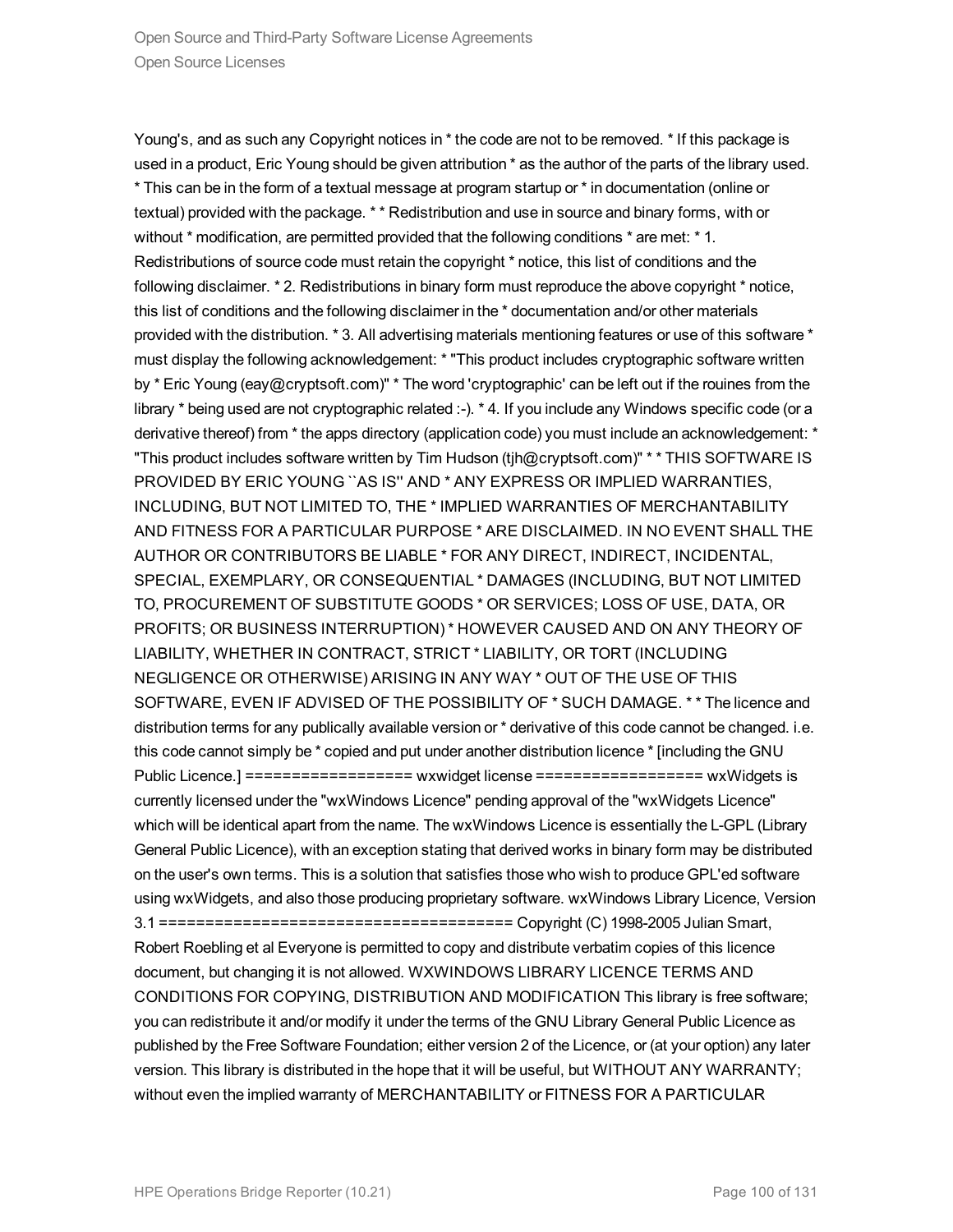Young's, and as such any Copyright notices in * the code are not to be removed. * If this package is used in a product, Eric Young should be given attribution * as the author of the parts of the library used. * This can be in the form of a textual message at program startup or * in documentation (online or textual) provided with the package. * * Redistribution and use in source and binary forms, with or without * modification, are permitted provided that the following conditions * are met: * 1. Redistributions of source code must retain the copyright * notice, this list of conditions and the following disclaimer. * 2. Redistributions in binary form must reproduce the above copyright * notice, this list of conditions and the following disclaimer in the * documentation and/or other materials provided with the distribution. * 3. All advertising materials mentioning features or use of this software * must display the following acknowledgement: * "This product includes cryptographic software written by * Eric Young (eay@cryptsoft.com)" * The word 'cryptographic' can be left out if the rouines from the library * being used are not cryptographic related :-). * 4. If you include any Windows specific code (or a derivative thereof) from * the apps directory (application code) you must include an acknowledgement: * "This product includes software written by Tim Hudson (tjh@cryptsoft.com)" * * THIS SOFTWARE IS PROVIDED BY ERIC YOUNG ``AS IS'' AND * ANY EXPRESS OR IMPLIED WARRANTIES, INCLUDING, BUT NOT LIMITED TO, THE * IMPLIED WARRANTIES OF MERCHANTABILITY AND FITNESS FOR A PARTICULAR PURPOSE * ARE DISCLAIMED. IN NO EVENT SHALL THE AUTHOR OR CONTRIBUTORS BE LIABLE * FOR ANY DIRECT, INDIRECT, INCIDENTAL, SPECIAL, EXEMPLARY, OR CONSEQUENTIAL * DAMAGES (INCLUDING, BUT NOT LIMITED TO, PROCUREMENT OF SUBSTITUTE GOODS * OR SERVICES; LOSS OF USE, DATA, OR PROFITS; OR BUSINESS INTERRUPTION) * HOWEVER CAUSED AND ON ANY THEORY OF LIABILITY, WHETHER IN CONTRACT, STRICT * LIABILITY, OR TORT (INCLUDING NEGLIGENCE OR OTHERWISE) ARISING IN ANY WAY * OUT OF THE USE OF THIS SOFTWARE, EVEN IF ADVISED OF THE POSSIBILITY OF * SUCH DAMAGE. * * The licence and distribution terms for any publically available version or * derivative of this code cannot be changed. i.e. this code cannot simply be * copied and put under another distribution licence * [including the GNU Public Licence.] ================== wxwidget license ================== wxWidgets is currently licensed under the "wxWindows Licence" pending approval of the "wxWidgets Licence" which will be identical apart from the name. The wxWindows Licence is essentially the L-GPL (Library General Public Licence), with an exception stating that derived works in binary form may be distributed on the user's own terms. This is a solution that satisfies those who wish to produce GPL'ed software using wxWidgets, and also those producing proprietary software. wxWindows Library Licence, Version 3.1 ====================================== Copyright (C) 1998-2005 Julian Smart, Robert Roebling et al Everyone is permitted to copy and distribute verbatim copies of this licence document, but changing it is not allowed. WXWINDOWS LIBRARY LICENCE TERMS AND CONDITIONS FOR COPYING, DISTRIBUTION AND MODIFICATION This library is free software; you can redistribute it and/or modify it under the terms of the GNU Library General Public Licence as published by the Free Software Foundation; either version 2 of the Licence, or (at your option) any later version. This library is distributed in the hope that it will be useful, but WITHOUT ANY WARRANTY; without even the implied warranty of MERCHANTABILITY or FITNESS FOR A PARTICULAR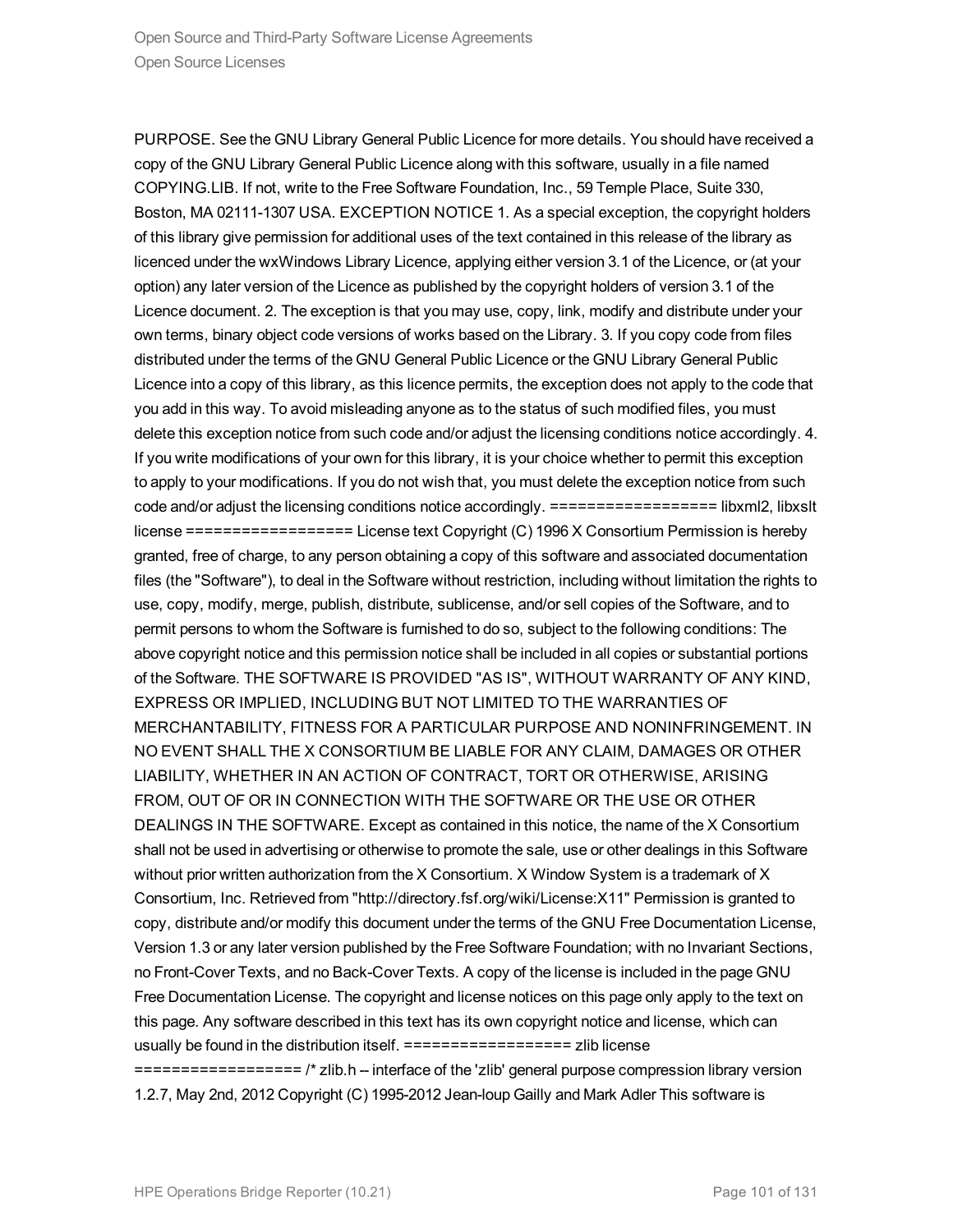PURPOSE. See the GNU Library General Public Licence for more details. You should have received a copy of the GNU Library General Public Licence along with this software, usually in a file named COPYING.LIB. If not, write to the Free Software Foundation, Inc., 59 Temple Place, Suite 330, Boston, MA 02111-1307 USA. EXCEPTION NOTICE 1. As a special exception, the copyright holders of this library give permission for additional uses of the text contained in this release of the library as licenced under the wxWindows Library Licence, applying either version 3.1 of the Licence, or (at your option) any later version of the Licence as published by the copyright holders of version 3.1 of the Licence document. 2. The exception is that you may use, copy, link, modify and distribute under your own terms, binary object code versions of works based on the Library. 3. If you copy code from files distributed under the terms of the GNU General Public Licence or the GNU Library General Public Licence into a copy of this library, as this licence permits, the exception does not apply to the code that you add in this way. To avoid misleading anyone as to the status of such modified files, you must delete this exception notice from such code and/or adjust the licensing conditions notice accordingly. 4. If you write modifications of your own for this library, it is your choice whether to permit this exception to apply to your modifications. If you do not wish that, you must delete the exception notice from such code and/or adjust the licensing conditions notice accordingly. ================== libxml2, libxslt license ================== License text Copyright (C) 1996 X Consortium Permission is hereby granted, free of charge, to any person obtaining a copy of this software and associated documentation files (the "Software"), to deal in the Software without restriction, including without limitation the rights to use, copy, modify, merge, publish, distribute, sublicense, and/or sell copies of the Software, and to permit persons to whom the Software is furnished to do so, subject to the following conditions: The above copyright notice and this permission notice shall be included in all copies or substantial portions of the Software. THE SOFTWARE IS PROVIDED "AS IS", WITHOUT WARRANTY OF ANY KIND, EXPRESS OR IMPLIED, INCLUDING BUT NOT LIMITED TO THE WARRANTIES OF MERCHANTABILITY, FITNESS FOR A PARTICULAR PURPOSE AND NONINFRINGEMENT. IN NO EVENT SHALL THE X CONSORTIUM BE LIABLE FOR ANY CLAIM, DAMAGES OR OTHER LIABILITY, WHETHER IN AN ACTION OF CONTRACT, TORT OR OTHERWISE, ARISING FROM, OUT OF OR IN CONNECTION WITH THE SOFTWARE OR THE USE OR OTHER DEALINGS IN THE SOFTWARE. Except as contained in this notice, the name of the X Consortium shall not be used in advertising or otherwise to promote the sale, use or other dealings in this Software without prior written authorization from the X Consortium. X Window System is a trademark of X Consortium, Inc. Retrieved from "http://directory.fsf.org/wiki/License:X11" Permission is granted to copy, distribute and/or modify this document under the terms of the GNU Free Documentation License, Version 1.3 or any later version published by the Free Software Foundation; with no Invariant Sections, no Front-Cover Texts, and no Back-Cover Texts. A copy of the license is included in the page GNU Free Documentation License. The copyright and license notices on this page only apply to the text on this page. Any software described in this text has its own copyright notice and license, which can usually be found in the distribution itself. ================== zlib license ================== /* zlib.h -- interface of the 'zlib' general purpose compression library version 1.2.7, May 2nd, 2012 Copyright (C) 1995-2012 Jean-loup Gailly and Mark Adler This software is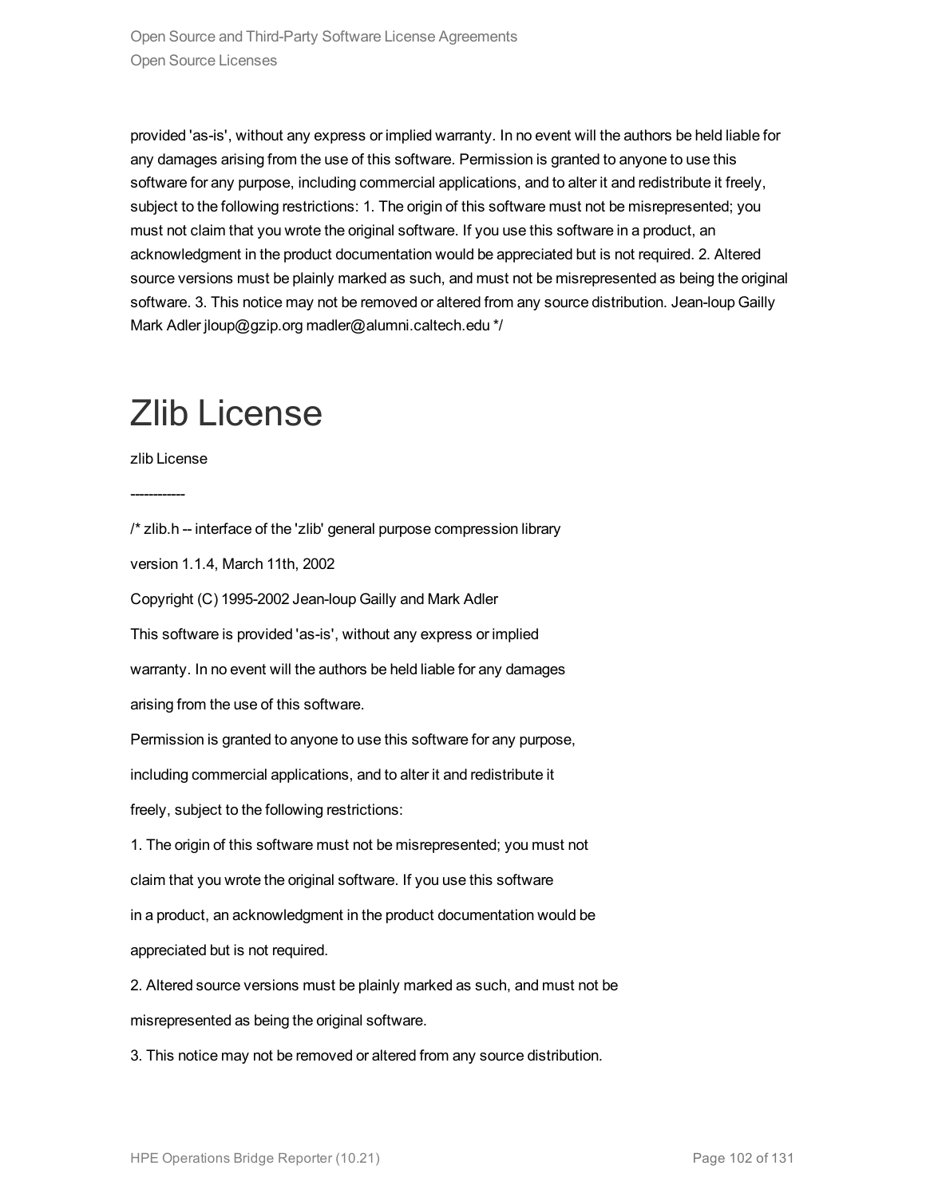provided 'as-is', without any express or implied warranty. In no event will the authors be held liable for any damages arising from the use of this software. Permission is granted to anyone to use this software for any purpose, including commercial applications, and to alter it and redistribute it freely, subject to the following restrictions: 1. The origin of this software must not be misrepresented; you must not claim that you wrote the original software. If you use this software in a product, an acknowledgment in the product documentation would be appreciated but is not required. 2. Altered source versions must be plainly marked as such, and must not be misrepresented as being the original software. 3. This notice may not be removed or altered from any source distribution. Jean-loup Gailly Mark Adler jloup@gzip.org madler@alumni.caltech.edu */

# Zlib License

zlib License

------------

/* zlib.h -- interface of the 'zlib' general purpose compression library

version 1.1.4, March 11th, 2002

Copyright (C) 1995-2002 Jean-loup Gailly and Mark Adler

This software is provided 'as-is', without any express or implied

warranty. In no event will the authors be held liable for any damages

arising from the use of this software.

Permission is granted to anyone to use this software for any purpose,

including commercial applications, and to alter it and redistribute it

freely, subject to the following restrictions:

1. The origin of this software must not be misrepresented; you must not

claim that you wrote the original software. If you use this software

in a product, an acknowledgment in the product documentation would be

appreciated but is not required.

2. Altered source versions must be plainly marked as such, and must not be

misrepresented as being the original software.

3. This notice may not be removed or altered from any source distribution.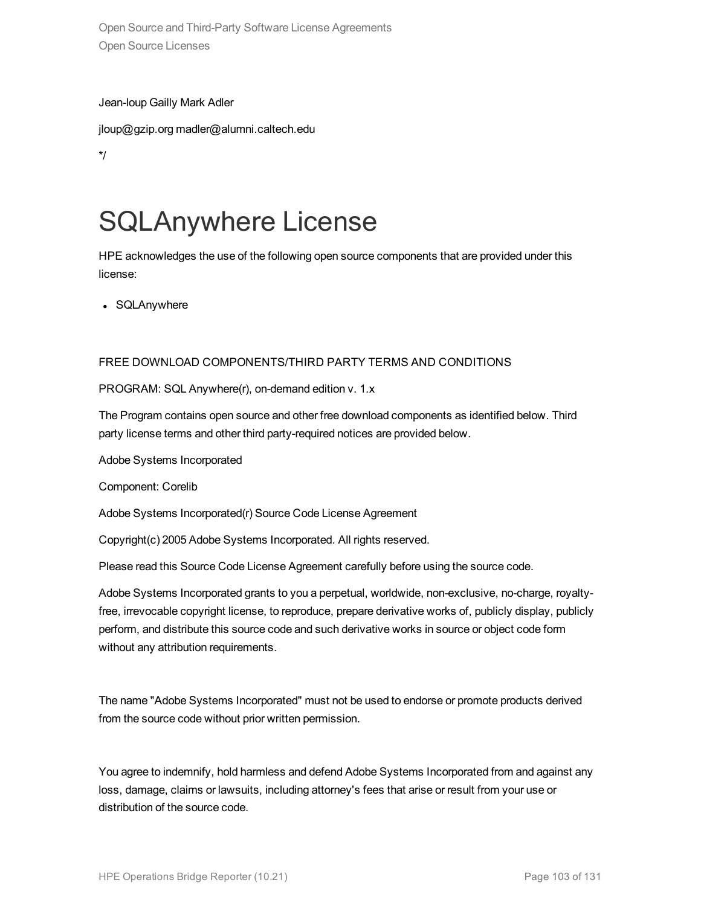Jean-loup Gailly Mark Adler

jloup@gzip.org madler@alumni.caltech.edu

*/

# SQLAnywhere License

HPE acknowledges the use of the following open source components that are provided under this license:

- SQLAnywhere

FREE DOWNLOAD COMPONENTS/THIRD PARTY TERMS AND CONDITIONS

PROGRAM: SQL Anywhere(r), on-demand edition v. 1.x

The Program contains open source and other free download components as identified below. Third party license terms and other third party-required notices are provided below.

Adobe Systems Incorporated

Component: Corelib

Adobe Systems Incorporated(r) Source Code License Agreement

Copyright(c) 2005 Adobe Systems Incorporated. All rights reserved.

Please read this Source Code License Agreement carefully before using the source code.

Adobe Systems Incorporated grants to you a perpetual, worldwide, non-exclusive, no-charge, royalty-free, irrevocable copyright license, to reproduce, prepare derivative works of, publicly display, publicly perform, and distribute this source code and such derivative works in source or object code form without any attribution requirements.

The name "Adobe Systems Incorporated" must not be used to endorse or promote products derived from the source code without prior written permission.

You agree to indemnify, hold harmless and defend Adobe Systems Incorporated from and against any loss, damage, claims or lawsuits, including attorney's fees that arise or result from your use or distribution of the source code.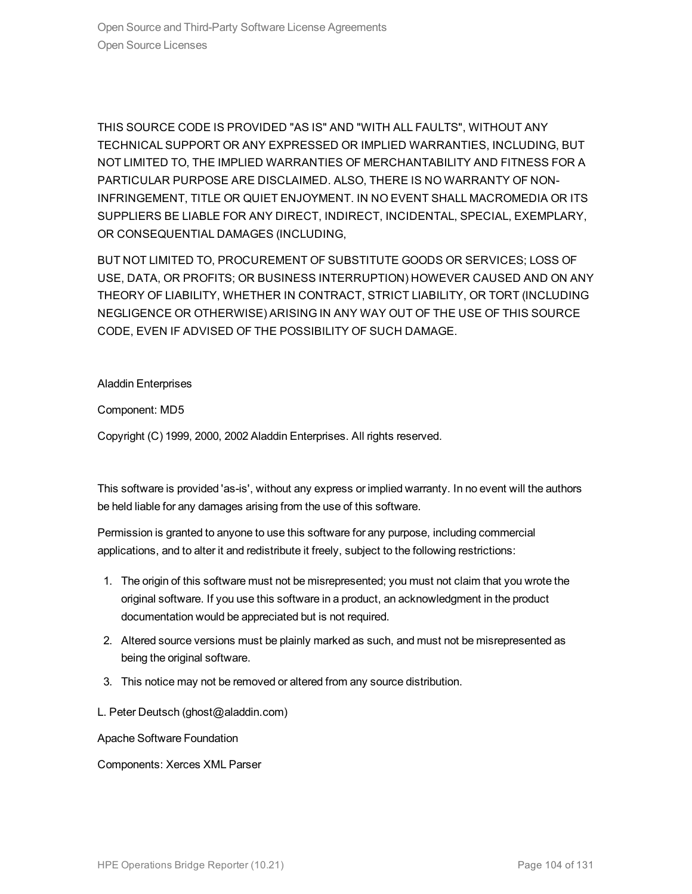THIS SOURCE CODE IS PROVIDED "AS IS" AND "WITH ALL FAULTS", WITHOUT ANY TECHNICAL SUPPORT OR ANY EXPRESSED OR IMPLIED WARRANTIES, INCLUDING, BUT NOT LIMITED TO, THE IMPLIED WARRANTIES OF MERCHANTABILITY AND FITNESS FOR A PARTICULAR PURPOSE ARE DISCLAIMED. ALSO, THERE IS NO WARRANTY OF NON-INFRINGEMENT, TITLE OR QUIET ENJOYMENT. IN NO EVENT SHALL MACROMEDIA OR ITS SUPPLIERS BE LIABLE FOR ANY DIRECT, INDIRECT, INCIDENTAL, SPECIAL, EXEMPLARY, OR CONSEQUENTIAL DAMAGES (INCLUDING,

BUT NOT LIMITED TO, PROCUREMENT OF SUBSTITUTE GOODS OR SERVICES; LOSS OF USE, DATA, OR PROFITS; OR BUSINESS INTERRUPTION) HOWEVER CAUSED AND ON ANY THEORY OF LIABILITY, WHETHER IN CONTRACT, STRICT LIABILITY, OR TORT (INCLUDING NEGLIGENCE OR OTHERWISE) ARISING IN ANY WAY OUT OF THE USE OF THIS SOURCE CODE, EVEN IF ADVISED OF THE POSSIBILITY OF SUCH DAMAGE.

Aladdin Enterprises

Component: MD5

Copyright (C) 1999, 2000, 2002 Aladdin Enterprises. All rights reserved.

This software is provided 'as-is', without any express or implied warranty. In no event will the authors be held liable for any damages arising from the use of this software.

Permission is granted to anyone to use this software for any purpose, including commercial applications, and to alter it and redistribute it freely, subject to the following restrictions:

1. The origin of this software must not be misrepresented; you must not claim that you wrote the original software. If you use this software in a product, an acknowledgment in the product documentation would be appreciated but is not required.
2. Altered source versions must be plainly marked as such, and must not be misrepresented as being the original software.
3. This notice may not be removed or altered from any source distribution.

L. Peter Deutsch (ghost@aladdin.com)

Apache Software Foundation

Components: Xerces XML Parser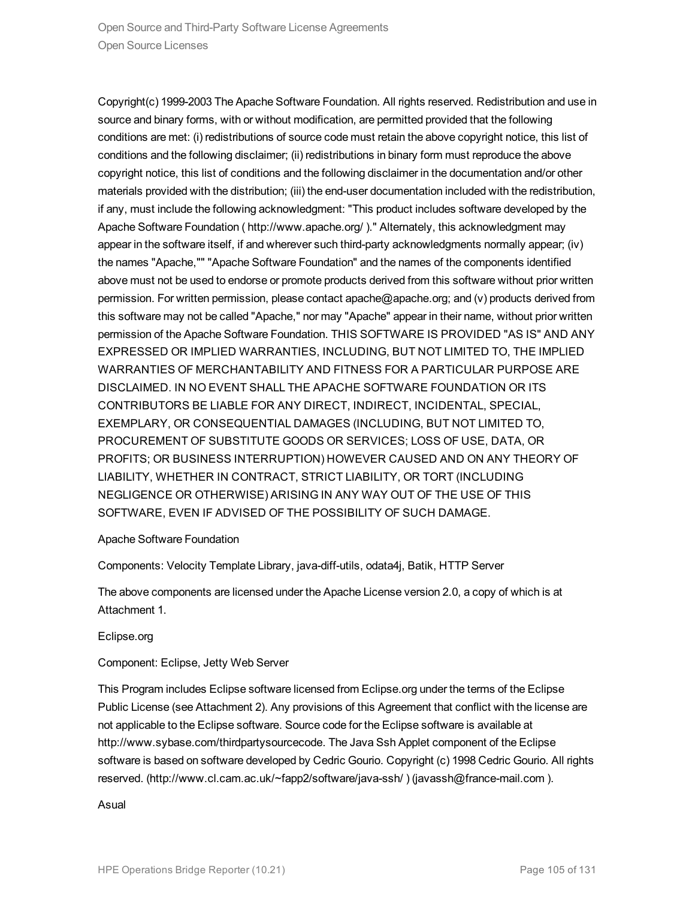Copyright(c) 1999-2003 The Apache Software Foundation. All rights reserved. Redistribution and use in source and binary forms, with or without modification, are permitted provided that the following conditions are met: (i) redistributions of source code must retain the above copyright notice, this list of conditions and the following disclaimer; (ii) redistributions in binary form must reproduce the above copyright notice, this list of conditions and the following disclaimer in the documentation and/or other materials provided with the distribution; (iii) the end-user documentation included with the redistribution, if any, must include the following acknowledgment: "This product includes software developed by the Apache Software Foundation ( http://www.apache.org/ )." Alternately, this acknowledgment may appear in the software itself, if and wherever such third-party acknowledgments normally appear; (iv) the names "Apache,"" "Apache Software Foundation" and the names of the components identified above must not be used to endorse or promote products derived from this software without prior written permission. For written permission, please contact apache@apache.org; and (v) products derived from this software may not be called "Apache," nor may "Apache" appear in their name, without prior written permission of the Apache Software Foundation. THIS SOFTWARE IS PROVIDED "AS IS" AND ANY EXPRESSED OR IMPLIED WARRANTIES, INCLUDING, BUT NOT LIMITED TO, THE IMPLIED WARRANTIES OF MERCHANTABILITY AND FITNESS FOR A PARTICULAR PURPOSE ARE DISCLAIMED. IN NO EVENT SHALL THE APACHE SOFTWARE FOUNDATION OR ITS CONTRIBUTORS BE LIABLE FOR ANY DIRECT, INDIRECT, INCIDENTAL, SPECIAL, EXEMPLARY, OR CONSEQUENTIAL DAMAGES (INCLUDING, BUT NOT LIMITED TO, PROCUREMENT OF SUBSTITUTE GOODS OR SERVICES; LOSS OF USE, DATA, OR PROFITS; OR BUSINESS INTERRUPTION) HOWEVER CAUSED AND ON ANY THEORY OF LIABILITY, WHETHER IN CONTRACT, STRICT LIABILITY, OR TORT (INCLUDING NEGLIGENCE OR OTHERWISE) ARISING IN ANY WAY OUT OF THE USE OF THIS SOFTWARE, EVEN IF ADVISED OF THE POSSIBILITY OF SUCH DAMAGE.

Apache Software Foundation

Components: Velocity Template Library, java-diff-utils, odata4j, Batik, HTTP Server

The above components are licensed under the Apache License version 2.0, a copy of which is at Attachment 1.

Eclipse.org

Component: Eclipse, Jetty Web Server

This Program includes Eclipse software licensed from Eclipse.org under the terms of the Eclipse Public License (see Attachment 2). Any provisions of this Agreement that conflict with the license are not applicable to the Eclipse software. Source code for the Eclipse software is available at http://www.sybase.com/thirdpartysourcecode. The Java Ssh Applet component of the Eclipse software is based on software developed by Cedric Gourio. Copyright (c) 1998 Cedric Gourio. All rights reserved. (http://www.cl.cam.ac.uk/~fapp2/software/java-ssh/ ) (javassh@france-mail.com ).

Asual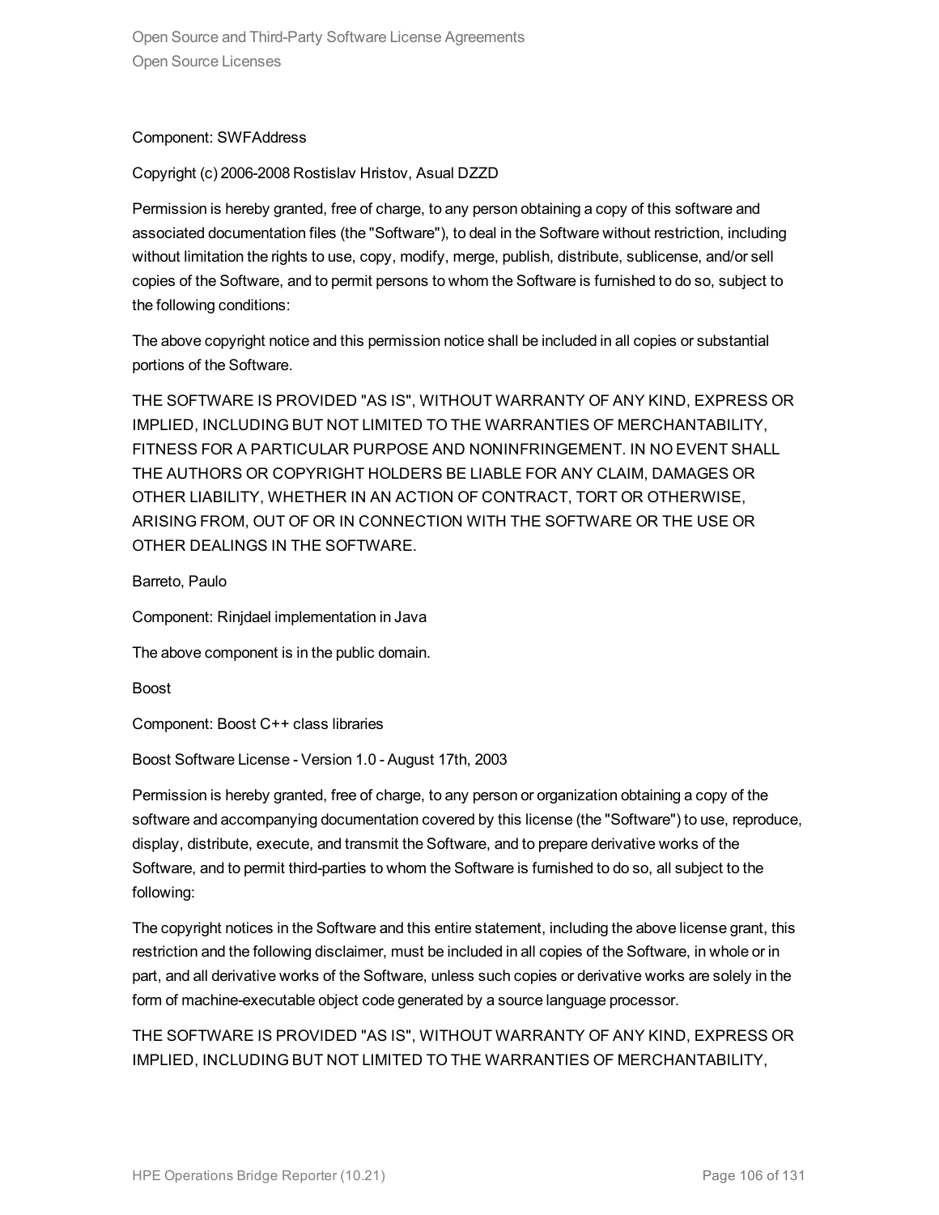Component: SWFAddress

Copyright (c) 2006-2008 Rostislav Hristov, Asual DZZD

Permission is hereby granted, free of charge, to any person obtaining a copy of this software and associated documentation files (the "Software"), to deal in the Software without restriction, including without limitation the rights to use, copy, modify, merge, publish, distribute, sublicense, and/or sell copies of the Software, and to permit persons to whom the Software is furnished to do so, subject to the following conditions:

The above copyright notice and this permission notice shall be included in all copies or substantial portions of the Software.

THE SOFTWARE IS PROVIDED "AS IS", WITHOUT WARRANTY OF ANY KIND, EXPRESS OR IMPLIED, INCLUDING BUT NOT LIMITED TO THE WARRANTIES OF MERCHANTABILITY, FITNESS FOR A PARTICULAR PURPOSE AND NONINFRINGEMENT. IN NO EVENT SHALL THE AUTHORS OR COPYRIGHT HOLDERS BE LIABLE FOR ANY CLAIM, DAMAGES OR OTHER LIABILITY, WHETHER IN AN ACTION OF CONTRACT, TORT OR OTHERWISE, ARISING FROM, OUT OF OR IN CONNECTION WITH THE SOFTWARE OR THE USE OR OTHER DEALINGS IN THE SOFTWARE.

Barreto, Paulo

Component: Rinjdael implementation in Java

The above component is in the public domain.

Boost

Component: Boost C++ class libraries

Boost Software License - Version 1.0 - August 17th, 2003

Permission is hereby granted, free of charge, to any person or organization obtaining a copy of the software and accompanying documentation covered by this license (the "Software") to use, reproduce, display, distribute, execute, and transmit the Software, and to prepare derivative works of the Software, and to permit third-parties to whom the Software is furnished to do so, all subject to the following:

The copyright notices in the Software and this entire statement, including the above license grant, this restriction and the following disclaimer, must be included in all copies of the Software, in whole or in part, and all derivative works of the Software, unless such copies or derivative works are solely in the form of machine-executable object code generated by a source language processor.

THE SOFTWARE IS PROVIDED "AS IS", WITHOUT WARRANTY OF ANY KIND, EXPRESS OR IMPLIED, INCLUDING BUT NOT LIMITED TO THE WARRANTIES OF MERCHANTABILITY,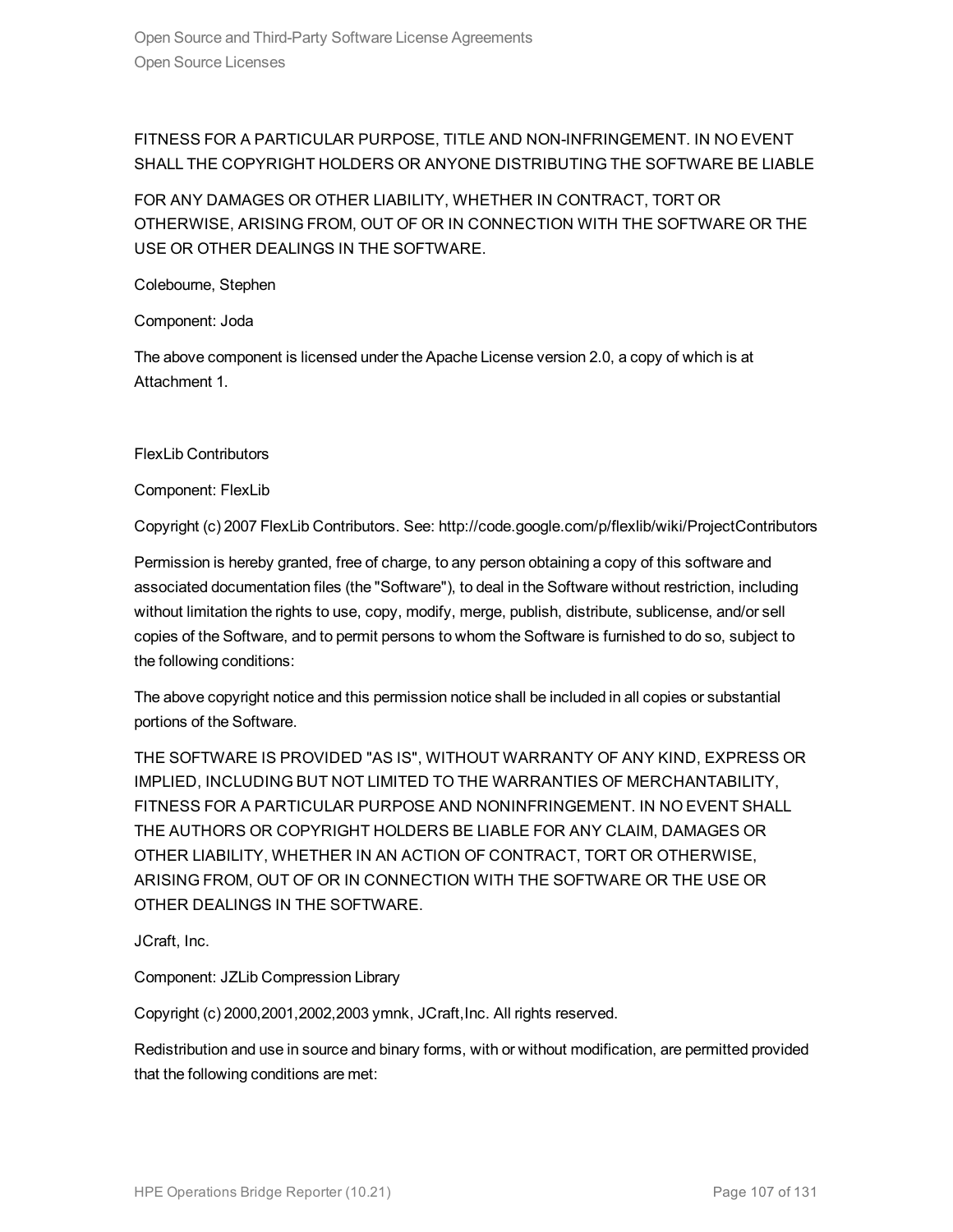FITNESS FOR A PARTICULAR PURPOSE, TITLE AND NON-INFRINGEMENT. IN NO EVENT SHALL THE COPYRIGHT HOLDERS OR ANYONE DISTRIBUTING THE SOFTWARE BE LIABLE

FOR ANY DAMAGES OR OTHER LIABILITY, WHETHER IN CONTRACT, TORT OR OTHERWISE, ARISING FROM, OUT OF OR IN CONNECTION WITH THE SOFTWARE OR THE USE OR OTHER DEALINGS IN THE SOFTWARE.

Colebourne, Stephen

Component: Joda

The above component is licensed under the Apache License version 2.0, a copy of which is at Attachment 1.

FlexLib Contributors

Component: FlexLib

Copyright (c) 2007 FlexLib Contributors. See: http://code.google.com/p/flexlib/wiki/ProjectContributors

Permission is hereby granted, free of charge, to any person obtaining a copy of this software and associated documentation files (the "Software"), to deal in the Software without restriction, including without limitation the rights to use, copy, modify, merge, publish, distribute, sublicense, and/or sell copies of the Software, and to permit persons to whom the Software is furnished to do so, subject to the following conditions:

The above copyright notice and this permission notice shall be included in all copies or substantial portions of the Software.

THE SOFTWARE IS PROVIDED "AS IS", WITHOUT WARRANTY OF ANY KIND, EXPRESS OR IMPLIED, INCLUDING BUT NOT LIMITED TO THE WARRANTIES OF MERCHANTABILITY, FITNESS FOR A PARTICULAR PURPOSE AND NONINFRINGEMENT. IN NO EVENT SHALL THE AUTHORS OR COPYRIGHT HOLDERS BE LIABLE FOR ANY CLAIM, DAMAGES OR OTHER LIABILITY, WHETHER IN AN ACTION OF CONTRACT, TORT OR OTHERWISE, ARISING FROM, OUT OF OR IN CONNECTION WITH THE SOFTWARE OR THE USE OR OTHER DEALINGS IN THE SOFTWARE.

JCraft, Inc.

Component: JZLib Compression Library

Copyright (c) 2000,2001,2002,2003 ymnk, JCraft,Inc. All rights reserved.

Redistribution and use in source and binary forms, with or without modification, are permitted provided that the following conditions are met: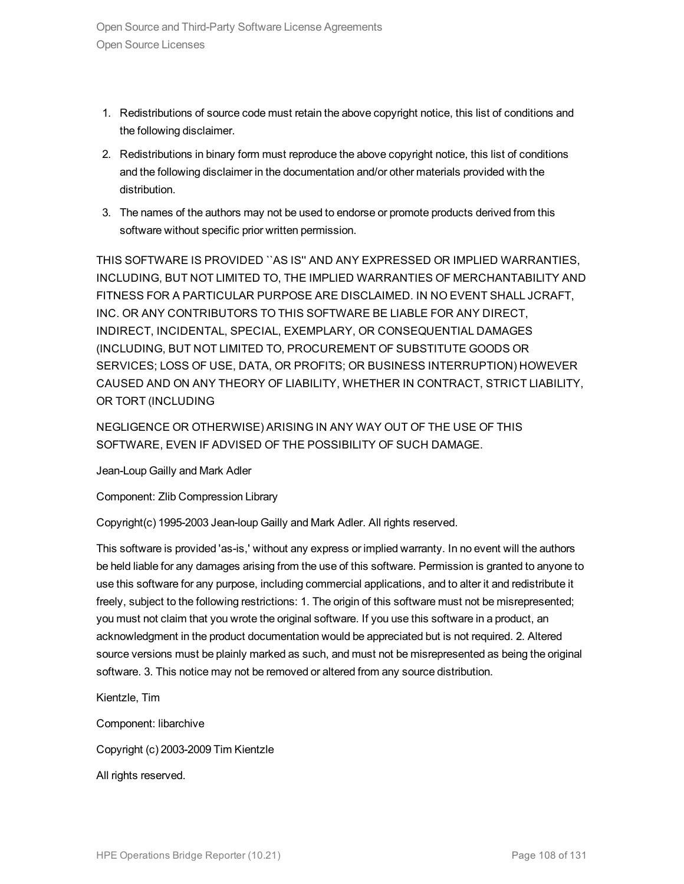1. Redistributions of source code must retain the above copyright notice, this list of conditions and the following disclaimer.
2. Redistributions in binary form must reproduce the above copyright notice, this list of conditions and the following disclaimer in the documentation and/or other materials provided with the distribution.
3. The names of the authors may not be used to endorse or promote products derived from this software without specific prior written permission.

THIS SOFTWARE IS PROVIDED ``AS IS'' AND ANY EXPRESSED OR IMPLIED WARRANTIES, INCLUDING, BUT NOT LIMITED TO, THE IMPLIED WARRANTIES OF MERCHANTABILITY AND FITNESS FOR A PARTICULAR PURPOSE ARE DISCLAIMED. IN NO EVENT SHALL JCRAFT, INC. OR ANY CONTRIBUTORS TO THIS SOFTWARE BE LIABLE FOR ANY DIRECT, INDIRECT, INCIDENTAL, SPECIAL, EXEMPLARY, OR CONSEQUENTIAL DAMAGES (INCLUDING, BUT NOT LIMITED TO, PROCUREMENT OF SUBSTITUTE GOODS OR SERVICES; LOSS OF USE, DATA, OR PROFITS; OR BUSINESS INTERRUPTION) HOWEVER CAUSED AND ON ANY THEORY OF LIABILITY, WHETHER IN CONTRACT, STRICT LIABILITY, OR TORT (INCLUDING

NEGLIGENCE OR OTHERWISE) ARISING IN ANY WAY OUT OF THE USE OF THIS SOFTWARE, EVEN IF ADVISED OF THE POSSIBILITY OF SUCH DAMAGE.

Jean-Loup Gailly and Mark Adler

Component: Zlib Compression Library

Copyright(c) 1995-2003 Jean-loup Gailly and Mark Adler. All rights reserved.

This software is provided 'as-is,' without any express or implied warranty. In no event will the authors be held liable for any damages arising from the use of this software. Permission is granted to anyone to use this software for any purpose, including commercial applications, and to alter it and redistribute it freely, subject to the following restrictions: 1. The origin of this software must not be misrepresented; you must not claim that you wrote the original software. If you use this software in a product, an acknowledgment in the product documentation would be appreciated but is not required. 2. Altered source versions must be plainly marked as such, and must not be misrepresented as being the original software. 3. This notice may not be removed or altered from any source distribution.

Kientzle, Tim

Component: libarchive

Copyright (c) 2003-2009 Tim Kientzle

All rights reserved.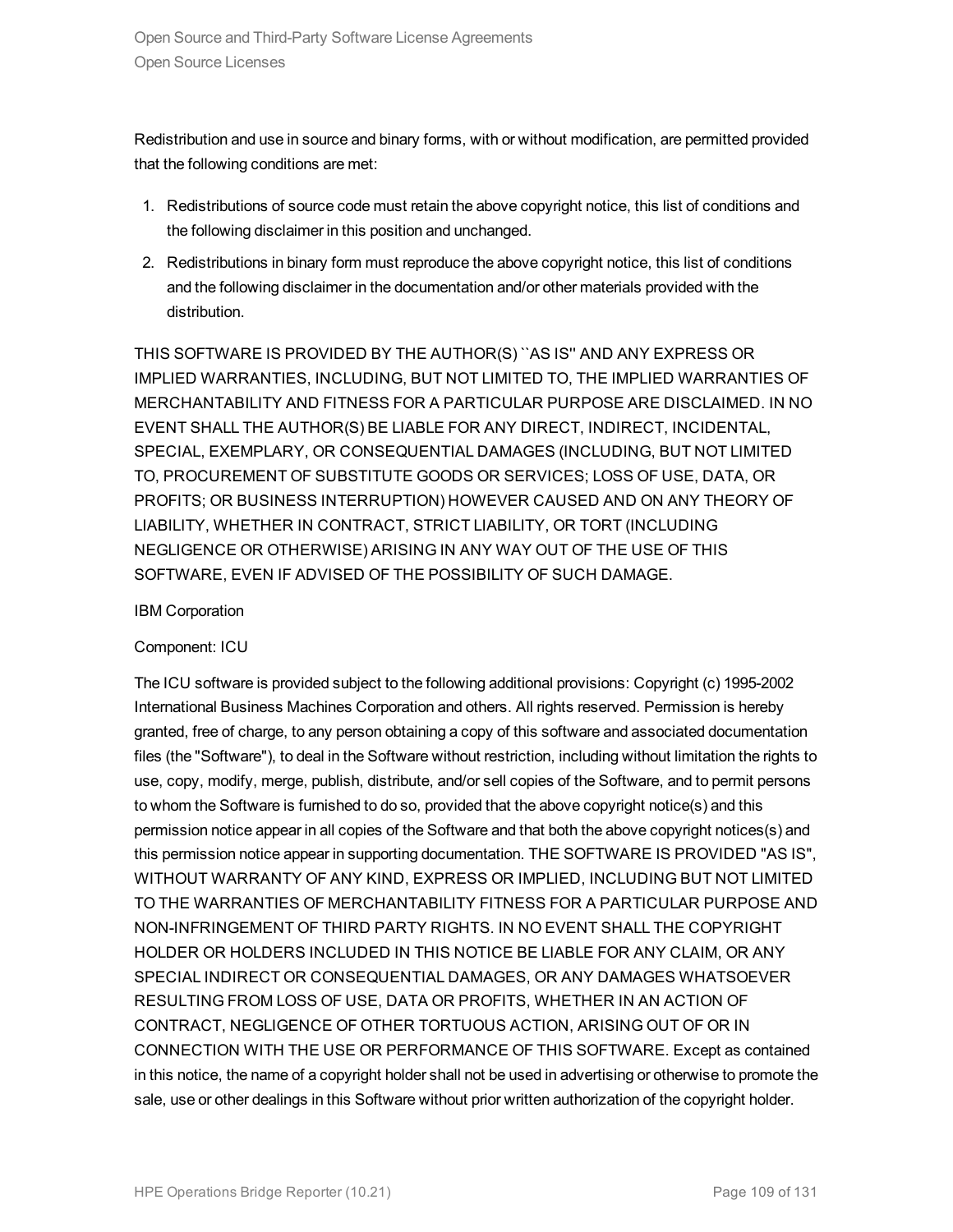Redistribution and use in source and binary forms, with or without modification, are permitted provided that the following conditions are met:

1. Redistributions of source code must retain the above copyright notice, this list of conditions and the following disclaimer in this position and unchanged.
2. Redistributions in binary form must reproduce the above copyright notice, this list of conditions and the following disclaimer in the documentation and/or other materials provided with the distribution.

THIS SOFTWARE IS PROVIDED BY THE AUTHOR(S) ``AS IS'' AND ANY EXPRESS OR IMPLIED WARRANTIES, INCLUDING, BUT NOT LIMITED TO, THE IMPLIED WARRANTIES OF MERCHANTABILITY AND FITNESS FOR A PARTICULAR PURPOSE ARE DISCLAIMED. IN NO EVENT SHALL THE AUTHOR(S) BE LIABLE FOR ANY DIRECT, INDIRECT, INCIDENTAL, SPECIAL, EXEMPLARY, OR CONSEQUENTIAL DAMAGES (INCLUDING, BUT NOT LIMITED TO, PROCUREMENT OF SUBSTITUTE GOODS OR SERVICES; LOSS OF USE, DATA, OR PROFITS; OR BUSINESS INTERRUPTION) HOWEVER CAUSED AND ON ANY THEORY OF LIABILITY, WHETHER IN CONTRACT, STRICT LIABILITY, OR TORT (INCLUDING NEGLIGENCE OR OTHERWISE) ARISING IN ANY WAY OUT OF THE USE OF THIS SOFTWARE, EVEN IF ADVISED OF THE POSSIBILITY OF SUCH DAMAGE.

IBM Corporation

Component: ICU

The ICU software is provided subject to the following additional provisions: Copyright (c) 1995-2002 International Business Machines Corporation and others. All rights reserved. Permission is hereby granted, free of charge, to any person obtaining a copy of this software and associated documentation files (the "Software"), to deal in the Software without restriction, including without limitation the rights to use, copy, modify, merge, publish, distribute, and/or sell copies of the Software, and to permit persons to whom the Software is furnished to do so, provided that the above copyright notice(s) and this permission notice appear in all copies of the Software and that both the above copyright notices(s) and this permission notice appear in supporting documentation. THE SOFTWARE IS PROVIDED "AS IS", WITHOUT WARRANTY OF ANY KIND, EXPRESS OR IMPLIED, INCLUDING BUT NOT LIMITED TO THE WARRANTIES OF MERCHANTABILITY FITNESS FOR A PARTICULAR PURPOSE AND NON-INFRINGEMENT OF THIRD PARTY RIGHTS. IN NO EVENT SHALL THE COPYRIGHT HOLDER OR HOLDERS INCLUDED IN THIS NOTICE BE LIABLE FOR ANY CLAIM, OR ANY SPECIAL INDIRECT OR CONSEQUENTIAL DAMAGES, OR ANY DAMAGES WHATSOEVER RESULTING FROM LOSS OF USE, DATA OR PROFITS, WHETHER IN AN ACTION OF CONTRACT, NEGLIGENCE OF OTHER TORTUOUS ACTION, ARISING OUT OF OR IN CONNECTION WITH THE USE OR PERFORMANCE OF THIS SOFTWARE. Except as contained in this notice, the name of a copyright holder shall not be used in advertising or otherwise to promote the sale, use or other dealings in this Software without prior written authorization of the copyright holder.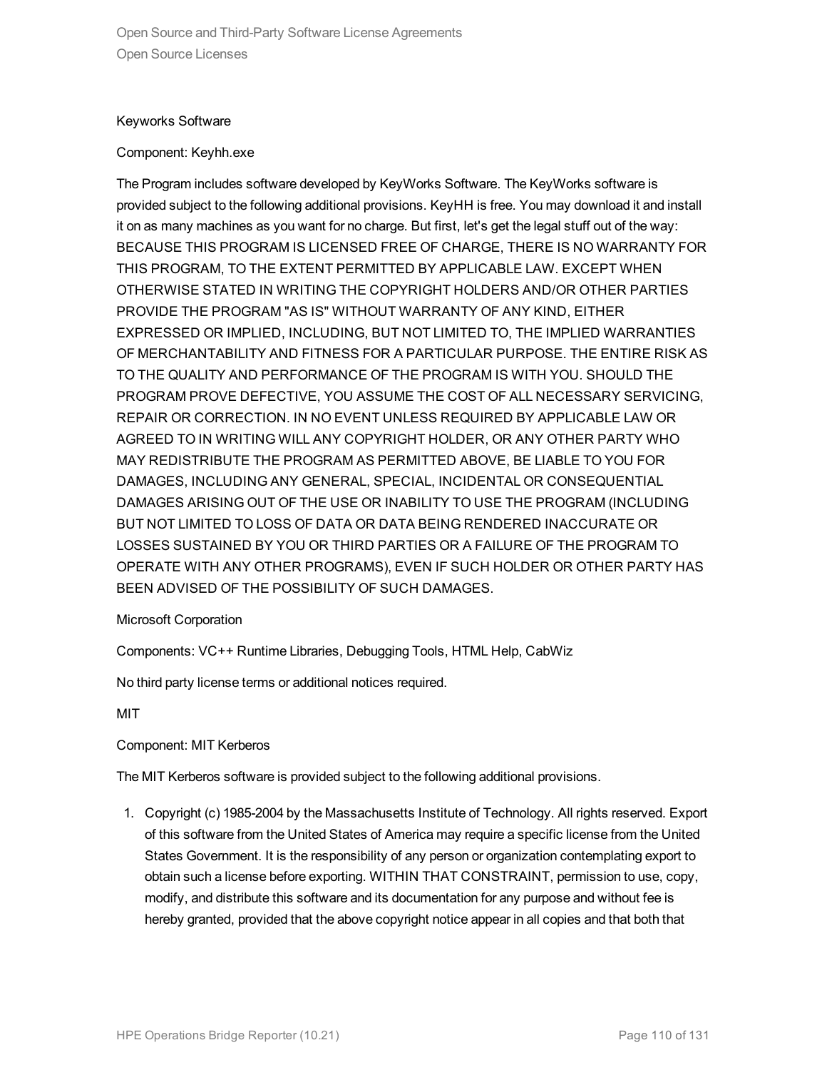Keyworks Software

Component: Keyhh.exe

The Program includes software developed by KeyWorks Software. The KeyWorks software is provided subject to the following additional provisions. KeyHH is free. You may download it and install it on as many machines as you want for no charge. But first, let's get the legal stuff out of the way: BECAUSE THIS PROGRAM IS LICENSED FREE OF CHARGE, THERE IS NO WARRANTY FOR THIS PROGRAM, TO THE EXTENT PERMITTED BY APPLICABLE LAW. EXCEPT WHEN OTHERWISE STATED IN WRITING THE COPYRIGHT HOLDERS AND/OR OTHER PARTIES PROVIDE THE PROGRAM "AS IS" WITHOUT WARRANTY OF ANY KIND, EITHER EXPRESSED OR IMPLIED, INCLUDING, BUT NOT LIMITED TO, THE IMPLIED WARRANTIES OF MERCHANTABILITY AND FITNESS FOR A PARTICULAR PURPOSE. THE ENTIRE RISK AS TO THE QUALITY AND PERFORMANCE OF THE PROGRAM IS WITH YOU. SHOULD THE PROGRAM PROVE DEFECTIVE, YOU ASSUME THE COST OF ALL NECESSARY SERVICING, REPAIR OR CORRECTION. IN NO EVENT UNLESS REQUIRED BY APPLICABLE LAW OR AGREED TO IN WRITING WILL ANY COPYRIGHT HOLDER, OR ANY OTHER PARTY WHO MAY REDISTRIBUTE THE PROGRAM AS PERMITTED ABOVE, BE LIABLE TO YOU FOR DAMAGES, INCLUDING ANY GENERAL, SPECIAL, INCIDENTAL OR CONSEQUENTIAL DAMAGES ARISING OUT OF THE USE OR INABILITY TO USE THE PROGRAM (INCLUDING BUT NOT LIMITED TO LOSS OF DATA OR DATA BEING RENDERED INACCURATE OR LOSSES SUSTAINED BY YOU OR THIRD PARTIES OR A FAILURE OF THE PROGRAM TO OPERATE WITH ANY OTHER PROGRAMS), EVEN IF SUCH HOLDER OR OTHER PARTY HAS BEEN ADVISED OF THE POSSIBILITY OF SUCH DAMAGES.

Microsoft Corporation

Components: VC++ Runtime Libraries, Debugging Tools, HTML Help, CabWiz

No third party license terms or additional notices required.

MIT

Component: MIT Kerberos

The MIT Kerberos software is provided subject to the following additional provisions.

1. Copyright (c) 1985-2004 by the Massachusetts Institute of Technology. All rights reserved. Export of this software from the United States of America may require a specific license from the United States Government. It is the responsibility of any person or organization contemplating export to obtain such a license before exporting. WITHIN THAT CONSTRAINT, permission to use, copy, modify, and distribute this software and its documentation for any purpose and without fee is hereby granted, provided that the above copyright notice appear in all copies and that both that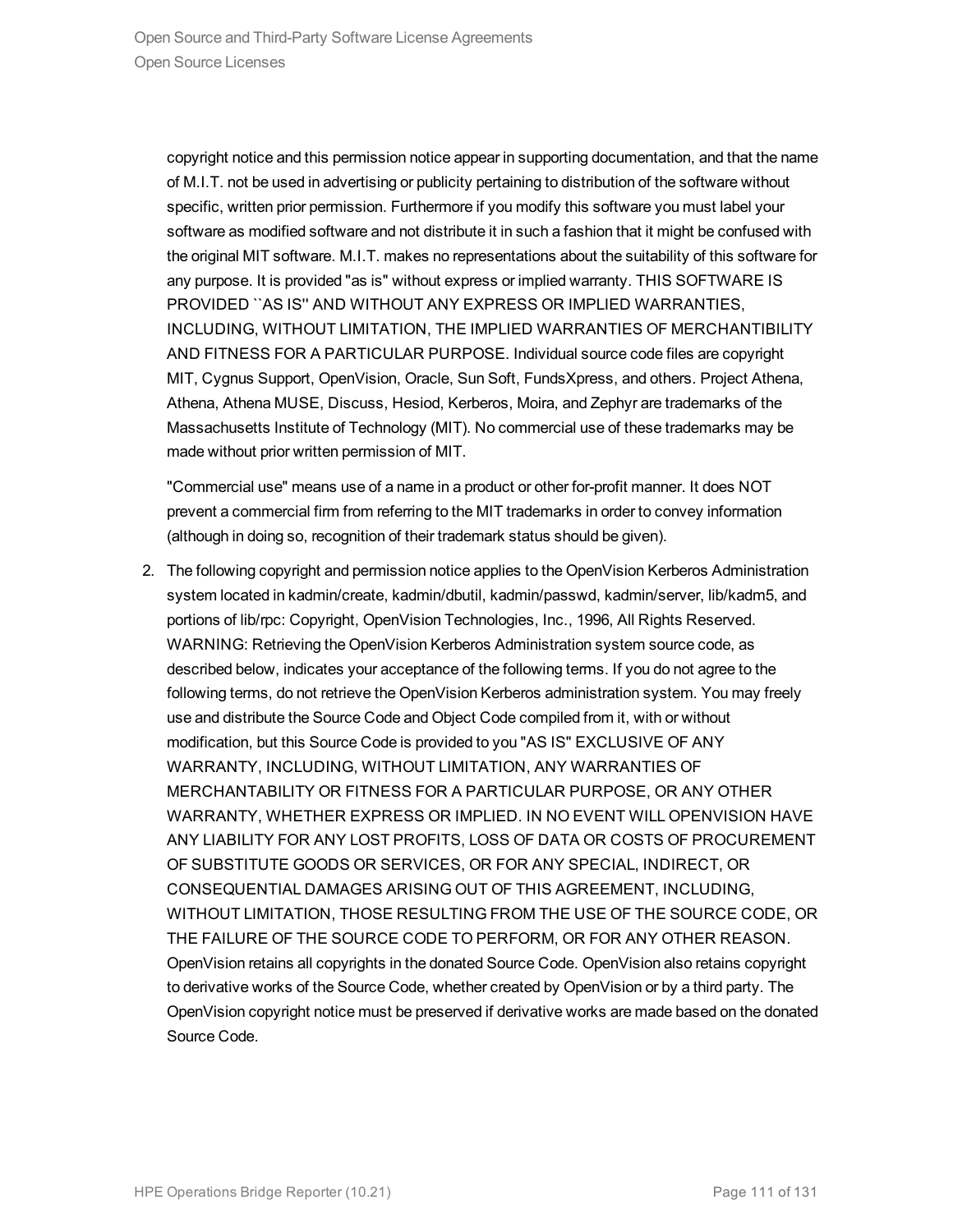copyright notice and this permission notice appear in supporting documentation, and that the name of M.I.T. not be used in advertising or publicity pertaining to distribution of the software without specific, written prior permission. Furthermore if you modify this software you must label your software as modified software and not distribute it in such a fashion that it might be confused with the original MIT software. M.I.T. makes no representations about the suitability of this software for any purpose. It is provided "as is" without express or implied warranty. THIS SOFTWARE IS PROVIDED ``AS IS'' AND WITHOUT ANY EXPRESS OR IMPLIED WARRANTIES, INCLUDING, WITHOUT LIMITATION, THE IMPLIED WARRANTIES OF MERCHANTIBILITY AND FITNESS FOR A PARTICULAR PURPOSE. Individual source code files are copyright MIT, Cygnus Support, OpenVision, Oracle, Sun Soft, FundsXpress, and others. Project Athena, Athena, Athena MUSE, Discuss, Hesiod, Kerberos, Moira, and Zephyr are trademarks of the Massachusetts Institute of Technology (MIT). No commercial use of these trademarks may be made without prior written permission of MIT.

"Commercial use" means use of a name in a product or other for-profit manner. It does NOT prevent a commercial firm from referring to the MIT trademarks in order to convey information (although in doing so, recognition of their trademark status should be given).

2. The following copyright and permission notice applies to the OpenVision Kerberos Administration system located in kadmin/create, kadmin/dbutil, kadmin/passwd, kadmin/server, lib/kadm5, and portions of lib/rpc: Copyright, OpenVision Technologies, Inc., 1996, All Rights Reserved. WARNING: Retrieving the OpenVision Kerberos Administration system source code, as described below, indicates your acceptance of the following terms. If you do not agree to the following terms, do not retrieve the OpenVision Kerberos administration system. You may freely use and distribute the Source Code and Object Code compiled from it, with or without modification, but this Source Code is provided to you "AS IS" EXCLUSIVE OF ANY WARRANTY, INCLUDING, WITHOUT LIMITATION, ANY WARRANTIES OF MERCHANTABILITY OR FITNESS FOR A PARTICULAR PURPOSE, OR ANY OTHER WARRANTY, WHETHER EXPRESS OR IMPLIED. IN NO EVENT WILL OPENVISION HAVE ANY LIABILITY FOR ANY LOST PROFITS, LOSS OF DATA OR COSTS OF PROCUREMENT OF SUBSTITUTE GOODS OR SERVICES, OR FOR ANY SPECIAL, INDIRECT, OR CONSEQUENTIAL DAMAGES ARISING OUT OF THIS AGREEMENT, INCLUDING, WITHOUT LIMITATION, THOSE RESULTING FROM THE USE OF THE SOURCE CODE, OR THE FAILURE OF THE SOURCE CODE TO PERFORM, OR FOR ANY OTHER REASON. OpenVision retains all copyrights in the donated Source Code. OpenVision also retains copyright to derivative works of the Source Code, whether created by OpenVision or by a third party. The OpenVision copyright notice must be preserved if derivative works are made based on the donated Source Code.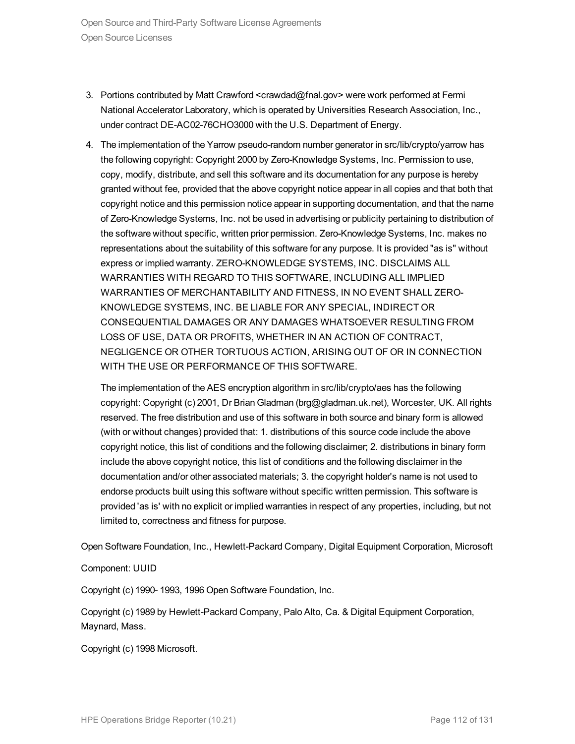3. Portions contributed by Matt Crawford <crawdad@fnal.gov> were work performed at Fermi National Accelerator Laboratory, which is operated by Universities Research Association, Inc., under contract DE-AC02-76CHO3000 with the U.S. Department of Energy.

4. The implementation of the Yarrow pseudo-random number generator in src/lib/crypto/yarrow has the following copyright: Copyright 2000 by Zero-Knowledge Systems, Inc. Permission to use, copy, modify, distribute, and sell this software and its documentation for any purpose is hereby granted without fee, provided that the above copyright notice appear in all copies and that both that copyright notice and this permission notice appear in supporting documentation, and that the name of Zero-Knowledge Systems, Inc. not be used in advertising or publicity pertaining to distribution of the software without specific, written prior permission. Zero-Knowledge Systems, Inc. makes no representations about the suitability of this software for any purpose. It is provided "as is" without express or implied warranty. ZERO-KNOWLEDGE SYSTEMS, INC. DISCLAIMS ALL WARRANTIES WITH REGARD TO THIS SOFTWARE, INCLUDING ALL IMPLIED WARRANTIES OF MERCHANTABILITY AND FITNESS, IN NO EVENT SHALL ZERO-KNOWLEDGE SYSTEMS, INC. BE LIABLE FOR ANY SPECIAL, INDIRECT OR CONSEQUENTIAL DAMAGES OR ANY DAMAGES WHATSOEVER RESULTING FROM LOSS OF USE, DATA OR PROFITS, WHETHER IN AN ACTION OF CONTRACT, NEGLIGENCE OR OTHER TORTUOUS ACTION, ARISING OUT OF OR IN CONNECTION WITH THE USE OR PERFORMANCE OF THIS SOFTWARE.

   The implementation of the AES encryption algorithm in src/lib/crypto/aes has the following copyright: Copyright (c) 2001, Dr Brian Gladman (brg@gladman.uk.net), Worcester, UK. All rights reserved. The free distribution and use of this software in both source and binary form is allowed (with or without changes) provided that: 1. distributions of this source code include the above copyright notice, this list of conditions and the following disclaimer; 2. distributions in binary form include the above copyright notice, this list of conditions and the following disclaimer in the documentation and/or other associated materials; 3. the copyright holder's name is not used to endorse products built using this software without specific written permission. This software is provided 'as is' with no explicit or implied warranties in respect of any properties, including, but not limited to, correctness and fitness for purpose.

Open Software Foundation, Inc., Hewlett-Packard Company, Digital Equipment Corporation, Microsoft

Component: UUID

Copyright (c) 1990- 1993, 1996 Open Software Foundation, Inc.

Copyright (c) 1989 by Hewlett-Packard Company, Palo Alto, Ca. & Digital Equipment Corporation, Maynard, Mass.

Copyright (c) 1998 Microsoft.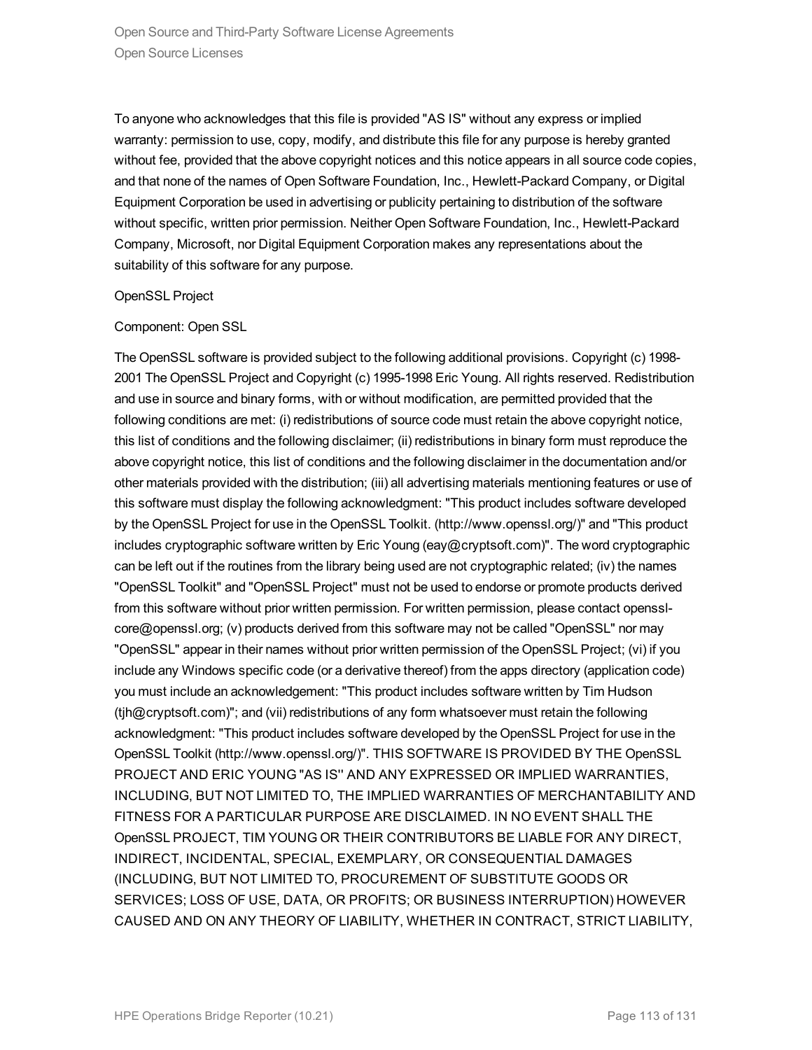To anyone who acknowledges that this file is provided "AS IS" without any express or implied warranty: permission to use, copy, modify, and distribute this file for any purpose is hereby granted without fee, provided that the above copyright notices and this notice appears in all source code copies, and that none of the names of Open Software Foundation, Inc., Hewlett-Packard Company, or Digital Equipment Corporation be used in advertising or publicity pertaining to distribution of the software without specific, written prior permission. Neither Open Software Foundation, Inc., Hewlett-Packard Company, Microsoft, nor Digital Equipment Corporation makes any representations about the suitability of this software for any purpose.

OpenSSL Project

Component: Open SSL

The OpenSSL software is provided subject to the following additional provisions. Copyright (c) 1998-2001 The OpenSSL Project and Copyright (c) 1995-1998 Eric Young. All rights reserved. Redistribution and use in source and binary forms, with or without modification, are permitted provided that the following conditions are met: (i) redistributions of source code must retain the above copyright notice, this list of conditions and the following disclaimer; (ii) redistributions in binary form must reproduce the above copyright notice, this list of conditions and the following disclaimer in the documentation and/or other materials provided with the distribution; (iii) all advertising materials mentioning features or use of this software must display the following acknowledgment: "This product includes software developed by the OpenSSL Project for use in the OpenSSL Toolkit. (http://www.openssl.org/)" and "This product includes cryptographic software written by Eric Young (eay@cryptsoft.com)". The word cryptographic can be left out if the routines from the library being used are not cryptographic related; (iv) the names "OpenSSL Toolkit" and "OpenSSL Project" must not be used to endorse or promote products derived from this software without prior written permission. For written permission, please contact openssl-core@openssl.org; (v) products derived from this software may not be called "OpenSSL" nor may "OpenSSL" appear in their names without prior written permission of the OpenSSL Project; (vi) if you include any Windows specific code (or a derivative thereof) from the apps directory (application code) you must include an acknowledgement: "This product includes software written by Tim Hudson (tjh@cryptsoft.com)"; and (vii) redistributions of any form whatsoever must retain the following acknowledgment: "This product includes software developed by the OpenSSL Project for use in the OpenSSL Toolkit (http://www.openssl.org/)". THIS SOFTWARE IS PROVIDED BY THE OpenSSL PROJECT AND ERIC YOUNG "AS IS'' AND ANY EXPRESSED OR IMPLIED WARRANTIES, INCLUDING, BUT NOT LIMITED TO, THE IMPLIED WARRANTIES OF MERCHANTABILITY AND FITNESS FOR A PARTICULAR PURPOSE ARE DISCLAIMED. IN NO EVENT SHALL THE OpenSSL PROJECT, TIM YOUNG OR THEIR CONTRIBUTORS BE LIABLE FOR ANY DIRECT, INDIRECT, INCIDENTAL, SPECIAL, EXEMPLARY, OR CONSEQUENTIAL DAMAGES (INCLUDING, BUT NOT LIMITED TO, PROCUREMENT OF SUBSTITUTE GOODS OR SERVICES; LOSS OF USE, DATA, OR PROFITS; OR BUSINESS INTERRUPTION) HOWEVER CAUSED AND ON ANY THEORY OF LIABILITY, WHETHER IN CONTRACT, STRICT LIABILITY,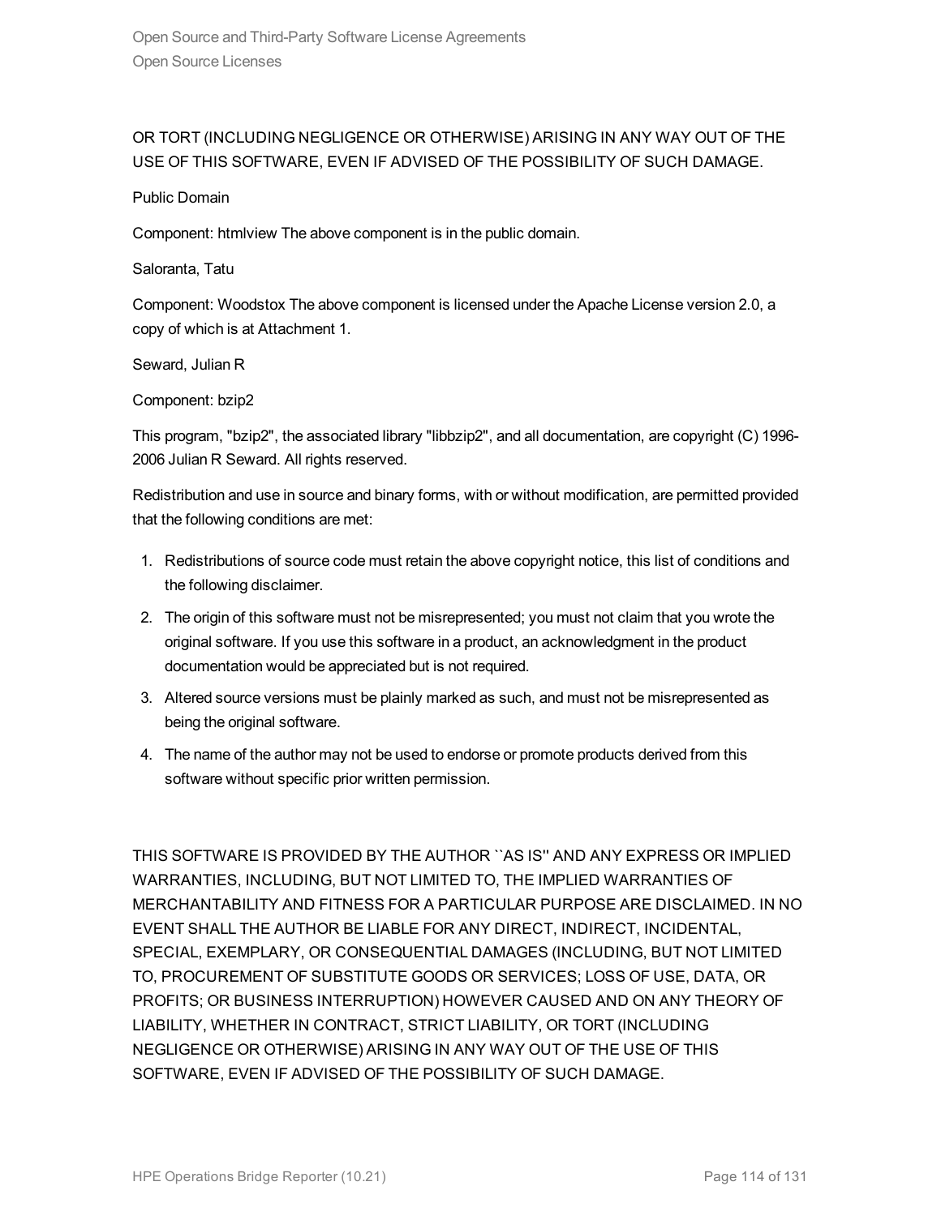OR TORT (INCLUDING NEGLIGENCE OR OTHERWISE) ARISING IN ANY WAY OUT OF THE USE OF THIS SOFTWARE, EVEN IF ADVISED OF THE POSSIBILITY OF SUCH DAMAGE.

Public Domain

Component: htmlview The above component is in the public domain.

Saloranta, Tatu

Component: Woodstox The above component is licensed under the Apache License version 2.0, a copy of which is at Attachment 1.

Seward, Julian R

Component: bzip2

This program, "bzip2", the associated library "libbzip2", and all documentation, are copyright (C) 1996-2006 Julian R Seward. All rights reserved.

Redistribution and use in source and binary forms, with or without modification, are permitted provided that the following conditions are met:

1. Redistributions of source code must retain the above copyright notice, this list of conditions and the following disclaimer.
2. The origin of this software must not be misrepresented; you must not claim that you wrote the original software. If you use this software in a product, an acknowledgment in the product documentation would be appreciated but is not required.
3. Altered source versions must be plainly marked as such, and must not be misrepresented as being the original software.
4. The name of the author may not be used to endorse or promote products derived from this software without specific prior written permission.

THIS SOFTWARE IS PROVIDED BY THE AUTHOR ``AS IS'' AND ANY EXPRESS OR IMPLIED WARRANTIES, INCLUDING, BUT NOT LIMITED TO, THE IMPLIED WARRANTIES OF MERCHANTABILITY AND FITNESS FOR A PARTICULAR PURPOSE ARE DISCLAIMED. IN NO EVENT SHALL THE AUTHOR BE LIABLE FOR ANY DIRECT, INDIRECT, INCIDENTAL, SPECIAL, EXEMPLARY, OR CONSEQUENTIAL DAMAGES (INCLUDING, BUT NOT LIMITED TO, PROCUREMENT OF SUBSTITUTE GOODS OR SERVICES; LOSS OF USE, DATA, OR PROFITS; OR BUSINESS INTERRUPTION) HOWEVER CAUSED AND ON ANY THEORY OF LIABILITY, WHETHER IN CONTRACT, STRICT LIABILITY, OR TORT (INCLUDING NEGLIGENCE OR OTHERWISE) ARISING IN ANY WAY OUT OF THE USE OF THIS SOFTWARE, EVEN IF ADVISED OF THE POSSIBILITY OF SUCH DAMAGE.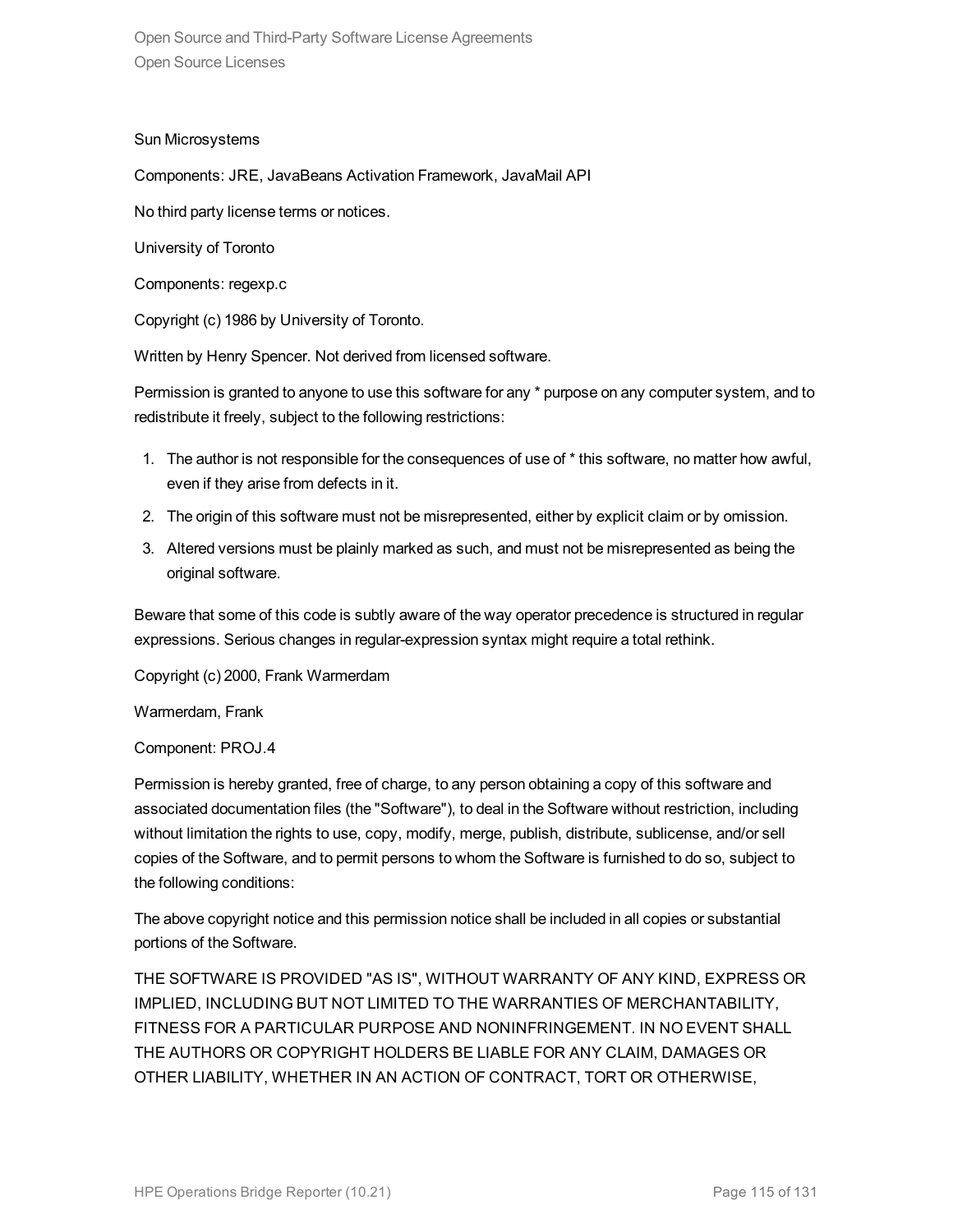Sun Microsystems

Components: JRE, JavaBeans Activation Framework, JavaMail API

No third party license terms or notices.

University of Toronto

Components: regexp.c

Copyright (c) 1986 by University of Toronto.

Written by Henry Spencer. Not derived from licensed software.

Permission is granted to anyone to use this software for any * purpose on any computer system, and to redistribute it freely, subject to the following restrictions:

1. The author is not responsible for the consequences of use of * this software, no matter how awful, even if they arise from defects in it.
2. The origin of this software must not be misrepresented, either by explicit claim or by omission.
3. Altered versions must be plainly marked as such, and must not be misrepresented as being the original software.

Beware that some of this code is subtly aware of the way operator precedence is structured in regular expressions. Serious changes in regular-expression syntax might require a total rethink.

Copyright (c) 2000, Frank Warmerdam

Warmerdam, Frank

Component: PROJ.4

Permission is hereby granted, free of charge, to any person obtaining a copy of this software and associated documentation files (the "Software"), to deal in the Software without restriction, including without limitation the rights to use, copy, modify, merge, publish, distribute, sublicense, and/or sell copies of the Software, and to permit persons to whom the Software is furnished to do so, subject to the following conditions:

The above copyright notice and this permission notice shall be included in all copies or substantial portions of the Software.

THE SOFTWARE IS PROVIDED "AS IS", WITHOUT WARRANTY OF ANY KIND, EXPRESS OR IMPLIED, INCLUDING BUT NOT LIMITED TO THE WARRANTIES OF MERCHANTABILITY, FITNESS FOR A PARTICULAR PURPOSE AND NONINFRINGEMENT. IN NO EVENT SHALL THE AUTHORS OR COPYRIGHT HOLDERS BE LIABLE FOR ANY CLAIM, DAMAGES OR OTHER LIABILITY, WHETHER IN AN ACTION OF CONTRACT, TORT OR OTHERWISE,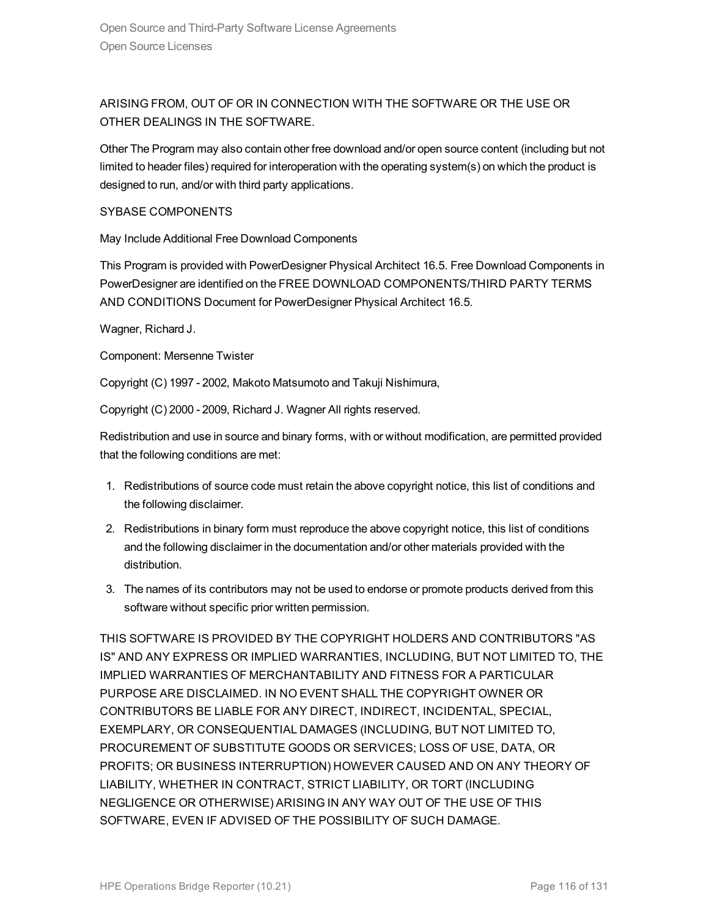ARISING FROM, OUT OF OR IN CONNECTION WITH THE SOFTWARE OR THE USE OR OTHER DEALINGS IN THE SOFTWARE.

Other The Program may also contain other free download and/or open source content (including but not limited to header files) required for interoperation with the operating system(s) on which the product is designed to run, and/or with third party applications.

SYBASE COMPONENTS

May Include Additional Free Download Components

This Program is provided with PowerDesigner Physical Architect 16.5. Free Download Components in PowerDesigner are identified on the FREE DOWNLOAD COMPONENTS/THIRD PARTY TERMS AND CONDITIONS Document for PowerDesigner Physical Architect 16.5.

Wagner, Richard J.

Component: Mersenne Twister

Copyright (C) 1997 - 2002, Makoto Matsumoto and Takuji Nishimura,

Copyright (C) 2000 - 2009, Richard J. Wagner All rights reserved.

Redistribution and use in source and binary forms, with or without modification, are permitted provided that the following conditions are met:

1. Redistributions of source code must retain the above copyright notice, this list of conditions and the following disclaimer.
2. Redistributions in binary form must reproduce the above copyright notice, this list of conditions and the following disclaimer in the documentation and/or other materials provided with the distribution.
3. The names of its contributors may not be used to endorse or promote products derived from this software without specific prior written permission.

THIS SOFTWARE IS PROVIDED BY THE COPYRIGHT HOLDERS AND CONTRIBUTORS "AS IS" AND ANY EXPRESS OR IMPLIED WARRANTIES, INCLUDING, BUT NOT LIMITED TO, THE IMPLIED WARRANTIES OF MERCHANTABILITY AND FITNESS FOR A PARTICULAR PURPOSE ARE DISCLAIMED. IN NO EVENT SHALL THE COPYRIGHT OWNER OR CONTRIBUTORS BE LIABLE FOR ANY DIRECT, INDIRECT, INCIDENTAL, SPECIAL, EXEMPLARY, OR CONSEQUENTIAL DAMAGES (INCLUDING, BUT NOT LIMITED TO, PROCUREMENT OF SUBSTITUTE GOODS OR SERVICES; LOSS OF USE, DATA, OR PROFITS; OR BUSINESS INTERRUPTION) HOWEVER CAUSED AND ON ANY THEORY OF LIABILITY, WHETHER IN CONTRACT, STRICT LIABILITY, OR TORT (INCLUDING NEGLIGENCE OR OTHERWISE) ARISING IN ANY WAY OUT OF THE USE OF THIS SOFTWARE, EVEN IF ADVISED OF THE POSSIBILITY OF SUCH DAMAGE.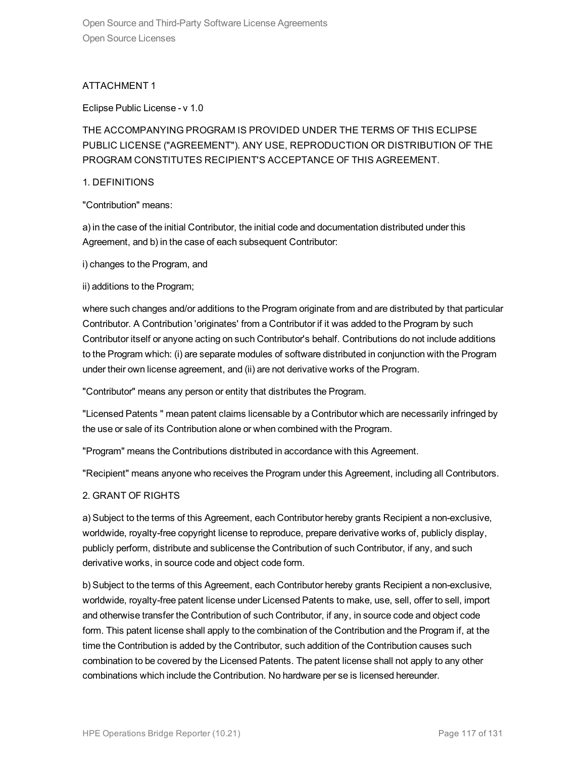ATTACHMENT 1

Eclipse Public License - v 1.0

THE ACCOMPANYING PROGRAM IS PROVIDED UNDER THE TERMS OF THIS ECLIPSE PUBLIC LICENSE ("AGREEMENT"). ANY USE, REPRODUCTION OR DISTRIBUTION OF THE PROGRAM CONSTITUTES RECIPIENT'S ACCEPTANCE OF THIS AGREEMENT.

1. DEFINITIONS

"Contribution" means:

a) in the case of the initial Contributor, the initial code and documentation distributed under this Agreement, and b) in the case of each subsequent Contributor:

i) changes to the Program, and

ii) additions to the Program;

where such changes and/or additions to the Program originate from and are distributed by that particular Contributor. A Contribution 'originates' from a Contributor if it was added to the Program by such Contributor itself or anyone acting on such Contributor's behalf. Contributions do not include additions to the Program which: (i) are separate modules of software distributed in conjunction with the Program under their own license agreement, and (ii) are not derivative works of the Program.

"Contributor" means any person or entity that distributes the Program.

"Licensed Patents " mean patent claims licensable by a Contributor which are necessarily infringed by the use or sale of its Contribution alone or when combined with the Program.

"Program" means the Contributions distributed in accordance with this Agreement.

"Recipient" means anyone who receives the Program under this Agreement, including all Contributors.

2. GRANT OF RIGHTS

a) Subject to the terms of this Agreement, each Contributor hereby grants Recipient a non-exclusive, worldwide, royalty-free copyright license to reproduce, prepare derivative works of, publicly display, publicly perform, distribute and sublicense the Contribution of such Contributor, if any, and such derivative works, in source code and object code form.

b) Subject to the terms of this Agreement, each Contributor hereby grants Recipient a non-exclusive, worldwide, royalty-free patent license under Licensed Patents to make, use, sell, offer to sell, import and otherwise transfer the Contribution of such Contributor, if any, in source code and object code form. This patent license shall apply to the combination of the Contribution and the Program if, at the time the Contribution is added by the Contributor, such addition of the Contribution causes such combination to be covered by the Licensed Patents. The patent license shall not apply to any other combinations which include the Contribution. No hardware per se is licensed hereunder.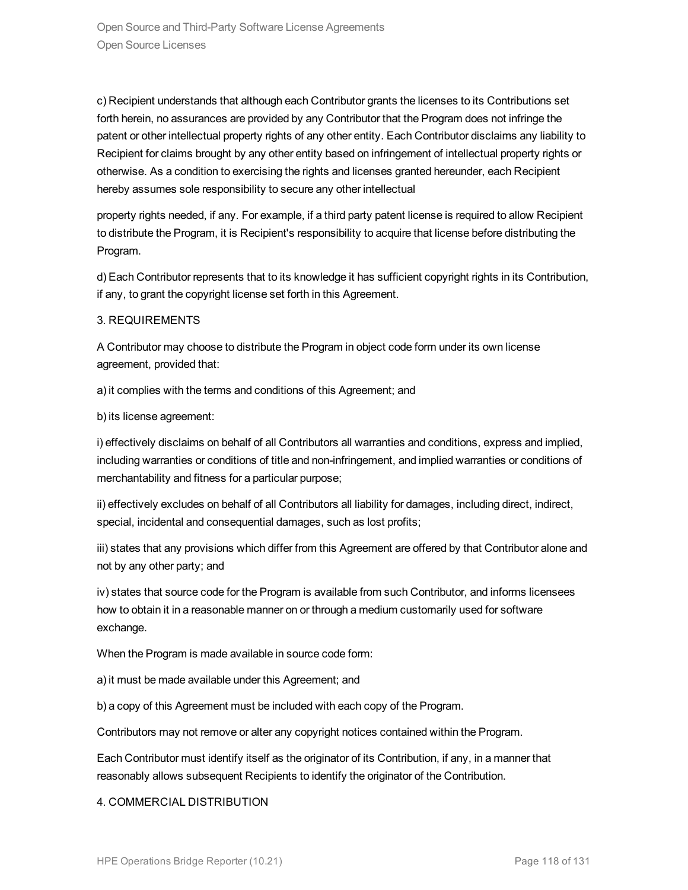c) Recipient understands that although each Contributor grants the licenses to its Contributions set forth herein, no assurances are provided by any Contributor that the Program does not infringe the patent or other intellectual property rights of any other entity. Each Contributor disclaims any liability to Recipient for claims brought by any other entity based on infringement of intellectual property rights or otherwise. As a condition to exercising the rights and licenses granted hereunder, each Recipient hereby assumes sole responsibility to secure any other intellectual

property rights needed, if any. For example, if a third party patent license is required to allow Recipient to distribute the Program, it is Recipient's responsibility to acquire that license before distributing the Program.

d) Each Contributor represents that to its knowledge it has sufficient copyright rights in its Contribution, if any, to grant the copyright license set forth in this Agreement.

3. REQUIREMENTS

A Contributor may choose to distribute the Program in object code form under its own license agreement, provided that:

a) it complies with the terms and conditions of this Agreement; and

b) its license agreement:

i) effectively disclaims on behalf of all Contributors all warranties and conditions, express and implied, including warranties or conditions of title and non-infringement, and implied warranties or conditions of merchantability and fitness for a particular purpose;

ii) effectively excludes on behalf of all Contributors all liability for damages, including direct, indirect, special, incidental and consequential damages, such as lost profits;

iii) states that any provisions which differ from this Agreement are offered by that Contributor alone and not by any other party; and

iv) states that source code for the Program is available from such Contributor, and informs licensees how to obtain it in a reasonable manner on or through a medium customarily used for software exchange.

When the Program is made available in source code form:

a) it must be made available under this Agreement; and

b) a copy of this Agreement must be included with each copy of the Program.

Contributors may not remove or alter any copyright notices contained within the Program.

Each Contributor must identify itself as the originator of its Contribution, if any, in a manner that reasonably allows subsequent Recipients to identify the originator of the Contribution.

4. COMMERCIAL DISTRIBUTION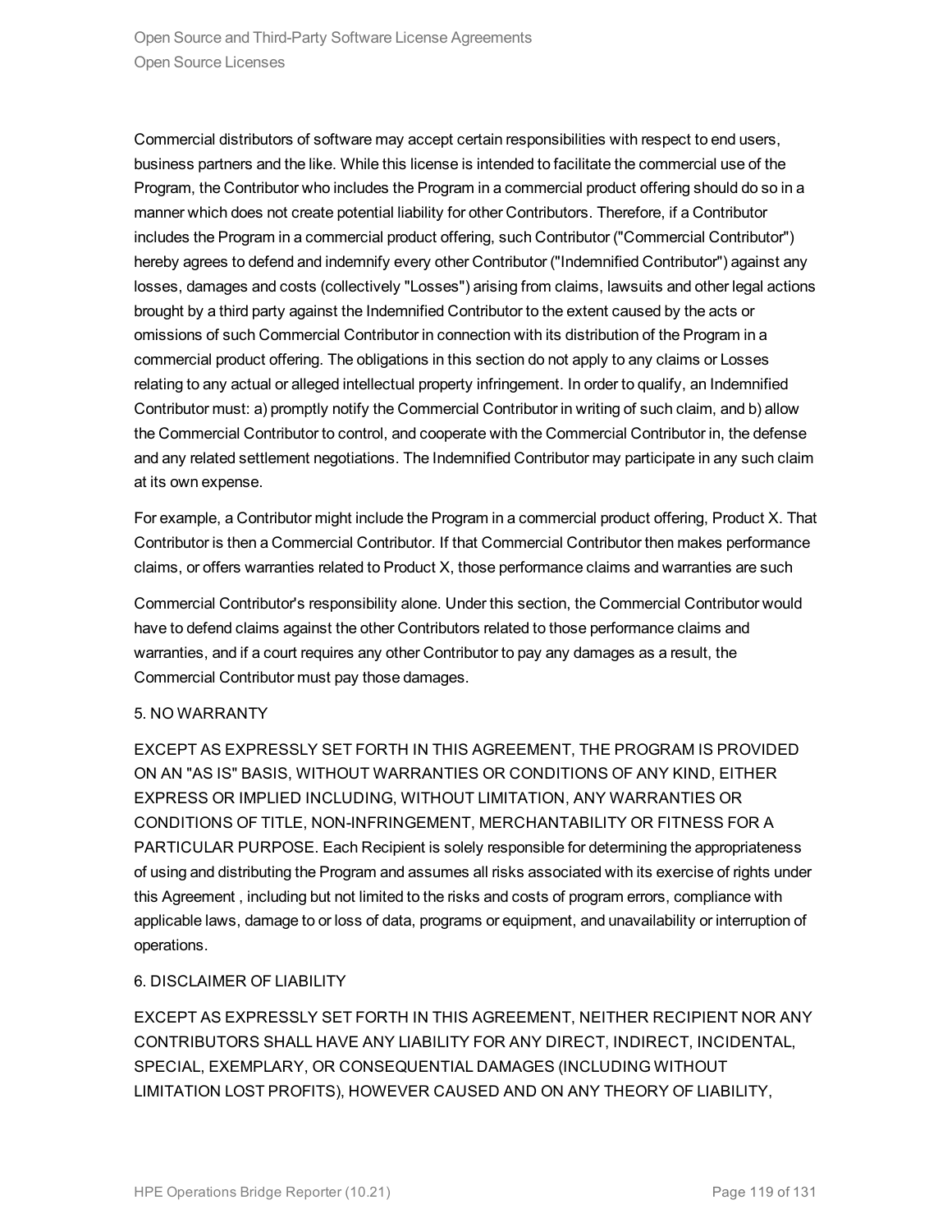Commercial distributors of software may accept certain responsibilities with respect to end users, business partners and the like. While this license is intended to facilitate the commercial use of the Program, the Contributor who includes the Program in a commercial product offering should do so in a manner which does not create potential liability for other Contributors. Therefore, if a Contributor includes the Program in a commercial product offering, such Contributor ("Commercial Contributor") hereby agrees to defend and indemnify every other Contributor ("Indemnified Contributor") against any losses, damages and costs (collectively "Losses") arising from claims, lawsuits and other legal actions brought by a third party against the Indemnified Contributor to the extent caused by the acts or omissions of such Commercial Contributor in connection with its distribution of the Program in a commercial product offering. The obligations in this section do not apply to any claims or Losses relating to any actual or alleged intellectual property infringement. In order to qualify, an Indemnified Contributor must: a) promptly notify the Commercial Contributor in writing of such claim, and b) allow the Commercial Contributor to control, and cooperate with the Commercial Contributor in, the defense and any related settlement negotiations. The Indemnified Contributor may participate in any such claim at its own expense.

For example, a Contributor might include the Program in a commercial product offering, Product X. That Contributor is then a Commercial Contributor. If that Commercial Contributor then makes performance claims, or offers warranties related to Product X, those performance claims and warranties are such Commercial Contributor's responsibility alone. Under this section, the Commercial Contributor would have to defend claims against the other Contributors related to those performance claims and warranties, and if a court requires any other Contributor to pay any damages as a result, the Commercial Contributor must pay those damages.

5. NO WARRANTY

EXCEPT AS EXPRESSLY SET FORTH IN THIS AGREEMENT, THE PROGRAM IS PROVIDED ON AN "AS IS" BASIS, WITHOUT WARRANTIES OR CONDITIONS OF ANY KIND, EITHER EXPRESS OR IMPLIED INCLUDING, WITHOUT LIMITATION, ANY WARRANTIES OR CONDITIONS OF TITLE, NON-INFRINGEMENT, MERCHANTABILITY OR FITNESS FOR A PARTICULAR PURPOSE. Each Recipient is solely responsible for determining the appropriateness of using and distributing the Program and assumes all risks associated with its exercise of rights under this Agreement , including but not limited to the risks and costs of program errors, compliance with applicable laws, damage to or loss of data, programs or equipment, and unavailability or interruption of operations.

6. DISCLAIMER OF LIABILITY

EXCEPT AS EXPRESSLY SET FORTH IN THIS AGREEMENT, NEITHER RECIPIENT NOR ANY CONTRIBUTORS SHALL HAVE ANY LIABILITY FOR ANY DIRECT, INDIRECT, INCIDENTAL, SPECIAL, EXEMPLARY, OR CONSEQUENTIAL DAMAGES (INCLUDING WITHOUT LIMITATION LOST PROFITS), HOWEVER CAUSED AND ON ANY THEORY OF LIABILITY,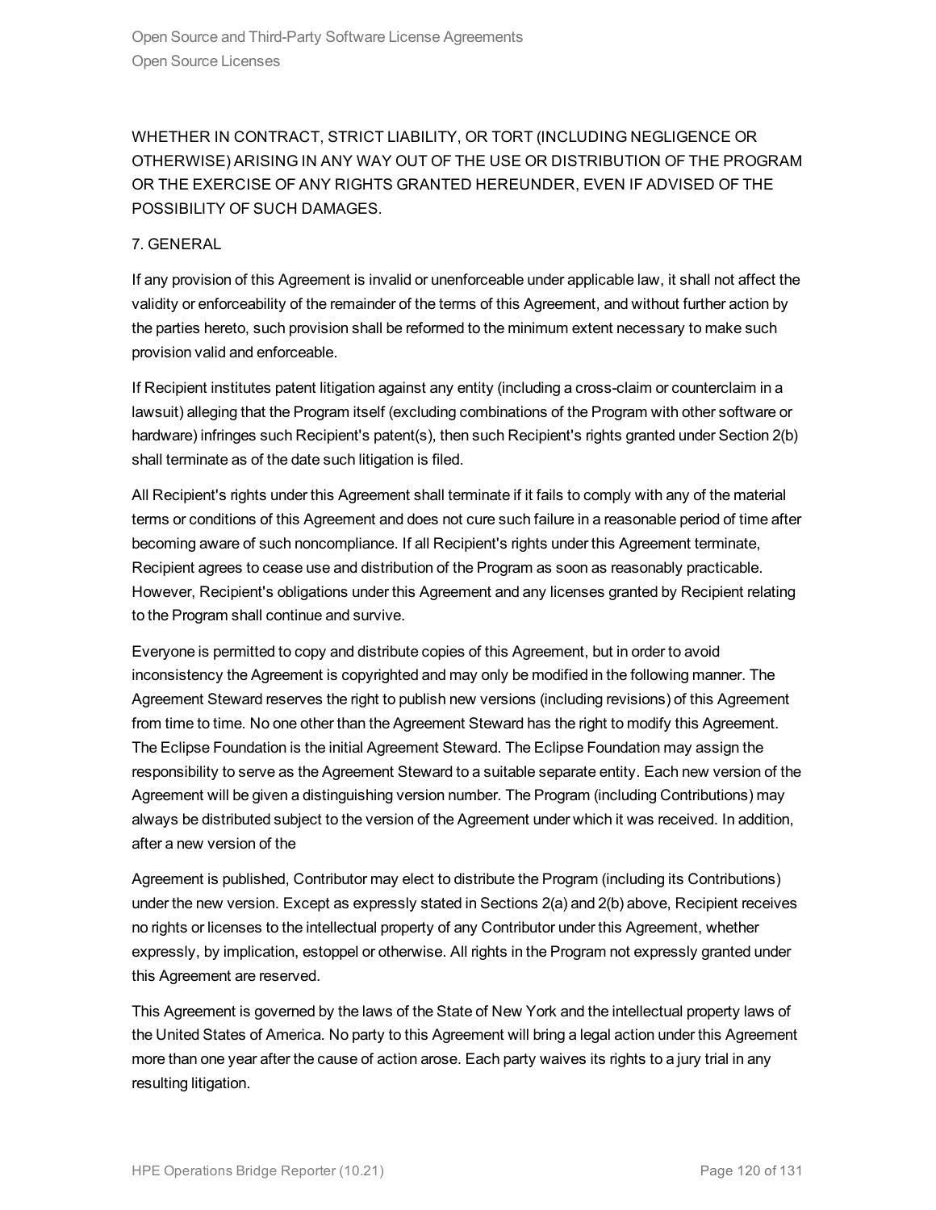WHETHER IN CONTRACT, STRICT LIABILITY, OR TORT (INCLUDING NEGLIGENCE OR OTHERWISE) ARISING IN ANY WAY OUT OF THE USE OR DISTRIBUTION OF THE PROGRAM OR THE EXERCISE OF ANY RIGHTS GRANTED HEREUNDER, EVEN IF ADVISED OF THE POSSIBILITY OF SUCH DAMAGES.

7. GENERAL

If any provision of this Agreement is invalid or unenforceable under applicable law, it shall not affect the validity or enforceability of the remainder of the terms of this Agreement, and without further action by the parties hereto, such provision shall be reformed to the minimum extent necessary to make such provision valid and enforceable.

If Recipient institutes patent litigation against any entity (including a cross-claim or counterclaim in a lawsuit) alleging that the Program itself (excluding combinations of the Program with other software or hardware) infringes such Recipient's patent(s), then such Recipient's rights granted under Section 2(b) shall terminate as of the date such litigation is filed.

All Recipient's rights under this Agreement shall terminate if it fails to comply with any of the material terms or conditions of this Agreement and does not cure such failure in a reasonable period of time after becoming aware of such noncompliance. If all Recipient's rights under this Agreement terminate, Recipient agrees to cease use and distribution of the Program as soon as reasonably practicable. However, Recipient's obligations under this Agreement and any licenses granted by Recipient relating to the Program shall continue and survive.

Everyone is permitted to copy and distribute copies of this Agreement, but in order to avoid inconsistency the Agreement is copyrighted and may only be modified in the following manner. The Agreement Steward reserves the right to publish new versions (including revisions) of this Agreement from time to time. No one other than the Agreement Steward has the right to modify this Agreement. The Eclipse Foundation is the initial Agreement Steward. The Eclipse Foundation may assign the responsibility to serve as the Agreement Steward to a suitable separate entity. Each new version of the Agreement will be given a distinguishing version number. The Program (including Contributions) may always be distributed subject to the version of the Agreement under which it was received. In addition, after a new version of the

Agreement is published, Contributor may elect to distribute the Program (including its Contributions) under the new version. Except as expressly stated in Sections 2(a) and 2(b) above, Recipient receives no rights or licenses to the intellectual property of any Contributor under this Agreement, whether expressly, by implication, estoppel or otherwise. All rights in the Program not expressly granted under this Agreement are reserved.

This Agreement is governed by the laws of the State of New York and the intellectual property laws of the United States of America. No party to this Agreement will bring a legal action under this Agreement more than one year after the cause of action arose. Each party waives its rights to a jury trial in any resulting litigation.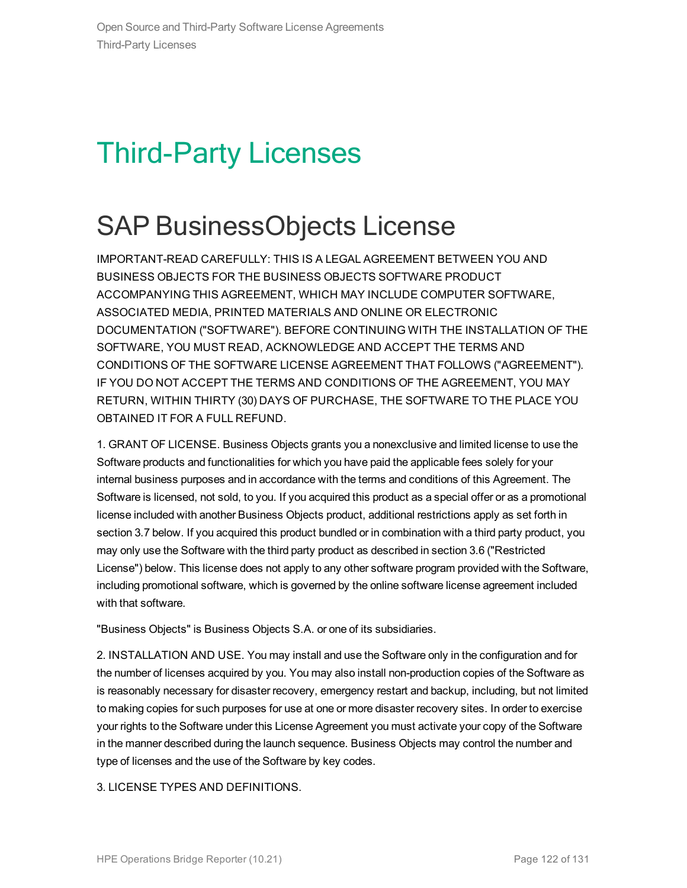# Third-Party Licenses

## SAP BusinessObjects License

IMPORTANT-READ CAREFULLY: THIS IS A LEGAL AGREEMENT BETWEEN YOU AND BUSINESS OBJECTS FOR THE BUSINESS OBJECTS SOFTWARE PRODUCT ACCOMPANYING THIS AGREEMENT, WHICH MAY INCLUDE COMPUTER SOFTWARE, ASSOCIATED MEDIA, PRINTED MATERIALS AND ONLINE OR ELECTRONIC DOCUMENTATION ("SOFTWARE"). BEFORE CONTINUING WITH THE INSTALLATION OF THE SOFTWARE, YOU MUST READ, ACKNOWLEDGE AND ACCEPT THE TERMS AND CONDITIONS OF THE SOFTWARE LICENSE AGREEMENT THAT FOLLOWS ("AGREEMENT"). IF YOU DO NOT ACCEPT THE TERMS AND CONDITIONS OF THE AGREEMENT, YOU MAY RETURN, WITHIN THIRTY (30) DAYS OF PURCHASE, THE SOFTWARE TO THE PLACE YOU OBTAINED IT FOR A FULL REFUND.

1. GRANT OF LICENSE. Business Objects grants you a nonexclusive and limited license to use the Software products and functionalities for which you have paid the applicable fees solely for your internal business purposes and in accordance with the terms and conditions of this Agreement. The Software is licensed, not sold, to you. If you acquired this product as a special offer or as a promotional license included with another Business Objects product, additional restrictions apply as set forth in section 3.7 below. If you acquired this product bundled or in combination with a third party product, you may only use the Software with the third party product as described in section 3.6 ("Restricted License") below. This license does not apply to any other software program provided with the Software, including promotional software, which is governed by the online software license agreement included with that software.

"Business Objects" is Business Objects S.A. or one of its subsidiaries.

2. INSTALLATION AND USE. You may install and use the Software only in the configuration and for the number of licenses acquired by you. You may also install non-production copies of the Software as is reasonably necessary for disaster recovery, emergency restart and backup, including, but not limited to making copies for such purposes for use at one or more disaster recovery sites. In order to exercise your rights to the Software under this License Agreement you must activate your copy of the Software in the manner described during the launch sequence. Business Objects may control the number and type of licenses and the use of the Software by key codes.

3. LICENSE TYPES AND DEFINITIONS.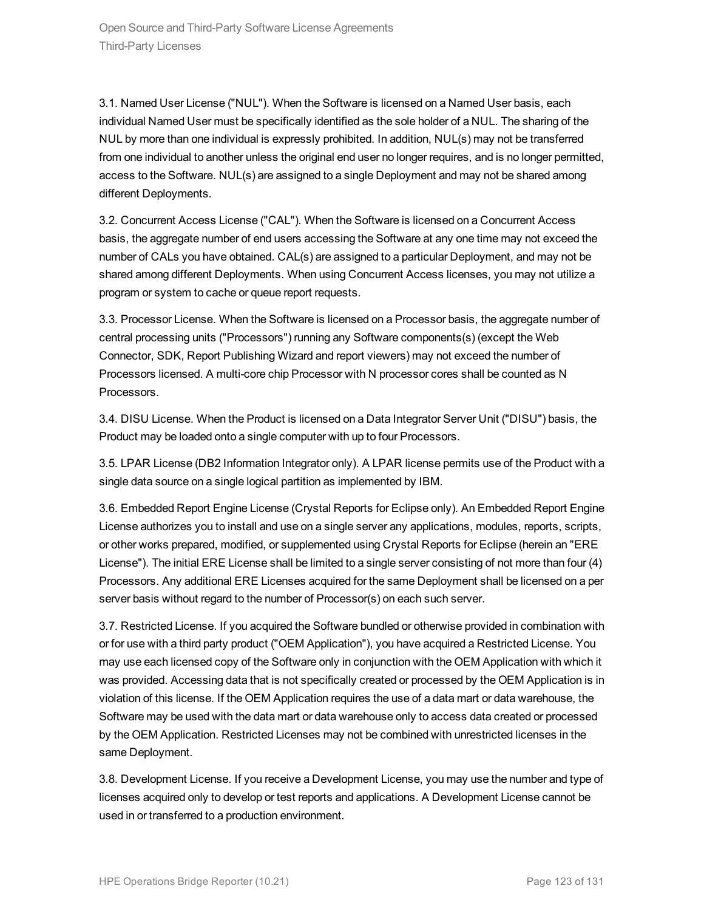3.1. Named User License ("NUL"). When the Software is licensed on a Named User basis, each individual Named User must be specifically identified as the sole holder of a NUL. The sharing of the NUL by more than one individual is expressly prohibited. In addition, NUL(s) may not be transferred from one individual to another unless the original end user no longer requires, and is no longer permitted, access to the Software. NUL(s) are assigned to a single Deployment and may not be shared among different Deployments.

3.2. Concurrent Access License ("CAL"). When the Software is licensed on a Concurrent Access basis, the aggregate number of end users accessing the Software at any one time may not exceed the number of CALs you have obtained. CAL(s) are assigned to a particular Deployment, and may not be shared among different Deployments. When using Concurrent Access licenses, you may not utilize a program or system to cache or queue report requests.

3.3. Processor License. When the Software is licensed on a Processor basis, the aggregate number of central processing units ("Processors") running any Software components(s) (except the Web Connector, SDK, Report Publishing Wizard and report viewers) may not exceed the number of Processors licensed. A multi-core chip Processor with N processor cores shall be counted as N Processors.

3.4. DISU License. When the Product is licensed on a Data Integrator Server Unit ("DISU") basis, the Product may be loaded onto a single computer with up to four Processors.

3.5. LPAR License (DB2 Information Integrator only). A LPAR license permits use of the Product with a single data source on a single logical partition as implemented by IBM.

3.6. Embedded Report Engine License (Crystal Reports for Eclipse only). An Embedded Report Engine License authorizes you to install and use on a single server any applications, modules, reports, scripts, or other works prepared, modified, or supplemented using Crystal Reports for Eclipse (herein an "ERE License"). The initial ERE License shall be limited to a single server consisting of not more than four (4) Processors. Any additional ERE Licenses acquired for the same Deployment shall be licensed on a per server basis without regard to the number of Processor(s) on each such server.

3.7. Restricted License. If you acquired the Software bundled or otherwise provided in combination with or for use with a third party product ("OEM Application"), you have acquired a Restricted License. You may use each licensed copy of the Software only in conjunction with the OEM Application with which it was provided. Accessing data that is not specifically created or processed by the OEM Application is in violation of this license. If the OEM Application requires the use of a data mart or data warehouse, the Software may be used with the data mart or data warehouse only to access data created or processed by the OEM Application. Restricted Licenses may not be combined with unrestricted licenses in the same Deployment.

3.8. Development License. If you receive a Development License, you may use the number and type of licenses acquired only to develop or test reports and applications. A Development License cannot be used in or transferred to a production environment.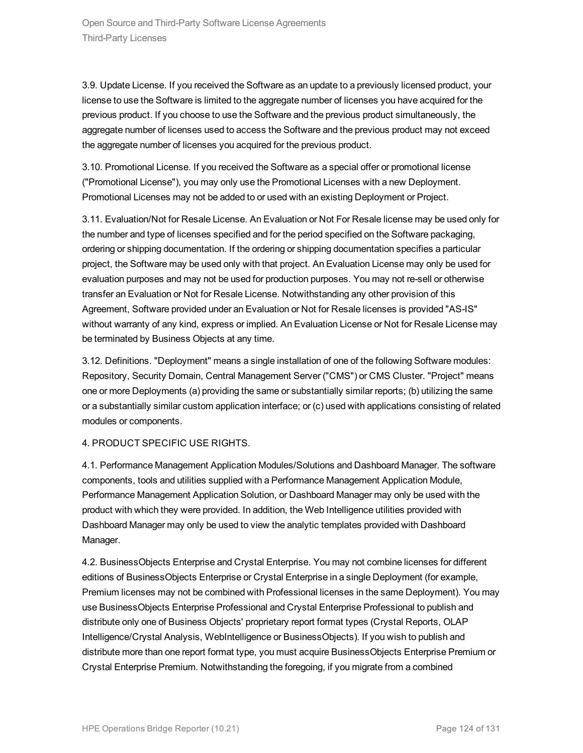3.9. Update License. If you received the Software as an update to a previously licensed product, your license to use the Software is limited to the aggregate number of licenses you have acquired for the previous product. If you choose to use the Software and the previous product simultaneously, the aggregate number of licenses used to access the Software and the previous product may not exceed the aggregate number of licenses you acquired for the previous product.

3.10. Promotional License. If you received the Software as a special offer or promotional license ("Promotional License"), you may only use the Promotional Licenses with a new Deployment. Promotional Licenses may not be added to or used with an existing Deployment or Project.

3.11. Evaluation/Not for Resale License. An Evaluation or Not For Resale license may be used only for the number and type of licenses specified and for the period specified on the Software packaging, ordering or shipping documentation. If the ordering or shipping documentation specifies a particular project, the Software may be used only with that project. An Evaluation License may only be used for evaluation purposes and may not be used for production purposes. You may not re-sell or otherwise transfer an Evaluation or Not for Resale License. Notwithstanding any other provision of this Agreement, Software provided under an Evaluation or Not for Resale licenses is provided "AS-IS" without warranty of any kind, express or implied. An Evaluation License or Not for Resale License may be terminated by Business Objects at any time.

3.12. Definitions. "Deployment" means a single installation of one of the following Software modules: Repository, Security Domain, Central Management Server ("CMS") or CMS Cluster. "Project" means one or more Deployments (a) providing the same or substantially similar reports; (b) utilizing the same or a substantially similar custom application interface; or (c) used with applications consisting of related modules or components.

4. PRODUCT SPECIFIC USE RIGHTS.

4.1. Performance Management Application Modules/Solutions and Dashboard Manager. The software components, tools and utilities supplied with a Performance Management Application Module, Performance Management Application Solution, or Dashboard Manager may only be used with the product with which they were provided. In addition, the Web Intelligence utilities provided with Dashboard Manager may only be used to view the analytic templates provided with Dashboard Manager.

4.2. BusinessObjects Enterprise and Crystal Enterprise. You may not combine licenses for different editions of BusinessObjects Enterprise or Crystal Enterprise in a single Deployment (for example, Premium licenses may not be combined with Professional licenses in the same Deployment). You may use BusinessObjects Enterprise Professional and Crystal Enterprise Professional to publish and distribute only one of Business Objects' proprietary report format types (Crystal Reports, OLAP Intelligence/Crystal Analysis, WebIntelligence or BusinessObjects). If you wish to publish and distribute more than one report format type, you must acquire BusinessObjects Enterprise Premium or Crystal Enterprise Premium. Notwithstanding the foregoing, if you migrate from a combined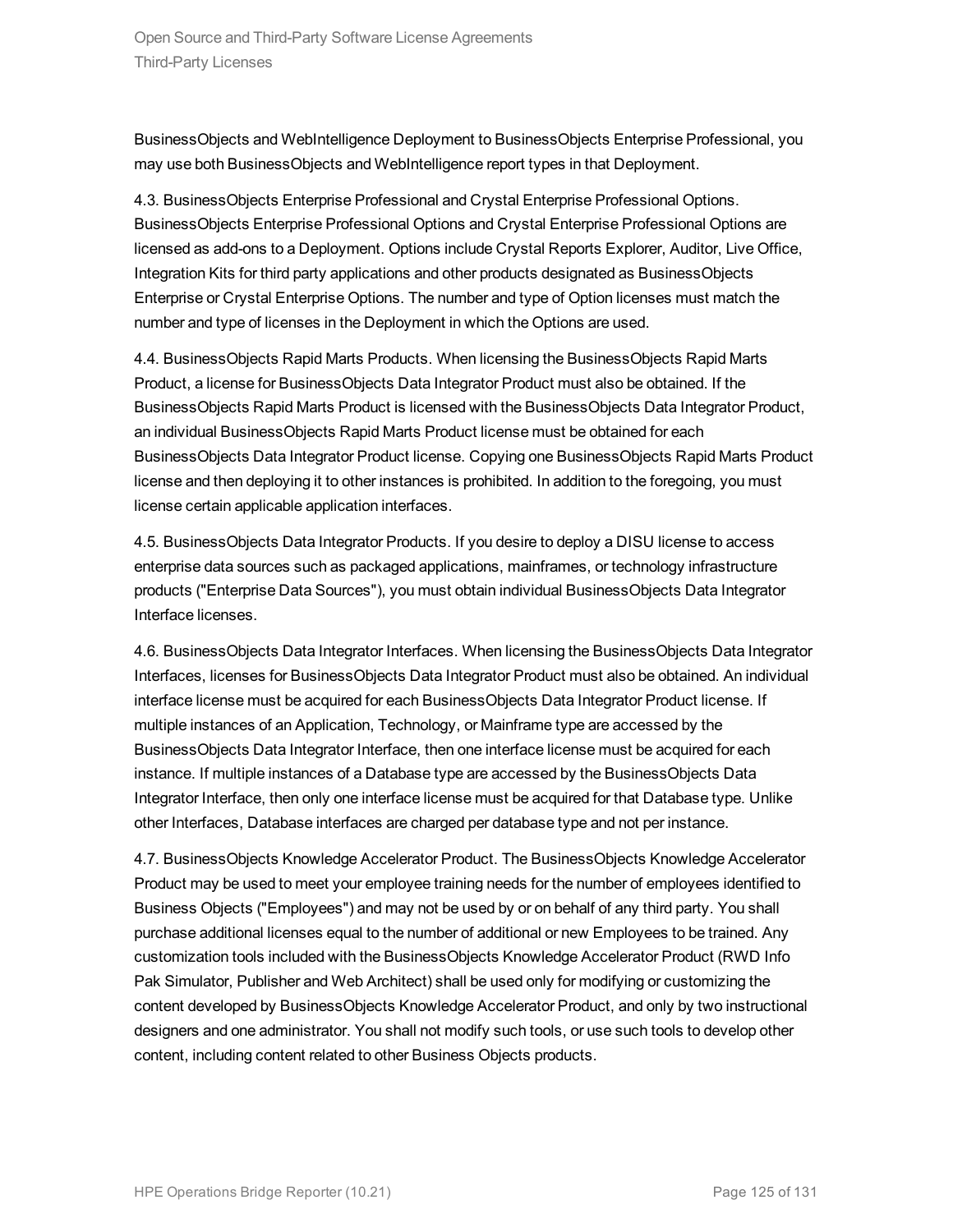BusinessObjects and WebIntelligence Deployment to BusinessObjects Enterprise Professional, you may use both BusinessObjects and WebIntelligence report types in that Deployment.

4.3. BusinessObjects Enterprise Professional and Crystal Enterprise Professional Options. BusinessObjects Enterprise Professional Options and Crystal Enterprise Professional Options are licensed as add-ons to a Deployment. Options include Crystal Reports Explorer, Auditor, Live Office, Integration Kits for third party applications and other products designated as BusinessObjects Enterprise or Crystal Enterprise Options. The number and type of Option licenses must match the number and type of licenses in the Deployment in which the Options are used.

4.4. BusinessObjects Rapid Marts Products. When licensing the BusinessObjects Rapid Marts Product, a license for BusinessObjects Data Integrator Product must also be obtained. If the BusinessObjects Rapid Marts Product is licensed with the BusinessObjects Data Integrator Product, an individual BusinessObjects Rapid Marts Product license must be obtained for each BusinessObjects Data Integrator Product license. Copying one BusinessObjects Rapid Marts Product license and then deploying it to other instances is prohibited. In addition to the foregoing, you must license certain applicable application interfaces.

4.5. BusinessObjects Data Integrator Products. If you desire to deploy a DISU license to access enterprise data sources such as packaged applications, mainframes, or technology infrastructure products ("Enterprise Data Sources"), you must obtain individual BusinessObjects Data Integrator Interface licenses.

4.6. BusinessObjects Data Integrator Interfaces. When licensing the BusinessObjects Data Integrator Interfaces, licenses for BusinessObjects Data Integrator Product must also be obtained. An individual interface license must be acquired for each BusinessObjects Data Integrator Product license. If multiple instances of an Application, Technology, or Mainframe type are accessed by the BusinessObjects Data Integrator Interface, then one interface license must be acquired for each instance. If multiple instances of a Database type are accessed by the BusinessObjects Data Integrator Interface, then only one interface license must be acquired for that Database type. Unlike other Interfaces, Database interfaces are charged per database type and not per instance.

4.7. BusinessObjects Knowledge Accelerator Product. The BusinessObjects Knowledge Accelerator Product may be used to meet your employee training needs for the number of employees identified to Business Objects ("Employees") and may not be used by or on behalf of any third party. You shall purchase additional licenses equal to the number of additional or new Employees to be trained. Any customization tools included with the BusinessObjects Knowledge Accelerator Product (RWD Info Pak Simulator, Publisher and Web Architect) shall be used only for modifying or customizing the content developed by BusinessObjects Knowledge Accelerator Product, and only by two instructional designers and one administrator. You shall not modify such tools, or use such tools to develop other content, including content related to other Business Objects products.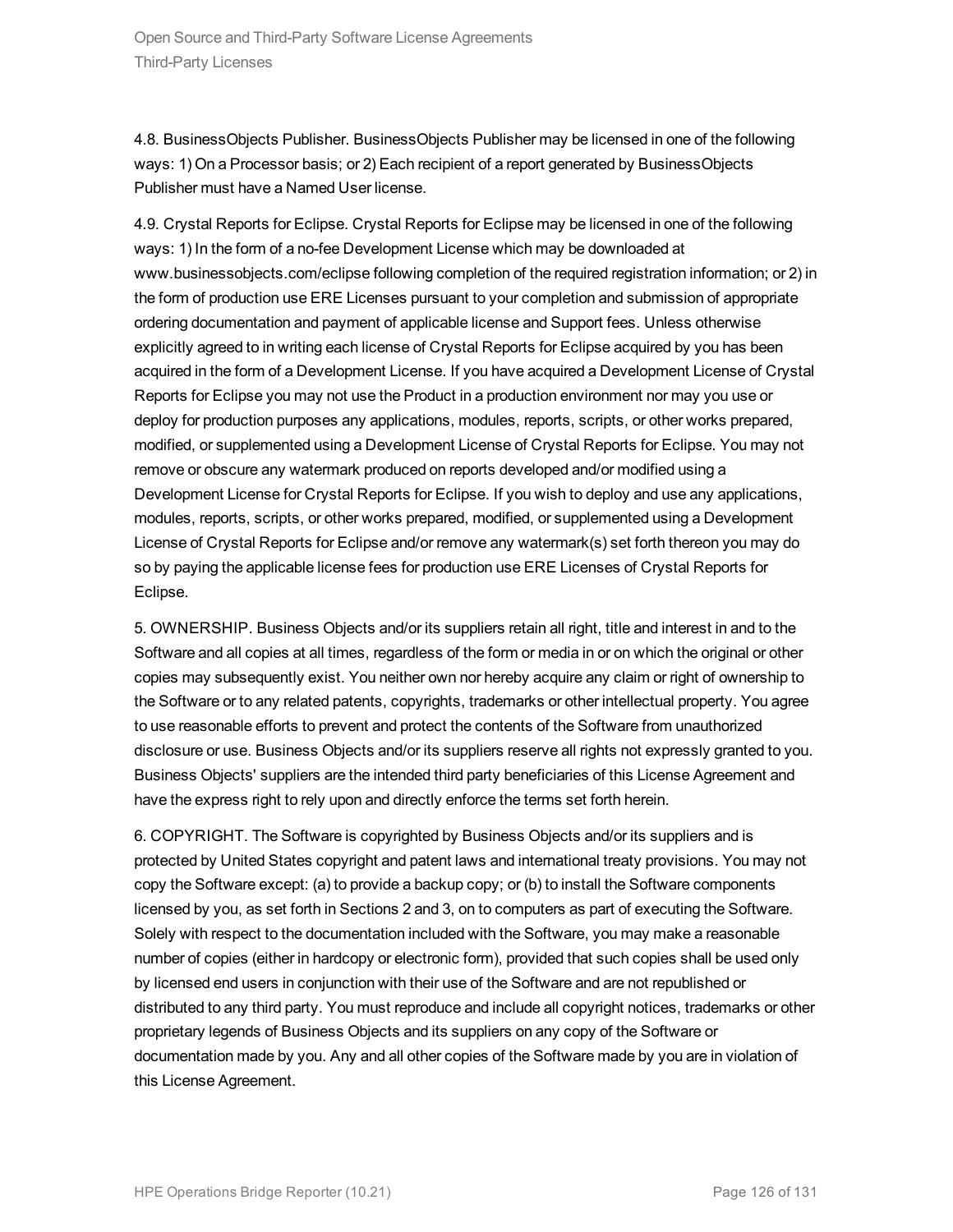4.8. BusinessObjects Publisher. BusinessObjects Publisher may be licensed in one of the following ways: 1) On a Processor basis; or 2) Each recipient of a report generated by BusinessObjects Publisher must have a Named User license.

4.9. Crystal Reports for Eclipse. Crystal Reports for Eclipse may be licensed in one of the following ways: 1) In the form of a no-fee Development License which may be downloaded at www.businessobjects.com/eclipse following completion of the required registration information; or 2) in the form of production use ERE Licenses pursuant to your completion and submission of appropriate ordering documentation and payment of applicable license and Support fees. Unless otherwise explicitly agreed to in writing each license of Crystal Reports for Eclipse acquired by you has been acquired in the form of a Development License. If you have acquired a Development License of Crystal Reports for Eclipse you may not use the Product in a production environment nor may you use or deploy for production purposes any applications, modules, reports, scripts, or other works prepared, modified, or supplemented using a Development License of Crystal Reports for Eclipse. You may not remove or obscure any watermark produced on reports developed and/or modified using a Development License for Crystal Reports for Eclipse. If you wish to deploy and use any applications, modules, reports, scripts, or other works prepared, modified, or supplemented using a Development License of Crystal Reports for Eclipse and/or remove any watermark(s) set forth thereon you may do so by paying the applicable license fees for production use ERE Licenses of Crystal Reports for Eclipse.

5. OWNERSHIP. Business Objects and/or its suppliers retain all right, title and interest in and to the Software and all copies at all times, regardless of the form or media in or on which the original or other copies may subsequently exist. You neither own nor hereby acquire any claim or right of ownership to the Software or to any related patents, copyrights, trademarks or other intellectual property. You agree to use reasonable efforts to prevent and protect the contents of the Software from unauthorized disclosure or use. Business Objects and/or its suppliers reserve all rights not expressly granted to you. Business Objects' suppliers are the intended third party beneficiaries of this License Agreement and have the express right to rely upon and directly enforce the terms set forth herein.

6. COPYRIGHT. The Software is copyrighted by Business Objects and/or its suppliers and is protected by United States copyright and patent laws and international treaty provisions. You may not copy the Software except: (a) to provide a backup copy; or (b) to install the Software components licensed by you, as set forth in Sections 2 and 3, on to computers as part of executing the Software. Solely with respect to the documentation included with the Software, you may make a reasonable number of copies (either in hardcopy or electronic form), provided that such copies shall be used only by licensed end users in conjunction with their use of the Software and are not republished or distributed to any third party. You must reproduce and include all copyright notices, trademarks or other proprietary legends of Business Objects and its suppliers on any copy of the Software or documentation made by you. Any and all other copies of the Software made by you are in violation of this License Agreement.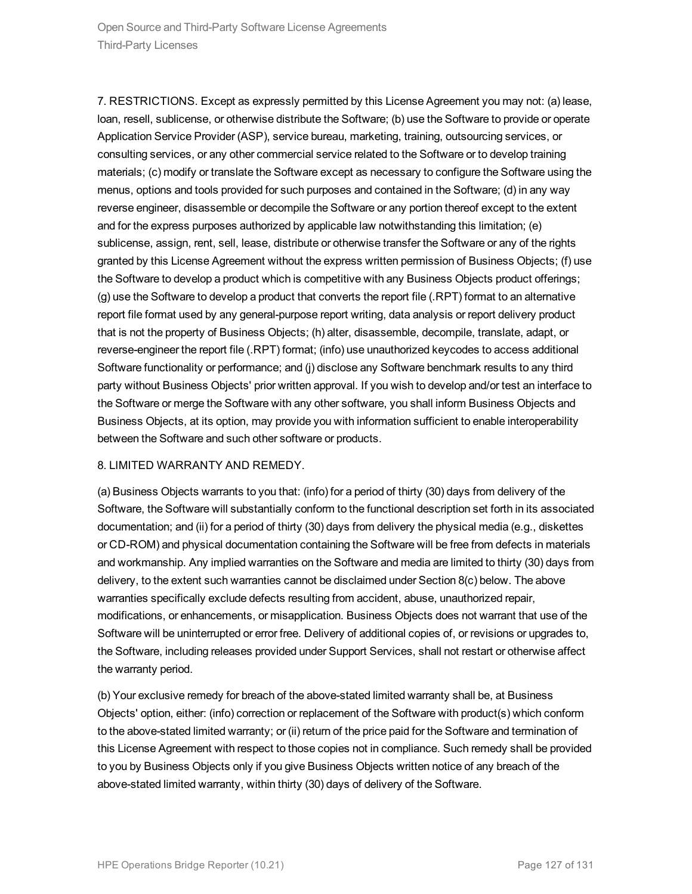7. RESTRICTIONS. Except as expressly permitted by this License Agreement you may not: (a) lease, loan, resell, sublicense, or otherwise distribute the Software; (b) use the Software to provide or operate Application Service Provider (ASP), service bureau, marketing, training, outsourcing services, or consulting services, or any other commercial service related to the Software or to develop training materials; (c) modify or translate the Software except as necessary to configure the Software using the menus, options and tools provided for such purposes and contained in the Software; (d) in any way reverse engineer, disassemble or decompile the Software or any portion thereof except to the extent and for the express purposes authorized by applicable law notwithstanding this limitation; (e) sublicense, assign, rent, sell, lease, distribute or otherwise transfer the Software or any of the rights granted by this License Agreement without the express written permission of Business Objects; (f) use the Software to develop a product which is competitive with any Business Objects product offerings; (g) use the Software to develop a product that converts the report file (.RPT) format to an alternative report file format used by any general-purpose report writing, data analysis or report delivery product that is not the property of Business Objects; (h) alter, disassemble, decompile, translate, adapt, or reverse-engineer the report file (.RPT) format; (info) use unauthorized keycodes to access additional Software functionality or performance; and (j) disclose any Software benchmark results to any third party without Business Objects' prior written approval. If you wish to develop and/or test an interface to the Software or merge the Software with any other software, you shall inform Business Objects and Business Objects, at its option, may provide you with information sufficient to enable interoperability between the Software and such other software or products.

8. LIMITED WARRANTY AND REMEDY.

(a) Business Objects warrants to you that: (info) for a period of thirty (30) days from delivery of the Software, the Software will substantially conform to the functional description set forth in its associated documentation; and (ii) for a period of thirty (30) days from delivery the physical media (e.g., diskettes or CD-ROM) and physical documentation containing the Software will be free from defects in materials and workmanship. Any implied warranties on the Software and media are limited to thirty (30) days from delivery, to the extent such warranties cannot be disclaimed under Section 8(c) below. The above warranties specifically exclude defects resulting from accident, abuse, unauthorized repair, modifications, or enhancements, or misapplication. Business Objects does not warrant that use of the Software will be uninterrupted or error free. Delivery of additional copies of, or revisions or upgrades to, the Software, including releases provided under Support Services, shall not restart or otherwise affect the warranty period.

(b) Your exclusive remedy for breach of the above-stated limited warranty shall be, at Business Objects' option, either: (info) correction or replacement of the Software with product(s) which conform to the above-stated limited warranty; or (ii) return of the price paid for the Software and termination of this License Agreement with respect to those copies not in compliance. Such remedy shall be provided to you by Business Objects only if you give Business Objects written notice of any breach of the above-stated limited warranty, within thirty (30) days of delivery of the Software.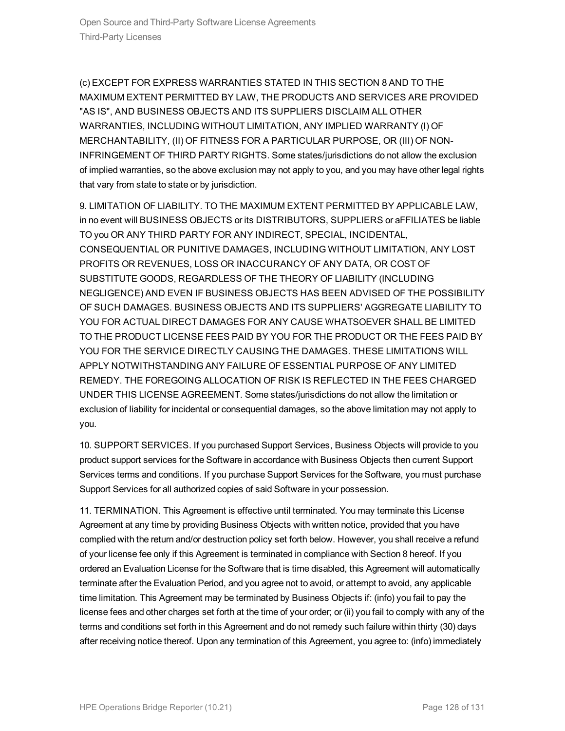(c) EXCEPT FOR EXPRESS WARRANTIES STATED IN THIS SECTION 8 AND TO THE MAXIMUM EXTENT PERMITTED BY LAW, THE PRODUCTS AND SERVICES ARE PROVIDED "AS IS", AND BUSINESS OBJECTS AND ITS SUPPLIERS DISCLAIM ALL OTHER WARRANTIES, INCLUDING WITHOUT LIMITATION, ANY IMPLIED WARRANTY (I) OF MERCHANTABILITY, (II) OF FITNESS FOR A PARTICULAR PURPOSE, OR (III) OF NON-INFRINGEMENT OF THIRD PARTY RIGHTS. Some states/jurisdictions do not allow the exclusion of implied warranties, so the above exclusion may not apply to you, and you may have other legal rights that vary from state to state or by jurisdiction.

9. LIMITATION OF LIABILITY. TO THE MAXIMUM EXTENT PERMITTED BY APPLICABLE LAW, in no event will BUSINESS OBJECTS or its DISTRIBUTORS, SUPPLIERS or aFFILIATES be liable TO you OR ANY THIRD PARTY FOR ANY INDIRECT, SPECIAL, INCIDENTAL, CONSEQUENTIAL OR PUNITIVE DAMAGES, INCLUDING WITHOUT LIMITATION, ANY LOST PROFITS OR REVENUES, LOSS OR INACCURANCY OF ANY DATA, OR COST OF SUBSTITUTE GOODS, REGARDLESS OF THE THEORY OF LIABILITY (INCLUDING NEGLIGENCE) AND EVEN IF BUSINESS OBJECTS HAS BEEN ADVISED OF THE POSSIBILITY OF SUCH DAMAGES. BUSINESS OBJECTS AND ITS SUPPLIERS' AGGREGATE LIABILITY TO YOU FOR ACTUAL DIRECT DAMAGES FOR ANY CAUSE WHATSOEVER SHALL BE LIMITED TO THE PRODUCT LICENSE FEES PAID BY YOU FOR THE PRODUCT OR THE FEES PAID BY YOU FOR THE SERVICE DIRECTLY CAUSING THE DAMAGES. THESE LIMITATIONS WILL APPLY NOTWITHSTANDING ANY FAILURE OF ESSENTIAL PURPOSE OF ANY LIMITED REMEDY. THE FOREGOING ALLOCATION OF RISK IS REFLECTED IN THE FEES CHARGED UNDER THIS LICENSE AGREEMENT. Some states/jurisdictions do not allow the limitation or exclusion of liability for incidental or consequential damages, so the above limitation may not apply to you.

10. SUPPORT SERVICES. If you purchased Support Services, Business Objects will provide to you product support services for the Software in accordance with Business Objects then current Support Services terms and conditions. If you purchase Support Services for the Software, you must purchase Support Services for all authorized copies of said Software in your possession.

11. TERMINATION. This Agreement is effective until terminated. You may terminate this License Agreement at any time by providing Business Objects with written notice, provided that you have complied with the return and/or destruction policy set forth below. However, you shall receive a refund of your license fee only if this Agreement is terminated in compliance with Section 8 hereof. If you ordered an Evaluation License for the Software that is time disabled, this Agreement will automatically terminate after the Evaluation Period, and you agree not to avoid, or attempt to avoid, any applicable time limitation. This Agreement may be terminated by Business Objects if: (info) you fail to pay the license fees and other charges set forth at the time of your order; or (ii) you fail to comply with any of the terms and conditions set forth in this Agreement and do not remedy such failure within thirty (30) days after receiving notice thereof. Upon any termination of this Agreement, you agree to: (info) immediately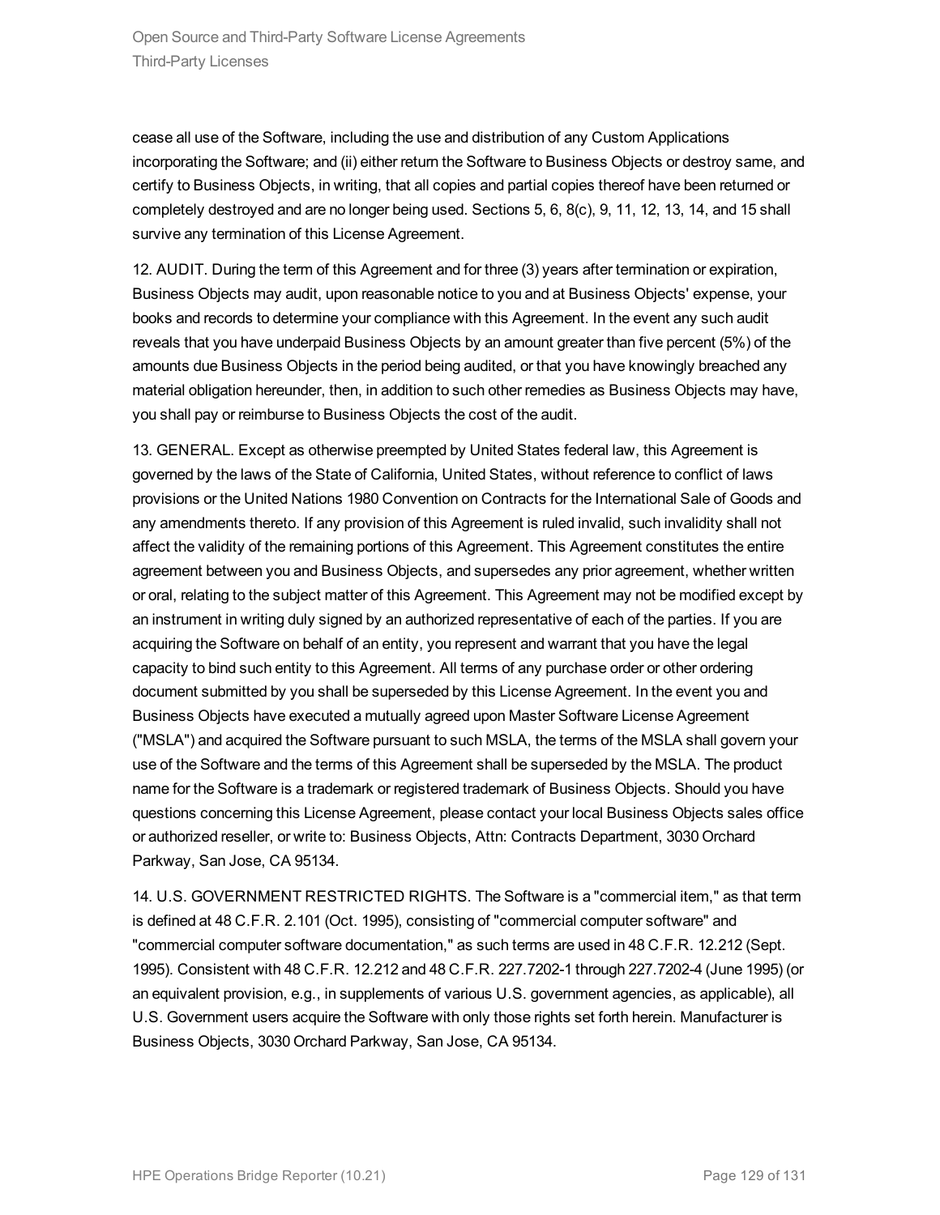cease all use of the Software, including the use and distribution of any Custom Applications incorporating the Software; and (ii) either return the Software to Business Objects or destroy same, and certify to Business Objects, in writing, that all copies and partial copies thereof have been returned or completely destroyed and are no longer being used. Sections 5, 6, 8(c), 9, 11, 12, 13, 14, and 15 shall survive any termination of this License Agreement.

12. AUDIT. During the term of this Agreement and for three (3) years after termination or expiration, Business Objects may audit, upon reasonable notice to you and at Business Objects' expense, your books and records to determine your compliance with this Agreement. In the event any such audit reveals that you have underpaid Business Objects by an amount greater than five percent (5%) of the amounts due Business Objects in the period being audited, or that you have knowingly breached any material obligation hereunder, then, in addition to such other remedies as Business Objects may have, you shall pay or reimburse to Business Objects the cost of the audit.

13. GENERAL. Except as otherwise preempted by United States federal law, this Agreement is governed by the laws of the State of California, United States, without reference to conflict of laws provisions or the United Nations 1980 Convention on Contracts for the International Sale of Goods and any amendments thereto. If any provision of this Agreement is ruled invalid, such invalidity shall not affect the validity of the remaining portions of this Agreement. This Agreement constitutes the entire agreement between you and Business Objects, and supersedes any prior agreement, whether written or oral, relating to the subject matter of this Agreement. This Agreement may not be modified except by an instrument in writing duly signed by an authorized representative of each of the parties. If you are acquiring the Software on behalf of an entity, you represent and warrant that you have the legal capacity to bind such entity to this Agreement. All terms of any purchase order or other ordering document submitted by you shall be superseded by this License Agreement. In the event you and Business Objects have executed a mutually agreed upon Master Software License Agreement ("MSLA") and acquired the Software pursuant to such MSLA, the terms of the MSLA shall govern your use of the Software and the terms of this Agreement shall be superseded by the MSLA. The product name for the Software is a trademark or registered trademark of Business Objects. Should you have questions concerning this License Agreement, please contact your local Business Objects sales office or authorized reseller, or write to: Business Objects, Attn: Contracts Department, 3030 Orchard Parkway, San Jose, CA 95134.

14. U.S. GOVERNMENT RESTRICTED RIGHTS. The Software is a "commercial item," as that term is defined at 48 C.F.R. 2.101 (Oct. 1995), consisting of "commercial computer software" and "commercial computer software documentation," as such terms are used in 48 C.F.R. 12.212 (Sept. 1995). Consistent with 48 C.F.R. 12.212 and 48 C.F.R. 227.7202-1 through 227.7202-4 (June 1995) (or an equivalent provision, e.g., in supplements of various U.S. government agencies, as applicable), all U.S. Government users acquire the Software with only those rights set forth herein. Manufacturer is Business Objects, 3030 Orchard Parkway, San Jose, CA 95134.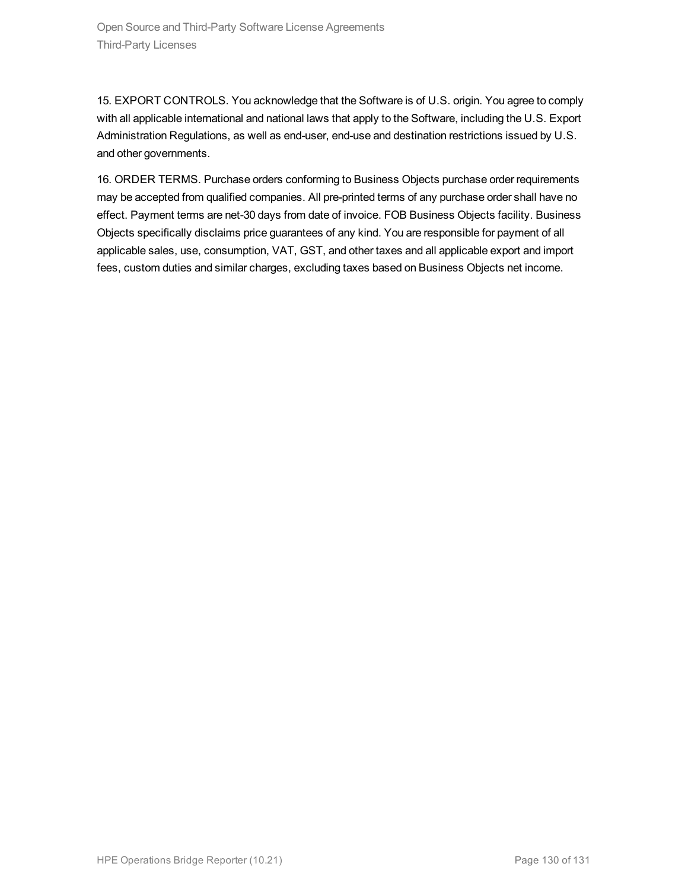15. EXPORT CONTROLS. You acknowledge that the Software is of U.S. origin. You agree to comply with all applicable international and national laws that apply to the Software, including the U.S. Export Administration Regulations, as well as end-user, end-use and destination restrictions issued by U.S. and other governments.

16. ORDER TERMS. Purchase orders conforming to Business Objects purchase order requirements may be accepted from qualified companies. All pre-printed terms of any purchase order shall have no effect. Payment terms are net-30 days from date of invoice. FOB Business Objects facility. Business Objects specifically disclaims price guarantees of any kind. You are responsible for payment of all applicable sales, use, consumption, VAT, GST, and other taxes and all applicable export and import fees, custom duties and similar charges, excluding taxes based on Business Objects net income.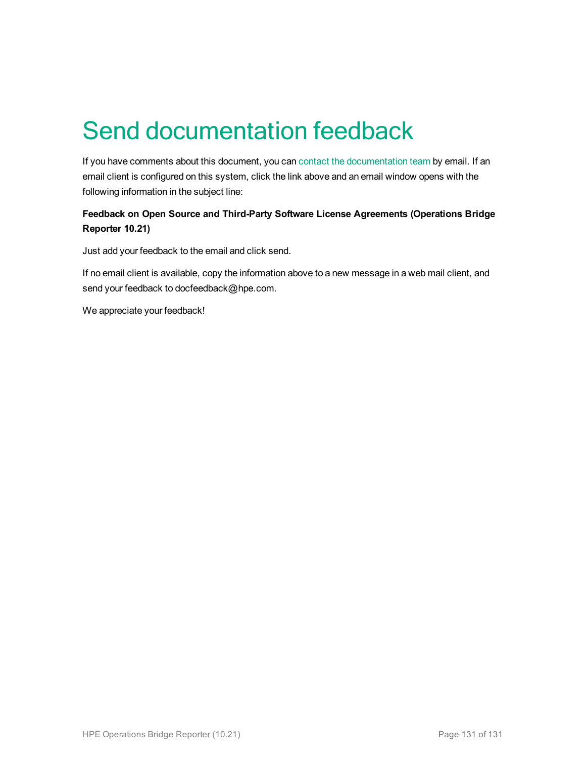# Send documentation feedback

If you have comments about this document, you can contact the documentation team by email. If an email client is configured on this system, click the link above and an email window opens with the following information in the subject line:

**Feedback on Open Source and Third-Party Software License Agreements (Operations Bridge Reporter 10.21)**

Just add your feedback to the email and click send.

If no email client is available, copy the information above to a new message in a web mail client, and send your feedback to docfeedback@hpe.com.

We appreciate your feedback!